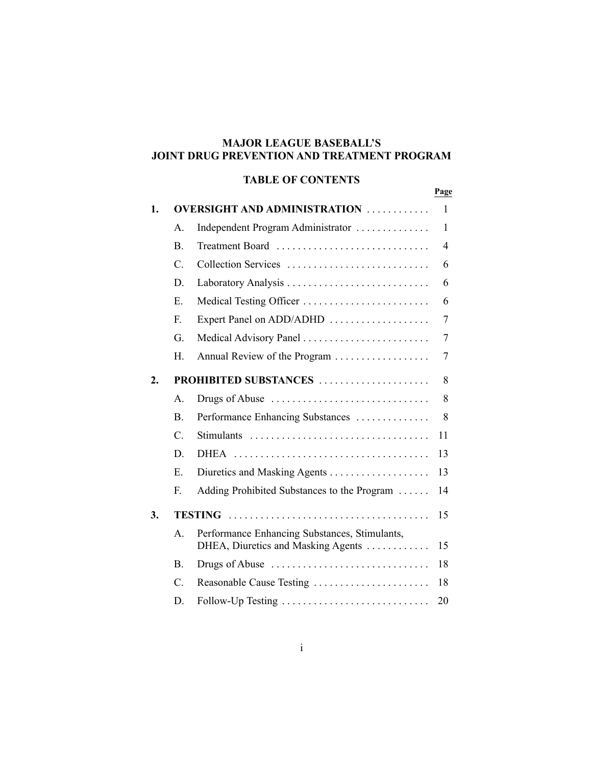# MAJOR LEAGUE BASEBALL'S
# JOINT DRUG PREVENTION AND TREATMENT PROGRAM

## TABLE OF CONTENTS

| | | | Page |
|---|---|---|---|
| **1.** | **OVERSIGHT AND ADMINISTRATION** | | 1 |
| | A. | Independent Program Administrator | 1 |
| | B. | Treatment Board | 4 |
| | C. | Collection Services | 6 |
| | D. | Laboratory Analysis | 6 |
| | E. | Medical Testing Officer | 6 |
| | F. | Expert Panel on ADD/ADHD | 7 |
| | G. | Medical Advisory Panel | 7 |
| | H. | Annual Review of the Program | 7 |
| **2.** | **PROHIBITED SUBSTANCES** | | 8 |
| | A. | Drugs of Abuse | 8 |
| | B. | Performance Enhancing Substances | 8 |
| | C. | Stimulants | 11 |
| | D. | DHEA | 13 |
| | E. | Diuretics and Masking Agents | 13 |
| | F. | Adding Prohibited Substances to the Program | 14 |
| **3.** | **TESTING** | | 15 |
| | A. | Performance Enhancing Substances, Stimulants, DHEA, Diuretics and Masking Agents | 15 |
| | B. | Drugs of Abuse | 18 |
| | C. | Reasonable Cause Testing | 18 |
| | D. | Follow-Up Testing | 20 |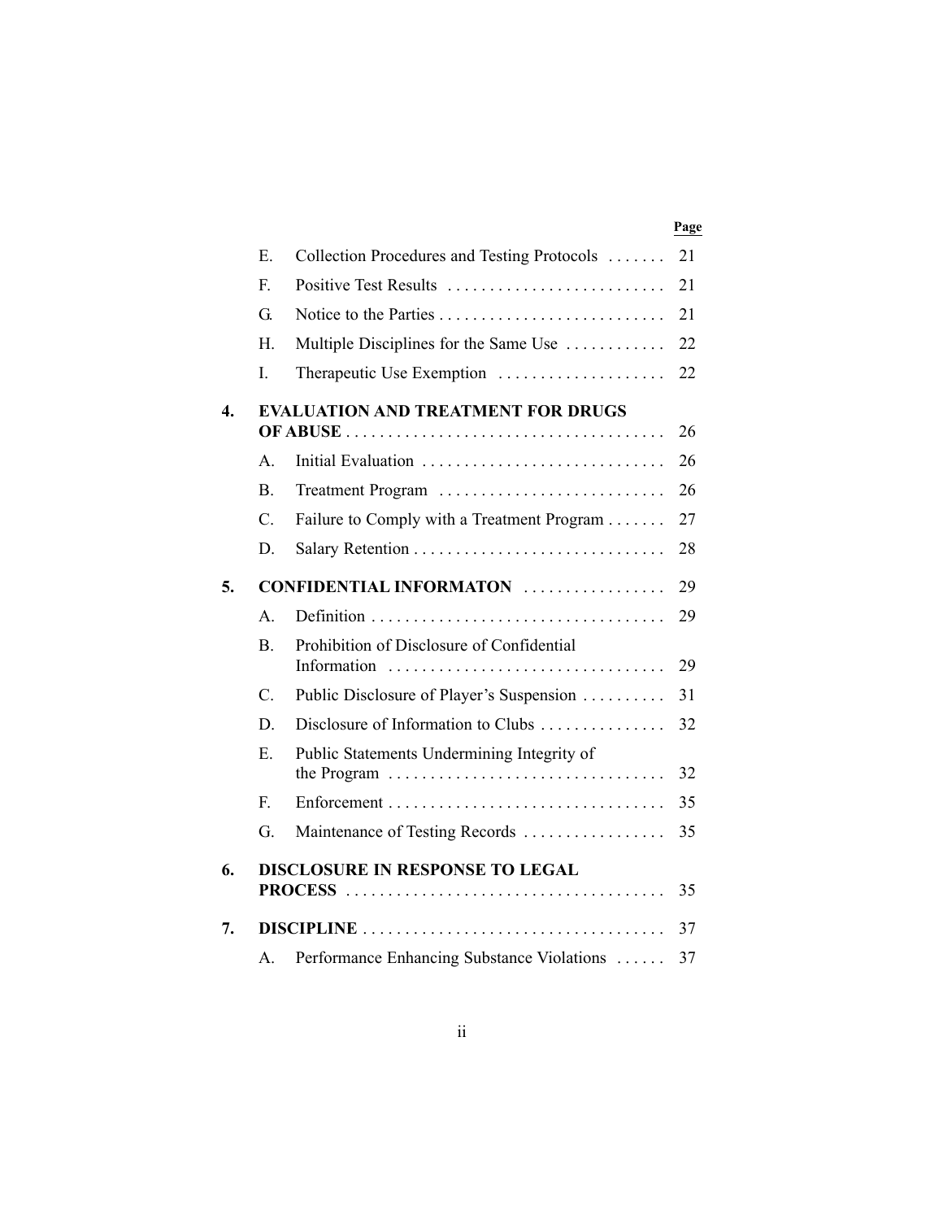| | | | Page |
|---|---|---|---|
| | E. | Collection Procedures and Testing Protocols | 21 |
| | F. | Positive Test Results | 21 |
| | G. | Notice to the Parties | 21 |
| | H. | Multiple Disciplines for the Same Use | 22 |
| | I. | Therapeutic Use Exemption | 22 |
| **4.** | **EVALUATION AND TREATMENT FOR DRUGS OF ABUSE** | | 26 |
| | A. | Initial Evaluation | 26 |
| | B. | Treatment Program | 26 |
| | C. | Failure to Comply with a Treatment Program | 27 |
| | D. | Salary Retention | 28 |
| **5.** | **CONFIDENTIAL INFORMATON** | | 29 |
| | A. | Definition | 29 |
| | B. | Prohibition of Disclosure of Confidential Information | 29 |
| | C. | Public Disclosure of Player's Suspension | 31 |
| | D. | Disclosure of Information to Clubs | 32 |
| | E. | Public Statements Undermining Integrity of the Program | 32 |
| | F. | Enforcement | 35 |
| | G. | Maintenance of Testing Records | 35 |
| **6.** | **DISCLOSURE IN RESPONSE TO LEGAL PROCESS** | | 35 |
| **7.** | **DISCIPLINE** | | 37 |
| | A. | Performance Enhancing Substance Violations | 37 |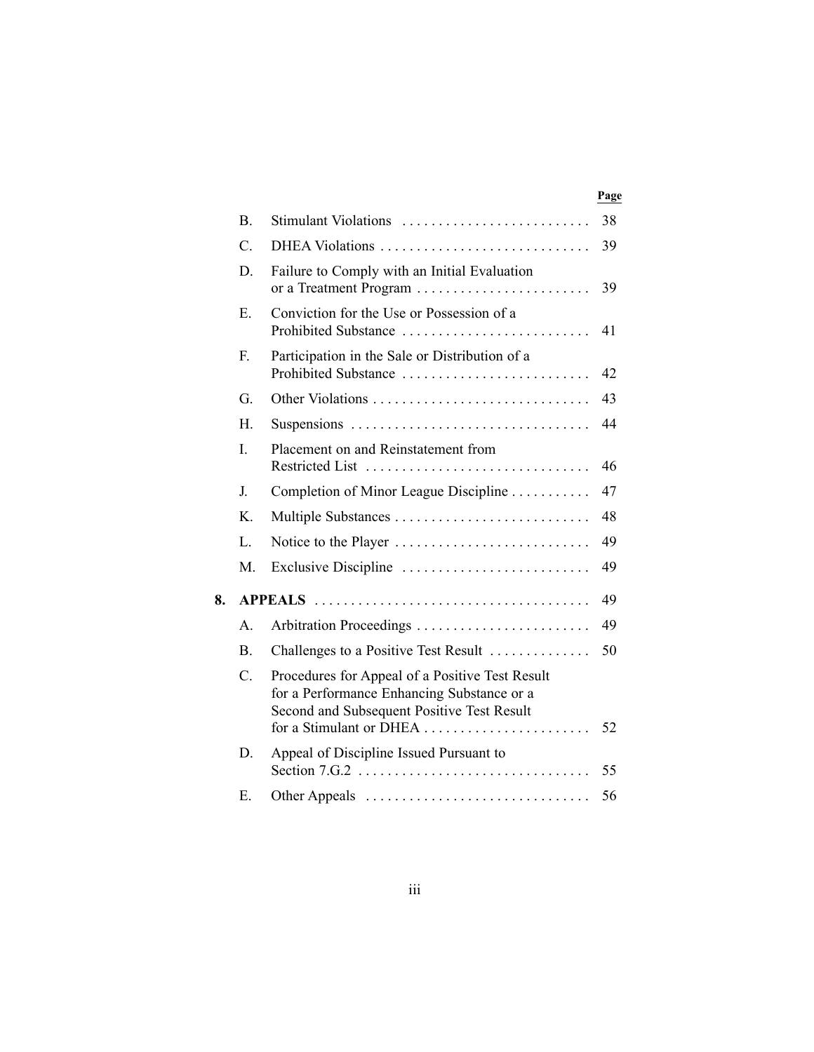| | | | Page |
|---|---|---|---|
| | B. | Stimulant Violations | 38 |
| | C. | DHEA Violations | 39 |
| | D. | Failure to Comply with an Initial Evaluation or a Treatment Program | 39 |
| | E. | Conviction for the Use or Possession of a Prohibited Substance | 41 |
| | F. | Participation in the Sale or Distribution of a Prohibited Substance | 42 |
| | G. | Other Violations | 43 |
| | H. | Suspensions | 44 |
| | I. | Placement on and Reinstatement from Restricted List | 46 |
| | J. | Completion of Minor League Discipline | 47 |
| | K. | Multiple Substances | 48 |
| | L. | Notice to the Player | 49 |
| | M. | Exclusive Discipline | 49 |
| **8.** | **APPEALS** | | 49 |
| | A. | Arbitration Proceedings | 49 |
| | B. | Challenges to a Positive Test Result | 50 |
| | C. | Procedures for Appeal of a Positive Test Result for a Performance Enhancing Substance or a Second and Subsequent Positive Test Result for a Stimulant or DHEA | 52 |
| | D. | Appeal of Discipline Issued Pursuant to Section 7.G.2 | 55 |
| | E. | Other Appeals | 56 |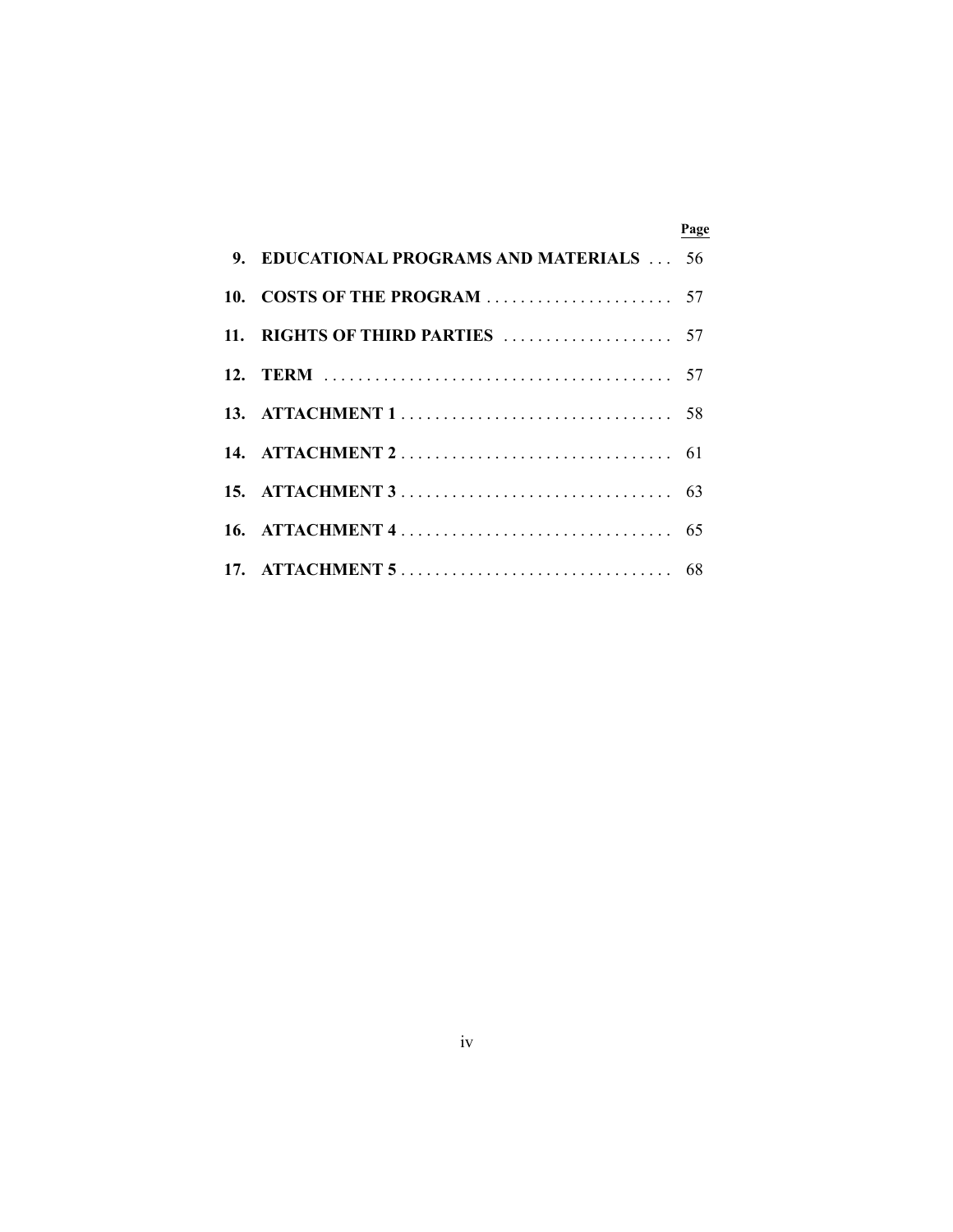| | | Page |
|---|---|---|
| **9.** | **EDUCATIONAL PROGRAMS AND MATERIALS** | 56 |
| **10.** | **COSTS OF THE PROGRAM** | 57 |
| **11.** | **RIGHTS OF THIRD PARTIES** | 57 |
| **12.** | **TERM** | 57 |
| **13.** | **ATTACHMENT 1** | 58 |
| **14.** | **ATTACHMENT 2** | 61 |
| **15.** | **ATTACHMENT 3** | 63 |
| **16.** | **ATTACHMENT 4** | 65 |
| **17.** | **ATTACHMENT 5** | 68 |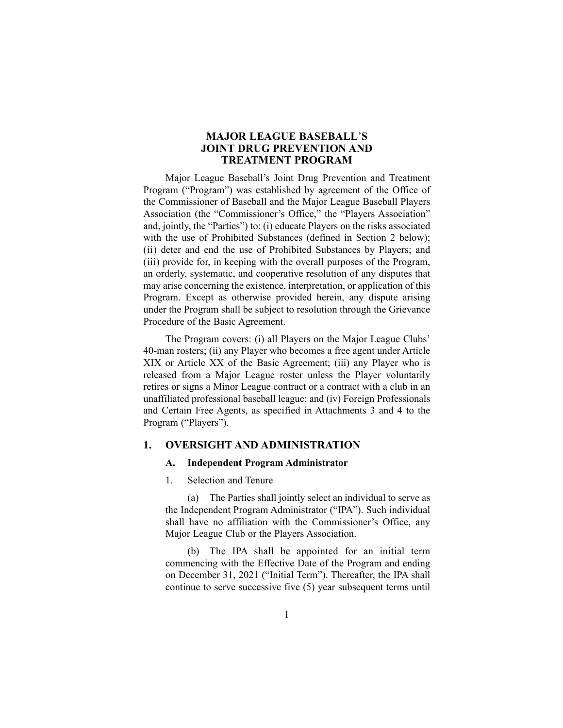# MAJOR LEAGUE BASEBALL'S JOINT DRUG PREVENTION AND TREATMENT PROGRAM

Major League Baseball's Joint Drug Prevention and Treatment Program ("Program") was established by agreement of the Office of the Commissioner of Baseball and the Major League Baseball Players Association (the "Commissioner's Office," the "Players Association" and, jointly, the "Parties") to: (i) educate Players on the risks associated with the use of Prohibited Substances (defined in Section 2 below); (ii) deter and end the use of Prohibited Substances by Players; and (iii) provide for, in keeping with the overall purposes of the Program, an orderly, systematic, and cooperative resolution of any disputes that may arise concerning the existence, interpretation, or application of this Program. Except as otherwise provided herein, any dispute arising under the Program shall be subject to resolution through the Grievance Procedure of the Basic Agreement.

The Program covers: (i) all Players on the Major League Clubs' 40-man rosters; (ii) any Player who becomes a free agent under Article XIX or Article XX of the Basic Agreement; (iii) any Player who is released from a Major League roster unless the Player voluntarily retires or signs a Minor League contract or a contract with a club in an unaffiliated professional baseball league; and (iv) Foreign Professionals and Certain Free Agents, as specified in Attachments 3 and 4 to the Program ("Players").

## 1. OVERSIGHT AND ADMINISTRATION

### A. Independent Program Administrator

1. Selection and Tenure

(a) The Parties shall jointly select an individual to serve as the Independent Program Administrator ("IPA"). Such individual shall have no affiliation with the Commissioner's Office, any Major League Club or the Players Association.

(b) The IPA shall be appointed for an initial term commencing with the Effective Date of the Program and ending on December 31, 2021 ("Initial Term"). Thereafter, the IPA shall continue to serve successive five (5) year subsequent terms until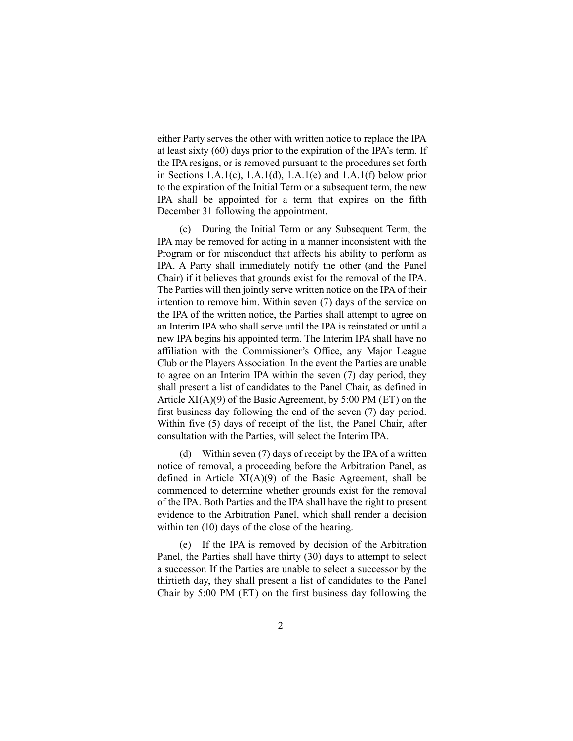either Party serves the other with written notice to replace the IPA at least sixty (60) days prior to the expiration of the IPA's term. If the IPA resigns, or is removed pursuant to the procedures set forth in Sections 1.A.1(c), 1.A.1(d), 1.A.1(e) and 1.A.1(f) below prior to the expiration of the Initial Term or a subsequent term, the new IPA shall be appointed for a term that expires on the fifth December 31 following the appointment.

(c) During the Initial Term or any Subsequent Term, the IPA may be removed for acting in a manner inconsistent with the Program or for misconduct that affects his ability to perform as IPA. A Party shall immediately notify the other (and the Panel Chair) if it believes that grounds exist for the removal of the IPA. The Parties will then jointly serve written notice on the IPA of their intention to remove him. Within seven (7) days of the service on the IPA of the written notice, the Parties shall attempt to agree on an Interim IPA who shall serve until the IPA is reinstated or until a new IPA begins his appointed term. The Interim IPA shall have no affiliation with the Commissioner's Office, any Major League Club or the Players Association. In the event the Parties are unable to agree on an Interim IPA within the seven (7) day period, they shall present a list of candidates to the Panel Chair, as defined in Article XI(A)(9) of the Basic Agreement, by 5:00 PM (ET) on the first business day following the end of the seven (7) day period. Within five (5) days of receipt of the list, the Panel Chair, after consultation with the Parties, will select the Interim IPA.

(d) Within seven (7) days of receipt by the IPA of a written notice of removal, a proceeding before the Arbitration Panel, as defined in Article XI(A)(9) of the Basic Agreement, shall be commenced to determine whether grounds exist for the removal of the IPA. Both Parties and the IPA shall have the right to present evidence to the Arbitration Panel, which shall render a decision within ten (10) days of the close of the hearing.

(e) If the IPA is removed by decision of the Arbitration Panel, the Parties shall have thirty (30) days to attempt to select a successor. If the Parties are unable to select a successor by the thirtieth day, they shall present a list of candidates to the Panel Chair by 5:00 PM (ET) on the first business day following the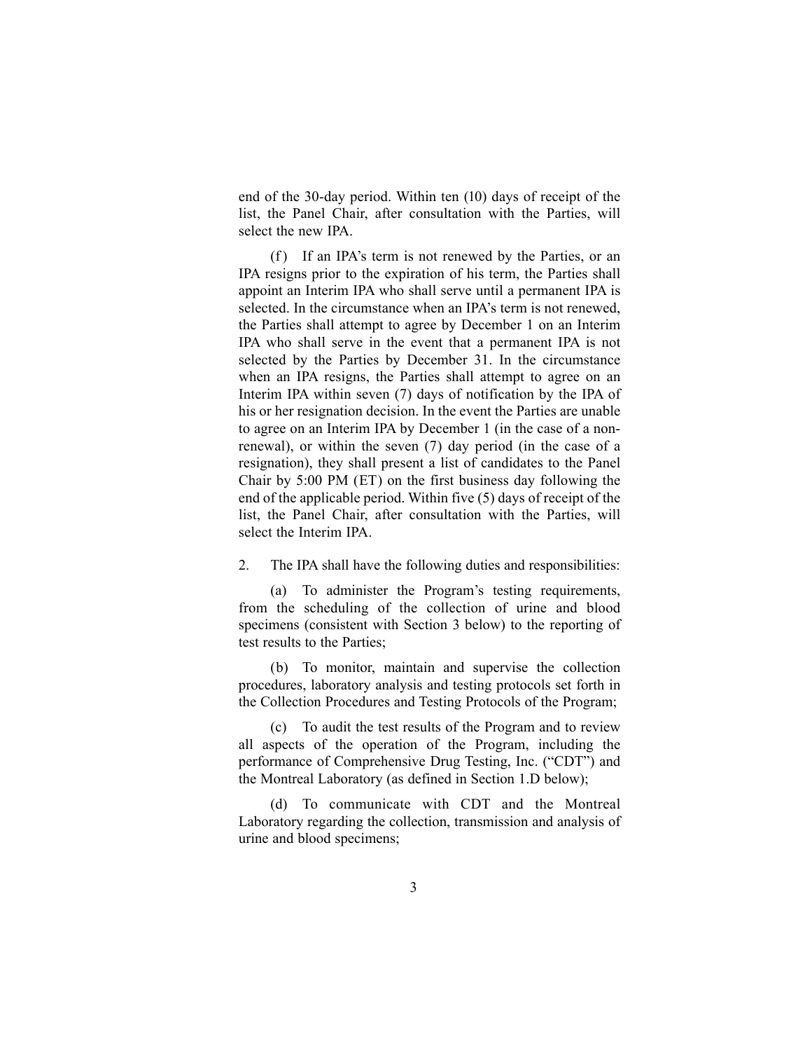end of the 30-day period. Within ten (10) days of receipt of the list, the Panel Chair, after consultation with the Parties, will select the new IPA.

(f) If an IPA's term is not renewed by the Parties, or an IPA resigns prior to the expiration of his term, the Parties shall appoint an Interim IPA who shall serve until a permanent IPA is selected. In the circumstance when an IPA's term is not renewed, the Parties shall attempt to agree by December 1 on an Interim IPA who shall serve in the event that a permanent IPA is not selected by the Parties by December 31. In the circumstance when an IPA resigns, the Parties shall attempt to agree on an Interim IPA within seven (7) days of notification by the IPA of his or her resignation decision. In the event the Parties are unable to agree on an Interim IPA by December 1 (in the case of a non-renewal), or within the seven (7) day period (in the case of a resignation), they shall present a list of candidates to the Panel Chair by 5:00 PM (ET) on the first business day following the end of the applicable period. Within five (5) days of receipt of the list, the Panel Chair, after consultation with the Parties, will select the Interim IPA.

2. The IPA shall have the following duties and responsibilities:

(a) To administer the Program's testing requirements, from the scheduling of the collection of urine and blood specimens (consistent with Section 3 below) to the reporting of test results to the Parties;

(b) To monitor, maintain and supervise the collection procedures, laboratory analysis and testing protocols set forth in the Collection Procedures and Testing Protocols of the Program;

(c) To audit the test results of the Program and to review all aspects of the operation of the Program, including the performance of Comprehensive Drug Testing, Inc. ("CDT") and the Montreal Laboratory (as defined in Section 1.D below);

(d) To communicate with CDT and the Montreal Laboratory regarding the collection, transmission and analysis of urine and blood specimens;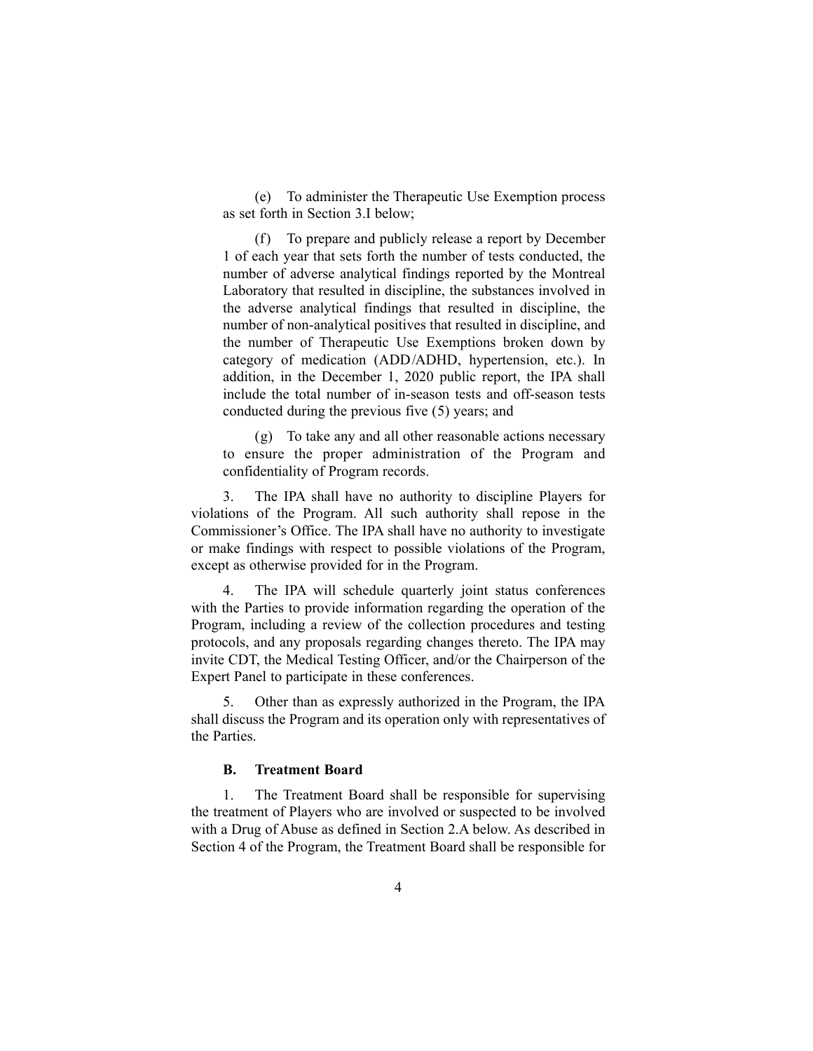(e) To administer the Therapeutic Use Exemption process as set forth in Section 3.I below;

(f) To prepare and publicly release a report by December 1 of each year that sets forth the number of tests conducted, the number of adverse analytical findings reported by the Montreal Laboratory that resulted in discipline, the substances involved in the adverse analytical findings that resulted in discipline, the number of non-analytical positives that resulted in discipline, and the number of Therapeutic Use Exemptions broken down by category of medication (ADD/ADHD, hypertension, etc.). In addition, in the December 1, 2020 public report, the IPA shall include the total number of in-season tests and off-season tests conducted during the previous five (5) years; and

(g) To take any and all other reasonable actions necessary to ensure the proper administration of the Program and confidentiality of Program records.

3. The IPA shall have no authority to discipline Players for violations of the Program. All such authority shall repose in the Commissioner's Office. The IPA shall have no authority to investigate or make findings with respect to possible violations of the Program, except as otherwise provided for in the Program.

4. The IPA will schedule quarterly joint status conferences with the Parties to provide information regarding the operation of the Program, including a review of the collection procedures and testing protocols, and any proposals regarding changes thereto. The IPA may invite CDT, the Medical Testing Officer, and/or the Chairperson of the Expert Panel to participate in these conferences.

5. Other than as expressly authorized in the Program, the IPA shall discuss the Program and its operation only with representatives of the Parties.

**B. Treatment Board**

1. The Treatment Board shall be responsible for supervising the treatment of Players who are involved or suspected to be involved with a Drug of Abuse as defined in Section 2.A below. As described in Section 4 of the Program, the Treatment Board shall be responsible for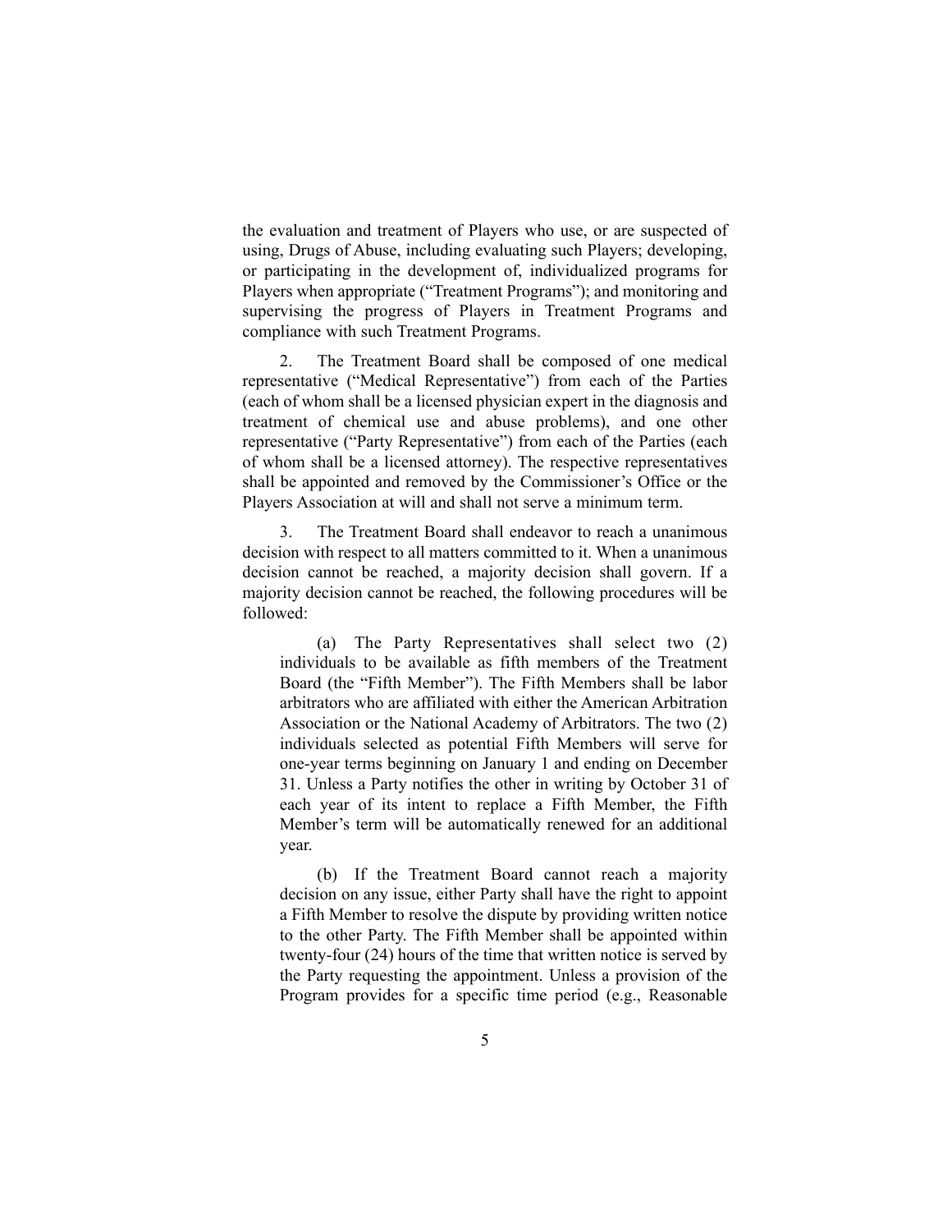the evaluation and treatment of Players who use, or are suspected of using, Drugs of Abuse, including evaluating such Players; developing, or participating in the development of, individualized programs for Players when appropriate ("Treatment Programs"); and monitoring and supervising the progress of Players in Treatment Programs and compliance with such Treatment Programs.

2. The Treatment Board shall be composed of one medical representative ("Medical Representative") from each of the Parties (each of whom shall be a licensed physician expert in the diagnosis and treatment of chemical use and abuse problems), and one other representative ("Party Representative") from each of the Parties (each of whom shall be a licensed attorney). The respective representatives shall be appointed and removed by the Commissioner's Office or the Players Association at will and shall not serve a minimum term.

3. The Treatment Board shall endeavor to reach a unanimous decision with respect to all matters committed to it. When a unanimous decision cannot be reached, a majority decision shall govern. If a majority decision cannot be reached, the following procedures will be followed:

> (a) The Party Representatives shall select two (2) individuals to be available as fifth members of the Treatment Board (the "Fifth Member"). The Fifth Members shall be labor arbitrators who are affiliated with either the American Arbitration Association or the National Academy of Arbitrators. The two (2) individuals selected as potential Fifth Members will serve for one-year terms beginning on January 1 and ending on December 31. Unless a Party notifies the other in writing by October 31 of each year of its intent to replace a Fifth Member, the Fifth Member's term will be automatically renewed for an additional year.
>
> (b) If the Treatment Board cannot reach a majority decision on any issue, either Party shall have the right to appoint a Fifth Member to resolve the dispute by providing written notice to the other Party. The Fifth Member shall be appointed within twenty-four (24) hours of the time that written notice is served by the Party requesting the appointment. Unless a provision of the Program provides for a specific time period (e.g., Reasonable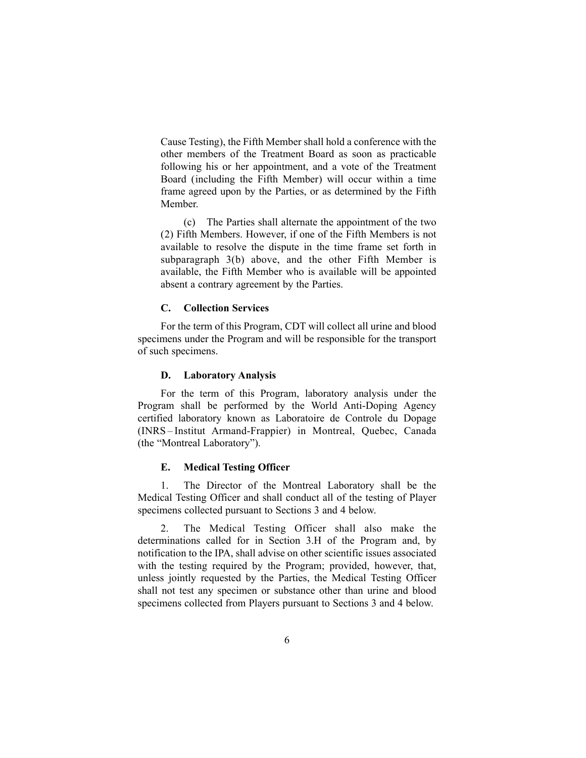Cause Testing), the Fifth Member shall hold a conference with the other members of the Treatment Board as soon as practicable following his or her appointment, and a vote of the Treatment Board (including the Fifth Member) will occur within a time frame agreed upon by the Parties, or as determined by the Fifth Member.

(c) The Parties shall alternate the appointment of the two (2) Fifth Members. However, if one of the Fifth Members is not available to resolve the dispute in the time frame set forth in subparagraph 3(b) above, and the other Fifth Member is available, the Fifth Member who is available will be appointed absent a contrary agreement by the Parties.

### C. Collection Services

For the term of this Program, CDT will collect all urine and blood specimens under the Program and will be responsible for the transport of such specimens.

### D. Laboratory Analysis

For the term of this Program, laboratory analysis under the Program shall be performed by the World Anti-Doping Agency certified laboratory known as Laboratoire de Controle du Dopage (INRS – Institut Armand-Frappier) in Montreal, Quebec, Canada (the "Montreal Laboratory").

### E. Medical Testing Officer

1. The Director of the Montreal Laboratory shall be the Medical Testing Officer and shall conduct all of the testing of Player specimens collected pursuant to Sections 3 and 4 below.

2. The Medical Testing Officer shall also make the determinations called for in Section 3.H of the Program and, by notification to the IPA, shall advise on other scientific issues associated with the testing required by the Program; provided, however, that, unless jointly requested by the Parties, the Medical Testing Officer shall not test any specimen or substance other than urine and blood specimens collected from Players pursuant to Sections 3 and 4 below.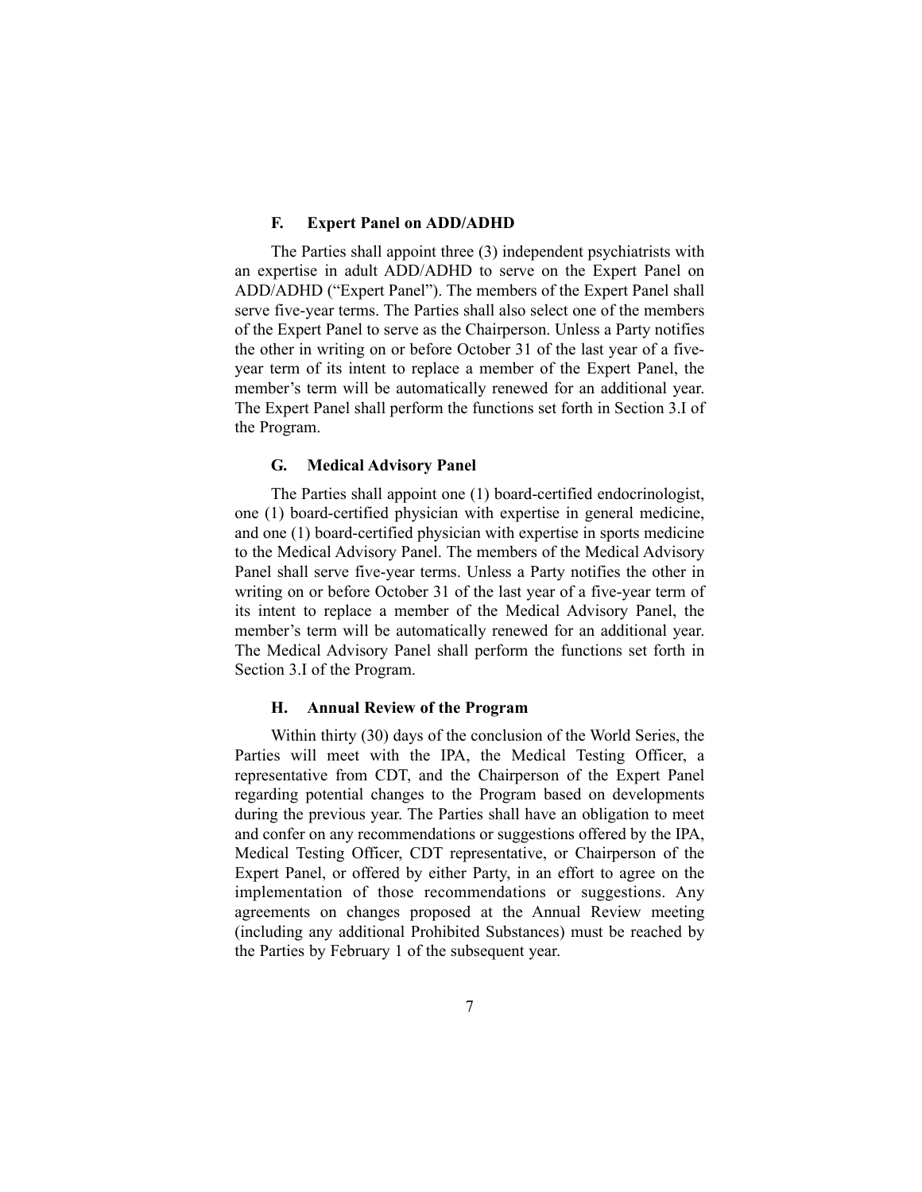### F. Expert Panel on ADD/ADHD

The Parties shall appoint three (3) independent psychiatrists with an expertise in adult ADD/ADHD to serve on the Expert Panel on ADD/ADHD ("Expert Panel"). The members of the Expert Panel shall serve five-year terms. The Parties shall also select one of the members of the Expert Panel to serve as the Chairperson. Unless a Party notifies the other in writing on or before October 31 of the last year of a five-year term of its intent to replace a member of the Expert Panel, the member's term will be automatically renewed for an additional year. The Expert Panel shall perform the functions set forth in Section 3.I of the Program.

### G. Medical Advisory Panel

The Parties shall appoint one (1) board-certified endocrinologist, one (1) board-certified physician with expertise in general medicine, and one (1) board-certified physician with expertise in sports medicine to the Medical Advisory Panel. The members of the Medical Advisory Panel shall serve five-year terms. Unless a Party notifies the other in writing on or before October 31 of the last year of a five-year term of its intent to replace a member of the Medical Advisory Panel, the member's term will be automatically renewed for an additional year. The Medical Advisory Panel shall perform the functions set forth in Section 3.I of the Program.

### H. Annual Review of the Program

Within thirty (30) days of the conclusion of the World Series, the Parties will meet with the IPA, the Medical Testing Officer, a representative from CDT, and the Chairperson of the Expert Panel regarding potential changes to the Program based on developments during the previous year. The Parties shall have an obligation to meet and confer on any recommendations or suggestions offered by the IPA, Medical Testing Officer, CDT representative, or Chairperson of the Expert Panel, or offered by either Party, in an effort to agree on the implementation of those recommendations or suggestions. Any agreements on changes proposed at the Annual Review meeting (including any additional Prohibited Substances) must be reached by the Parties by February 1 of the subsequent year.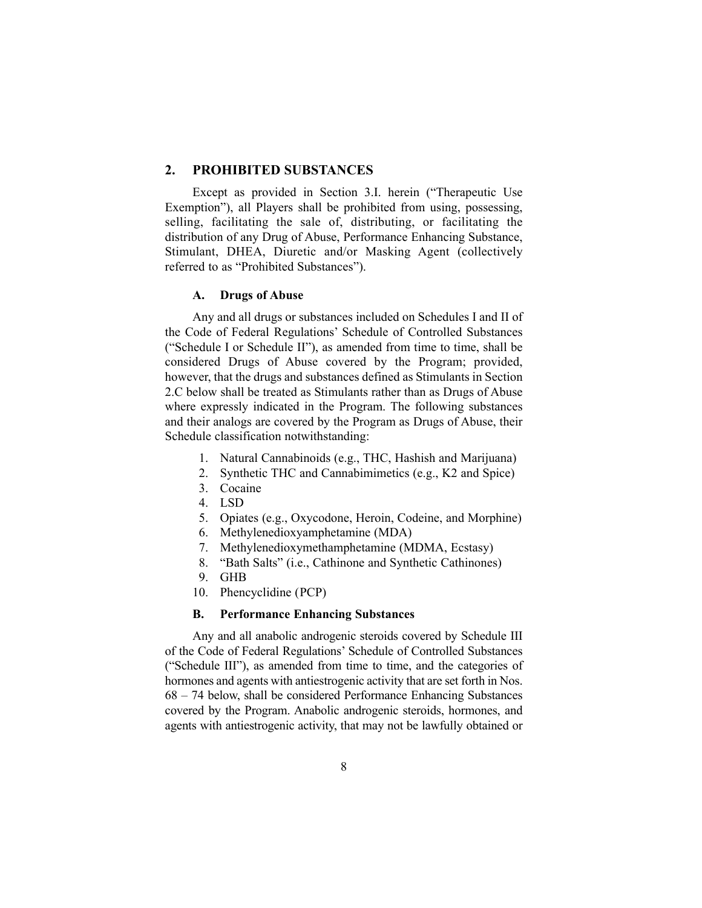## 2. PROHIBITED SUBSTANCES

Except as provided in Section 3.I. herein ("Therapeutic Use Exemption"), all Players shall be prohibited from using, possessing, selling, facilitating the sale of, distributing, or facilitating the distribution of any Drug of Abuse, Performance Enhancing Substance, Stimulant, DHEA, Diuretic and/or Masking Agent (collectively referred to as "Prohibited Substances").

### A. Drugs of Abuse

Any and all drugs or substances included on Schedules I and II of the Code of Federal Regulations' Schedule of Controlled Substances ("Schedule I or Schedule II"), as amended from time to time, shall be considered Drugs of Abuse covered by the Program; provided, however, that the drugs and substances defined as Stimulants in Section 2.C below shall be treated as Stimulants rather than as Drugs of Abuse where expressly indicated in the Program. The following substances and their analogs are covered by the Program as Drugs of Abuse, their Schedule classification notwithstanding:

1. Natural Cannabinoids (e.g., THC, Hashish and Marijuana)
2. Synthetic THC and Cannabimimetics (e.g., K2 and Spice)
3. Cocaine
4. LSD
5. Opiates (e.g., Oxycodone, Heroin, Codeine, and Morphine)
6. Methylenedioxyamphetamine (MDA)
7. Methylenedioxymethamphetamine (MDMA, Ecstasy)
8. "Bath Salts" (i.e., Cathinone and Synthetic Cathinones)
9. GHB
10. Phencyclidine (PCP)

### B. Performance Enhancing Substances

Any and all anabolic androgenic steroids covered by Schedule III of the Code of Federal Regulations' Schedule of Controlled Substances ("Schedule III"), as amended from time to time, and the categories of hormones and agents with antiestrogenic activity that are set forth in Nos. 68 – 74 below, shall be considered Performance Enhancing Substances covered by the Program. Anabolic androgenic steroids, hormones, and agents with antiestrogenic activity, that may not be lawfully obtained or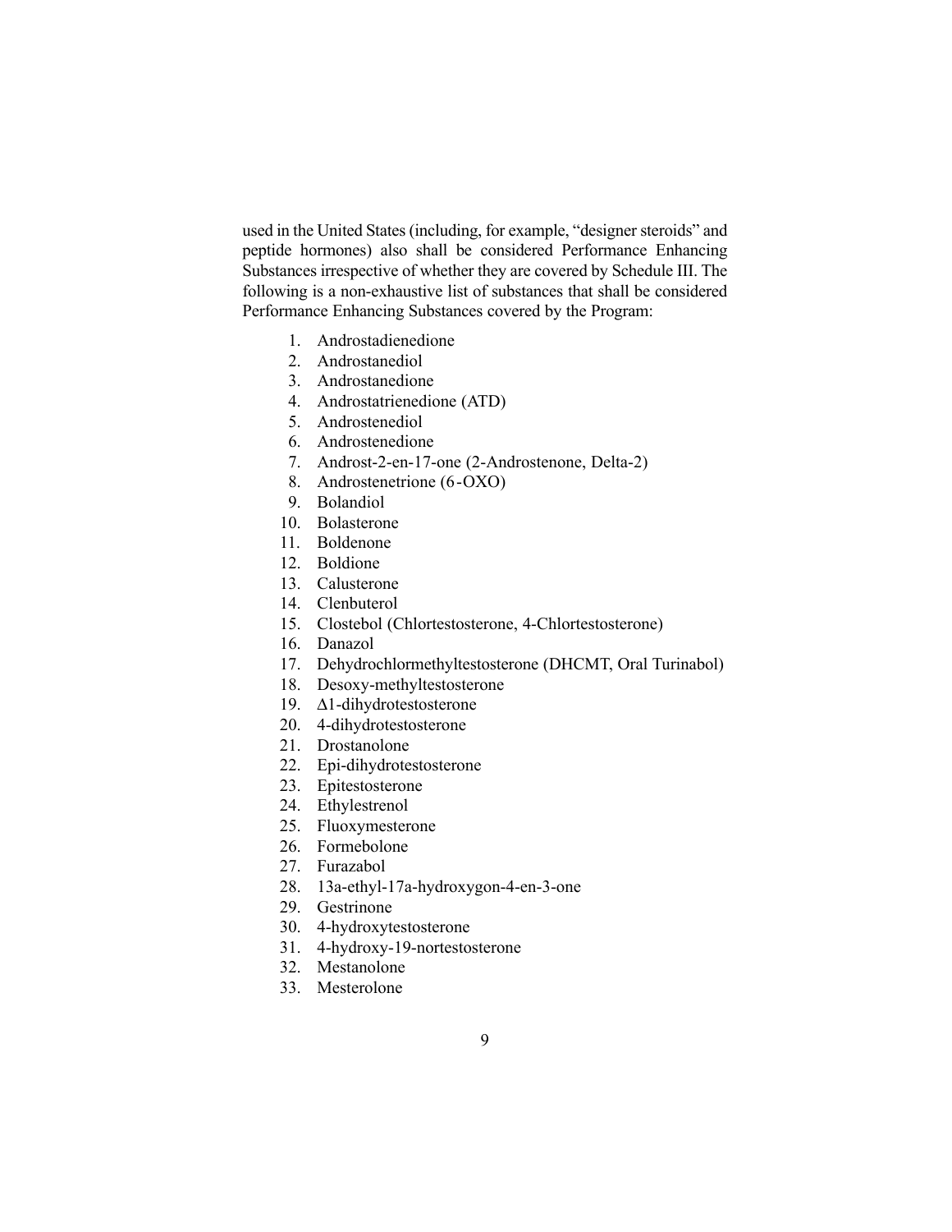used in the United States (including, for example, "designer steroids" and peptide hormones) also shall be considered Performance Enhancing Substances irrespective of whether they are covered by Schedule III. The following is a non-exhaustive list of substances that shall be considered Performance Enhancing Substances covered by the Program:

1. Androstadienedione
2. Androstanediol
3. Androstanedione
4. Androstatrienedione (ATD)
5. Androstenediol
6. Androstenedione
7. Androst-2-en-17-one (2-Androstenone, Delta-2)
8. Androstenetrione (6-OXO)
9. Bolandiol
10. Bolasterone
11. Boldenone
12. Boldione
13. Calusterone
14. Clenbuterol
15. Clostebol (Chlortestosterone, 4-Chlortestosterone)
16. Danazol
17. Dehydrochlormethyltestosterone (DHCMT, Oral Turinabol)
18. Desoxy-methyltestosterone
19. Δ1-dihydrotestosterone
20. 4-dihydrotestosterone
21. Drostanolone
22. Epi-dihydrotestosterone
23. Epitestosterone
24. Ethylestrenol
25. Fluoxymesterone
26. Formebolone
27. Furazabol
28. 13a-ethyl-17a-hydroxygon-4-en-3-one
29. Gestrinone
30. 4-hydroxytestosterone
31. 4-hydroxy-19-nortestosterone
32. Mestanolone
33. Mesterolone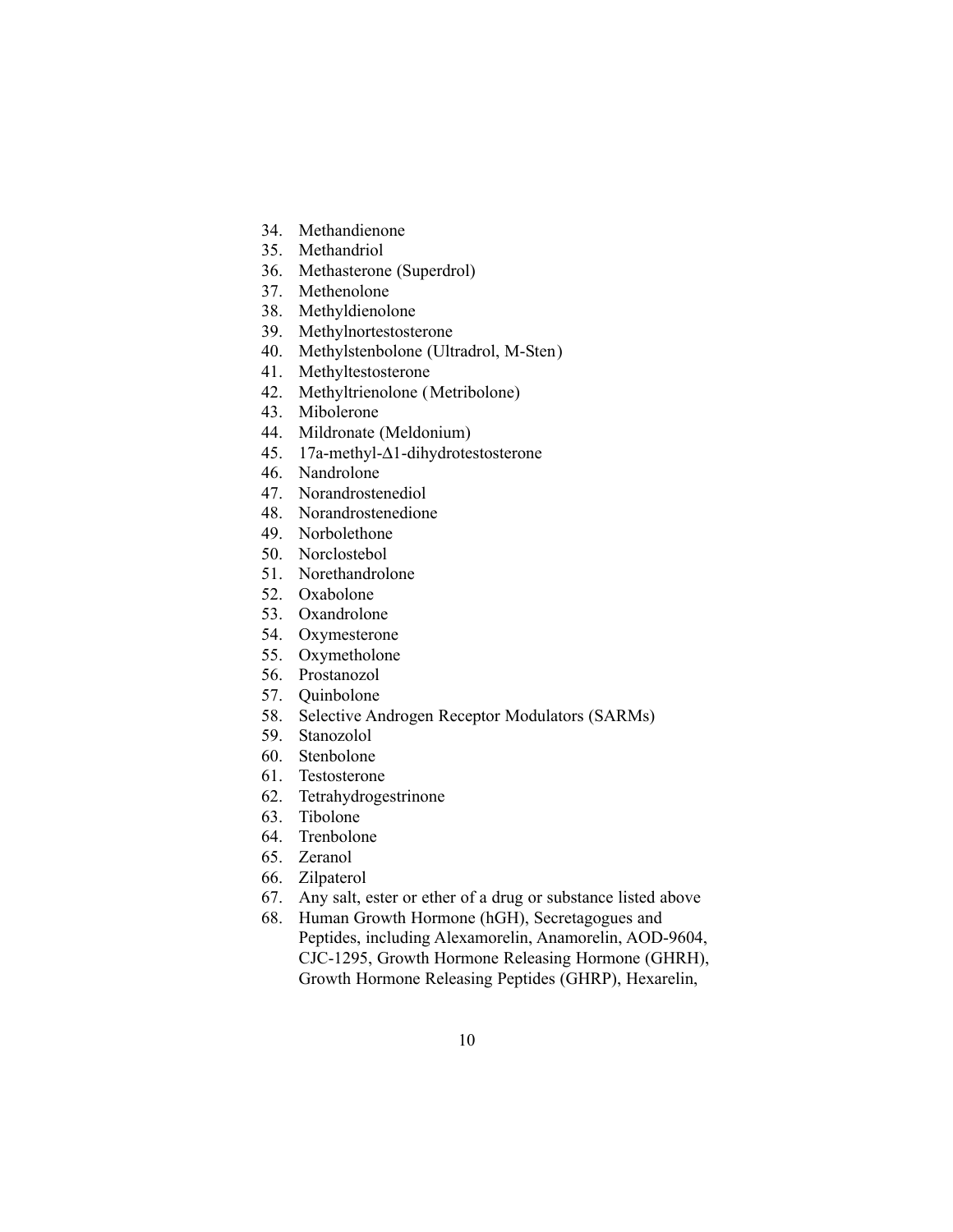34. Methandienone
35. Methandriol
36. Methasterone (Superdrol)
37. Methenolone
38. Methyldienolone
39. Methylnortestosterone
40. Methylstenbolone (Ultradrol, M-Sten)
41. Methyltestosterone
42. Methyltrienolone (Metribolone)
43. Mibolerone
44. Mildronate (Meldonium)
45. 17a-methyl-Δ1-dihydrotestosterone
46. Nandrolone
47. Norandrostenediol
48. Norandrostenedione
49. Norbolethone
50. Norclostebol
51. Norethandrolone
52. Oxabolone
53. Oxandrolone
54. Oxymesterone
55. Oxymetholone
56. Prostanozol
57. Quinbolone
58. Selective Androgen Receptor Modulators (SARMs)
59. Stanozolol
60. Stenbolone
61. Testosterone
62. Tetrahydrogestrinone
63. Tibolone
64. Trenbolone
65. Zeranol
66. Zilpaterol
67. Any salt, ester or ether of a drug or substance listed above
68. Human Growth Hormone (hGH), Secretagogues and Peptides, including Alexamorelin, Anamorelin, AOD-9604, CJC-1295, Growth Hormone Releasing Hormone (GHRH), Growth Hormone Releasing Peptides (GHRP), Hexarelin,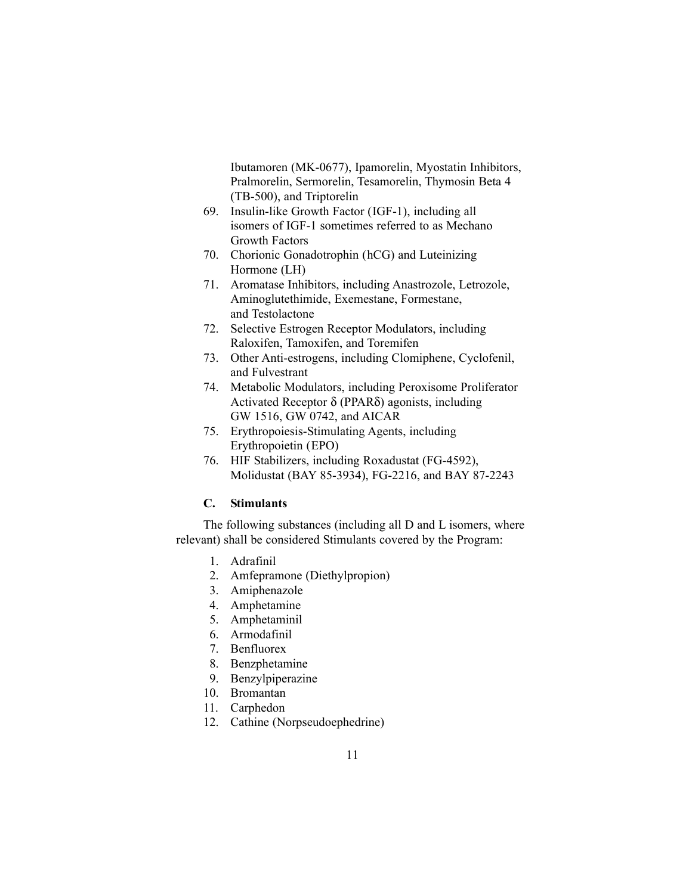Ibutamoren (MK-0677), Ipamorelin, Myostatin Inhibitors, Pralmorelin, Sermorelin, Tesamorelin, Thymosin Beta 4 (TB-500), and Triptorelin

69. Insulin-like Growth Factor (IGF-1), including all isomers of IGF-1 sometimes referred to as Mechano Growth Factors
70. Chorionic Gonadotrophin (hCG) and Luteinizing Hormone (LH)
71. Aromatase Inhibitors, including Anastrozole, Letrozole, Aminoglutethimide, Exemestane, Formestane, and Testolactone
72. Selective Estrogen Receptor Modulators, including Raloxifen, Tamoxifen, and Toremifen
73. Other Anti-estrogens, including Clomiphene, Cyclofenil, and Fulvestrant
74. Metabolic Modulators, including Peroxisome Proliferator Activated Receptor δ (PPARδ) agonists, including GW 1516, GW 0742, and AICAR
75. Erythropoiesis-Stimulating Agents, including Erythropoietin (EPO)
76. HIF Stabilizers, including Roxadustat (FG-4592), Molidustat (BAY 85-3934), FG-2216, and BAY 87-2243

### C. Stimulants

The following substances (including all D and L isomers, where relevant) shall be considered Stimulants covered by the Program:

1. Adrafinil
2. Amfepramone (Diethylpropion)
3. Amiphenazole
4. Amphetamine
5. Amphetaminil
6. Armodafinil
7. Benfluorex
8. Benzphetamine
9. Benzylpiperazine
10. Bromantan
11. Carphedon
12. Cathine (Norpseudoephedrine)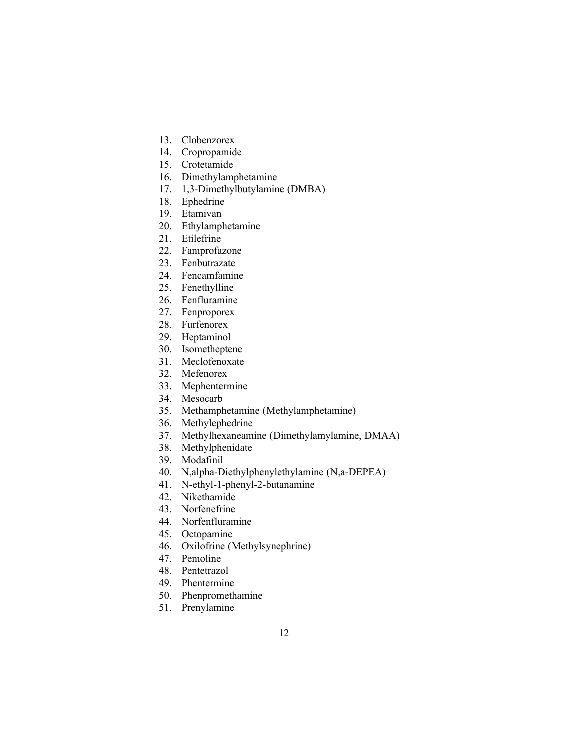13. Clobenzorex
14. Cropropamide
15. Crotetamide
16. Dimethylamphetamine
17. 1,3-Dimethylbutylamine (DMBA)
18. Ephedrine
19. Etamivan
20. Ethylamphetamine
21. Etilefrine
22. Famprofazone
23. Fenbutrazate
24. Fencamfamine
25. Fenethylline
26. Fenfluramine
27. Fenproporex
28. Furfenorex
29. Heptaminol
30. Isometheptene
31. Meclofenoxate
32. Mefenorex
33. Mephentermine
34. Mesocarb
35. Methamphetamine (Methylamphetamine)
36. Methylephedrine
37. Methylhexaneamine (Dimethylamylamine, DMAA)
38. Methylphenidate
39. Modafinil
40. N,alpha-Diethylphenylethylamine (N,a-DEPEA)
41. N-ethyl-1-phenyl-2-butanamine
42. Nikethamide
43. Norfenefrine
44. Norfenfluramine
45. Octopamine
46. Oxilofrine (Methylsynephrine)
47. Pemoline
48. Pentetrazol
49. Phentermine
50. Phenpromethamine
51. Prenylamine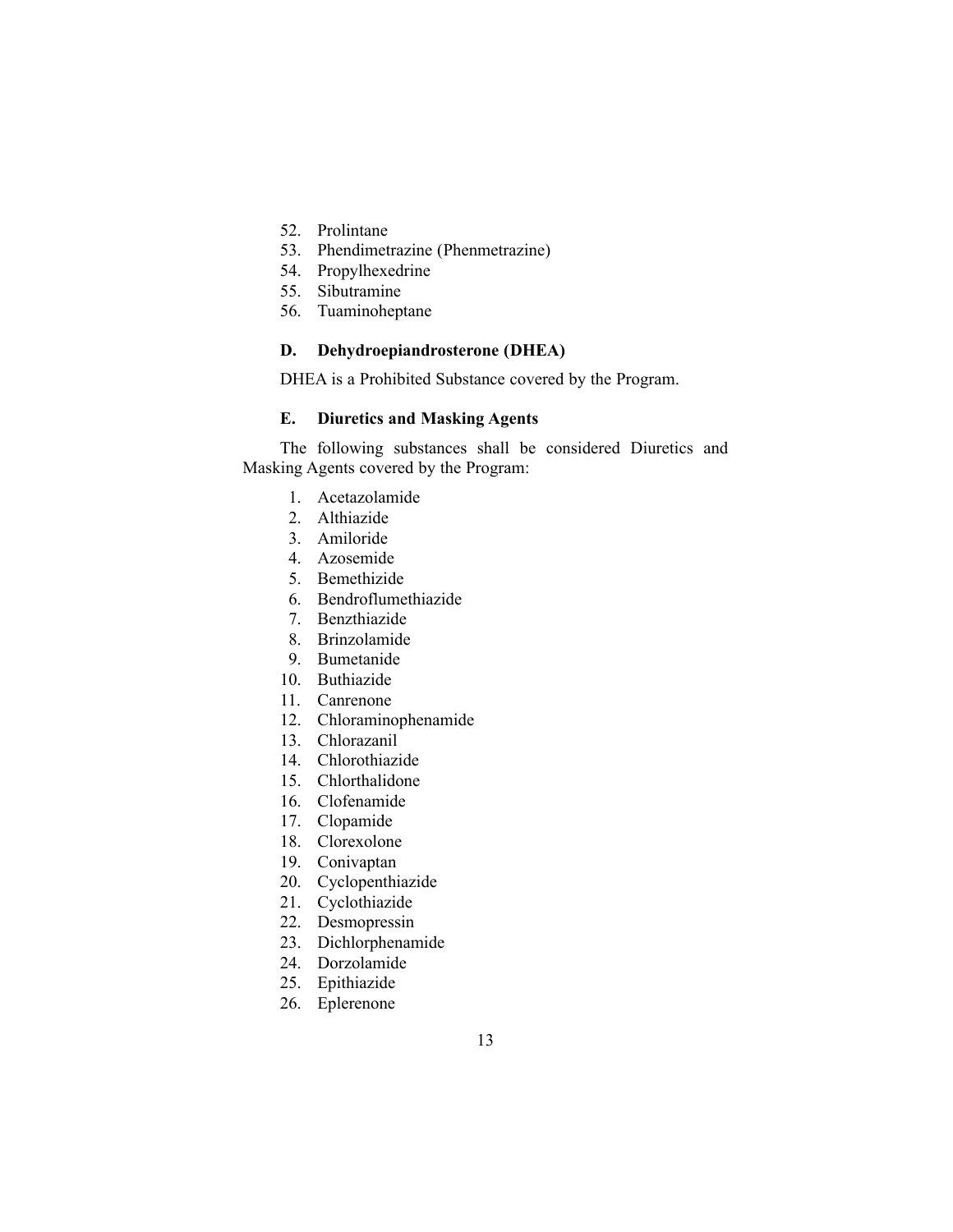52. Prolintane
53. Phendimetrazine (Phenmetrazine)
54. Propylhexedrine
55. Sibutramine
56. Tuaminoheptane

### D. Dehydroepiandrosterone (DHEA)

DHEA is a Prohibited Substance covered by the Program.

### E. Diuretics and Masking Agents

The following substances shall be considered Diuretics and Masking Agents covered by the Program:

1. Acetazolamide
2. Althiazide
3. Amiloride
4. Azosemide
5. Bemethizide
6. Bendroflumethiazide
7. Benzthiazide
8. Brinzolamide
9. Bumetanide
10. Buthiazide
11. Canrenone
12. Chloraminophenamide
13. Chlorazanil
14. Chlorothiazide
15. Chlorthalidone
16. Clofenamide
17. Clopamide
18. Clorexolone
19. Conivaptan
20. Cyclopenthiazide
21. Cyclothiazide
22. Desmopressin
23. Dichlorphenamide
24. Dorzolamide
25. Epithiazide
26. Eplerenone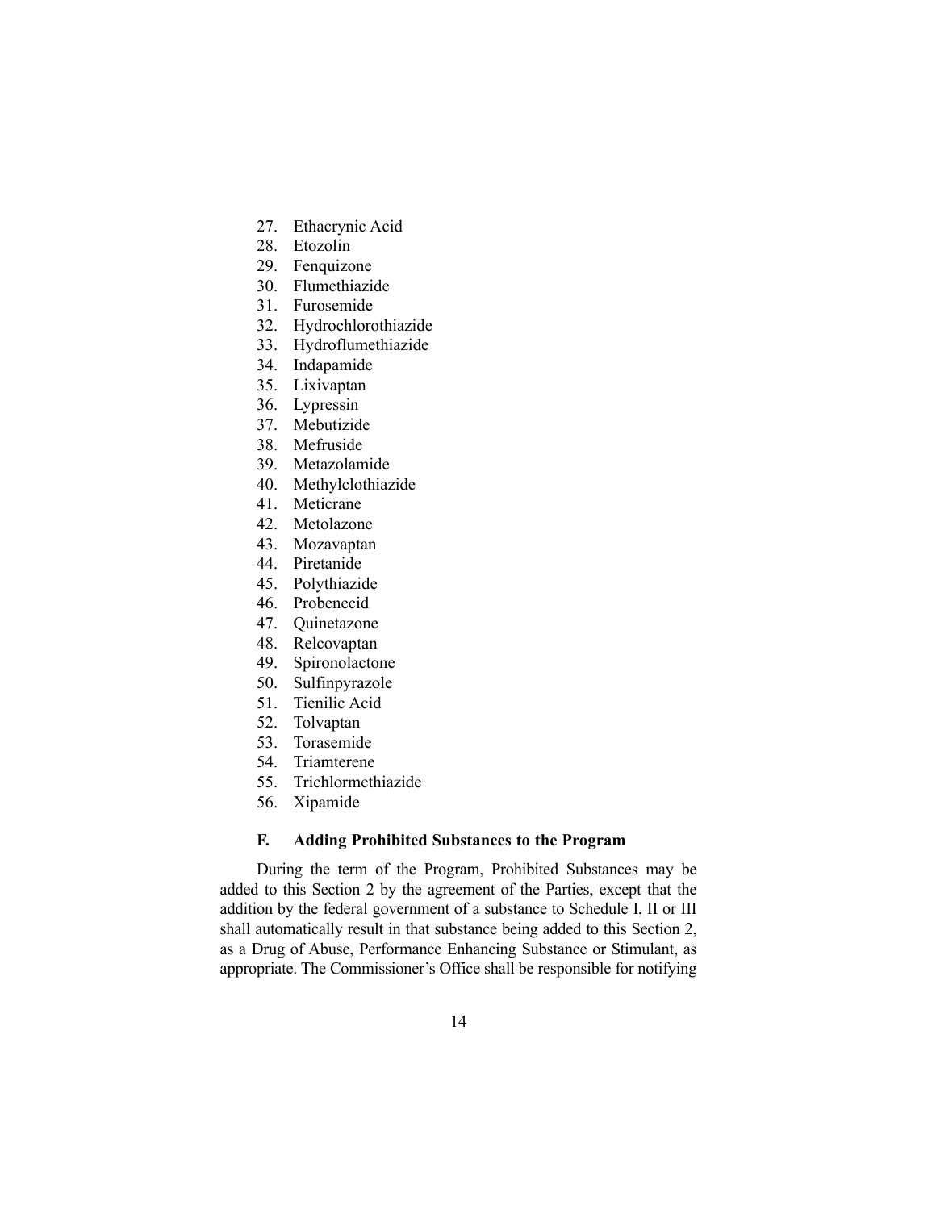27. Ethacrynic Acid
28. Etozolin
29. Fenquizone
30. Flumethiazide
31. Furosemide
32. Hydrochlorothiazide
33. Hydroflumethiazide
34. Indapamide
35. Lixivaptan
36. Lypressin
37. Mebutizide
38. Mefruside
39. Metazolamide
40. Methylclothiazide
41. Meticrane
42. Metolazone
43. Mozavaptan
44. Piretanide
45. Polythiazide
46. Probenecid
47. Quinetazone
48. Relcovaptan
49. Spironolactone
50. Sulfinpyrazole
51. Tienilic Acid
52. Tolvaptan
53. Torasemide
54. Triamterene
55. Trichlormethiazide
56. Xipamide

### F. Adding Prohibited Substances to the Program

During the term of the Program, Prohibited Substances may be added to this Section 2 by the agreement of the Parties, except that the addition by the federal government of a substance to Schedule I, II or III shall automatically result in that substance being added to this Section 2, as a Drug of Abuse, Performance Enhancing Substance or Stimulant, as appropriate. The Commissioner's Office shall be responsible for notifying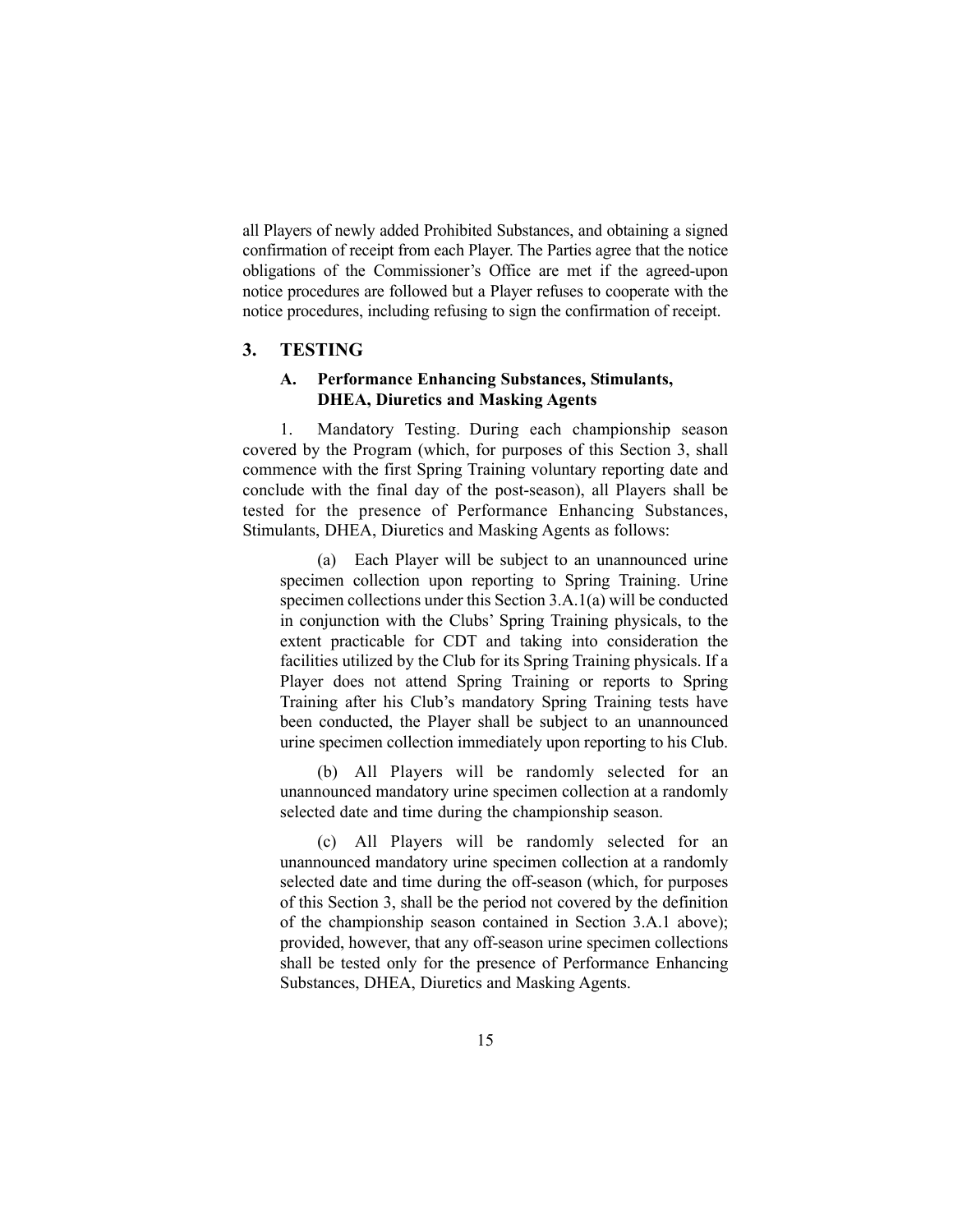all Players of newly added Prohibited Substances, and obtaining a signed confirmation of receipt from each Player. The Parties agree that the notice obligations of the Commissioner's Office are met if the agreed-upon notice procedures are followed but a Player refuses to cooperate with the notice procedures, including refusing to sign the confirmation of receipt.

## 3. TESTING

### A. Performance Enhancing Substances, Stimulants, DHEA, Diuretics and Masking Agents

1. Mandatory Testing. During each championship season covered by the Program (which, for purposes of this Section 3, shall commence with the first Spring Training voluntary reporting date and conclude with the final day of the post-season), all Players shall be tested for the presence of Performance Enhancing Substances, Stimulants, DHEA, Diuretics and Masking Agents as follows:

(a) Each Player will be subject to an unannounced urine specimen collection upon reporting to Spring Training. Urine specimen collections under this Section 3.A.1(a) will be conducted in conjunction with the Clubs' Spring Training physicals, to the extent practicable for CDT and taking into consideration the facilities utilized by the Club for its Spring Training physicals. If a Player does not attend Spring Training or reports to Spring Training after his Club's mandatory Spring Training tests have been conducted, the Player shall be subject to an unannounced urine specimen collection immediately upon reporting to his Club.

(b) All Players will be randomly selected for an unannounced mandatory urine specimen collection at a randomly selected date and time during the championship season.

(c) All Players will be randomly selected for an unannounced mandatory urine specimen collection at a randomly selected date and time during the off-season (which, for purposes of this Section 3, shall be the period not covered by the definition of the championship season contained in Section 3.A.1 above); provided, however, that any off-season urine specimen collections shall be tested only for the presence of Performance Enhancing Substances, DHEA, Diuretics and Masking Agents.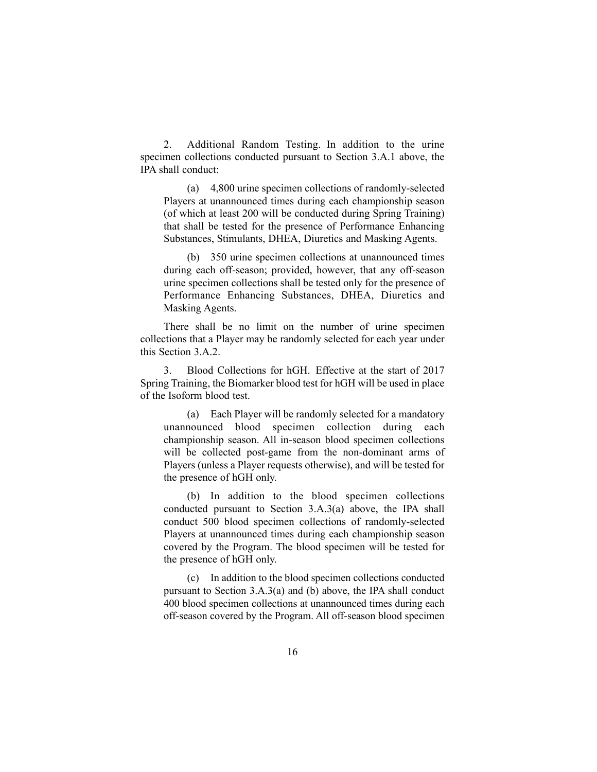2. Additional Random Testing. In addition to the urine specimen collections conducted pursuant to Section 3.A.1 above, the IPA shall conduct:

(a) 4,800 urine specimen collections of randomly-selected Players at unannounced times during each championship season (of which at least 200 will be conducted during Spring Training) that shall be tested for the presence of Performance Enhancing Substances, Stimulants, DHEA, Diuretics and Masking Agents.

(b) 350 urine specimen collections at unannounced times during each off-season; provided, however, that any off-season urine specimen collections shall be tested only for the presence of Performance Enhancing Substances, DHEA, Diuretics and Masking Agents.

There shall be no limit on the number of urine specimen collections that a Player may be randomly selected for each year under this Section 3.A.2.

3. Blood Collections for hGH. Effective at the start of 2017 Spring Training, the Biomarker blood test for hGH will be used in place of the Isoform blood test.

(a) Each Player will be randomly selected for a mandatory unannounced blood specimen collection during each championship season. All in-season blood specimen collections will be collected post-game from the non-dominant arms of Players (unless a Player requests otherwise), and will be tested for the presence of hGH only.

(b) In addition to the blood specimen collections conducted pursuant to Section 3.A.3(a) above, the IPA shall conduct 500 blood specimen collections of randomly-selected Players at unannounced times during each championship season covered by the Program. The blood specimen will be tested for the presence of hGH only.

(c) In addition to the blood specimen collections conducted pursuant to Section 3.A.3(a) and (b) above, the IPA shall conduct 400 blood specimen collections at unannounced times during each off-season covered by the Program. All off-season blood specimen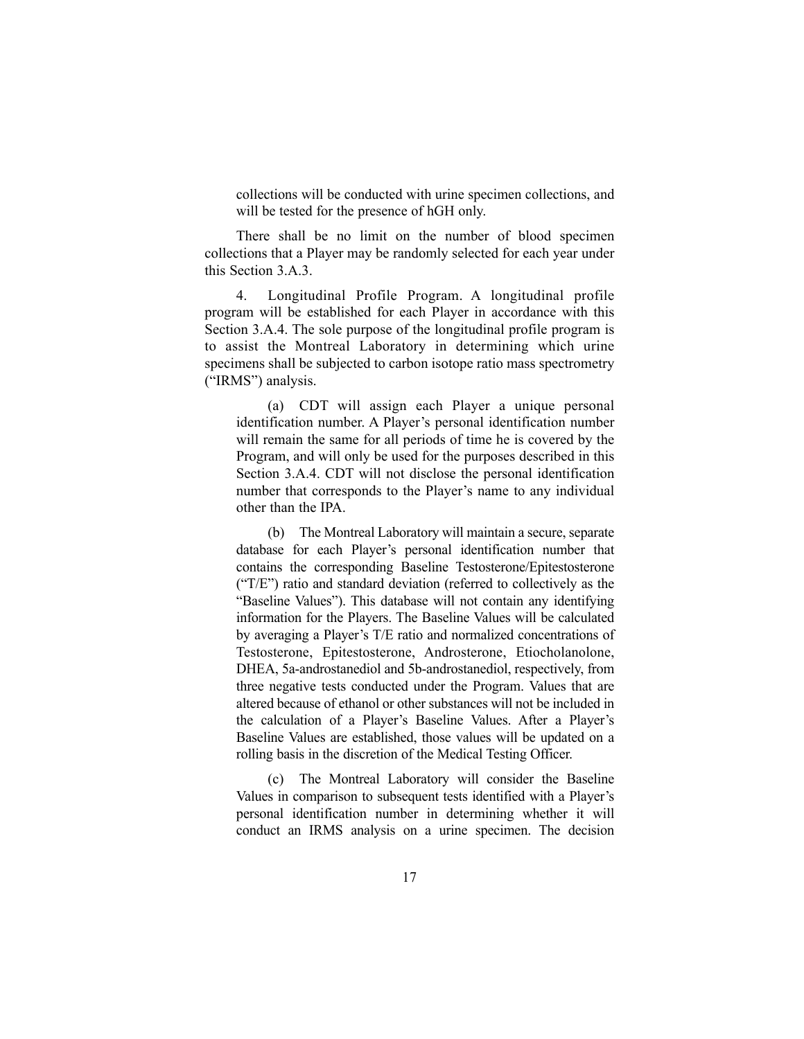collections will be conducted with urine specimen collections, and will be tested for the presence of hGH only.

There shall be no limit on the number of blood specimen collections that a Player may be randomly selected for each year under this Section 3.A.3.

4. Longitudinal Profile Program. A longitudinal profile program will be established for each Player in accordance with this Section 3.A.4. The sole purpose of the longitudinal profile program is to assist the Montreal Laboratory in determining which urine specimens shall be subjected to carbon isotope ratio mass spectrometry ("IRMS") analysis.

(a) CDT will assign each Player a unique personal identification number. A Player's personal identification number will remain the same for all periods of time he is covered by the Program, and will only be used for the purposes described in this Section 3.A.4. CDT will not disclose the personal identification number that corresponds to the Player's name to any individual other than the IPA.

(b) The Montreal Laboratory will maintain a secure, separate database for each Player's personal identification number that contains the corresponding Baseline Testosterone/Epitestosterone ("T/E") ratio and standard deviation (referred to collectively as the "Baseline Values"). This database will not contain any identifying information for the Players. The Baseline Values will be calculated by averaging a Player's T/E ratio and normalized concentrations of Testosterone, Epitestosterone, Androsterone, Etiocholanolone, DHEA, 5a-androstanediol and 5b-androstanediol, respectively, from three negative tests conducted under the Program. Values that are altered because of ethanol or other substances will not be included in the calculation of a Player's Baseline Values. After a Player's Baseline Values are established, those values will be updated on a rolling basis in the discretion of the Medical Testing Officer.

(c) The Montreal Laboratory will consider the Baseline Values in comparison to subsequent tests identified with a Player's personal identification number in determining whether it will conduct an IRMS analysis on a urine specimen. The decision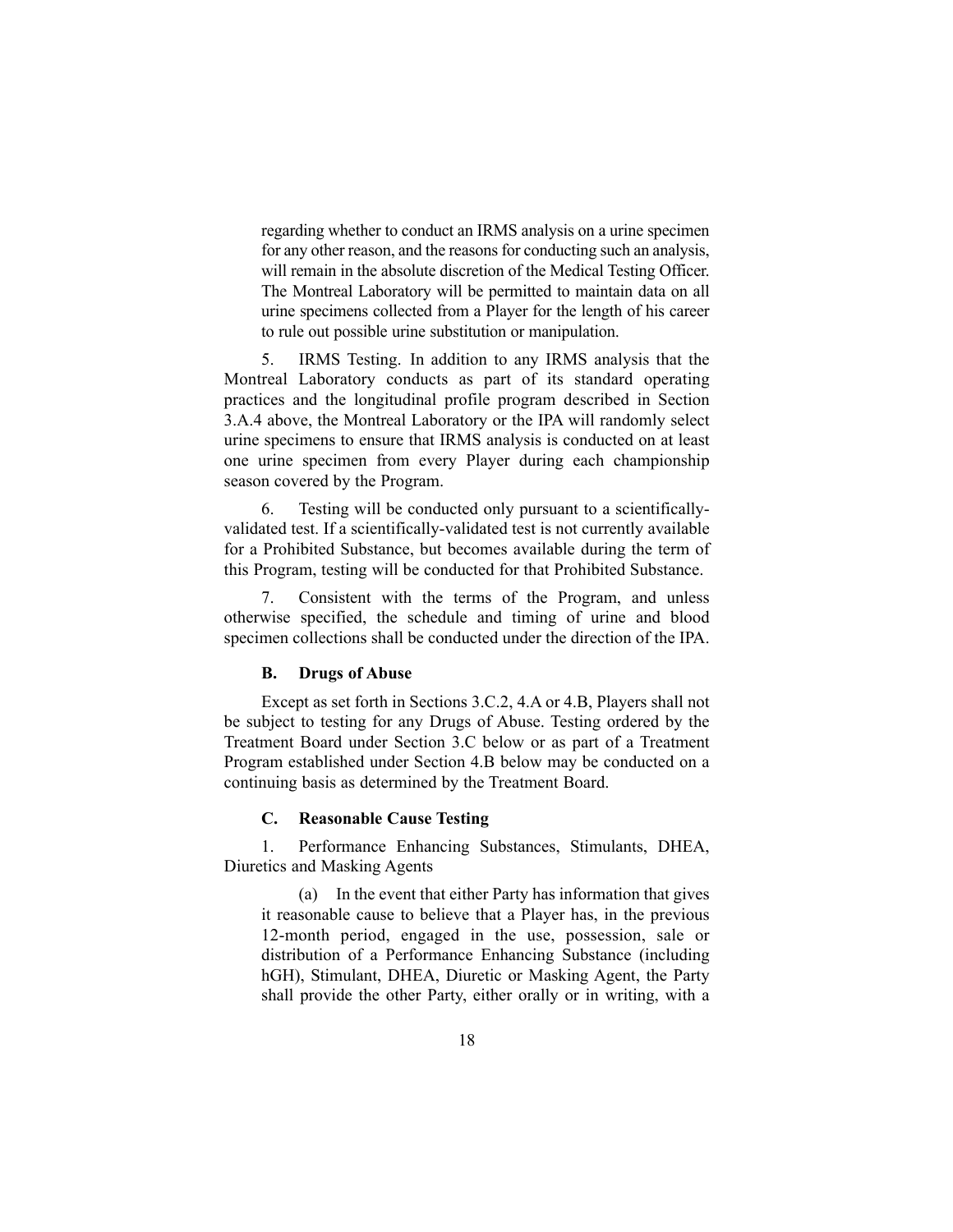regarding whether to conduct an IRMS analysis on a urine specimen for any other reason, and the reasons for conducting such an analysis, will remain in the absolute discretion of the Medical Testing Officer. The Montreal Laboratory will be permitted to maintain data on all urine specimens collected from a Player for the length of his career to rule out possible urine substitution or manipulation.

5. IRMS Testing. In addition to any IRMS analysis that the Montreal Laboratory conducts as part of its standard operating practices and the longitudinal profile program described in Section 3.A.4 above, the Montreal Laboratory or the IPA will randomly select urine specimens to ensure that IRMS analysis is conducted on at least one urine specimen from every Player during each championship season covered by the Program.

6. Testing will be conducted only pursuant to a scientifically-validated test. If a scientifically-validated test is not currently available for a Prohibited Substance, but becomes available during the term of this Program, testing will be conducted for that Prohibited Substance.

7. Consistent with the terms of the Program, and unless otherwise specified, the schedule and timing of urine and blood specimen collections shall be conducted under the direction of the IPA.

### B. Drugs of Abuse

Except as set forth in Sections 3.C.2, 4.A or 4.B, Players shall not be subject to testing for any Drugs of Abuse. Testing ordered by the Treatment Board under Section 3.C below or as part of a Treatment Program established under Section 4.B below may be conducted on a continuing basis as determined by the Treatment Board.

### C. Reasonable Cause Testing

1. Performance Enhancing Substances, Stimulants, DHEA, Diuretics and Masking Agents

(a) In the event that either Party has information that gives it reasonable cause to believe that a Player has, in the previous 12-month period, engaged in the use, possession, sale or distribution of a Performance Enhancing Substance (including hGH), Stimulant, DHEA, Diuretic or Masking Agent, the Party shall provide the other Party, either orally or in writing, with a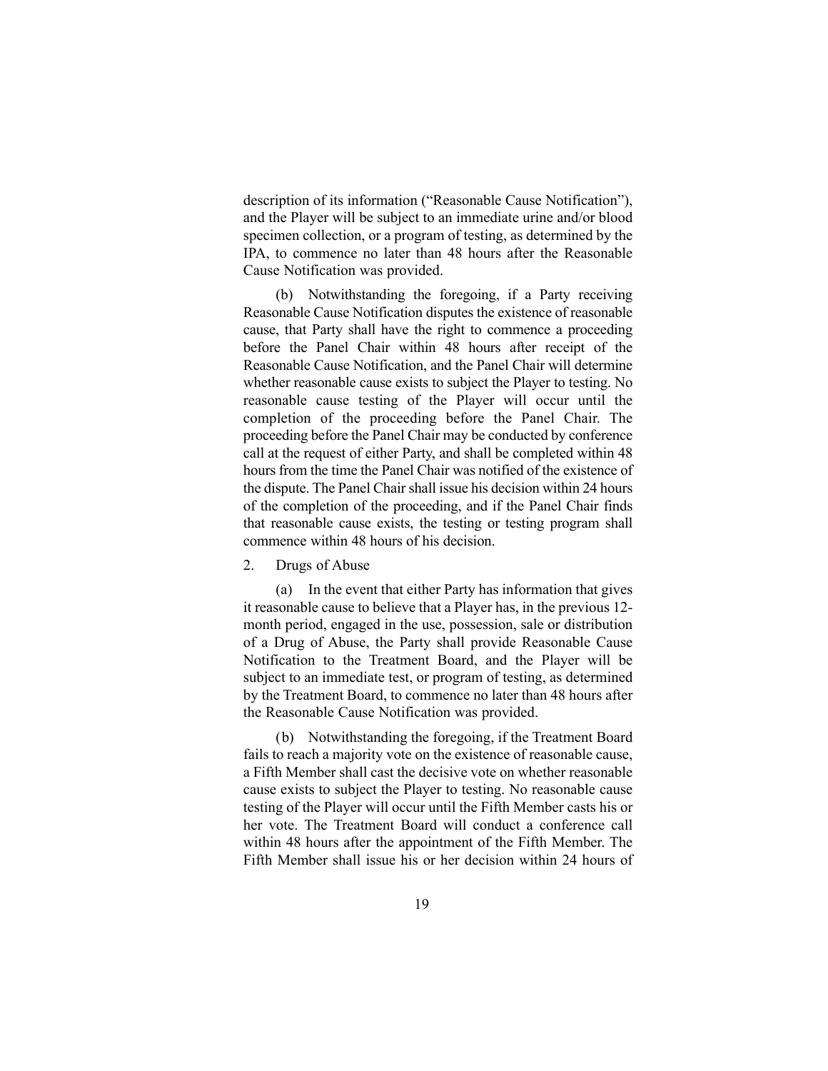description of its information ("Reasonable Cause Notification"), and the Player will be subject to an immediate urine and/or blood specimen collection, or a program of testing, as determined by the IPA, to commence no later than 48 hours after the Reasonable Cause Notification was provided.

(b) Notwithstanding the foregoing, if a Party receiving Reasonable Cause Notification disputes the existence of reasonable cause, that Party shall have the right to commence a proceeding before the Panel Chair within 48 hours after receipt of the Reasonable Cause Notification, and the Panel Chair will determine whether reasonable cause exists to subject the Player to testing. No reasonable cause testing of the Player will occur until the completion of the proceeding before the Panel Chair. The proceeding before the Panel Chair may be conducted by conference call at the request of either Party, and shall be completed within 48 hours from the time the Panel Chair was notified of the existence of the dispute. The Panel Chair shall issue his decision within 24 hours of the completion of the proceeding, and if the Panel Chair finds that reasonable cause exists, the testing or testing program shall commence within 48 hours of his decision.

2. Drugs of Abuse

(a) In the event that either Party has information that gives it reasonable cause to believe that a Player has, in the previous 12-month period, engaged in the use, possession, sale or distribution of a Drug of Abuse, the Party shall provide Reasonable Cause Notification to the Treatment Board, and the Player will be subject to an immediate test, or program of testing, as determined by the Treatment Board, to commence no later than 48 hours after the Reasonable Cause Notification was provided.

(b) Notwithstanding the foregoing, if the Treatment Board fails to reach a majority vote on the existence of reasonable cause, a Fifth Member shall cast the decisive vote on whether reasonable cause exists to subject the Player to testing. No reasonable cause testing of the Player will occur until the Fifth Member casts his or her vote. The Treatment Board will conduct a conference call within 48 hours after the appointment of the Fifth Member. The Fifth Member shall issue his or her decision within 24 hours of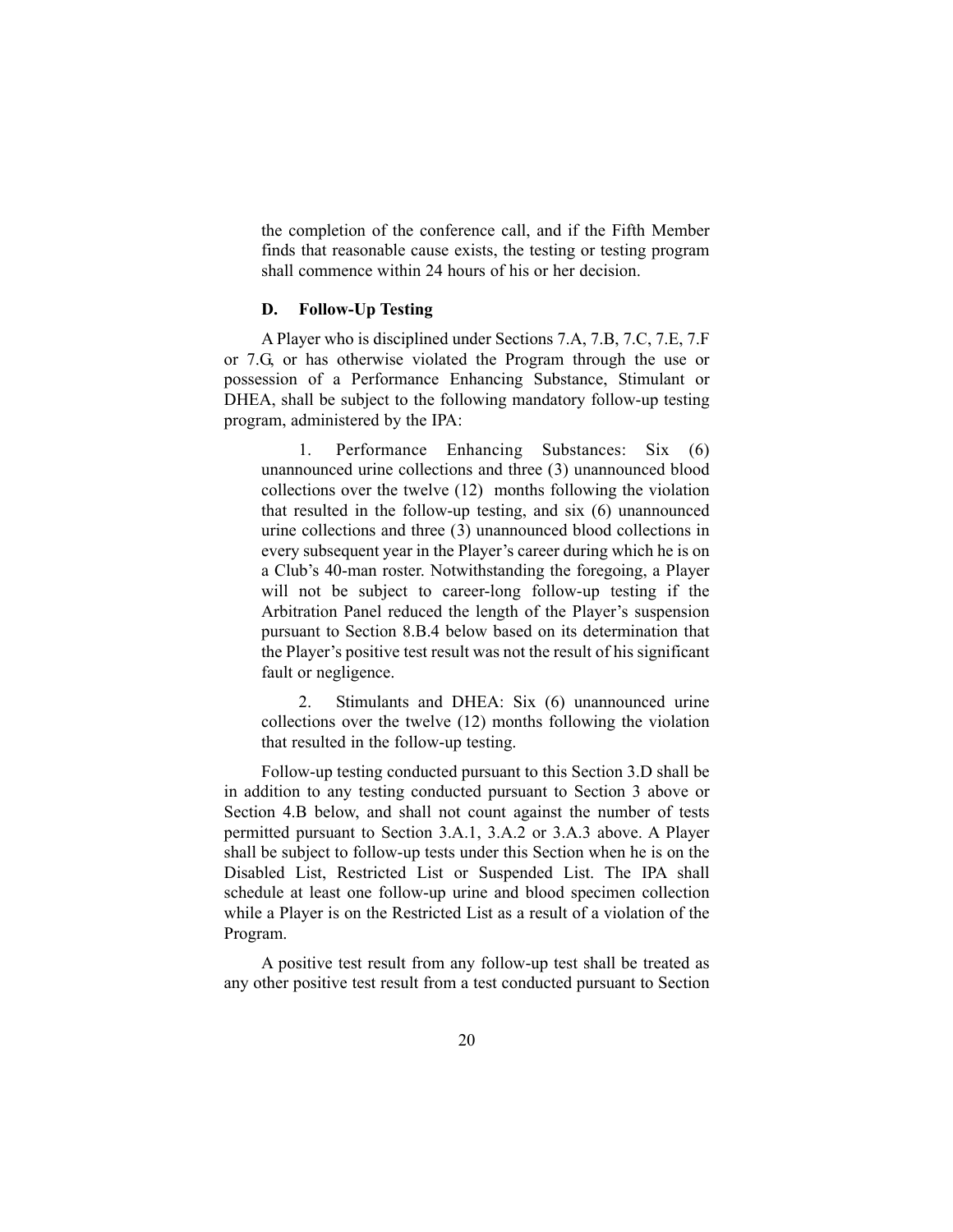the completion of the conference call, and if the Fifth Member finds that reasonable cause exists, the testing or testing program shall commence within 24 hours of his or her decision.

### D. Follow-Up Testing

A Player who is disciplined under Sections 7.A, 7.B, 7.C, 7.E, 7.F or 7.G, or has otherwise violated the Program through the use or possession of a Performance Enhancing Substance, Stimulant or DHEA, shall be subject to the following mandatory follow-up testing program, administered by the IPA:

1. Performance Enhancing Substances: Six (6) unannounced urine collections and three (3) unannounced blood collections over the twelve (12) months following the violation that resulted in the follow-up testing, and six (6) unannounced urine collections and three (3) unannounced blood collections in every subsequent year in the Player's career during which he is on a Club's 40-man roster. Notwithstanding the foregoing, a Player will not be subject to career-long follow-up testing if the Arbitration Panel reduced the length of the Player's suspension pursuant to Section 8.B.4 below based on its determination that the Player's positive test result was not the result of his significant fault or negligence.

2. Stimulants and DHEA: Six (6) unannounced urine collections over the twelve (12) months following the violation that resulted in the follow-up testing.

Follow-up testing conducted pursuant to this Section 3.D shall be in addition to any testing conducted pursuant to Section 3 above or Section 4.B below, and shall not count against the number of tests permitted pursuant to Section 3.A.1, 3.A.2 or 3.A.3 above. A Player shall be subject to follow-up tests under this Section when he is on the Disabled List, Restricted List or Suspended List. The IPA shall schedule at least one follow-up urine and blood specimen collection while a Player is on the Restricted List as a result of a violation of the Program.

A positive test result from any follow-up test shall be treated as any other positive test result from a test conducted pursuant to Section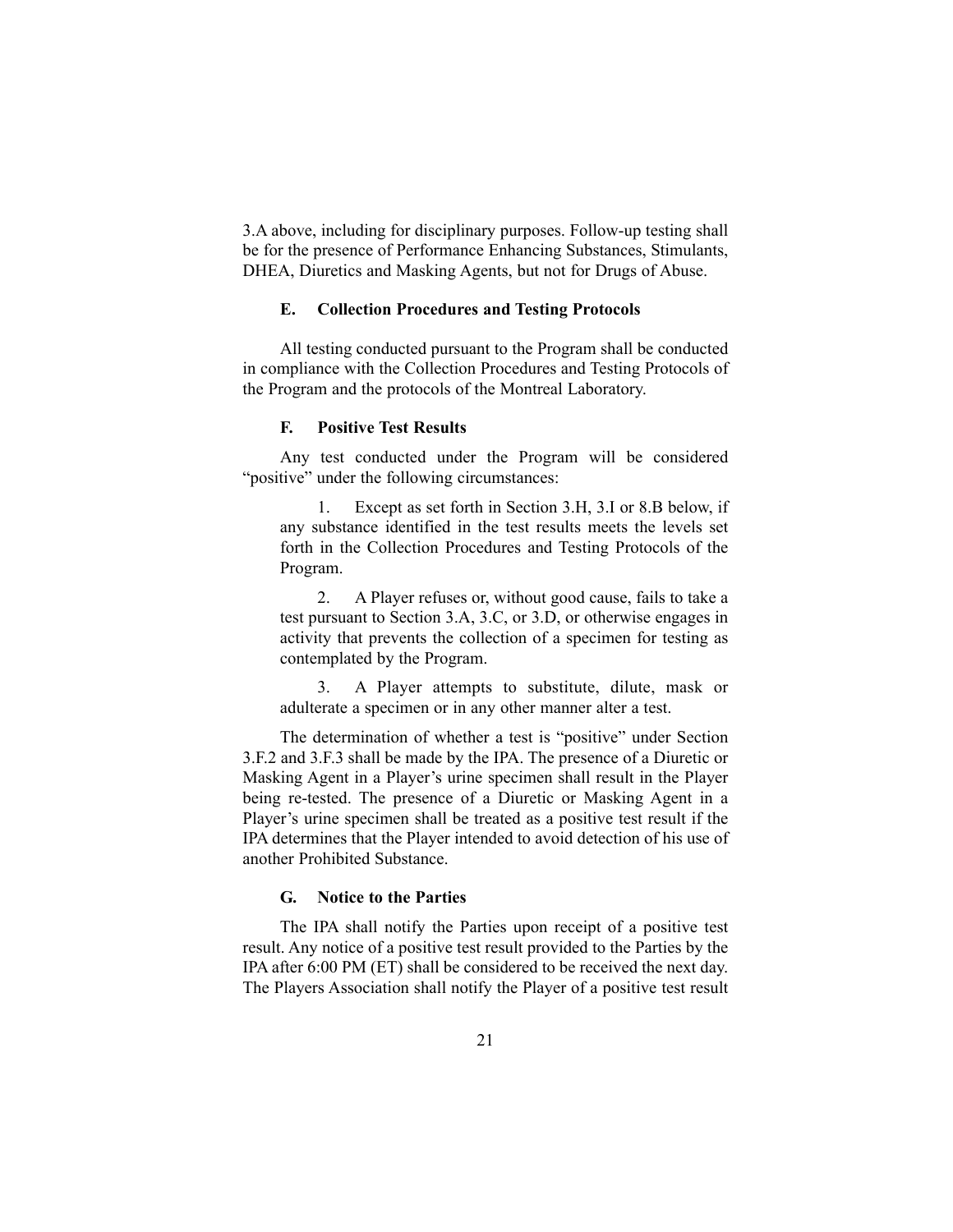3.A above, including for disciplinary purposes. Follow-up testing shall be for the presence of Performance Enhancing Substances, Stimulants, DHEA, Diuretics and Masking Agents, but not for Drugs of Abuse.

### E. Collection Procedures and Testing Protocols

All testing conducted pursuant to the Program shall be conducted in compliance with the Collection Procedures and Testing Protocols of the Program and the protocols of the Montreal Laboratory.

### F. Positive Test Results

Any test conducted under the Program will be considered "positive" under the following circumstances:

1. Except as set forth in Section 3.H, 3.I or 8.B below, if any substance identified in the test results meets the levels set forth in the Collection Procedures and Testing Protocols of the Program.

2. A Player refuses or, without good cause, fails to take a test pursuant to Section 3.A, 3.C, or 3.D, or otherwise engages in activity that prevents the collection of a specimen for testing as contemplated by the Program.

3. A Player attempts to substitute, dilute, mask or adulterate a specimen or in any other manner alter a test.

The determination of whether a test is "positive" under Section 3.F.2 and 3.F.3 shall be made by the IPA. The presence of a Diuretic or Masking Agent in a Player's urine specimen shall result in the Player being re-tested. The presence of a Diuretic or Masking Agent in a Player's urine specimen shall be treated as a positive test result if the IPA determines that the Player intended to avoid detection of his use of another Prohibited Substance.

### G. Notice to the Parties

The IPA shall notify the Parties upon receipt of a positive test result. Any notice of a positive test result provided to the Parties by the IPA after 6:00 PM (ET) shall be considered to be received the next day. The Players Association shall notify the Player of a positive test result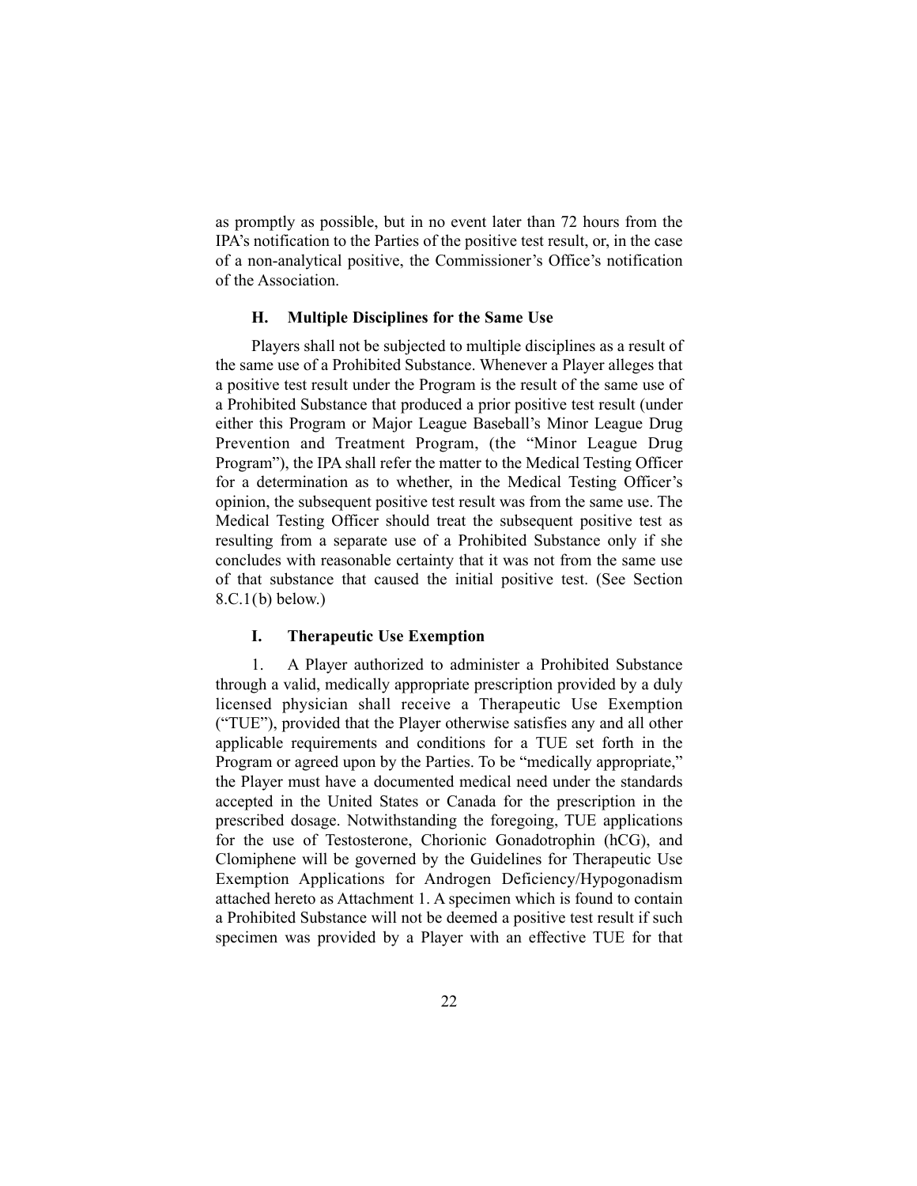as promptly as possible, but in no event later than 72 hours from the IPA's notification to the Parties of the positive test result, or, in the case of a non-analytical positive, the Commissioner's Office's notification of the Association.

### H. Multiple Disciplines for the Same Use

Players shall not be subjected to multiple disciplines as a result of the same use of a Prohibited Substance. Whenever a Player alleges that a positive test result under the Program is the result of the same use of a Prohibited Substance that produced a prior positive test result (under either this Program or Major League Baseball's Minor League Drug Prevention and Treatment Program, (the "Minor League Drug Program"), the IPA shall refer the matter to the Medical Testing Officer for a determination as to whether, in the Medical Testing Officer's opinion, the subsequent positive test result was from the same use. The Medical Testing Officer should treat the subsequent positive test as resulting from a separate use of a Prohibited Substance only if she concludes with reasonable certainty that it was not from the same use of that substance that caused the initial positive test. (See Section 8.C.1(b) below.)

### I. Therapeutic Use Exemption

1. A Player authorized to administer a Prohibited Substance through a valid, medically appropriate prescription provided by a duly licensed physician shall receive a Therapeutic Use Exemption ("TUE"), provided that the Player otherwise satisfies any and all other applicable requirements and conditions for a TUE set forth in the Program or agreed upon by the Parties. To be "medically appropriate," the Player must have a documented medical need under the standards accepted in the United States or Canada for the prescription in the prescribed dosage. Notwithstanding the foregoing, TUE applications for the use of Testosterone, Chorionic Gonadotrophin (hCG), and Clomiphene will be governed by the Guidelines for Therapeutic Use Exemption Applications for Androgen Deficiency/Hypogonadism attached hereto as Attachment 1. A specimen which is found to contain a Prohibited Substance will not be deemed a positive test result if such specimen was provided by a Player with an effective TUE for that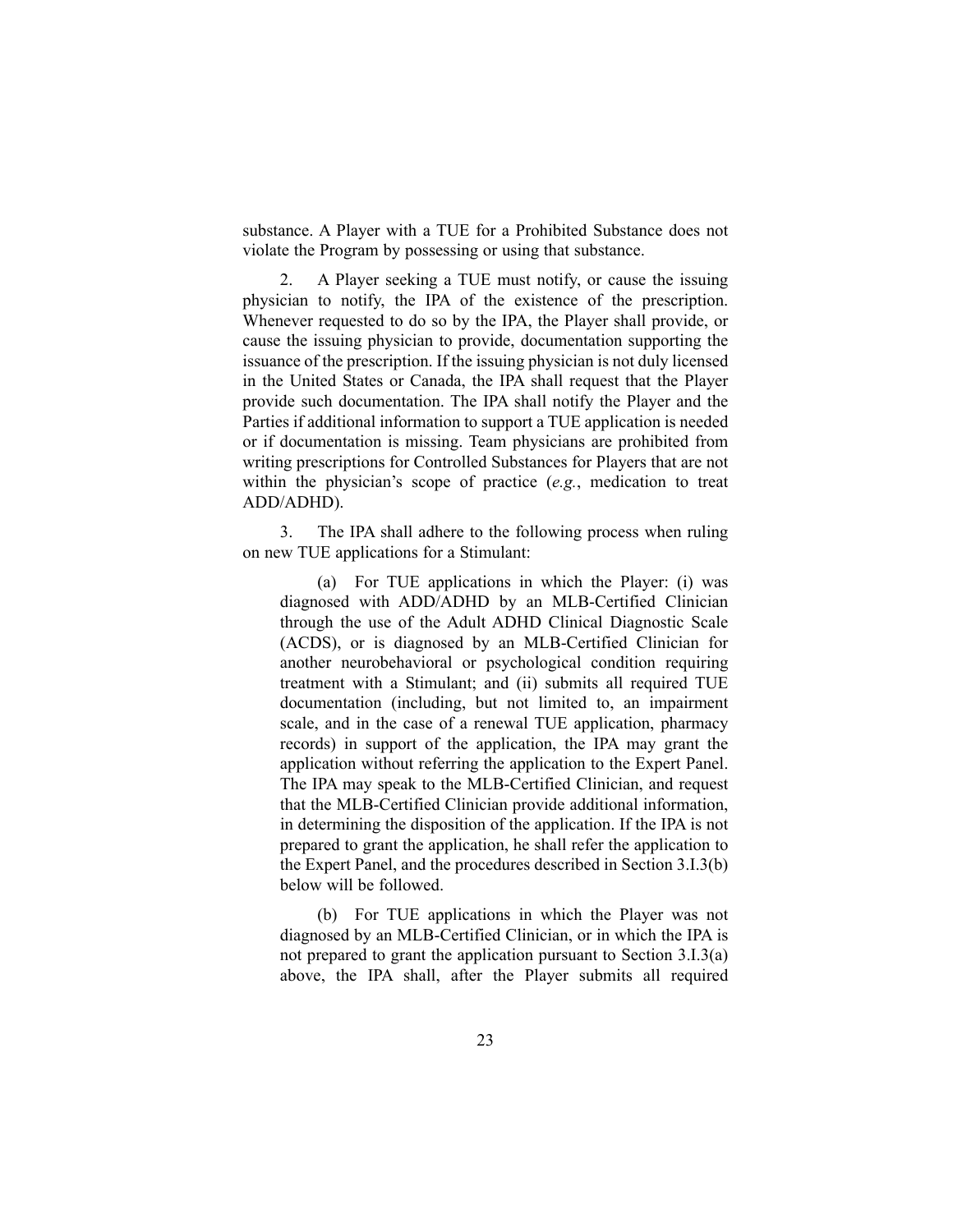substance. A Player with a TUE for a Prohibited Substance does not violate the Program by possessing or using that substance.

2. A Player seeking a TUE must notify, or cause the issuing physician to notify, the IPA of the existence of the prescription. Whenever requested to do so by the IPA, the Player shall provide, or cause the issuing physician to provide, documentation supporting the issuance of the prescription. If the issuing physician is not duly licensed in the United States or Canada, the IPA shall request that the Player provide such documentation. The IPA shall notify the Player and the Parties if additional information to support a TUE application is needed or if documentation is missing. Team physicians are prohibited from writing prescriptions for Controlled Substances for Players that are not within the physician's scope of practice (*e.g.*, medication to treat ADD/ADHD).

3. The IPA shall adhere to the following process when ruling on new TUE applications for a Stimulant:

(a) For TUE applications in which the Player: (i) was diagnosed with ADD/ADHD by an MLB-Certified Clinician through the use of the Adult ADHD Clinical Diagnostic Scale (ACDS), or is diagnosed by an MLB-Certified Clinician for another neurobehavioral or psychological condition requiring treatment with a Stimulant; and (ii) submits all required TUE documentation (including, but not limited to, an impairment scale, and in the case of a renewal TUE application, pharmacy records) in support of the application, the IPA may grant the application without referring the application to the Expert Panel. The IPA may speak to the MLB-Certified Clinician, and request that the MLB-Certified Clinician provide additional information, in determining the disposition of the application. If the IPA is not prepared to grant the application, he shall refer the application to the Expert Panel, and the procedures described in Section 3.I.3(b) below will be followed.

(b) For TUE applications in which the Player was not diagnosed by an MLB-Certified Clinician, or in which the IPA is not prepared to grant the application pursuant to Section 3.I.3(a) above, the IPA shall, after the Player submits all required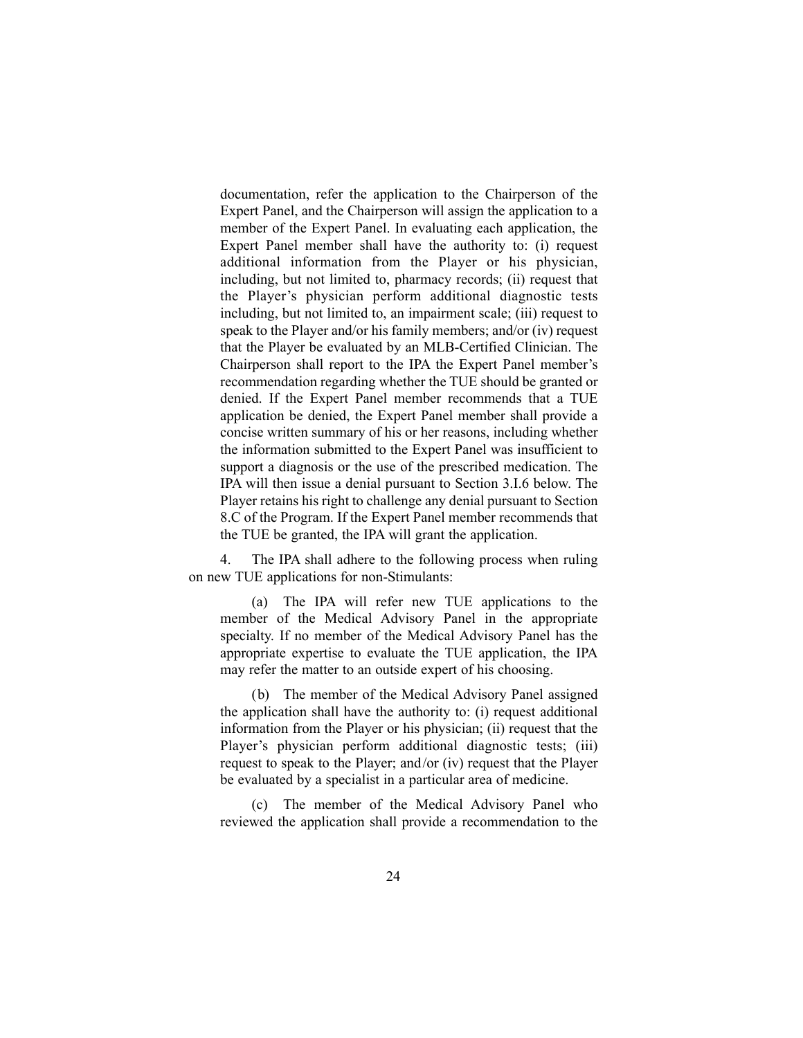documentation, refer the application to the Chairperson of the Expert Panel, and the Chairperson will assign the application to a member of the Expert Panel. In evaluating each application, the Expert Panel member shall have the authority to: (i) request additional information from the Player or his physician, including, but not limited to, pharmacy records; (ii) request that the Player's physician perform additional diagnostic tests including, but not limited to, an impairment scale; (iii) request to speak to the Player and/or his family members; and/or (iv) request that the Player be evaluated by an MLB-Certified Clinician. The Chairperson shall report to the IPA the Expert Panel member's recommendation regarding whether the TUE should be granted or denied. If the Expert Panel member recommends that a TUE application be denied, the Expert Panel member shall provide a concise written summary of his or her reasons, including whether the information submitted to the Expert Panel was insufficient to support a diagnosis or the use of the prescribed medication. The IPA will then issue a denial pursuant to Section 3.I.6 below. The Player retains his right to challenge any denial pursuant to Section 8.C of the Program. If the Expert Panel member recommends that the TUE be granted, the IPA will grant the application.

4. The IPA shall adhere to the following process when ruling on new TUE applications for non-Stimulants:

(a) The IPA will refer new TUE applications to the member of the Medical Advisory Panel in the appropriate specialty. If no member of the Medical Advisory Panel has the appropriate expertise to evaluate the TUE application, the IPA may refer the matter to an outside expert of his choosing.

(b) The member of the Medical Advisory Panel assigned the application shall have the authority to: (i) request additional information from the Player or his physician; (ii) request that the Player's physician perform additional diagnostic tests; (iii) request to speak to the Player; and/or (iv) request that the Player be evaluated by a specialist in a particular area of medicine.

(c) The member of the Medical Advisory Panel who reviewed the application shall provide a recommendation to the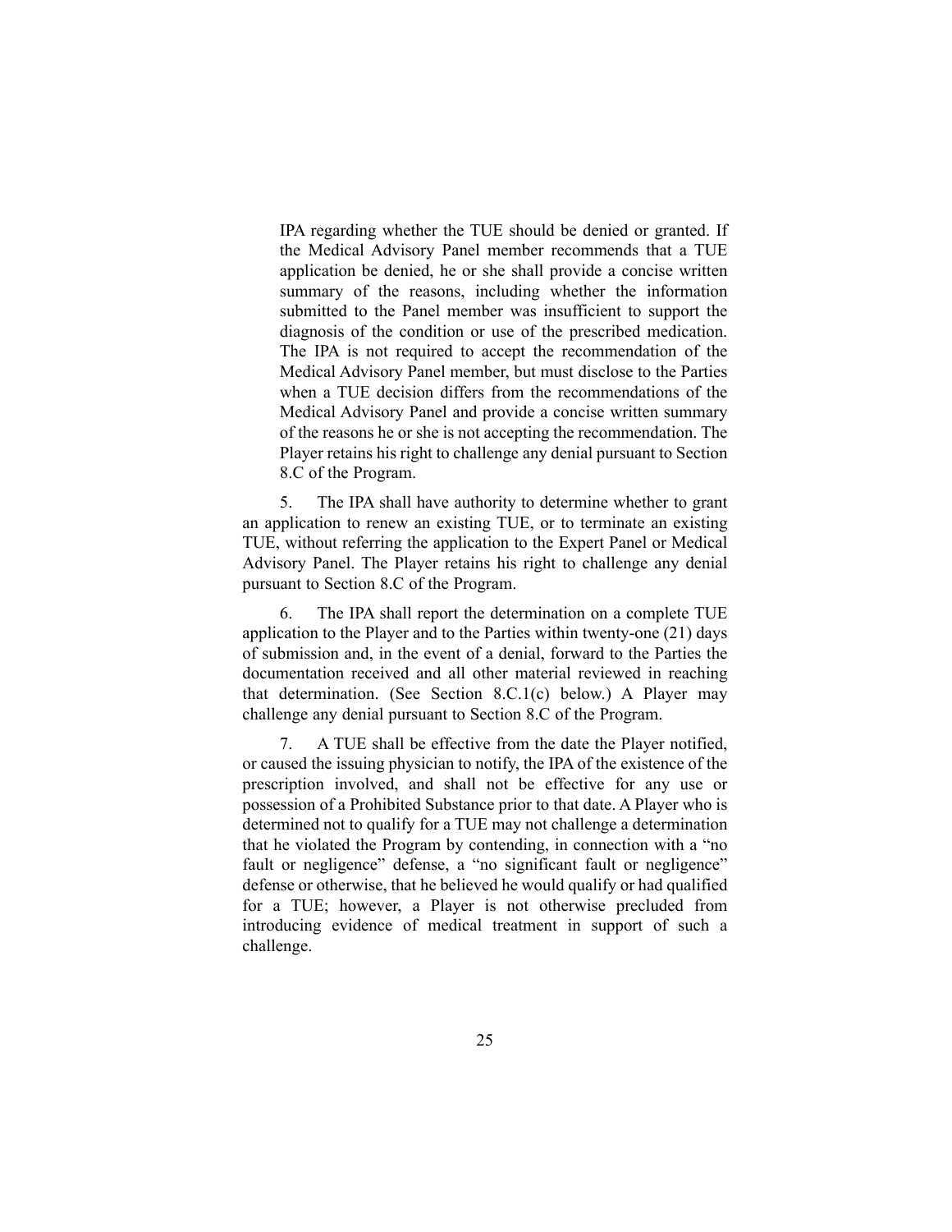IPA regarding whether the TUE should be denied or granted. If the Medical Advisory Panel member recommends that a TUE application be denied, he or she shall provide a concise written summary of the reasons, including whether the information submitted to the Panel member was insufficient to support the diagnosis of the condition or use of the prescribed medication. The IPA is not required to accept the recommendation of the Medical Advisory Panel member, but must disclose to the Parties when a TUE decision differs from the recommendations of the Medical Advisory Panel and provide a concise written summary of the reasons he or she is not accepting the recommendation. The Player retains his right to challenge any denial pursuant to Section 8.C of the Program.

5. The IPA shall have authority to determine whether to grant an application to renew an existing TUE, or to terminate an existing TUE, without referring the application to the Expert Panel or Medical Advisory Panel. The Player retains his right to challenge any denial pursuant to Section 8.C of the Program.

6. The IPA shall report the determination on a complete TUE application to the Player and to the Parties within twenty-one (21) days of submission and, in the event of a denial, forward to the Parties the documentation received and all other material reviewed in reaching that determination. (See Section 8.C.1(c) below.) A Player may challenge any denial pursuant to Section 8.C of the Program.

7. A TUE shall be effective from the date the Player notified, or caused the issuing physician to notify, the IPA of the existence of the prescription involved, and shall not be effective for any use or possession of a Prohibited Substance prior to that date. A Player who is determined not to qualify for a TUE may not challenge a determination that he violated the Program by contending, in connection with a "no fault or negligence" defense, a "no significant fault or negligence" defense or otherwise, that he believed he would qualify or had qualified for a TUE; however, a Player is not otherwise precluded from introducing evidence of medical treatment in support of such a challenge.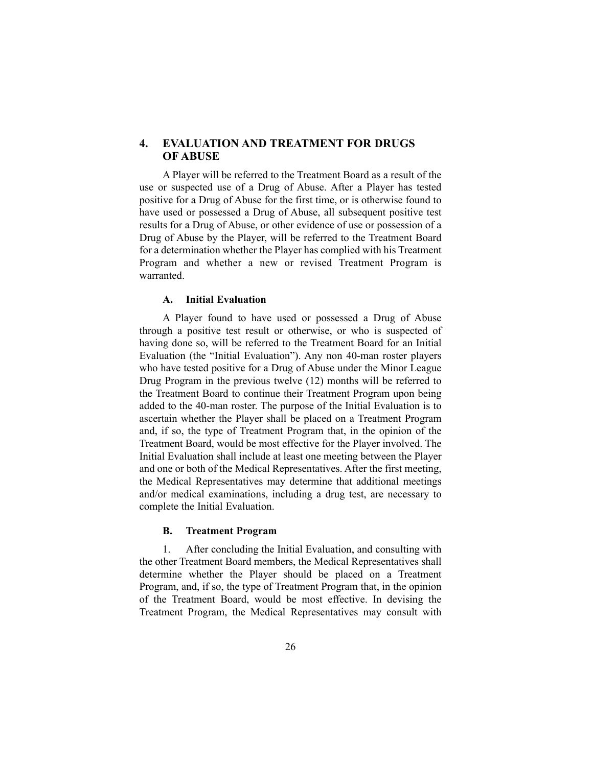## 4. EVALUATION AND TREATMENT FOR DRUGS OF ABUSE

A Player will be referred to the Treatment Board as a result of the use or suspected use of a Drug of Abuse. After a Player has tested positive for a Drug of Abuse for the first time, or is otherwise found to have used or possessed a Drug of Abuse, all subsequent positive test results for a Drug of Abuse, or other evidence of use or possession of a Drug of Abuse by the Player, will be referred to the Treatment Board for a determination whether the Player has complied with his Treatment Program and whether a new or revised Treatment Program is warranted.

### A. Initial Evaluation

A Player found to have used or possessed a Drug of Abuse through a positive test result or otherwise, or who is suspected of having done so, will be referred to the Treatment Board for an Initial Evaluation (the "Initial Evaluation"). Any non 40-man roster players who have tested positive for a Drug of Abuse under the Minor League Drug Program in the previous twelve (12) months will be referred to the Treatment Board to continue their Treatment Program upon being added to the 40-man roster. The purpose of the Initial Evaluation is to ascertain whether the Player shall be placed on a Treatment Program and, if so, the type of Treatment Program that, in the opinion of the Treatment Board, would be most effective for the Player involved. The Initial Evaluation shall include at least one meeting between the Player and one or both of the Medical Representatives. After the first meeting, the Medical Representatives may determine that additional meetings and/or medical examinations, including a drug test, are necessary to complete the Initial Evaluation.

### B. Treatment Program

1. After concluding the Initial Evaluation, and consulting with the other Treatment Board members, the Medical Representatives shall determine whether the Player should be placed on a Treatment Program, and, if so, the type of Treatment Program that, in the opinion of the Treatment Board, would be most effective. In devising the Treatment Program, the Medical Representatives may consult with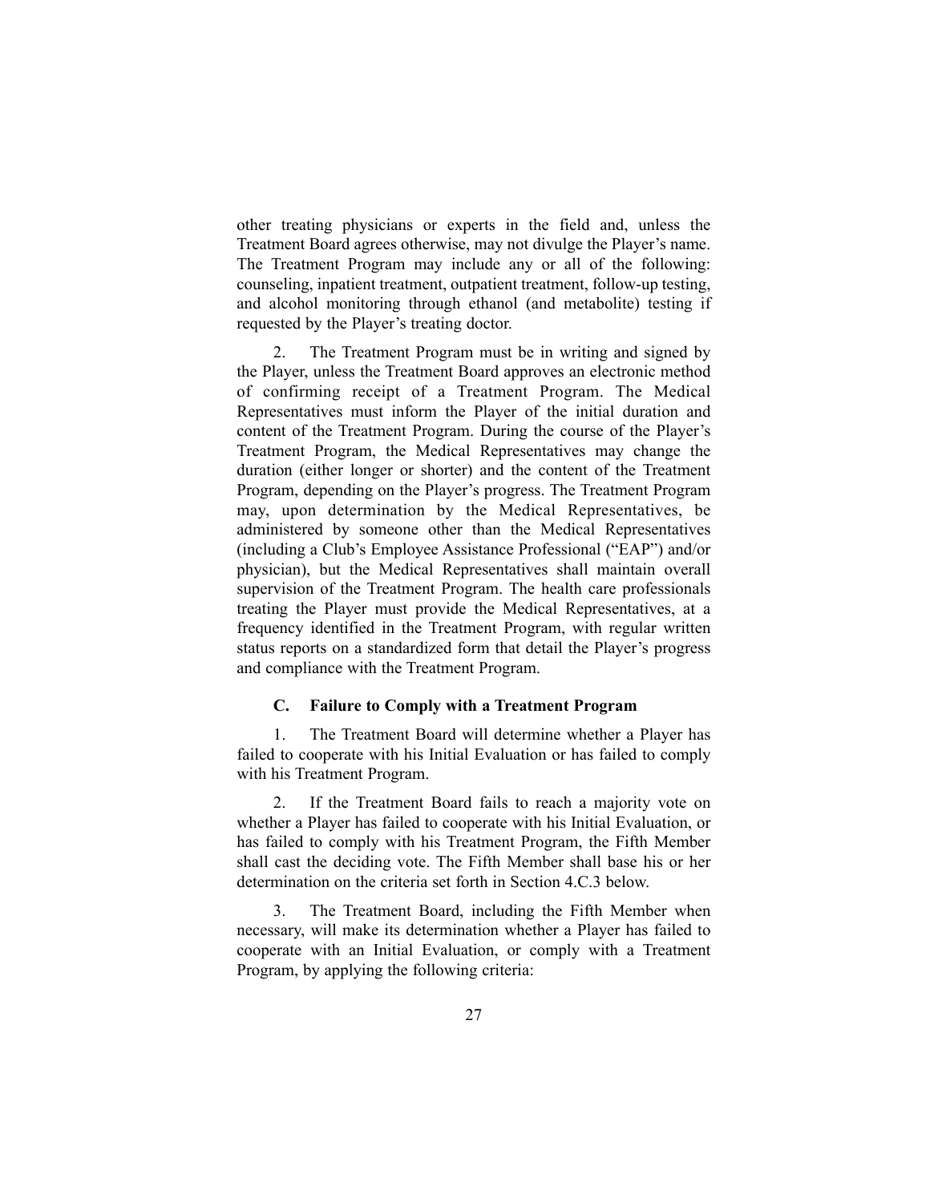other treating physicians or experts in the field and, unless the Treatment Board agrees otherwise, may not divulge the Player's name. The Treatment Program may include any or all of the following: counseling, inpatient treatment, outpatient treatment, follow-up testing, and alcohol monitoring through ethanol (and metabolite) testing if requested by the Player's treating doctor.

2. The Treatment Program must be in writing and signed by the Player, unless the Treatment Board approves an electronic method of confirming receipt of a Treatment Program. The Medical Representatives must inform the Player of the initial duration and content of the Treatment Program. During the course of the Player's Treatment Program, the Medical Representatives may change the duration (either longer or shorter) and the content of the Treatment Program, depending on the Player's progress. The Treatment Program may, upon determination by the Medical Representatives, be administered by someone other than the Medical Representatives (including a Club's Employee Assistance Professional ("EAP") and/or physician), but the Medical Representatives shall maintain overall supervision of the Treatment Program. The health care professionals treating the Player must provide the Medical Representatives, at a frequency identified in the Treatment Program, with regular written status reports on a standardized form that detail the Player's progress and compliance with the Treatment Program.

### C. Failure to Comply with a Treatment Program

1. The Treatment Board will determine whether a Player has failed to cooperate with his Initial Evaluation or has failed to comply with his Treatment Program.

2. If the Treatment Board fails to reach a majority vote on whether a Player has failed to cooperate with his Initial Evaluation, or has failed to comply with his Treatment Program, the Fifth Member shall cast the deciding vote. The Fifth Member shall base his or her determination on the criteria set forth in Section 4.C.3 below.

3. The Treatment Board, including the Fifth Member when necessary, will make its determination whether a Player has failed to cooperate with an Initial Evaluation, or comply with a Treatment Program, by applying the following criteria: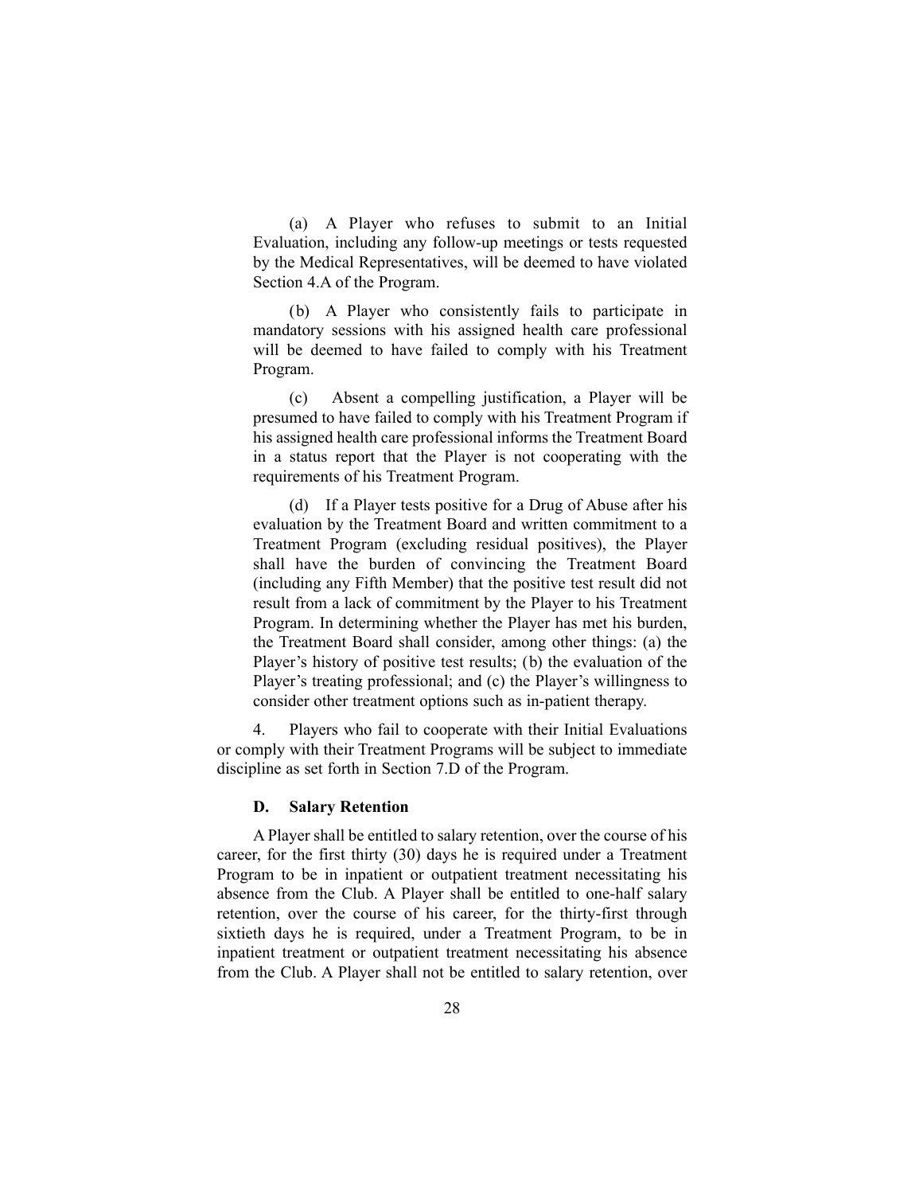(a) A Player who refuses to submit to an Initial Evaluation, including any follow-up meetings or tests requested by the Medical Representatives, will be deemed to have violated Section 4.A of the Program.

(b) A Player who consistently fails to participate in mandatory sessions with his assigned health care professional will be deemed to have failed to comply with his Treatment Program.

(c) Absent a compelling justification, a Player will be presumed to have failed to comply with his Treatment Program if his assigned health care professional informs the Treatment Board in a status report that the Player is not cooperating with the requirements of his Treatment Program.

(d) If a Player tests positive for a Drug of Abuse after his evaluation by the Treatment Board and written commitment to a Treatment Program (excluding residual positives), the Player shall have the burden of convincing the Treatment Board (including any Fifth Member) that the positive test result did not result from a lack of commitment by the Player to his Treatment Program. In determining whether the Player has met his burden, the Treatment Board shall consider, among other things: (a) the Player's history of positive test results; (b) the evaluation of the Player's treating professional; and (c) the Player's willingness to consider other treatment options such as in-patient therapy.

4. Players who fail to cooperate with their Initial Evaluations or comply with their Treatment Programs will be subject to immediate discipline as set forth in Section 7.D of the Program.

### D. Salary Retention

A Player shall be entitled to salary retention, over the course of his career, for the first thirty (30) days he is required under a Treatment Program to be in inpatient or outpatient treatment necessitating his absence from the Club. A Player shall be entitled to one-half salary retention, over the course of his career, for the thirty-first through sixtieth days he is required, under a Treatment Program, to be in inpatient treatment or outpatient treatment necessitating his absence from the Club. A Player shall not be entitled to salary retention, over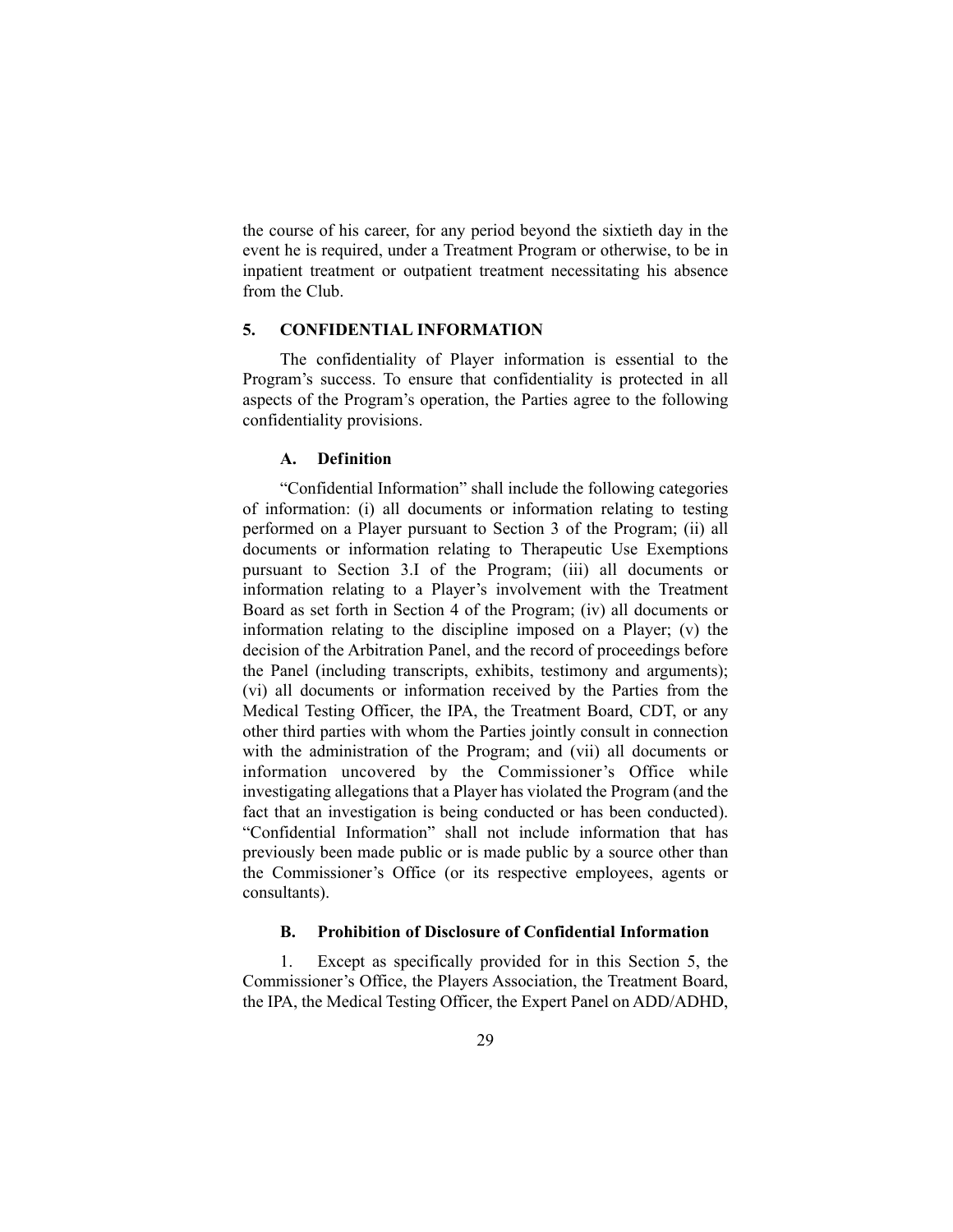the course of his career, for any period beyond the sixtieth day in the event he is required, under a Treatment Program or otherwise, to be in inpatient treatment or outpatient treatment necessitating his absence from the Club.

## 5. CONFIDENTIAL INFORMATION

The confidentiality of Player information is essential to the Program's success. To ensure that confidentiality is protected in all aspects of the Program's operation, the Parties agree to the following confidentiality provisions.

### A. Definition

"Confidential Information" shall include the following categories of information: (i) all documents or information relating to testing performed on a Player pursuant to Section 3 of the Program; (ii) all documents or information relating to Therapeutic Use Exemptions pursuant to Section 3.I of the Program; (iii) all documents or information relating to a Player's involvement with the Treatment Board as set forth in Section 4 of the Program; (iv) all documents or information relating to the discipline imposed on a Player; (v) the decision of the Arbitration Panel, and the record of proceedings before the Panel (including transcripts, exhibits, testimony and arguments); (vi) all documents or information received by the Parties from the Medical Testing Officer, the IPA, the Treatment Board, CDT, or any other third parties with whom the Parties jointly consult in connection with the administration of the Program; and (vii) all documents or information uncovered by the Commissioner's Office while investigating allegations that a Player has violated the Program (and the fact that an investigation is being conducted or has been conducted). "Confidential Information" shall not include information that has previously been made public or is made public by a source other than the Commissioner's Office (or its respective employees, agents or consultants).

### B. Prohibition of Disclosure of Confidential Information

1. Except as specifically provided for in this Section 5, the Commissioner's Office, the Players Association, the Treatment Board, the IPA, the Medical Testing Officer, the Expert Panel on ADD/ADHD,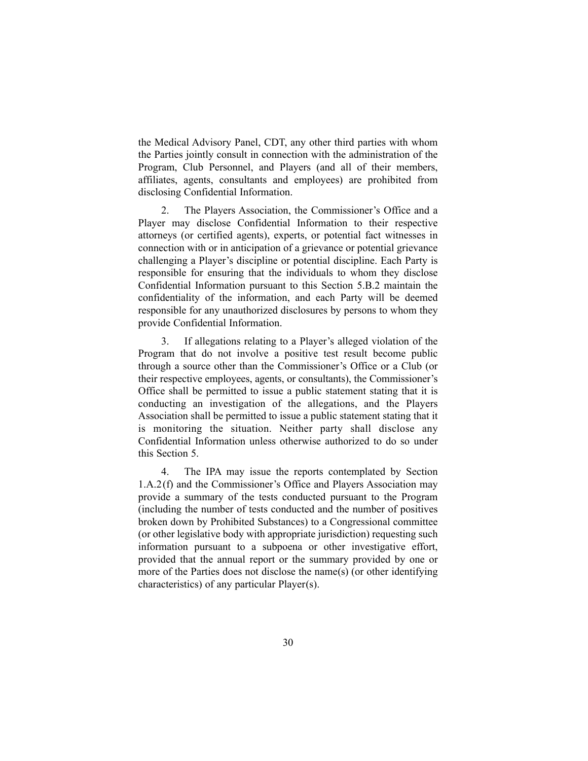the Medical Advisory Panel, CDT, any other third parties with whom the Parties jointly consult in connection with the administration of the Program, Club Personnel, and Players (and all of their members, affiliates, agents, consultants and employees) are prohibited from disclosing Confidential Information.

2. The Players Association, the Commissioner's Office and a Player may disclose Confidential Information to their respective attorneys (or certified agents), experts, or potential fact witnesses in connection with or in anticipation of a grievance or potential grievance challenging a Player's discipline or potential discipline. Each Party is responsible for ensuring that the individuals to whom they disclose Confidential Information pursuant to this Section 5.B.2 maintain the confidentiality of the information, and each Party will be deemed responsible for any unauthorized disclosures by persons to whom they provide Confidential Information.

3. If allegations relating to a Player's alleged violation of the Program that do not involve a positive test result become public through a source other than the Commissioner's Office or a Club (or their respective employees, agents, or consultants), the Commissioner's Office shall be permitted to issue a public statement stating that it is conducting an investigation of the allegations, and the Players Association shall be permitted to issue a public statement stating that it is monitoring the situation. Neither party shall disclose any Confidential Information unless otherwise authorized to do so under this Section 5.

4. The IPA may issue the reports contemplated by Section 1.A.2(f) and the Commissioner's Office and Players Association may provide a summary of the tests conducted pursuant to the Program (including the number of tests conducted and the number of positives broken down by Prohibited Substances) to a Congressional committee (or other legislative body with appropriate jurisdiction) requesting such information pursuant to a subpoena or other investigative effort, provided that the annual report or the summary provided by one or more of the Parties does not disclose the name(s) (or other identifying characteristics) of any particular Player(s).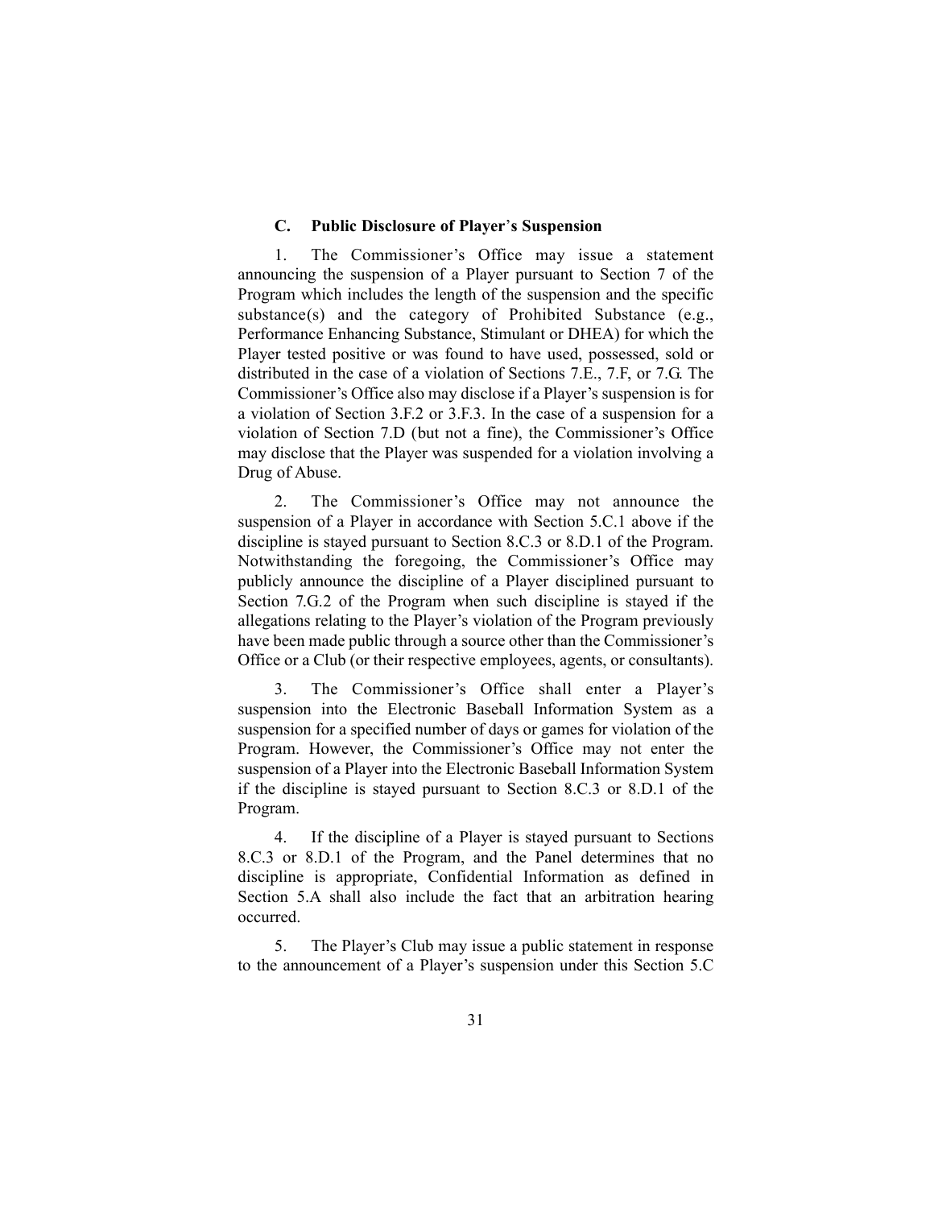### C. Public Disclosure of Player's Suspension

1. The Commissioner's Office may issue a statement announcing the suspension of a Player pursuant to Section 7 of the Program which includes the length of the suspension and the specific substance(s) and the category of Prohibited Substance (e.g., Performance Enhancing Substance, Stimulant or DHEA) for which the Player tested positive or was found to have used, possessed, sold or distributed in the case of a violation of Sections 7.E., 7.F, or 7.G. The Commissioner's Office also may disclose if a Player's suspension is for a violation of Section 3.F.2 or 3.F.3. In the case of a suspension for a violation of Section 7.D (but not a fine), the Commissioner's Office may disclose that the Player was suspended for a violation involving a Drug of Abuse.

2. The Commissioner's Office may not announce the suspension of a Player in accordance with Section 5.C.1 above if the discipline is stayed pursuant to Section 8.C.3 or 8.D.1 of the Program. Notwithstanding the foregoing, the Commissioner's Office may publicly announce the discipline of a Player disciplined pursuant to Section 7.G.2 of the Program when such discipline is stayed if the allegations relating to the Player's violation of the Program previously have been made public through a source other than the Commissioner's Office or a Club (or their respective employees, agents, or consultants).

3. The Commissioner's Office shall enter a Player's suspension into the Electronic Baseball Information System as a suspension for a specified number of days or games for violation of the Program. However, the Commissioner's Office may not enter the suspension of a Player into the Electronic Baseball Information System if the discipline is stayed pursuant to Section 8.C.3 or 8.D.1 of the Program.

4. If the discipline of a Player is stayed pursuant to Sections 8.C.3 or 8.D.1 of the Program, and the Panel determines that no discipline is appropriate, Confidential Information as defined in Section 5.A shall also include the fact that an arbitration hearing occurred.

5. The Player's Club may issue a public statement in response to the announcement of a Player's suspension under this Section 5.C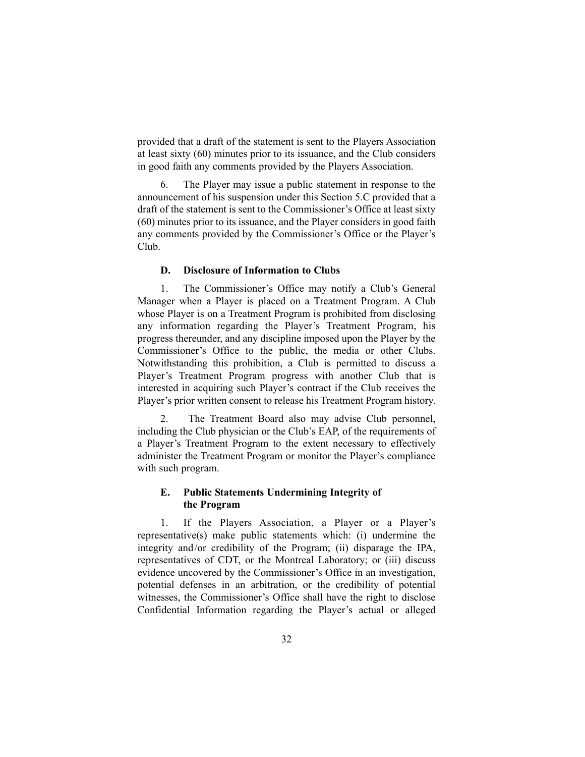provided that a draft of the statement is sent to the Players Association at least sixty (60) minutes prior to its issuance, and the Club considers in good faith any comments provided by the Players Association.

6. The Player may issue a public statement in response to the announcement of his suspension under this Section 5.C provided that a draft of the statement is sent to the Commissioner's Office at least sixty (60) minutes prior to its issuance, and the Player considers in good faith any comments provided by the Commissioner's Office or the Player's Club.

### D. Disclosure of Information to Clubs

1. The Commissioner's Office may notify a Club's General Manager when a Player is placed on a Treatment Program. A Club whose Player is on a Treatment Program is prohibited from disclosing any information regarding the Player's Treatment Program, his progress thereunder, and any discipline imposed upon the Player by the Commissioner's Office to the public, the media or other Clubs. Notwithstanding this prohibition, a Club is permitted to discuss a Player's Treatment Program progress with another Club that is interested in acquiring such Player's contract if the Club receives the Player's prior written consent to release his Treatment Program history.

2. The Treatment Board also may advise Club personnel, including the Club physician or the Club's EAP, of the requirements of a Player's Treatment Program to the extent necessary to effectively administer the Treatment Program or monitor the Player's compliance with such program.

### E. Public Statements Undermining Integrity of the Program

1. If the Players Association, a Player or a Player's representative(s) make public statements which: (i) undermine the integrity and/or credibility of the Program; (ii) disparage the IPA, representatives of CDT, or the Montreal Laboratory; or (iii) discuss evidence uncovered by the Commissioner's Office in an investigation, potential defenses in an arbitration, or the credibility of potential witnesses, the Commissioner's Office shall have the right to disclose Confidential Information regarding the Player's actual or alleged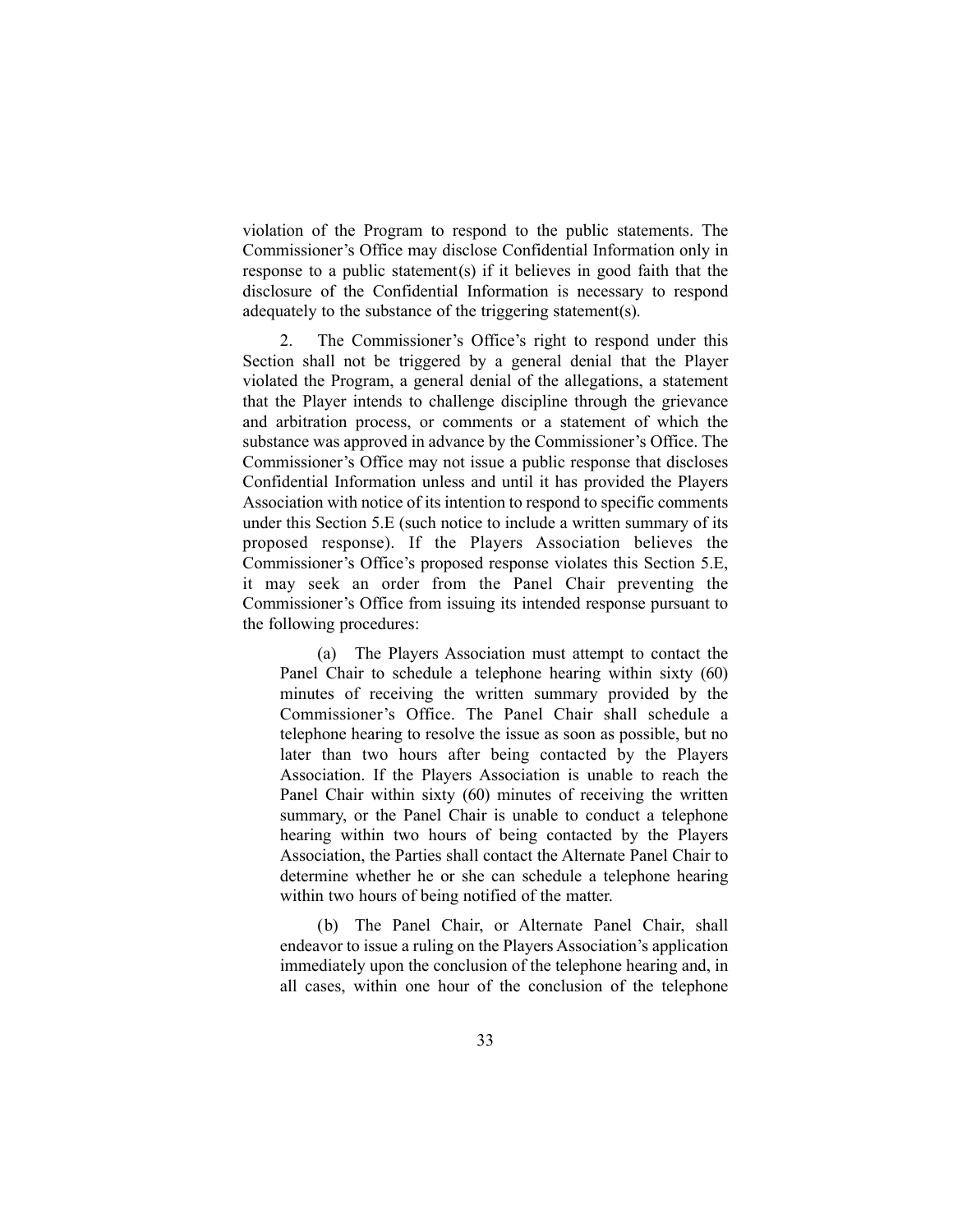violation of the Program to respond to the public statements. The Commissioner's Office may disclose Confidential Information only in response to a public statement(s) if it believes in good faith that the disclosure of the Confidential Information is necessary to respond adequately to the substance of the triggering statement(s).

2. The Commissioner's Office's right to respond under this Section shall not be triggered by a general denial that the Player violated the Program, a general denial of the allegations, a statement that the Player intends to challenge discipline through the grievance and arbitration process, or comments or a statement of which the substance was approved in advance by the Commissioner's Office. The Commissioner's Office may not issue a public response that discloses Confidential Information unless and until it has provided the Players Association with notice of its intention to respond to specific comments under this Section 5.E (such notice to include a written summary of its proposed response). If the Players Association believes the Commissioner's Office's proposed response violates this Section 5.E, it may seek an order from the Panel Chair preventing the Commissioner's Office from issuing its intended response pursuant to the following procedures:

(a) The Players Association must attempt to contact the Panel Chair to schedule a telephone hearing within sixty (60) minutes of receiving the written summary provided by the Commissioner's Office. The Panel Chair shall schedule a telephone hearing to resolve the issue as soon as possible, but no later than two hours after being contacted by the Players Association. If the Players Association is unable to reach the Panel Chair within sixty (60) minutes of receiving the written summary, or the Panel Chair is unable to conduct a telephone hearing within two hours of being contacted by the Players Association, the Parties shall contact the Alternate Panel Chair to determine whether he or she can schedule a telephone hearing within two hours of being notified of the matter.

(b) The Panel Chair, or Alternate Panel Chair, shall endeavor to issue a ruling on the Players Association's application immediately upon the conclusion of the telephone hearing and, in all cases, within one hour of the conclusion of the telephone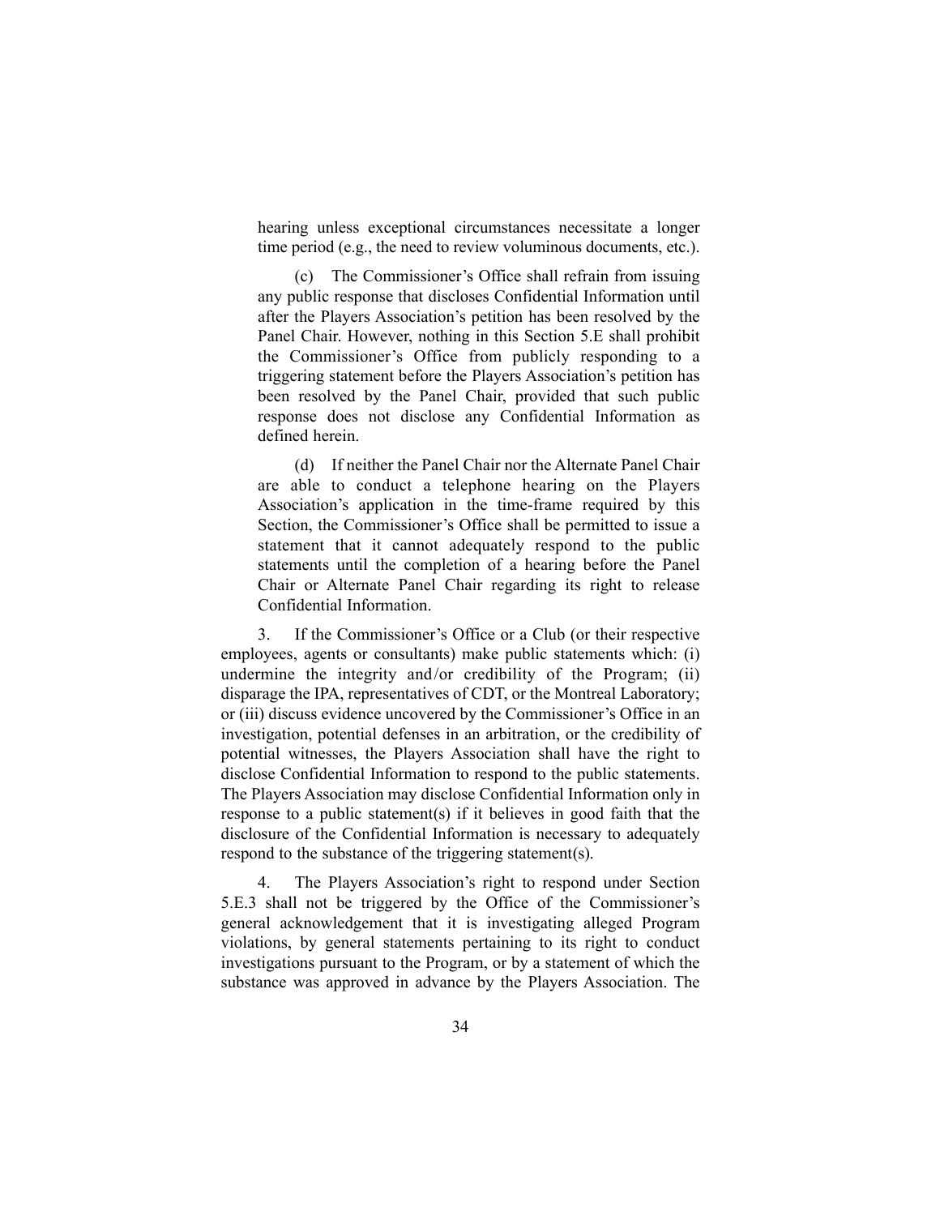hearing unless exceptional circumstances necessitate a longer time period (e.g., the need to review voluminous documents, etc.).

(c) The Commissioner's Office shall refrain from issuing any public response that discloses Confidential Information until after the Players Association's petition has been resolved by the Panel Chair. However, nothing in this Section 5.E shall prohibit the Commissioner's Office from publicly responding to a triggering statement before the Players Association's petition has been resolved by the Panel Chair, provided that such public response does not disclose any Confidential Information as defined herein.

(d) If neither the Panel Chair nor the Alternate Panel Chair are able to conduct a telephone hearing on the Players Association's application in the time-frame required by this Section, the Commissioner's Office shall be permitted to issue a statement that it cannot adequately respond to the public statements until the completion of a hearing before the Panel Chair or Alternate Panel Chair regarding its right to release Confidential Information.

3. If the Commissioner's Office or a Club (or their respective employees, agents or consultants) make public statements which: (i) undermine the integrity and/or credibility of the Program; (ii) disparage the IPA, representatives of CDT, or the Montreal Laboratory; or (iii) discuss evidence uncovered by the Commissioner's Office in an investigation, potential defenses in an arbitration, or the credibility of potential witnesses, the Players Association shall have the right to disclose Confidential Information to respond to the public statements. The Players Association may disclose Confidential Information only in response to a public statement(s) if it believes in good faith that the disclosure of the Confidential Information is necessary to adequately respond to the substance of the triggering statement(s).

4. The Players Association's right to respond under Section 5.E.3 shall not be triggered by the Office of the Commissioner's general acknowledgement that it is investigating alleged Program violations, by general statements pertaining to its right to conduct investigations pursuant to the Program, or by a statement of which the substance was approved in advance by the Players Association. The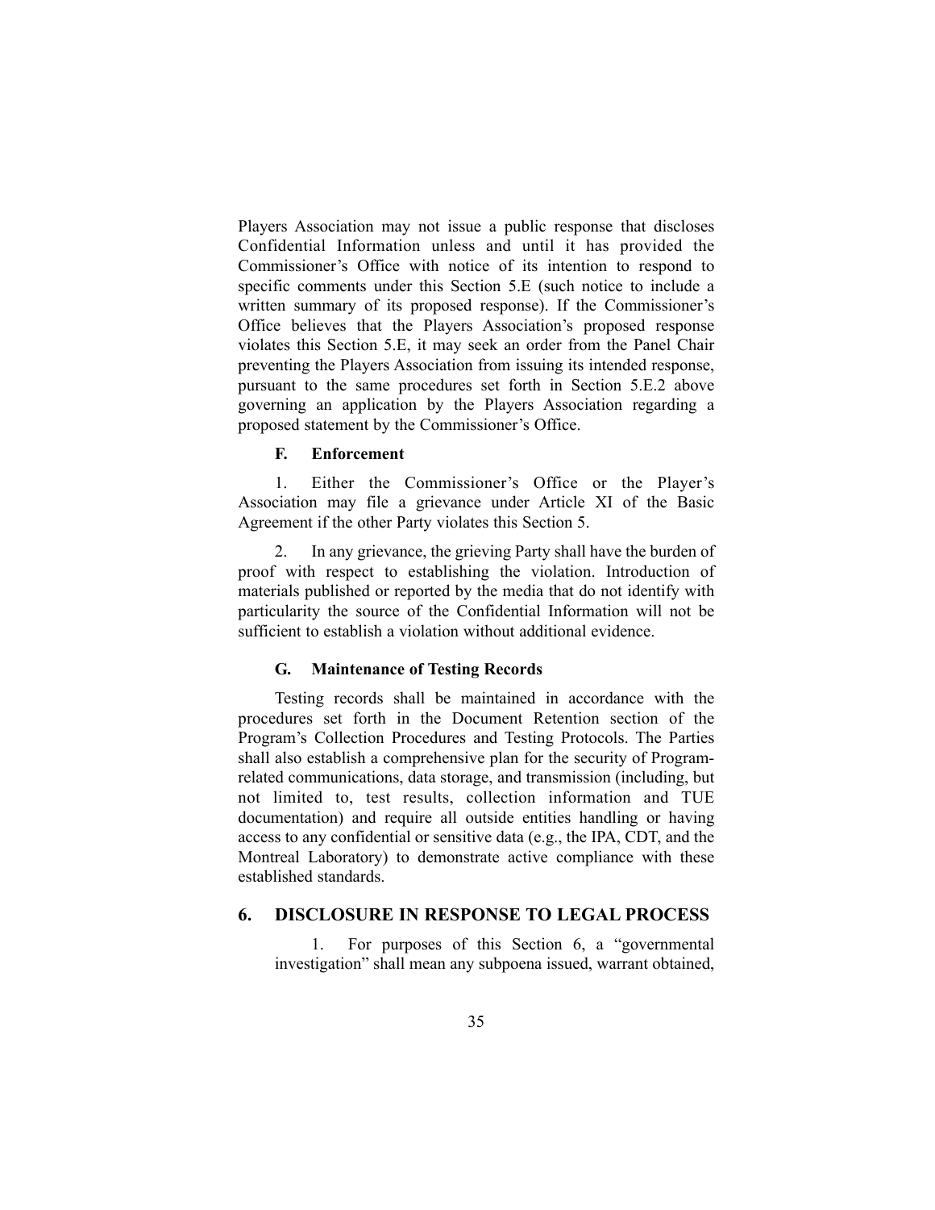Players Association may not issue a public response that discloses Confidential Information unless and until it has provided the Commissioner's Office with notice of its intention to respond to specific comments under this Section 5.E (such notice to include a written summary of its proposed response). If the Commissioner's Office believes that the Players Association's proposed response violates this Section 5.E, it may seek an order from the Panel Chair preventing the Players Association from issuing its intended response, pursuant to the same procedures set forth in Section 5.E.2 above governing an application by the Players Association regarding a proposed statement by the Commissioner's Office.

### F. Enforcement

1. Either the Commissioner's Office or the Player's Association may file a grievance under Article XI of the Basic Agreement if the other Party violates this Section 5.

2. In any grievance, the grieving Party shall have the burden of proof with respect to establishing the violation. Introduction of materials published or reported by the media that do not identify with particularity the source of the Confidential Information will not be sufficient to establish a violation without additional evidence.

### G. Maintenance of Testing Records

Testing records shall be maintained in accordance with the procedures set forth in the Document Retention section of the Program's Collection Procedures and Testing Protocols. The Parties shall also establish a comprehensive plan for the security of Program-related communications, data storage, and transmission (including, but not limited to, test results, collection information and TUE documentation) and require all outside entities handling or having access to any confidential or sensitive data (e.g., the IPA, CDT, and the Montreal Laboratory) to demonstrate active compliance with these established standards.

## 6. DISCLOSURE IN RESPONSE TO LEGAL PROCESS

1. For purposes of this Section 6, a "governmental investigation" shall mean any subpoena issued, warrant obtained,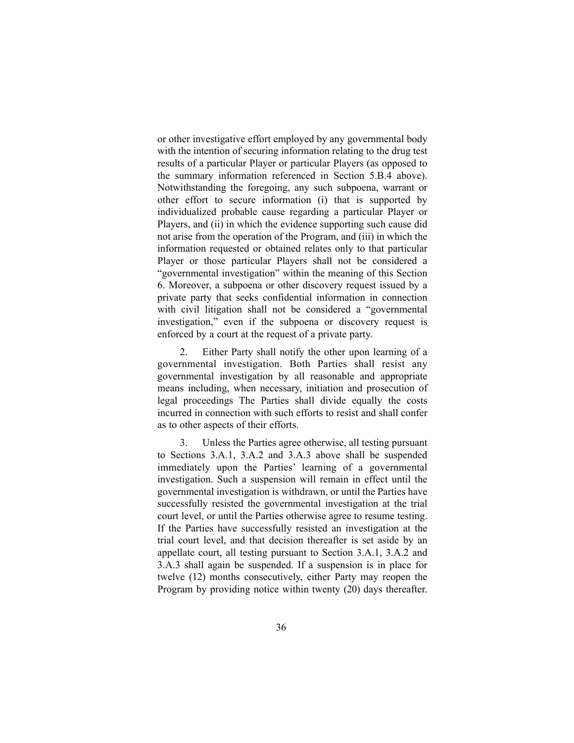or other investigative effort employed by any governmental body with the intention of securing information relating to the drug test results of a particular Player or particular Players (as opposed to the summary information referenced in Section 5.B.4 above). Notwithstanding the foregoing, any such subpoena, warrant or other effort to secure information (i) that is supported by individualized probable cause regarding a particular Player or Players, and (ii) in which the evidence supporting such cause did not arise from the operation of the Program, and (iii) in which the information requested or obtained relates only to that particular Player or those particular Players shall not be considered a "governmental investigation" within the meaning of this Section 6. Moreover, a subpoena or other discovery request issued by a private party that seeks confidential information in connection with civil litigation shall not be considered a "governmental investigation," even if the subpoena or discovery request is enforced by a court at the request of a private party.

2. Either Party shall notify the other upon learning of a governmental investigation. Both Parties shall resist any governmental investigation by all reasonable and appropriate means including, when necessary, initiation and prosecution of legal proceedings The Parties shall divide equally the costs incurred in connection with such efforts to resist and shall confer as to other aspects of their efforts.

3. Unless the Parties agree otherwise, all testing pursuant to Sections 3.A.1, 3.A.2 and 3.A.3 above shall be suspended immediately upon the Parties' learning of a governmental investigation. Such a suspension will remain in effect until the governmental investigation is withdrawn, or until the Parties have successfully resisted the governmental investigation at the trial court level, or until the Parties otherwise agree to resume testing. If the Parties have successfully resisted an investigation at the trial court level, and that decision thereafter is set aside by an appellate court, all testing pursuant to Section 3.A.1, 3.A.2 and 3.A.3 shall again be suspended. If a suspension is in place for twelve (12) months consecutively, either Party may reopen the Program by providing notice within twenty (20) days thereafter.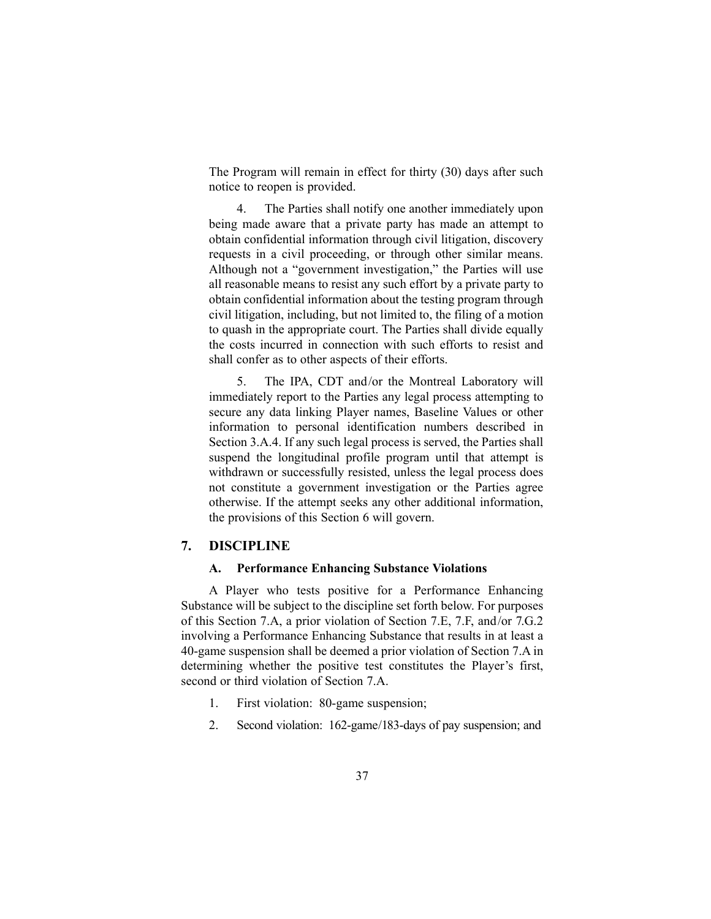The Program will remain in effect for thirty (30) days after such notice to reopen is provided.

4. The Parties shall notify one another immediately upon being made aware that a private party has made an attempt to obtain confidential information through civil litigation, discovery requests in a civil proceeding, or through other similar means. Although not a "government investigation," the Parties will use all reasonable means to resist any such effort by a private party to obtain confidential information about the testing program through civil litigation, including, but not limited to, the filing of a motion to quash in the appropriate court. The Parties shall divide equally the costs incurred in connection with such efforts to resist and shall confer as to other aspects of their efforts.

5. The IPA, CDT and/or the Montreal Laboratory will immediately report to the Parties any legal process attempting to secure any data linking Player names, Baseline Values or other information to personal identification numbers described in Section 3.A.4. If any such legal process is served, the Parties shall suspend the longitudinal profile program until that attempt is withdrawn or successfully resisted, unless the legal process does not constitute a government investigation or the Parties agree otherwise. If the attempt seeks any other additional information, the provisions of this Section 6 will govern.

## 7. DISCIPLINE

### A. Performance Enhancing Substance Violations

A Player who tests positive for a Performance Enhancing Substance will be subject to the discipline set forth below. For purposes of this Section 7.A, a prior violation of Section 7.E, 7.F, and/or 7.G.2 involving a Performance Enhancing Substance that results in at least a 40-game suspension shall be deemed a prior violation of Section 7.A in determining whether the positive test constitutes the Player's first, second or third violation of Section 7.A.

1. First violation: 80-game suspension;
2. Second violation: 162-game/183-days of pay suspension; and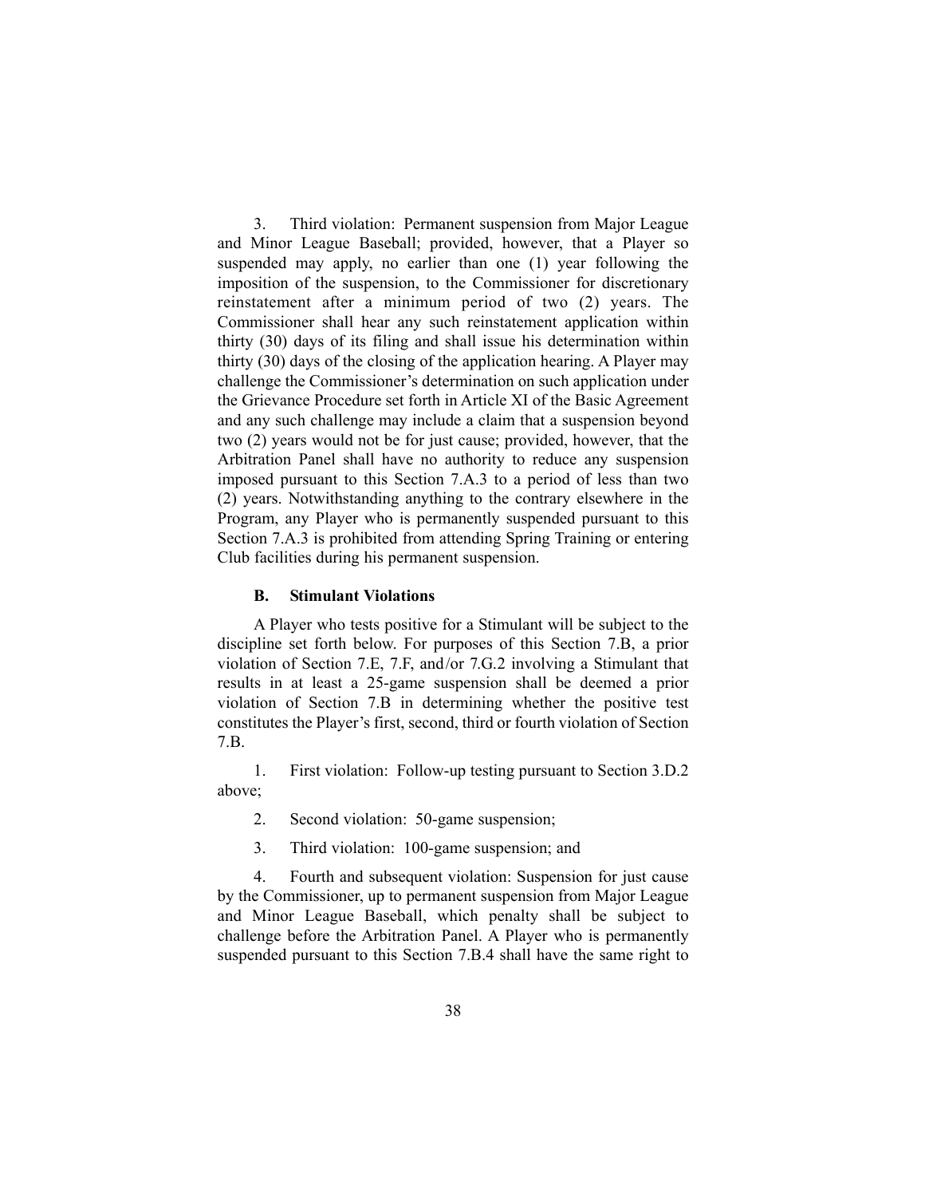3. Third violation: Permanent suspension from Major League and Minor League Baseball; provided, however, that a Player so suspended may apply, no earlier than one (1) year following the imposition of the suspension, to the Commissioner for discretionary reinstatement after a minimum period of two (2) years. The Commissioner shall hear any such reinstatement application within thirty (30) days of its filing and shall issue his determination within thirty (30) days of the closing of the application hearing. A Player may challenge the Commissioner's determination on such application under the Grievance Procedure set forth in Article XI of the Basic Agreement and any such challenge may include a claim that a suspension beyond two (2) years would not be for just cause; provided, however, that the Arbitration Panel shall have no authority to reduce any suspension imposed pursuant to this Section 7.A.3 to a period of less than two (2) years. Notwithstanding anything to the contrary elsewhere in the Program, any Player who is permanently suspended pursuant to this Section 7.A.3 is prohibited from attending Spring Training or entering Club facilities during his permanent suspension.

### B. Stimulant Violations

A Player who tests positive for a Stimulant will be subject to the discipline set forth below. For purposes of this Section 7.B, a prior violation of Section 7.E, 7.F, and/or 7.G.2 involving a Stimulant that results in at least a 25-game suspension shall be deemed a prior violation of Section 7.B in determining whether the positive test constitutes the Player's first, second, third or fourth violation of Section 7.B.

1. First violation: Follow-up testing pursuant to Section 3.D.2 above;

2. Second violation: 50-game suspension;

3. Third violation: 100-game suspension; and

4. Fourth and subsequent violation: Suspension for just cause by the Commissioner, up to permanent suspension from Major League and Minor League Baseball, which penalty shall be subject to challenge before the Arbitration Panel. A Player who is permanently suspended pursuant to this Section 7.B.4 shall have the same right to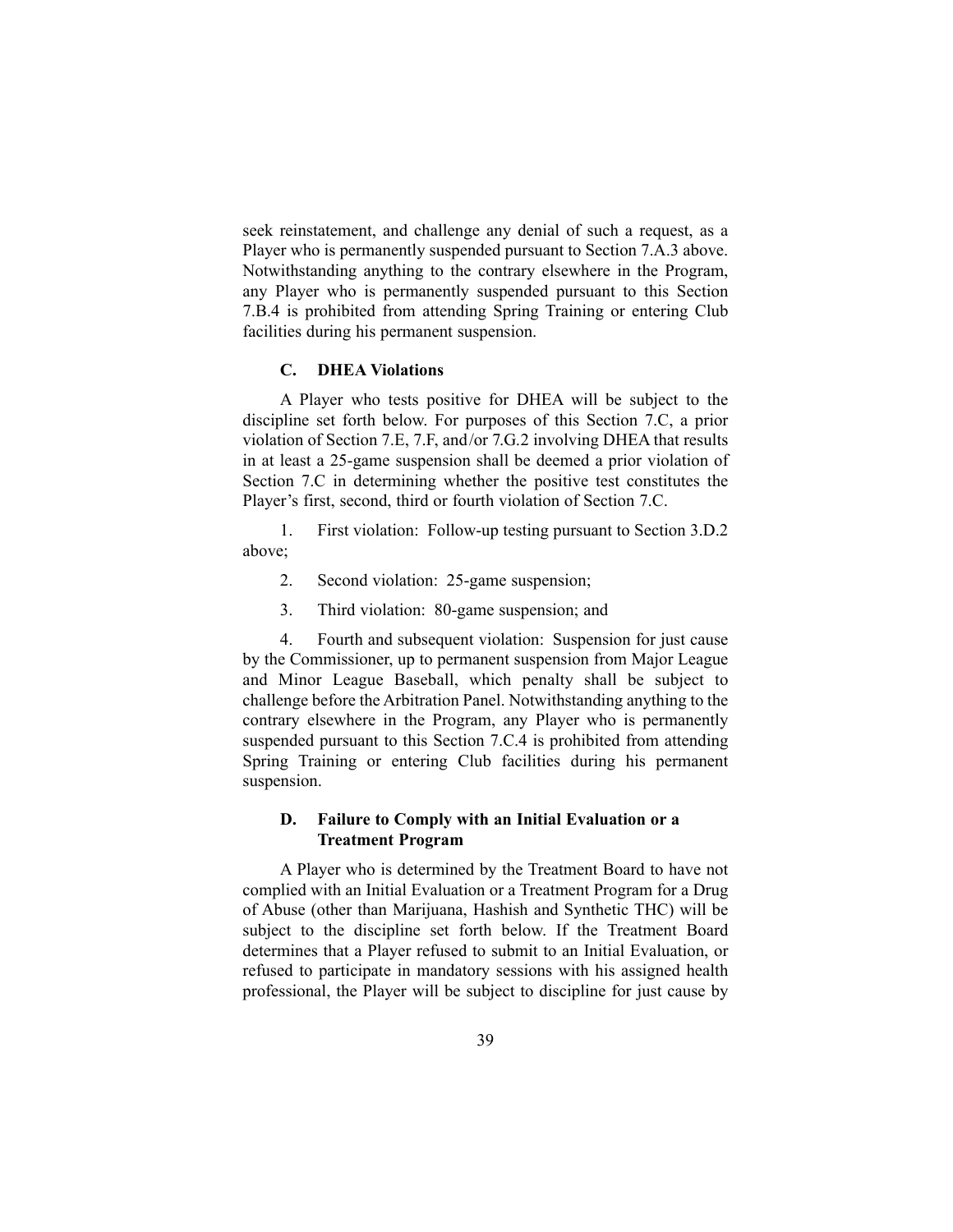seek reinstatement, and challenge any denial of such a request, as a Player who is permanently suspended pursuant to Section 7.A.3 above. Notwithstanding anything to the contrary elsewhere in the Program, any Player who is permanently suspended pursuant to this Section 7.B.4 is prohibited from attending Spring Training or entering Club facilities during his permanent suspension.

### C. DHEA Violations

A Player who tests positive for DHEA will be subject to the discipline set forth below. For purposes of this Section 7.C, a prior violation of Section 7.E, 7.F, and/or 7.G.2 involving DHEA that results in at least a 25-game suspension shall be deemed a prior violation of Section 7.C in determining whether the positive test constitutes the Player's first, second, third or fourth violation of Section 7.C.

1. First violation: Follow-up testing pursuant to Section 3.D.2 above;

2. Second violation: 25-game suspension;

3. Third violation: 80-game suspension; and

4. Fourth and subsequent violation: Suspension for just cause by the Commissioner, up to permanent suspension from Major League and Minor League Baseball, which penalty shall be subject to challenge before the Arbitration Panel. Notwithstanding anything to the contrary elsewhere in the Program, any Player who is permanently suspended pursuant to this Section 7.C.4 is prohibited from attending Spring Training or entering Club facilities during his permanent suspension.

### D. Failure to Comply with an Initial Evaluation or a Treatment Program

A Player who is determined by the Treatment Board to have not complied with an Initial Evaluation or a Treatment Program for a Drug of Abuse (other than Marijuana, Hashish and Synthetic THC) will be subject to the discipline set forth below. If the Treatment Board determines that a Player refused to submit to an Initial Evaluation, or refused to participate in mandatory sessions with his assigned health professional, the Player will be subject to discipline for just cause by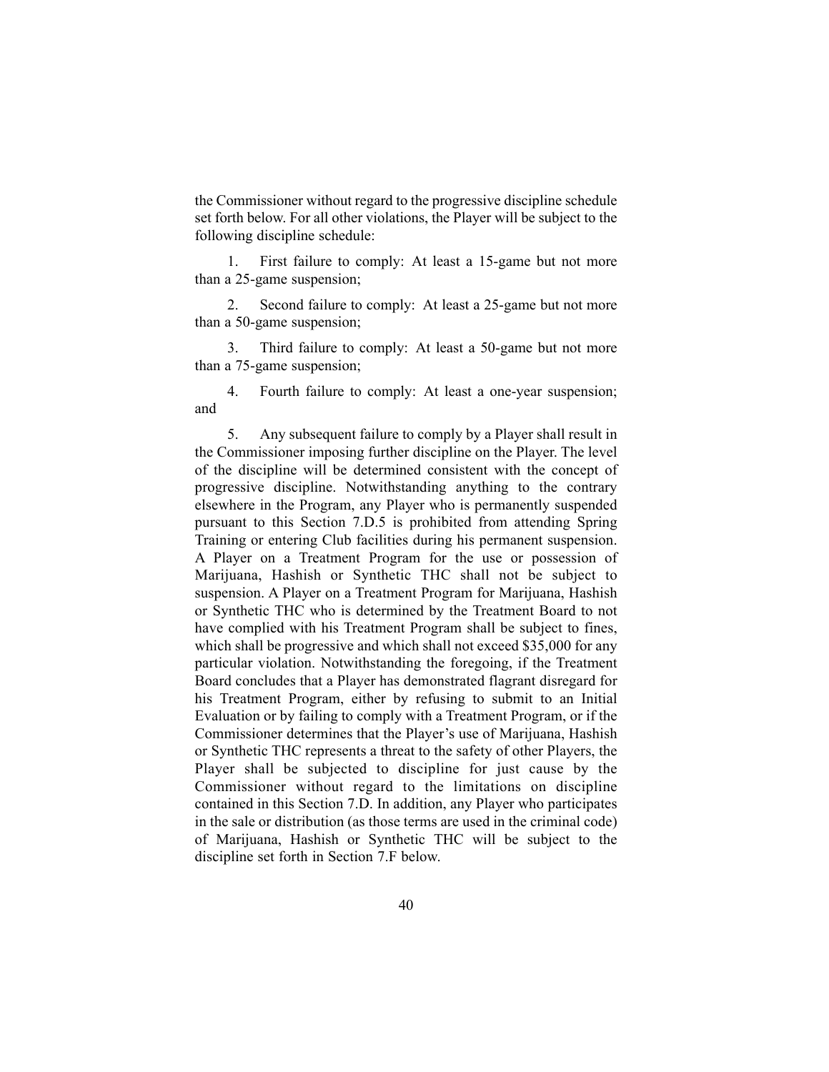the Commissioner without regard to the progressive discipline schedule set forth below. For all other violations, the Player will be subject to the following discipline schedule:

1. First failure to comply: At least a 15-game but not more than a 25-game suspension;

2. Second failure to comply: At least a 25-game but not more than a 50-game suspension;

3. Third failure to comply: At least a 50-game but not more than a 75-game suspension;

4. Fourth failure to comply: At least a one-year suspension; and

5. Any subsequent failure to comply by a Player shall result in the Commissioner imposing further discipline on the Player. The level of the discipline will be determined consistent with the concept of progressive discipline. Notwithstanding anything to the contrary elsewhere in the Program, any Player who is permanently suspended pursuant to this Section 7.D.5 is prohibited from attending Spring Training or entering Club facilities during his permanent suspension. A Player on a Treatment Program for the use or possession of Marijuana, Hashish or Synthetic THC shall not be subject to suspension. A Player on a Treatment Program for Marijuana, Hashish or Synthetic THC who is determined by the Treatment Board to not have complied with his Treatment Program shall be subject to fines, which shall be progressive and which shall not exceed $35,000 for any particular violation. Notwithstanding the foregoing, if the Treatment Board concludes that a Player has demonstrated flagrant disregard for his Treatment Program, either by refusing to submit to an Initial Evaluation or by failing to comply with a Treatment Program, or if the Commissioner determines that the Player's use of Marijuana, Hashish or Synthetic THC represents a threat to the safety of other Players, the Player shall be subjected to discipline for just cause by the Commissioner without regard to the limitations on discipline contained in this Section 7.D. In addition, any Player who participates in the sale or distribution (as those terms are used in the criminal code) of Marijuana, Hashish or Synthetic THC will be subject to the discipline set forth in Section 7.F below.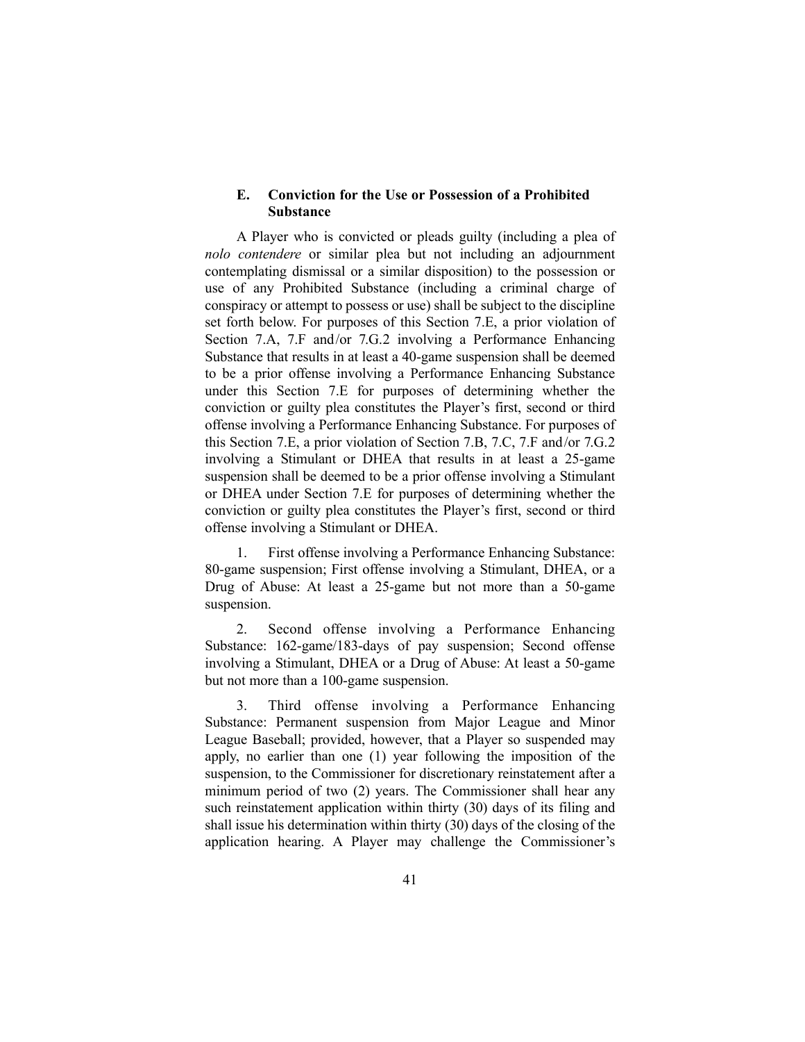### E. Conviction for the Use or Possession of a Prohibited Substance

A Player who is convicted or pleads guilty (including a plea of *nolo contendere* or similar plea but not including an adjournment contemplating dismissal or a similar disposition) to the possession or use of any Prohibited Substance (including a criminal charge of conspiracy or attempt to possess or use) shall be subject to the discipline set forth below. For purposes of this Section 7.E, a prior violation of Section 7.A, 7.F and/or 7.G.2 involving a Performance Enhancing Substance that results in at least a 40-game suspension shall be deemed to be a prior offense involving a Performance Enhancing Substance under this Section 7.E for purposes of determining whether the conviction or guilty plea constitutes the Player's first, second or third offense involving a Performance Enhancing Substance. For purposes of this Section 7.E, a prior violation of Section 7.B, 7.C, 7.F and/or 7.G.2 involving a Stimulant or DHEA that results in at least a 25-game suspension shall be deemed to be a prior offense involving a Stimulant or DHEA under Section 7.E for purposes of determining whether the conviction or guilty plea constitutes the Player's first, second or third offense involving a Stimulant or DHEA.

1. First offense involving a Performance Enhancing Substance: 80-game suspension; First offense involving a Stimulant, DHEA, or a Drug of Abuse: At least a 25-game but not more than a 50-game suspension.

2. Second offense involving a Performance Enhancing Substance: 162-game/183-days of pay suspension; Second offense involving a Stimulant, DHEA or a Drug of Abuse: At least a 50-game but not more than a 100-game suspension.

3. Third offense involving a Performance Enhancing Substance: Permanent suspension from Major League and Minor League Baseball; provided, however, that a Player so suspended may apply, no earlier than one (1) year following the imposition of the suspension, to the Commissioner for discretionary reinstatement after a minimum period of two (2) years. The Commissioner shall hear any such reinstatement application within thirty (30) days of its filing and shall issue his determination within thirty (30) days of the closing of the application hearing. A Player may challenge the Commissioner's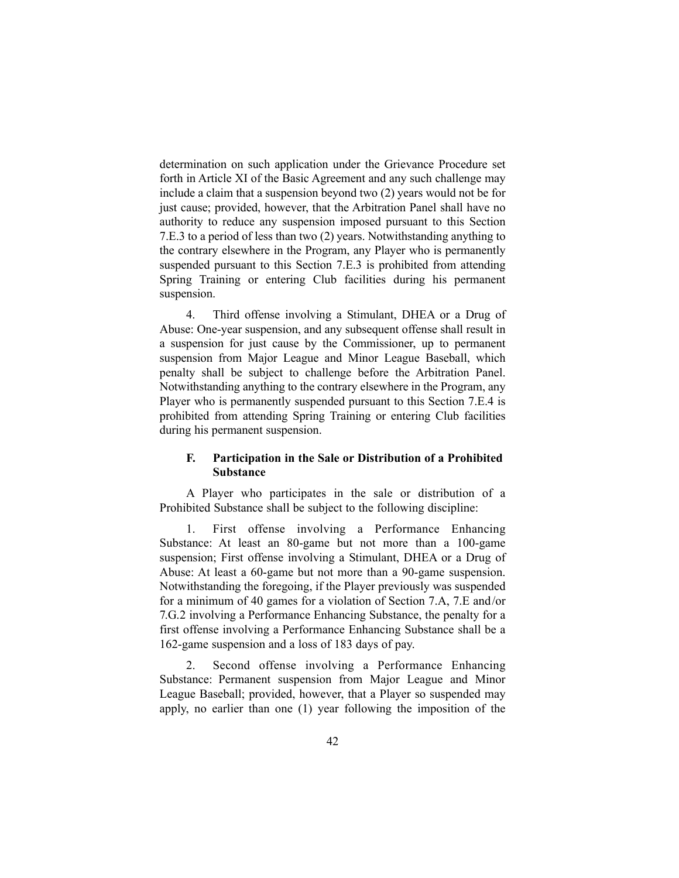determination on such application under the Grievance Procedure set forth in Article XI of the Basic Agreement and any such challenge may include a claim that a suspension beyond two (2) years would not be for just cause; provided, however, that the Arbitration Panel shall have no authority to reduce any suspension imposed pursuant to this Section 7.E.3 to a period of less than two (2) years. Notwithstanding anything to the contrary elsewhere in the Program, any Player who is permanently suspended pursuant to this Section 7.E.3 is prohibited from attending Spring Training or entering Club facilities during his permanent suspension.

4. Third offense involving a Stimulant, DHEA or a Drug of Abuse: One-year suspension, and any subsequent offense shall result in a suspension for just cause by the Commissioner, up to permanent suspension from Major League and Minor League Baseball, which penalty shall be subject to challenge before the Arbitration Panel. Notwithstanding anything to the contrary elsewhere in the Program, any Player who is permanently suspended pursuant to this Section 7.E.4 is prohibited from attending Spring Training or entering Club facilities during his permanent suspension.

### F. Participation in the Sale or Distribution of a Prohibited Substance

A Player who participates in the sale or distribution of a Prohibited Substance shall be subject to the following discipline:

1. First offense involving a Performance Enhancing Substance: At least an 80-game but not more than a 100-game suspension; First offense involving a Stimulant, DHEA or a Drug of Abuse: At least a 60-game but not more than a 90-game suspension. Notwithstanding the foregoing, if the Player previously was suspended for a minimum of 40 games for a violation of Section 7.A, 7.E and/or 7.G.2 involving a Performance Enhancing Substance, the penalty for a first offense involving a Performance Enhancing Substance shall be a 162-game suspension and a loss of 183 days of pay.

2. Second offense involving a Performance Enhancing Substance: Permanent suspension from Major League and Minor League Baseball; provided, however, that a Player so suspended may apply, no earlier than one (1) year following the imposition of the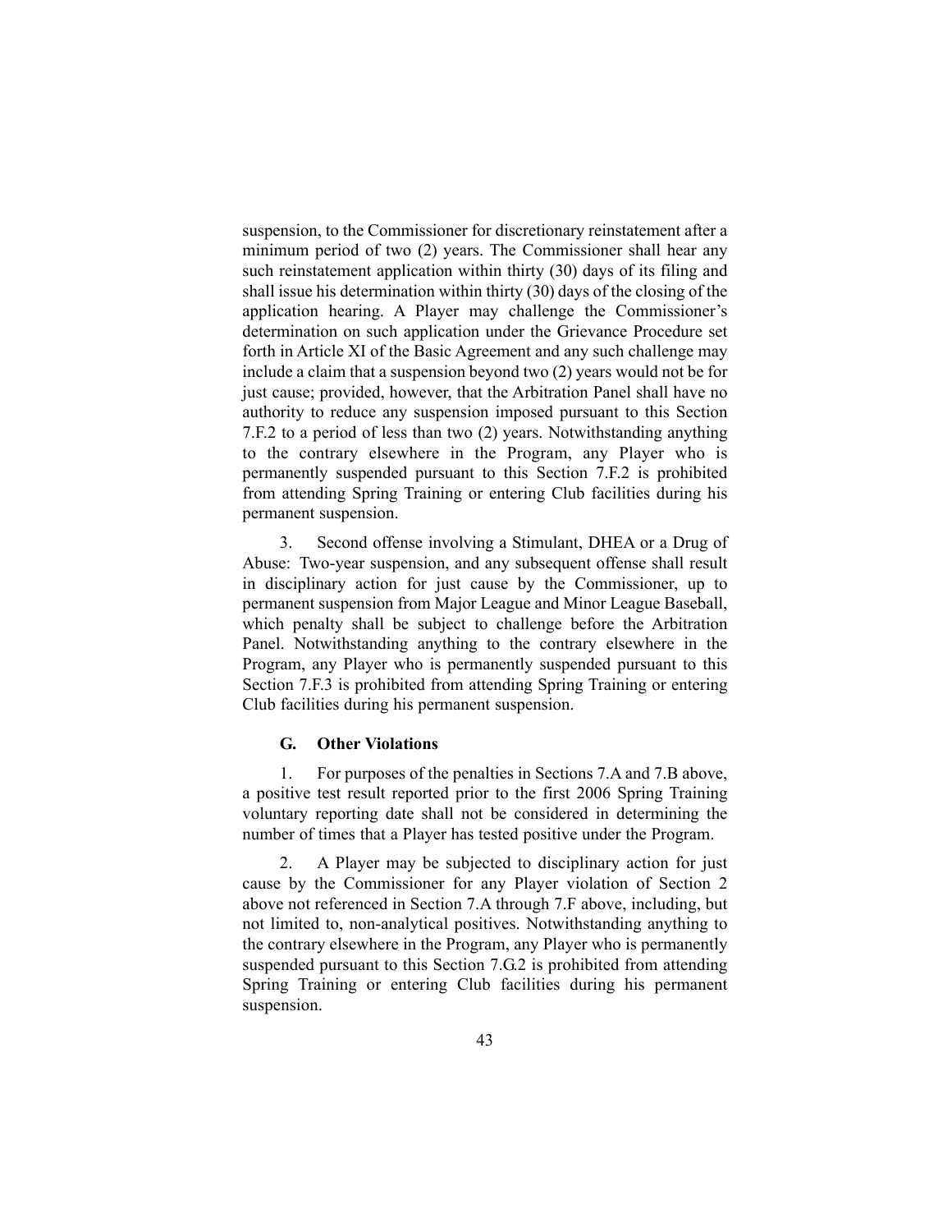suspension, to the Commissioner for discretionary reinstatement after a minimum period of two (2) years. The Commissioner shall hear any such reinstatement application within thirty (30) days of its filing and shall issue his determination within thirty (30) days of the closing of the application hearing. A Player may challenge the Commissioner's determination on such application under the Grievance Procedure set forth in Article XI of the Basic Agreement and any such challenge may include a claim that a suspension beyond two (2) years would not be for just cause; provided, however, that the Arbitration Panel shall have no authority to reduce any suspension imposed pursuant to this Section 7.F.2 to a period of less than two (2) years. Notwithstanding anything to the contrary elsewhere in the Program, any Player who is permanently suspended pursuant to this Section 7.F.2 is prohibited from attending Spring Training or entering Club facilities during his permanent suspension.

3. Second offense involving a Stimulant, DHEA or a Drug of Abuse: Two-year suspension, and any subsequent offense shall result in disciplinary action for just cause by the Commissioner, up to permanent suspension from Major League and Minor League Baseball, which penalty shall be subject to challenge before the Arbitration Panel. Notwithstanding anything to the contrary elsewhere in the Program, any Player who is permanently suspended pursuant to this Section 7.F.3 is prohibited from attending Spring Training or entering Club facilities during his permanent suspension.

### G. Other Violations

1. For purposes of the penalties in Sections 7.A and 7.B above, a positive test result reported prior to the first 2006 Spring Training voluntary reporting date shall not be considered in determining the number of times that a Player has tested positive under the Program.

2. A Player may be subjected to disciplinary action for just cause by the Commissioner for any Player violation of Section 2 above not referenced in Section 7.A through 7.F above, including, but not limited to, non-analytical positives. Notwithstanding anything to the contrary elsewhere in the Program, any Player who is permanently suspended pursuant to this Section 7.G.2 is prohibited from attending Spring Training or entering Club facilities during his permanent suspension.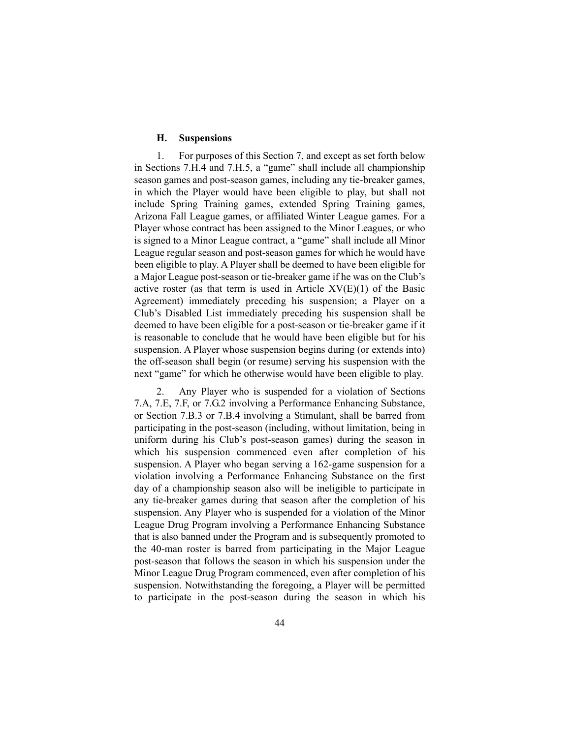### H. Suspensions

1. For purposes of this Section 7, and except as set forth below in Sections 7.H.4 and 7.H.5, a "game" shall include all championship season games and post-season games, including any tie-breaker games, in which the Player would have been eligible to play, but shall not include Spring Training games, extended Spring Training games, Arizona Fall League games, or affiliated Winter League games. For a Player whose contract has been assigned to the Minor Leagues, or who is signed to a Minor League contract, a "game" shall include all Minor League regular season and post-season games for which he would have been eligible to play. A Player shall be deemed to have been eligible for a Major League post-season or tie-breaker game if he was on the Club's active roster (as that term is used in Article XV(E)(1) of the Basic Agreement) immediately preceding his suspension; a Player on a Club's Disabled List immediately preceding his suspension shall be deemed to have been eligible for a post-season or tie-breaker game if it is reasonable to conclude that he would have been eligible but for his suspension. A Player whose suspension begins during (or extends into) the off-season shall begin (or resume) serving his suspension with the next "game" for which he otherwise would have been eligible to play.

2. Any Player who is suspended for a violation of Sections 7.A, 7.E, 7.F, or 7.G.2 involving a Performance Enhancing Substance, or Section 7.B.3 or 7.B.4 involving a Stimulant, shall be barred from participating in the post-season (including, without limitation, being in uniform during his Club's post-season games) during the season in which his suspension commenced even after completion of his suspension. A Player who began serving a 162-game suspension for a violation involving a Performance Enhancing Substance on the first day of a championship season also will be ineligible to participate in any tie-breaker games during that season after the completion of his suspension. Any Player who is suspended for a violation of the Minor League Drug Program involving a Performance Enhancing Substance that is also banned under the Program and is subsequently promoted to the 40-man roster is barred from participating in the Major League post-season that follows the season in which his suspension under the Minor League Drug Program commenced, even after completion of his suspension. Notwithstanding the foregoing, a Player will be permitted to participate in the post-season during the season in which his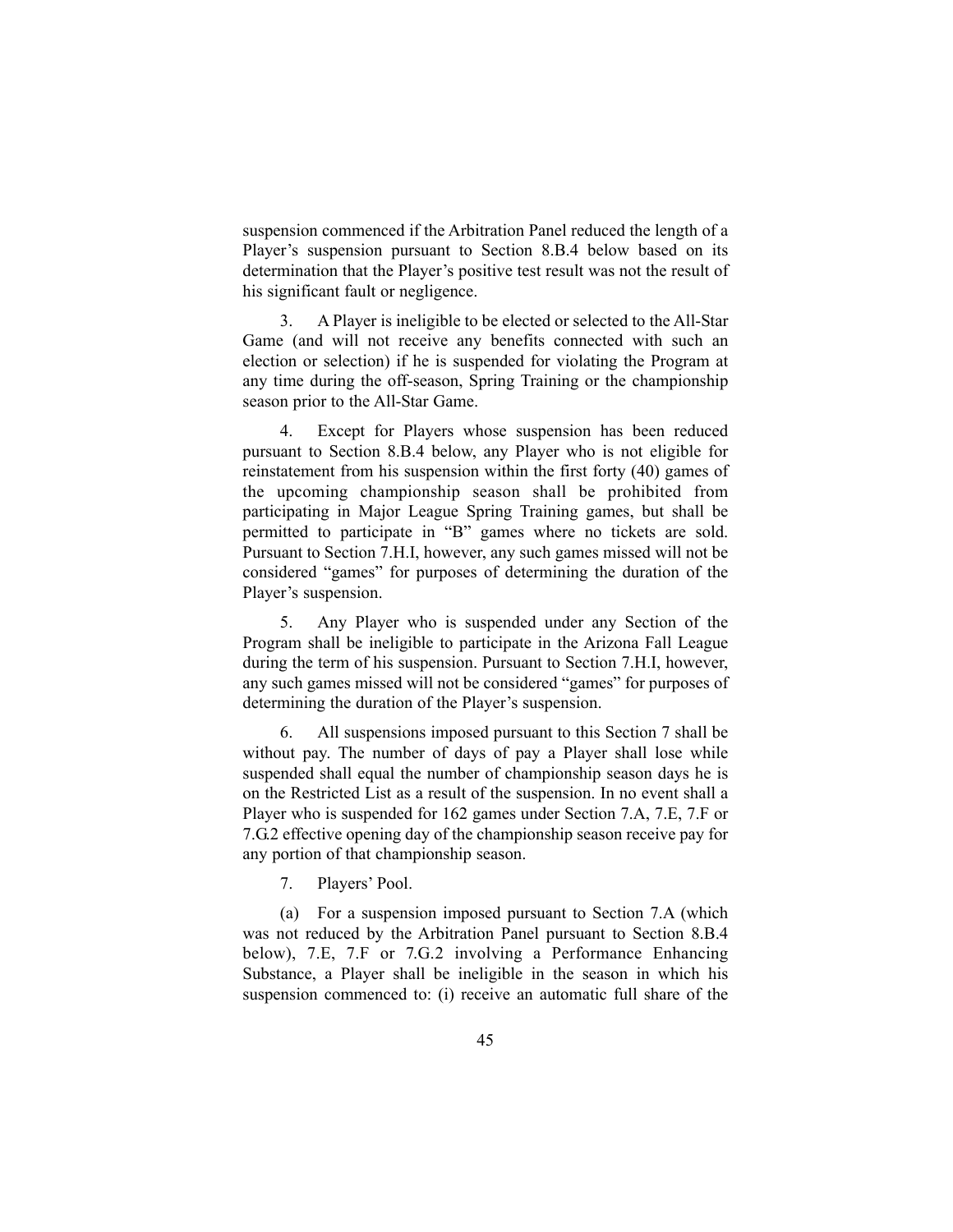suspension commenced if the Arbitration Panel reduced the length of a Player's suspension pursuant to Section 8.B.4 below based on its determination that the Player's positive test result was not the result of his significant fault or negligence.

3. A Player is ineligible to be elected or selected to the All-Star Game (and will not receive any benefits connected with such an election or selection) if he is suspended for violating the Program at any time during the off-season, Spring Training or the championship season prior to the All-Star Game.

4. Except for Players whose suspension has been reduced pursuant to Section 8.B.4 below, any Player who is not eligible for reinstatement from his suspension within the first forty (40) games of the upcoming championship season shall be prohibited from participating in Major League Spring Training games, but shall be permitted to participate in "B" games where no tickets are sold. Pursuant to Section 7.H.I, however, any such games missed will not be considered "games" for purposes of determining the duration of the Player's suspension.

5. Any Player who is suspended under any Section of the Program shall be ineligible to participate in the Arizona Fall League during the term of his suspension. Pursuant to Section 7.H.I, however, any such games missed will not be considered "games" for purposes of determining the duration of the Player's suspension.

6. All suspensions imposed pursuant to this Section 7 shall be without pay. The number of days of pay a Player shall lose while suspended shall equal the number of championship season days he is on the Restricted List as a result of the suspension. In no event shall a Player who is suspended for 162 games under Section 7.A, 7.E, 7.F or 7.G.2 effective opening day of the championship season receive pay for any portion of that championship season.

7. Players' Pool.

(a) For a suspension imposed pursuant to Section 7.A (which was not reduced by the Arbitration Panel pursuant to Section 8.B.4 below), 7.E, 7.F or 7.G.2 involving a Performance Enhancing Substance, a Player shall be ineligible in the season in which his suspension commenced to: (i) receive an automatic full share of the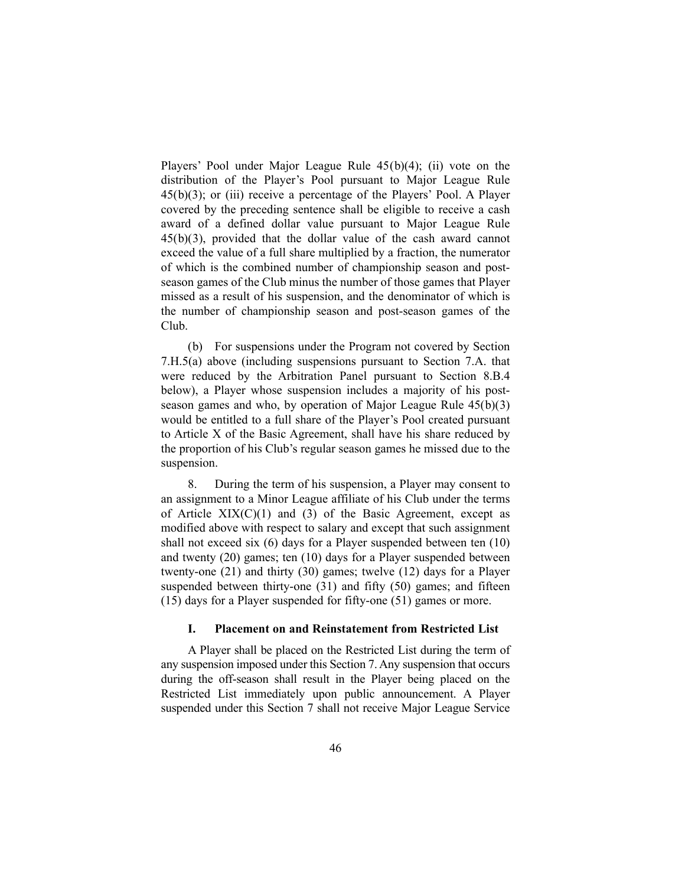Players' Pool under Major League Rule 45(b)(4); (ii) vote on the distribution of the Player's Pool pursuant to Major League Rule 45(b)(3); or (iii) receive a percentage of the Players' Pool. A Player covered by the preceding sentence shall be eligible to receive a cash award of a defined dollar value pursuant to Major League Rule 45(b)(3), provided that the dollar value of the cash award cannot exceed the value of a full share multiplied by a fraction, the numerator of which is the combined number of championship season and post-season games of the Club minus the number of those games that Player missed as a result of his suspension, and the denominator of which is the number of championship season and post-season games of the Club.

(b) For suspensions under the Program not covered by Section 7.H.5(a) above (including suspensions pursuant to Section 7.A. that were reduced by the Arbitration Panel pursuant to Section 8.B.4 below), a Player whose suspension includes a majority of his post-season games and who, by operation of Major League Rule 45(b)(3) would be entitled to a full share of the Player's Pool created pursuant to Article X of the Basic Agreement, shall have his share reduced by the proportion of his Club's regular season games he missed due to the suspension.

8. During the term of his suspension, a Player may consent to an assignment to a Minor League affiliate of his Club under the terms of Article XIX(C)(1) and (3) of the Basic Agreement, except as modified above with respect to salary and except that such assignment shall not exceed six (6) days for a Player suspended between ten (10) and twenty (20) games; ten (10) days for a Player suspended between twenty-one (21) and thirty (30) games; twelve (12) days for a Player suspended between thirty-one (31) and fifty (50) games; and fifteen (15) days for a Player suspended for fifty-one (51) games or more.

### I. Placement on and Reinstatement from Restricted List

A Player shall be placed on the Restricted List during the term of any suspension imposed under this Section 7. Any suspension that occurs during the off-season shall result in the Player being placed on the Restricted List immediately upon public announcement. A Player suspended under this Section 7 shall not receive Major League Service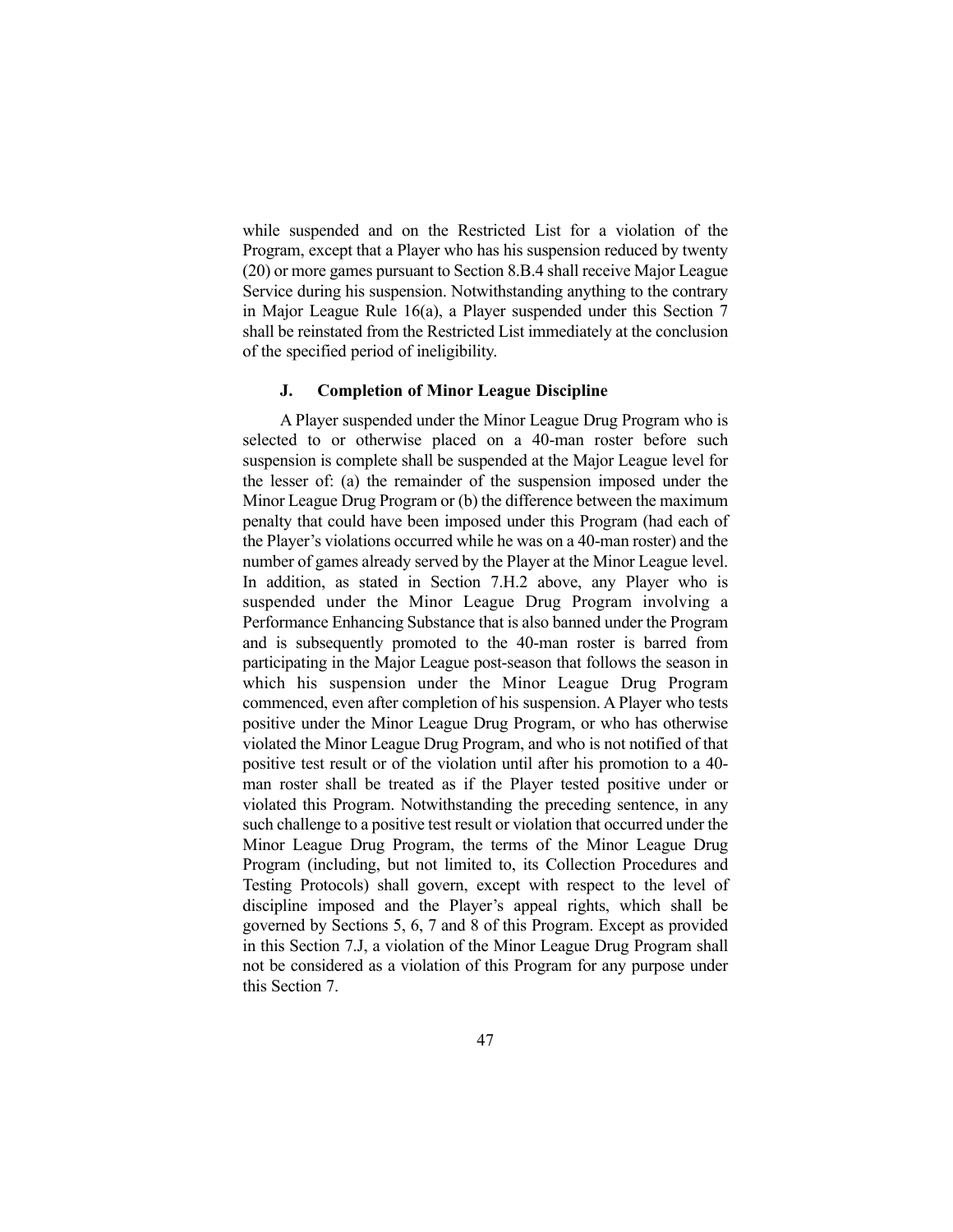while suspended and on the Restricted List for a violation of the Program, except that a Player who has his suspension reduced by twenty (20) or more games pursuant to Section 8.B.4 shall receive Major League Service during his suspension. Notwithstanding anything to the contrary in Major League Rule 16(a), a Player suspended under this Section 7 shall be reinstated from the Restricted List immediately at the conclusion of the specified period of ineligibility.

### J. Completion of Minor League Discipline

A Player suspended under the Minor League Drug Program who is selected to or otherwise placed on a 40-man roster before such suspension is complete shall be suspended at the Major League level for the lesser of: (a) the remainder of the suspension imposed under the Minor League Drug Program or (b) the difference between the maximum penalty that could have been imposed under this Program (had each of the Player's violations occurred while he was on a 40-man roster) and the number of games already served by the Player at the Minor League level. In addition, as stated in Section 7.H.2 above, any Player who is suspended under the Minor League Drug Program involving a Performance Enhancing Substance that is also banned under the Program and is subsequently promoted to the 40-man roster is barred from participating in the Major League post-season that follows the season in which his suspension under the Minor League Drug Program commenced, even after completion of his suspension. A Player who tests positive under the Minor League Drug Program, or who has otherwise violated the Minor League Drug Program, and who is not notified of that positive test result or of the violation until after his promotion to a 40-man roster shall be treated as if the Player tested positive under or violated this Program. Notwithstanding the preceding sentence, in any such challenge to a positive test result or violation that occurred under the Minor League Drug Program, the terms of the Minor League Drug Program (including, but not limited to, its Collection Procedures and Testing Protocols) shall govern, except with respect to the level of discipline imposed and the Player's appeal rights, which shall be governed by Sections 5, 6, 7 and 8 of this Program. Except as provided in this Section 7.J, a violation of the Minor League Drug Program shall not be considered as a violation of this Program for any purpose under this Section 7.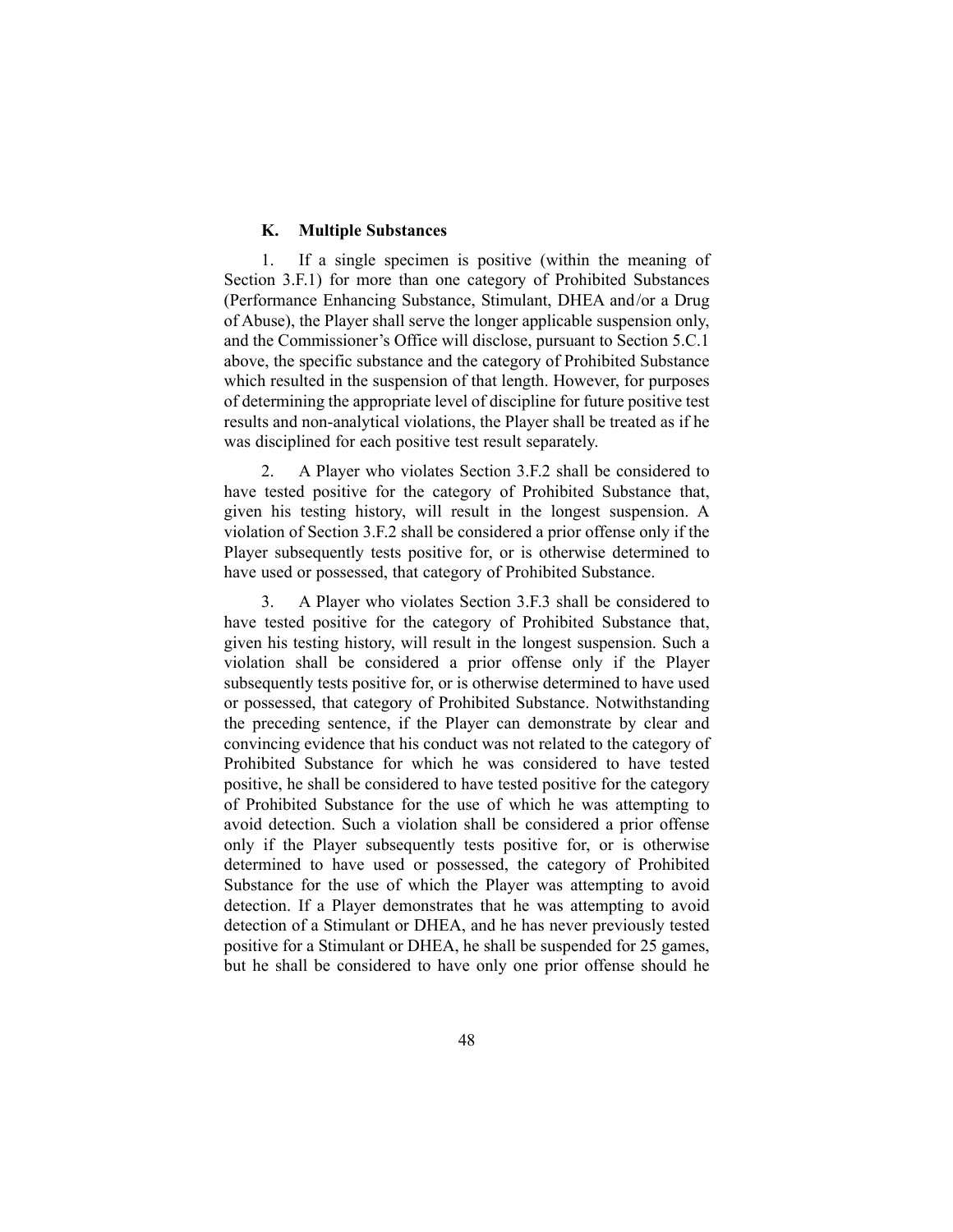### K. Multiple Substances

1. If a single specimen is positive (within the meaning of Section 3.F.1) for more than one category of Prohibited Substances (Performance Enhancing Substance, Stimulant, DHEA and/or a Drug of Abuse), the Player shall serve the longer applicable suspension only, and the Commissioner's Office will disclose, pursuant to Section 5.C.1 above, the specific substance and the category of Prohibited Substance which resulted in the suspension of that length. However, for purposes of determining the appropriate level of discipline for future positive test results and non-analytical violations, the Player shall be treated as if he was disciplined for each positive test result separately.

2. A Player who violates Section 3.F.2 shall be considered to have tested positive for the category of Prohibited Substance that, given his testing history, will result in the longest suspension. A violation of Section 3.F.2 shall be considered a prior offense only if the Player subsequently tests positive for, or is otherwise determined to have used or possessed, that category of Prohibited Substance.

3. A Player who violates Section 3.F.3 shall be considered to have tested positive for the category of Prohibited Substance that, given his testing history, will result in the longest suspension. Such a violation shall be considered a prior offense only if the Player subsequently tests positive for, or is otherwise determined to have used or possessed, that category of Prohibited Substance. Notwithstanding the preceding sentence, if the Player can demonstrate by clear and convincing evidence that his conduct was not related to the category of Prohibited Substance for which he was considered to have tested positive, he shall be considered to have tested positive for the category of Prohibited Substance for the use of which he was attempting to avoid detection. Such a violation shall be considered a prior offense only if the Player subsequently tests positive for, or is otherwise determined to have used or possessed, the category of Prohibited Substance for the use of which the Player was attempting to avoid detection. If a Player demonstrates that he was attempting to avoid detection of a Stimulant or DHEA, and he has never previously tested positive for a Stimulant or DHEA, he shall be suspended for 25 games, but he shall be considered to have only one prior offense should he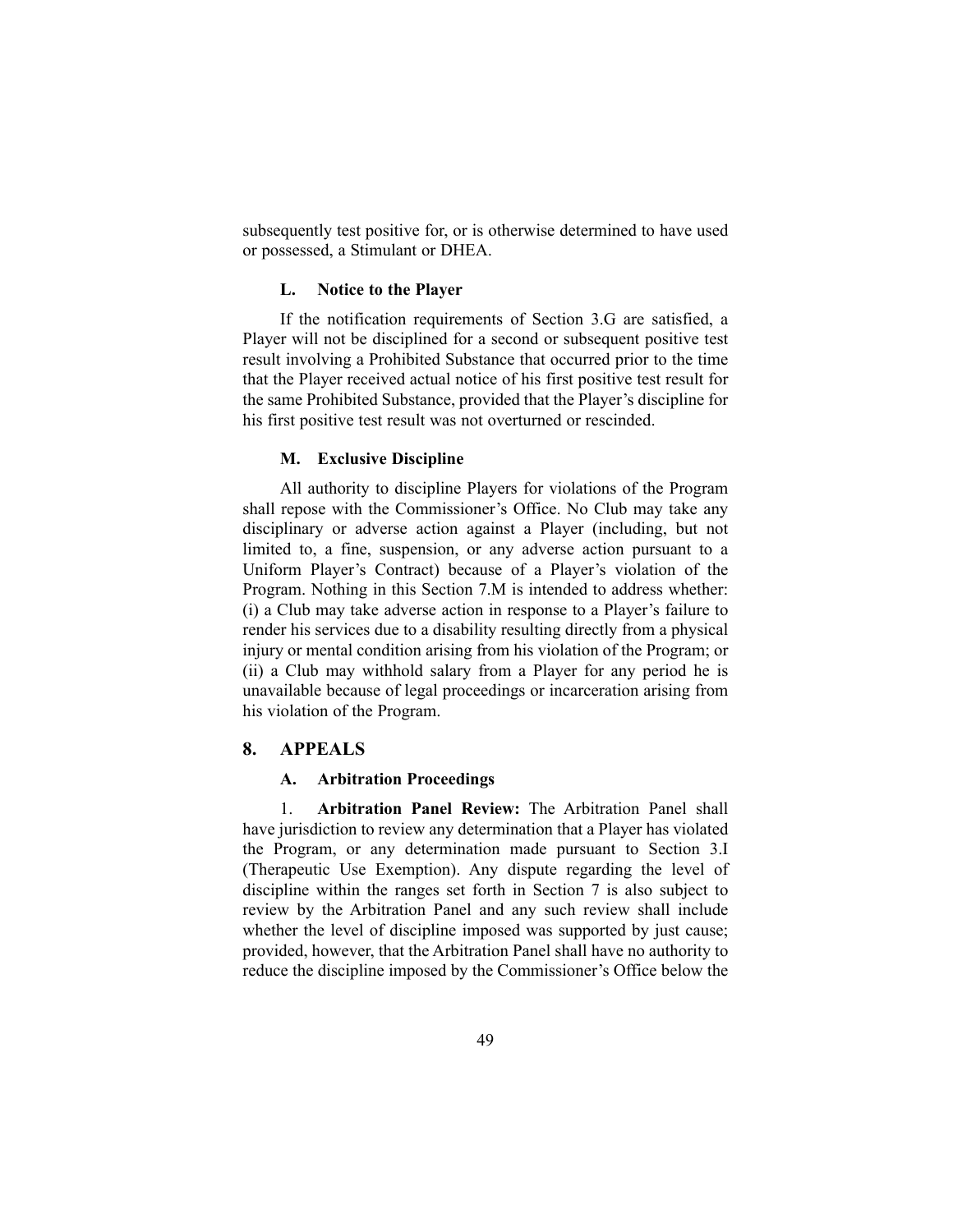subsequently test positive for, or is otherwise determined to have used or possessed, a Stimulant or DHEA.

### L. Notice to the Player

If the notification requirements of Section 3.G are satisfied, a Player will not be disciplined for a second or subsequent positive test result involving a Prohibited Substance that occurred prior to the time that the Player received actual notice of his first positive test result for the same Prohibited Substance, provided that the Player's discipline for his first positive test result was not overturned or rescinded.

### M. Exclusive Discipline

All authority to discipline Players for violations of the Program shall repose with the Commissioner's Office. No Club may take any disciplinary or adverse action against a Player (including, but not limited to, a fine, suspension, or any adverse action pursuant to a Uniform Player's Contract) because of a Player's violation of the Program. Nothing in this Section 7.M is intended to address whether: (i) a Club may take adverse action in response to a Player's failure to render his services due to a disability resulting directly from a physical injury or mental condition arising from his violation of the Program; or (ii) a Club may withhold salary from a Player for any period he is unavailable because of legal proceedings or incarceration arising from his violation of the Program.

## 8. APPEALS

### A. Arbitration Proceedings

1. **Arbitration Panel Review:** The Arbitration Panel shall have jurisdiction to review any determination that a Player has violated the Program, or any determination made pursuant to Section 3.I (Therapeutic Use Exemption). Any dispute regarding the level of discipline within the ranges set forth in Section 7 is also subject to review by the Arbitration Panel and any such review shall include whether the level of discipline imposed was supported by just cause; provided, however, that the Arbitration Panel shall have no authority to reduce the discipline imposed by the Commissioner's Office below the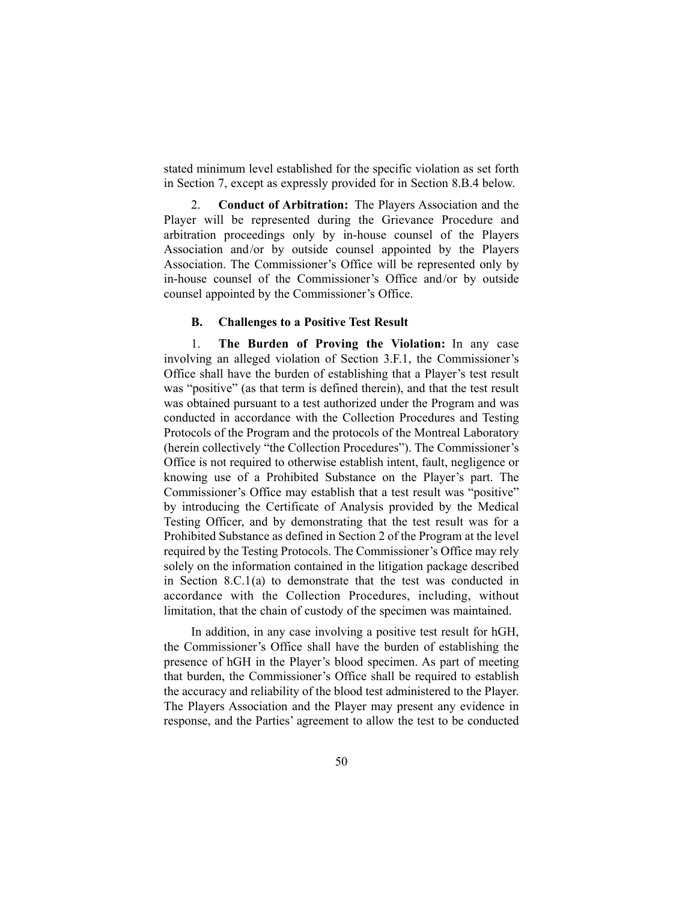stated minimum level established for the specific violation as set forth in Section 7, except as expressly provided for in Section 8.B.4 below.

2. **Conduct of Arbitration:** The Players Association and the Player will be represented during the Grievance Procedure and arbitration proceedings only by in-house counsel of the Players Association and/or by outside counsel appointed by the Players Association. The Commissioner's Office will be represented only by in-house counsel of the Commissioner's Office and/or by outside counsel appointed by the Commissioner's Office.

**B. Challenges to a Positive Test Result**

1. **The Burden of Proving the Violation:** In any case involving an alleged violation of Section 3.F.1, the Commissioner's Office shall have the burden of establishing that a Player's test result was "positive" (as that term is defined therein), and that the test result was obtained pursuant to a test authorized under the Program and was conducted in accordance with the Collection Procedures and Testing Protocols of the Program and the protocols of the Montreal Laboratory (herein collectively "the Collection Procedures"). The Commissioner's Office is not required to otherwise establish intent, fault, negligence or knowing use of a Prohibited Substance on the Player's part. The Commissioner's Office may establish that a test result was "positive" by introducing the Certificate of Analysis provided by the Medical Testing Officer, and by demonstrating that the test result was for a Prohibited Substance as defined in Section 2 of the Program at the level required by the Testing Protocols. The Commissioner's Office may rely solely on the information contained in the litigation package described in Section 8.C.1(a) to demonstrate that the test was conducted in accordance with the Collection Procedures, including, without limitation, that the chain of custody of the specimen was maintained.

In addition, in any case involving a positive test result for hGH, the Commissioner's Office shall have the burden of establishing the presence of hGH in the Player's blood specimen. As part of meeting that burden, the Commissioner's Office shall be required to establish the accuracy and reliability of the blood test administered to the Player. The Players Association and the Player may present any evidence in response, and the Parties' agreement to allow the test to be conducted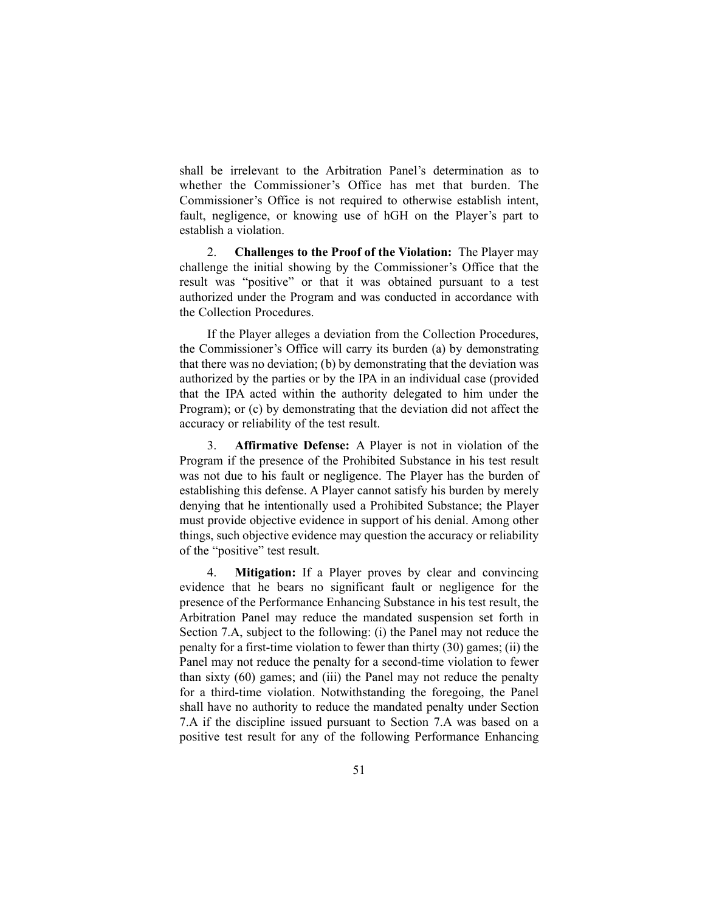shall be irrelevant to the Arbitration Panel's determination as to whether the Commissioner's Office has met that burden. The Commissioner's Office is not required to otherwise establish intent, fault, negligence, or knowing use of hGH on the Player's part to establish a violation.

2. **Challenges to the Proof of the Violation:** The Player may challenge the initial showing by the Commissioner's Office that the result was "positive" or that it was obtained pursuant to a test authorized under the Program and was conducted in accordance with the Collection Procedures.

If the Player alleges a deviation from the Collection Procedures, the Commissioner's Office will carry its burden (a) by demonstrating that there was no deviation; (b) by demonstrating that the deviation was authorized by the parties or by the IPA in an individual case (provided that the IPA acted within the authority delegated to him under the Program); or (c) by demonstrating that the deviation did not affect the accuracy or reliability of the test result.

3. **Affirmative Defense:** A Player is not in violation of the Program if the presence of the Prohibited Substance in his test result was not due to his fault or negligence. The Player has the burden of establishing this defense. A Player cannot satisfy his burden by merely denying that he intentionally used a Prohibited Substance; the Player must provide objective evidence in support of his denial. Among other things, such objective evidence may question the accuracy or reliability of the "positive" test result.

4. **Mitigation:** If a Player proves by clear and convincing evidence that he bears no significant fault or negligence for the presence of the Performance Enhancing Substance in his test result, the Arbitration Panel may reduce the mandated suspension set forth in Section 7.A, subject to the following: (i) the Panel may not reduce the penalty for a first-time violation to fewer than thirty (30) games; (ii) the Panel may not reduce the penalty for a second-time violation to fewer than sixty (60) games; and (iii) the Panel may not reduce the penalty for a third-time violation. Notwithstanding the foregoing, the Panel shall have no authority to reduce the mandated penalty under Section 7.A if the discipline issued pursuant to Section 7.A was based on a positive test result for any of the following Performance Enhancing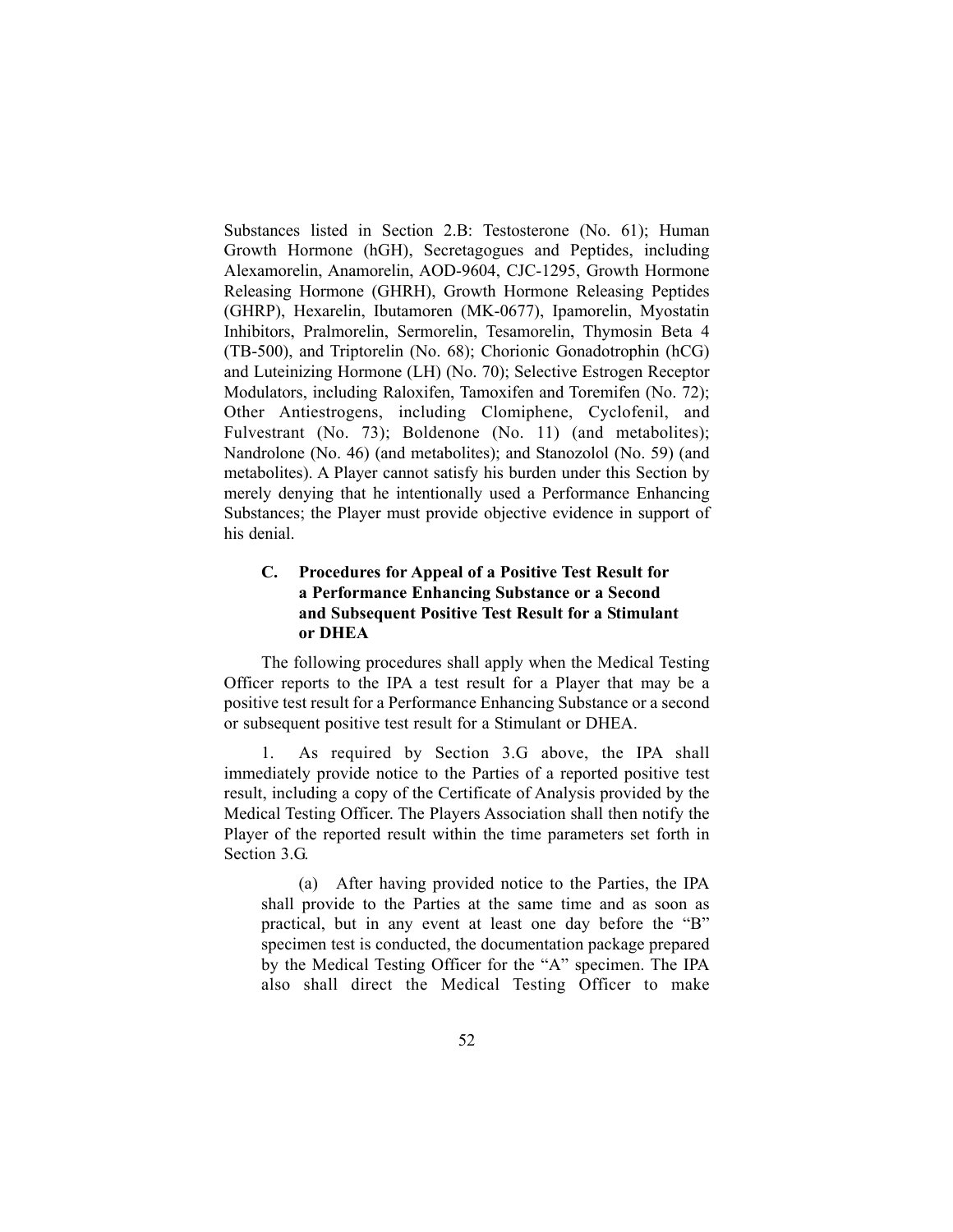Substances listed in Section 2.B: Testosterone (No. 61); Human Growth Hormone (hGH), Secretagogues and Peptides, including Alexamorelin, Anamorelin, AOD-9604, CJC-1295, Growth Hormone Releasing Hormone (GHRH), Growth Hormone Releasing Peptides (GHRP), Hexarelin, Ibutamoren (MK-0677), Ipamorelin, Myostatin Inhibitors, Pralmorelin, Sermorelin, Tesamorelin, Thymosin Beta 4 (TB-500), and Triptorelin (No. 68); Chorionic Gonadotrophin (hCG) and Luteinizing Hormone (LH) (No. 70); Selective Estrogen Receptor Modulators, including Raloxifen, Tamoxifen and Toremifen (No. 72); Other Antiestrogens, including Clomiphene, Cyclofenil, and Fulvestrant (No. 73); Boldenone (No. 11) (and metabolites); Nandrolone (No. 46) (and metabolites); and Stanozolol (No. 59) (and metabolites). A Player cannot satisfy his burden under this Section by merely denying that he intentionally used a Performance Enhancing Substances; the Player must provide objective evidence in support of his denial.

### C. Procedures for Appeal of a Positive Test Result for a Performance Enhancing Substance or a Second and Subsequent Positive Test Result for a Stimulant or DHEA

The following procedures shall apply when the Medical Testing Officer reports to the IPA a test result for a Player that may be a positive test result for a Performance Enhancing Substance or a second or subsequent positive test result for a Stimulant or DHEA.

1. As required by Section 3.G above, the IPA shall immediately provide notice to the Parties of a reported positive test result, including a copy of the Certificate of Analysis provided by the Medical Testing Officer. The Players Association shall then notify the Player of the reported result within the time parameters set forth in Section 3.G.

(a) After having provided notice to the Parties, the IPA shall provide to the Parties at the same time and as soon as practical, but in any event at least one day before the "B" specimen test is conducted, the documentation package prepared by the Medical Testing Officer for the "A" specimen. The IPA also shall direct the Medical Testing Officer to make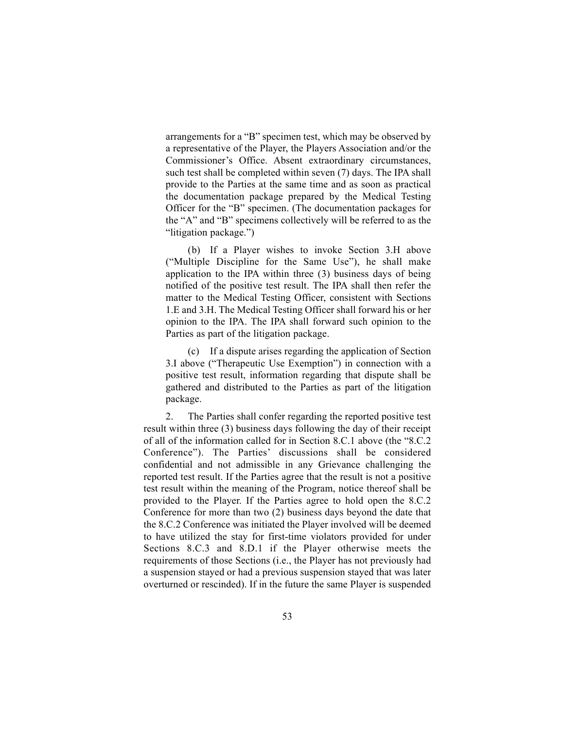arrangements for a "B" specimen test, which may be observed by a representative of the Player, the Players Association and/or the Commissioner's Office. Absent extraordinary circumstances, such test shall be completed within seven (7) days. The IPA shall provide to the Parties at the same time and as soon as practical the documentation package prepared by the Medical Testing Officer for the "B" specimen. (The documentation packages for the "A" and "B" specimens collectively will be referred to as the "litigation package.")

(b) If a Player wishes to invoke Section 3.H above ("Multiple Discipline for the Same Use"), he shall make application to the IPA within three (3) business days of being notified of the positive test result. The IPA shall then refer the matter to the Medical Testing Officer, consistent with Sections 1.E and 3.H. The Medical Testing Officer shall forward his or her opinion to the IPA. The IPA shall forward such opinion to the Parties as part of the litigation package.

(c) If a dispute arises regarding the application of Section 3.I above ("Therapeutic Use Exemption") in connection with a positive test result, information regarding that dispute shall be gathered and distributed to the Parties as part of the litigation package.

2. The Parties shall confer regarding the reported positive test result within three (3) business days following the day of their receipt of all of the information called for in Section 8.C.1 above (the "8.C.2 Conference"). The Parties' discussions shall be considered confidential and not admissible in any Grievance challenging the reported test result. If the Parties agree that the result is not a positive test result within the meaning of the Program, notice thereof shall be provided to the Player. If the Parties agree to hold open the 8.C.2 Conference for more than two (2) business days beyond the date that the 8.C.2 Conference was initiated the Player involved will be deemed to have utilized the stay for first-time violators provided for under Sections 8.C.3 and 8.D.1 if the Player otherwise meets the requirements of those Sections (i.e., the Player has not previously had a suspension stayed or had a previous suspension stayed that was later overturned or rescinded). If in the future the same Player is suspended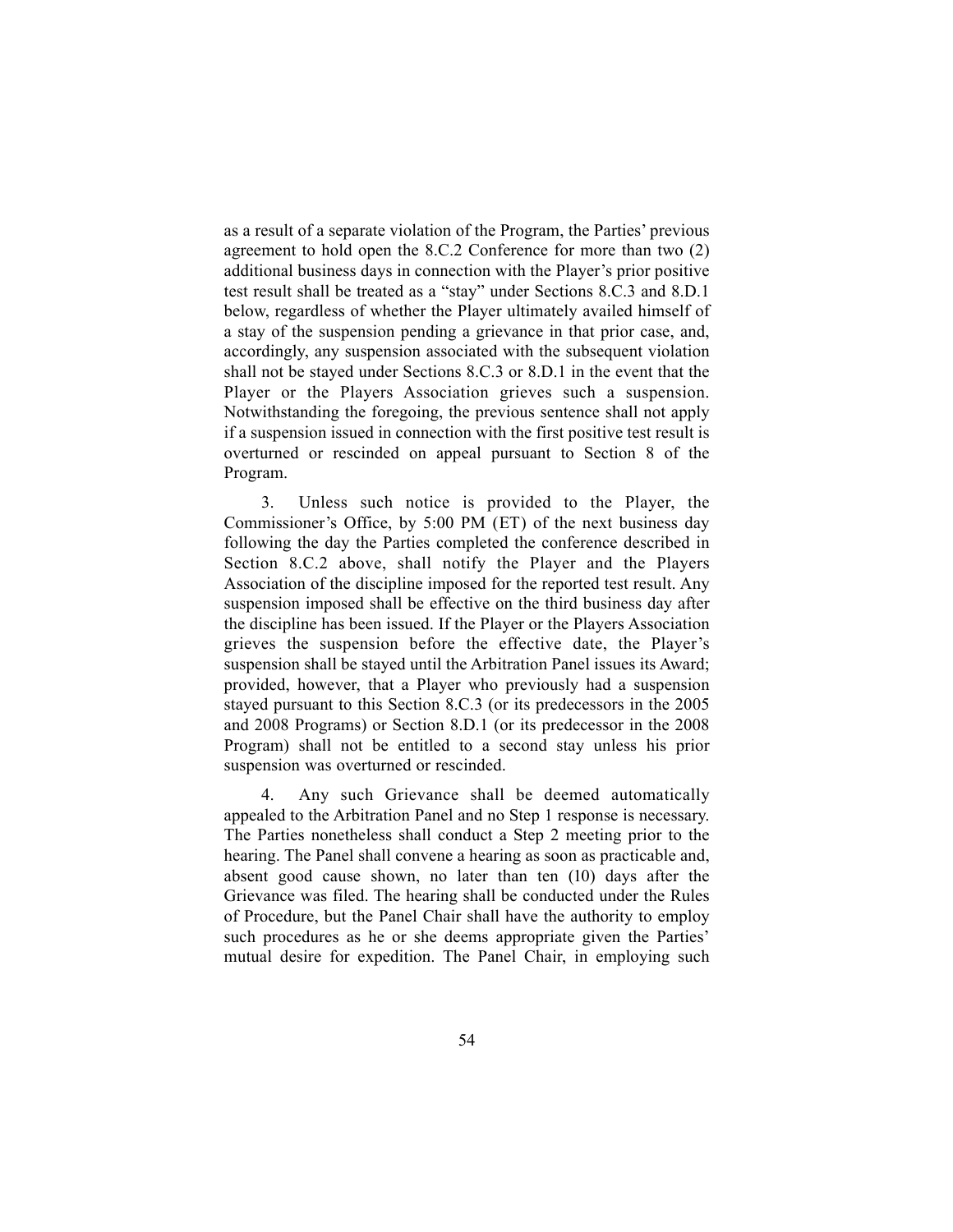as a result of a separate violation of the Program, the Parties' previous agreement to hold open the 8.C.2 Conference for more than two (2) additional business days in connection with the Player's prior positive test result shall be treated as a "stay" under Sections 8.C.3 and 8.D.1 below, regardless of whether the Player ultimately availed himself of a stay of the suspension pending a grievance in that prior case, and, accordingly, any suspension associated with the subsequent violation shall not be stayed under Sections 8.C.3 or 8.D.1 in the event that the Player or the Players Association grieves such a suspension. Notwithstanding the foregoing, the previous sentence shall not apply if a suspension issued in connection with the first positive test result is overturned or rescinded on appeal pursuant to Section 8 of the Program.

3. Unless such notice is provided to the Player, the Commissioner's Office, by 5:00 PM (ET) of the next business day following the day the Parties completed the conference described in Section 8.C.2 above, shall notify the Player and the Players Association of the discipline imposed for the reported test result. Any suspension imposed shall be effective on the third business day after the discipline has been issued. If the Player or the Players Association grieves the suspension before the effective date, the Player's suspension shall be stayed until the Arbitration Panel issues its Award; provided, however, that a Player who previously had a suspension stayed pursuant to this Section 8.C.3 (or its predecessors in the 2005 and 2008 Programs) or Section 8.D.1 (or its predecessor in the 2008 Program) shall not be entitled to a second stay unless his prior suspension was overturned or rescinded.

4. Any such Grievance shall be deemed automatically appealed to the Arbitration Panel and no Step 1 response is necessary. The Parties nonetheless shall conduct a Step 2 meeting prior to the hearing. The Panel shall convene a hearing as soon as practicable and, absent good cause shown, no later than ten (10) days after the Grievance was filed. The hearing shall be conducted under the Rules of Procedure, but the Panel Chair shall have the authority to employ such procedures as he or she deems appropriate given the Parties' mutual desire for expedition. The Panel Chair, in employing such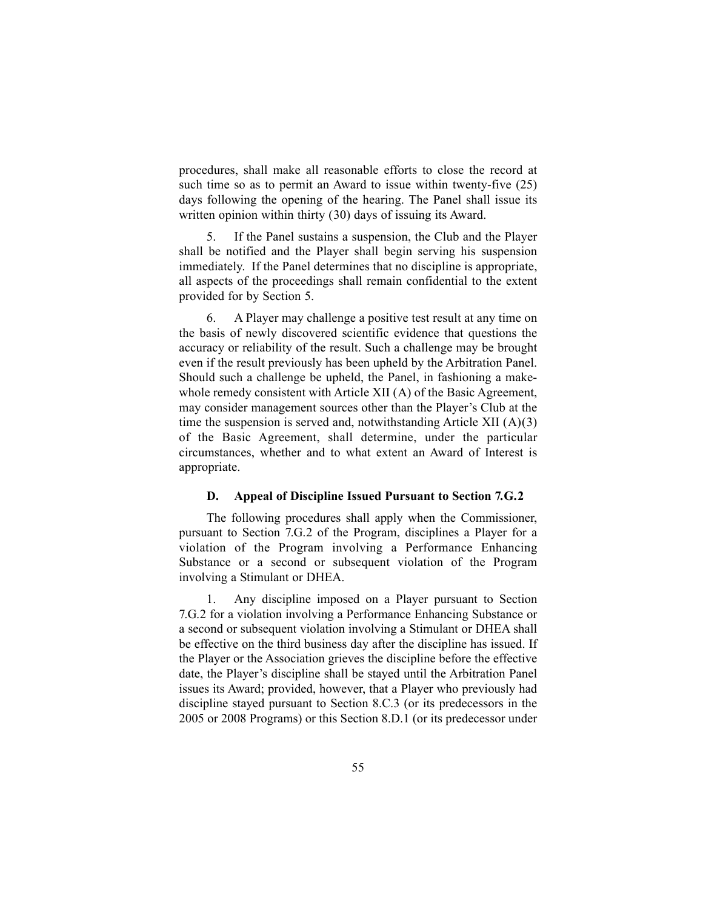procedures, shall make all reasonable efforts to close the record at such time so as to permit an Award to issue within twenty-five (25) days following the opening of the hearing. The Panel shall issue its written opinion within thirty (30) days of issuing its Award.

5. If the Panel sustains a suspension, the Club and the Player shall be notified and the Player shall begin serving his suspension immediately. If the Panel determines that no discipline is appropriate, all aspects of the proceedings shall remain confidential to the extent provided for by Section 5.

6. A Player may challenge a positive test result at any time on the basis of newly discovered scientific evidence that questions the accuracy or reliability of the result. Such a challenge may be brought even if the result previously has been upheld by the Arbitration Panel. Should such a challenge be upheld, the Panel, in fashioning a make-whole remedy consistent with Article XII (A) of the Basic Agreement, may consider management sources other than the Player's Club at the time the suspension is served and, notwithstanding Article XII (A)(3) of the Basic Agreement, shall determine, under the particular circumstances, whether and to what extent an Award of Interest is appropriate.

### D. Appeal of Discipline Issued Pursuant to Section 7.G.2

The following procedures shall apply when the Commissioner, pursuant to Section 7.G.2 of the Program, disciplines a Player for a violation of the Program involving a Performance Enhancing Substance or a second or subsequent violation of the Program involving a Stimulant or DHEA.

1. Any discipline imposed on a Player pursuant to Section 7.G.2 for a violation involving a Performance Enhancing Substance or a second or subsequent violation involving a Stimulant or DHEA shall be effective on the third business day after the discipline has issued. If the Player or the Association grieves the discipline before the effective date, the Player's discipline shall be stayed until the Arbitration Panel issues its Award; provided, however, that a Player who previously had discipline stayed pursuant to Section 8.C.3 (or its predecessors in the 2005 or 2008 Programs) or this Section 8.D.1 (or its predecessor under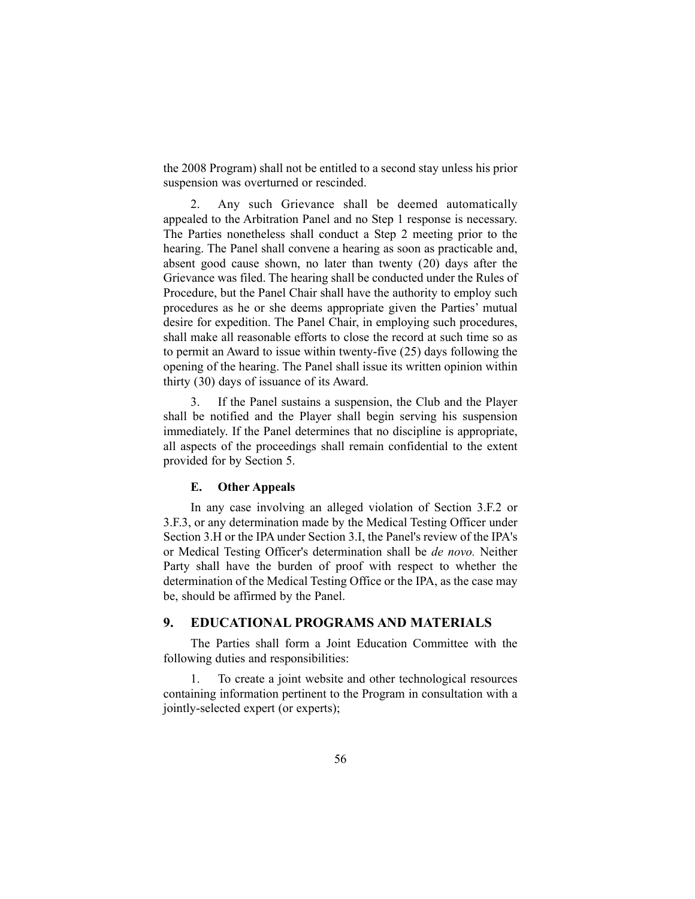the 2008 Program) shall not be entitled to a second stay unless his prior suspension was overturned or rescinded.

2. Any such Grievance shall be deemed automatically appealed to the Arbitration Panel and no Step 1 response is necessary. The Parties nonetheless shall conduct a Step 2 meeting prior to the hearing. The Panel shall convene a hearing as soon as practicable and, absent good cause shown, no later than twenty (20) days after the Grievance was filed. The hearing shall be conducted under the Rules of Procedure, but the Panel Chair shall have the authority to employ such procedures as he or she deems appropriate given the Parties' mutual desire for expedition. The Panel Chair, in employing such procedures, shall make all reasonable efforts to close the record at such time so as to permit an Award to issue within twenty-five (25) days following the opening of the hearing. The Panel shall issue its written opinion within thirty (30) days of issuance of its Award.

3. If the Panel sustains a suspension, the Club and the Player shall be notified and the Player shall begin serving his suspension immediately. If the Panel determines that no discipline is appropriate, all aspects of the proceedings shall remain confidential to the extent provided for by Section 5.

### E. Other Appeals

In any case involving an alleged violation of Section 3.F.2 or 3.F.3, or any determination made by the Medical Testing Officer under Section 3.H or the IPA under Section 3.I, the Panel's review of the IPA's or Medical Testing Officer's determination shall be *de novo.* Neither Party shall have the burden of proof with respect to whether the determination of the Medical Testing Office or the IPA, as the case may be, should be affirmed by the Panel.

## 9. EDUCATIONAL PROGRAMS AND MATERIALS

The Parties shall form a Joint Education Committee with the following duties and responsibilities:

1. To create a joint website and other technological resources containing information pertinent to the Program in consultation with a jointly-selected expert (or experts);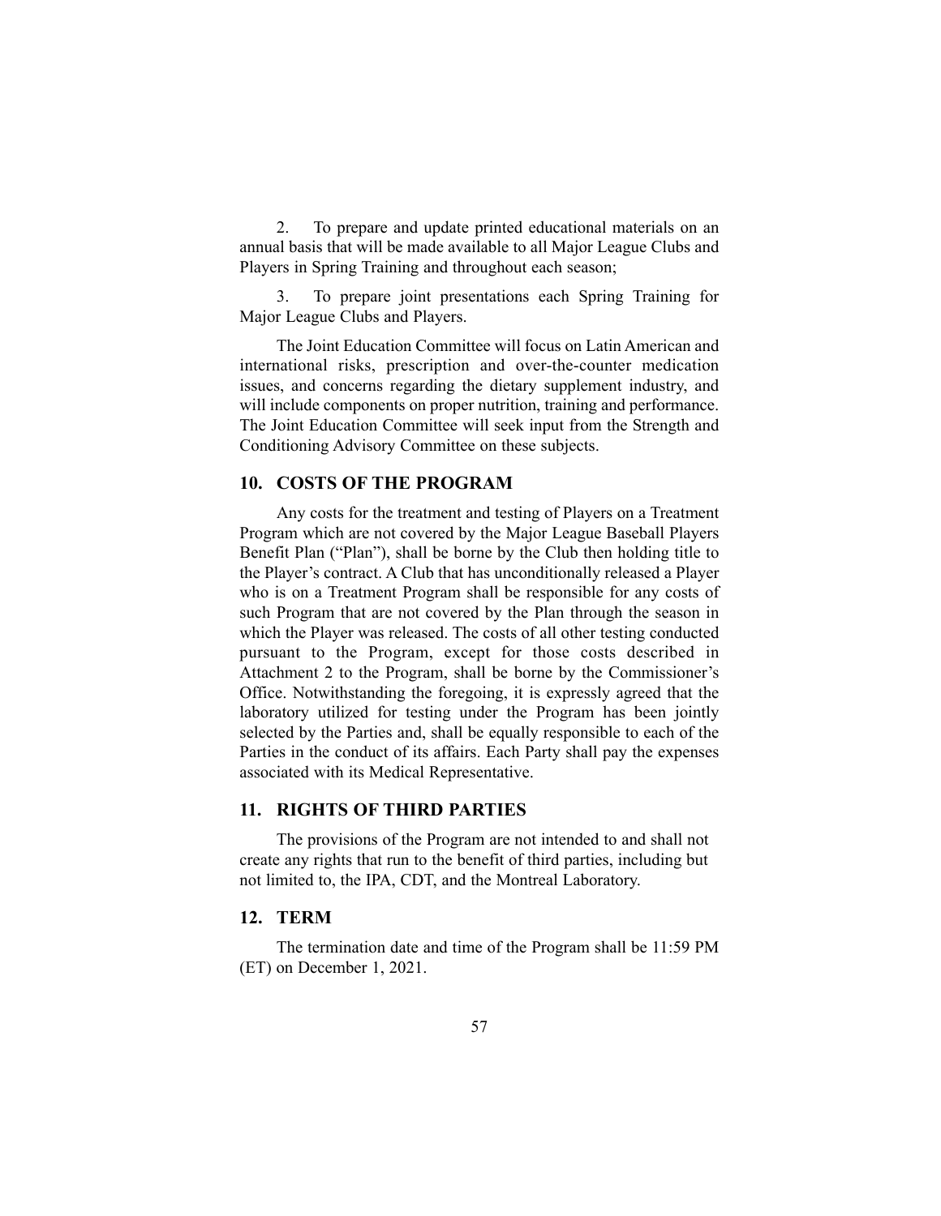2. To prepare and update printed educational materials on an annual basis that will be made available to all Major League Clubs and Players in Spring Training and throughout each season;

3. To prepare joint presentations each Spring Training for Major League Clubs and Players.

The Joint Education Committee will focus on Latin American and international risks, prescription and over-the-counter medication issues, and concerns regarding the dietary supplement industry, and will include components on proper nutrition, training and performance. The Joint Education Committee will seek input from the Strength and Conditioning Advisory Committee on these subjects.

## 10. COSTS OF THE PROGRAM

Any costs for the treatment and testing of Players on a Treatment Program which are not covered by the Major League Baseball Players Benefit Plan ("Plan"), shall be borne by the Club then holding title to the Player's contract. A Club that has unconditionally released a Player who is on a Treatment Program shall be responsible for any costs of such Program that are not covered by the Plan through the season in which the Player was released. The costs of all other testing conducted pursuant to the Program, except for those costs described in Attachment 2 to the Program, shall be borne by the Commissioner's Office. Notwithstanding the foregoing, it is expressly agreed that the laboratory utilized for testing under the Program has been jointly selected by the Parties and, shall be equally responsible to each of the Parties in the conduct of its affairs. Each Party shall pay the expenses associated with its Medical Representative.

## 11. RIGHTS OF THIRD PARTIES

The provisions of the Program are not intended to and shall not create any rights that run to the benefit of third parties, including but not limited to, the IPA, CDT, and the Montreal Laboratory.

## 12. TERM

The termination date and time of the Program shall be 11:59 PM (ET) on December 1, 2021.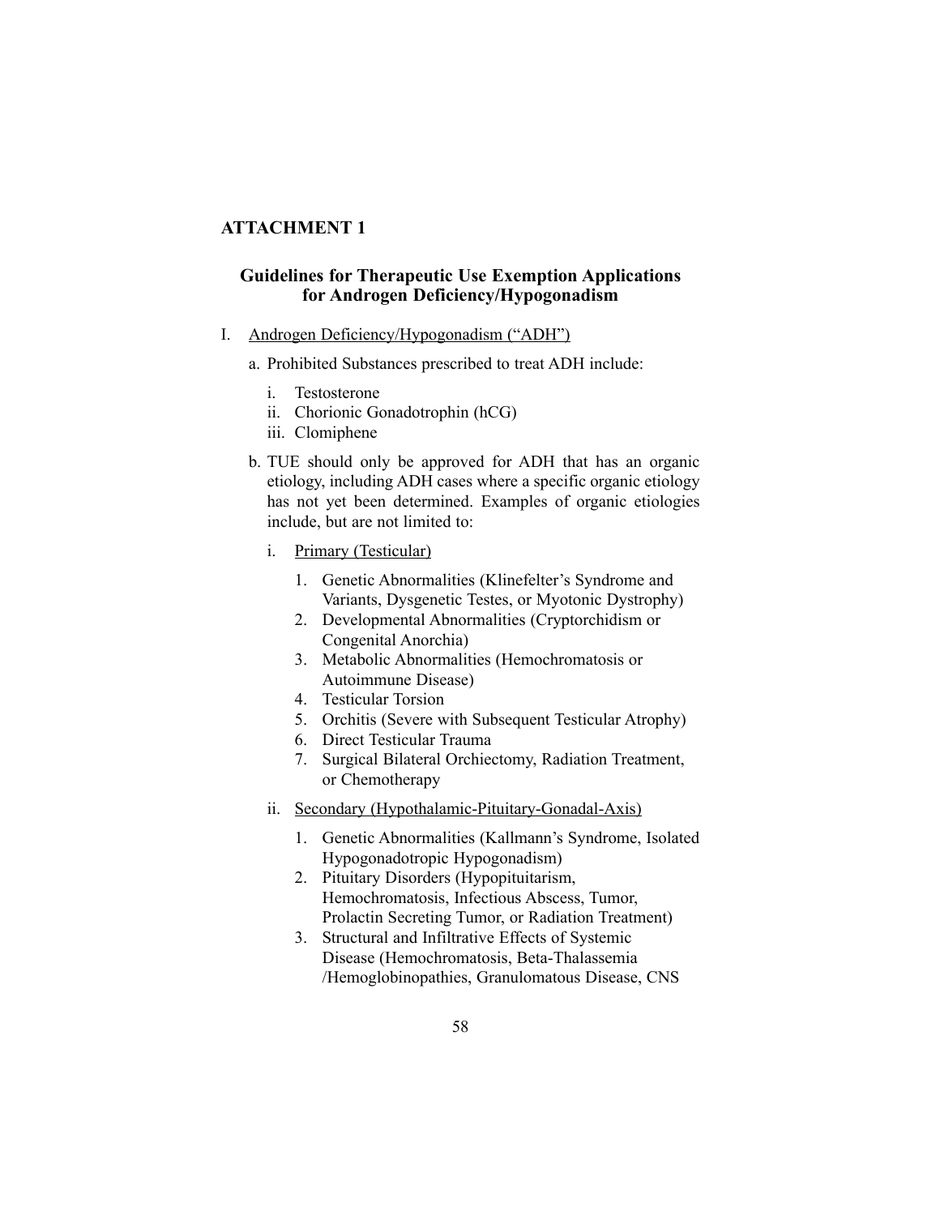## ATTACHMENT 1

### Guidelines for Therapeutic Use Exemption Applications for Androgen Deficiency/Hypogonadism

I. Androgen Deficiency/Hypogonadism ("ADH")

a. Prohibited Substances prescribed to treat ADH include:

   i. Testosterone
   ii. Chorionic Gonadotrophin (hCG)
   iii. Clomiphene

b. TUE should only be approved for ADH that has an organic etiology, including ADH cases where a specific organic etiology has not yet been determined. Examples of organic etiologies include, but are not limited to:

   i. Primary (Testicular)

      1. Genetic Abnormalities (Klinefelter's Syndrome and Variants, Dysgenetic Testes, or Myotonic Dystrophy)
      2. Developmental Abnormalities (Cryptorchidism or Congenital Anorchia)
      3. Metabolic Abnormalities (Hemochromatosis or Autoimmune Disease)
      4. Testicular Torsion
      5. Orchitis (Severe with Subsequent Testicular Atrophy)
      6. Direct Testicular Trauma
      7. Surgical Bilateral Orchiectomy, Radiation Treatment, or Chemotherapy

   ii. Secondary (Hypothalamic-Pituitary-Gonadal-Axis)

      1. Genetic Abnormalities (Kallmann's Syndrome, Isolated Hypogonadotropic Hypogonadism)
      2. Pituitary Disorders (Hypopituitarism, Hemochromatosis, Infectious Abscess, Tumor, Prolactin Secreting Tumor, or Radiation Treatment)
      3. Structural and Infiltrative Effects of Systemic Disease (Hemochromatosis, Beta-Thalassemia /Hemoglobinopathies, Granulomatous Disease, CNS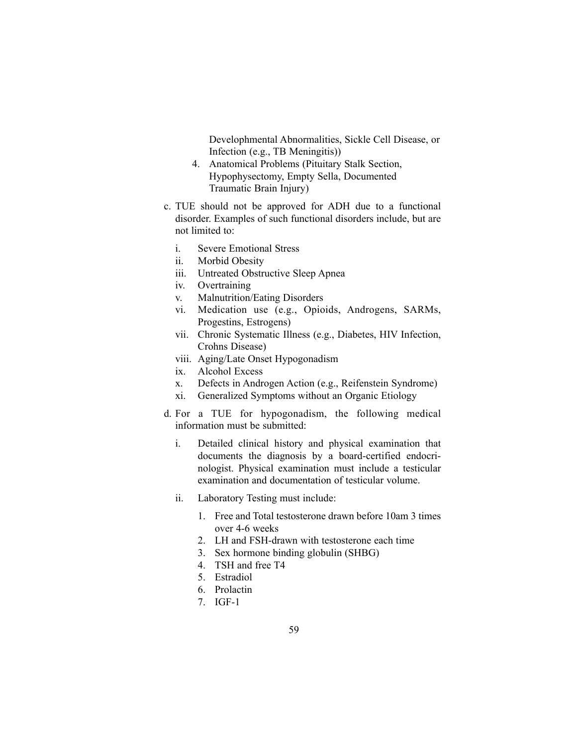Develophmental Abnormalities, Sickle Cell Disease, or Infection (e.g., TB Meningitis))

4. Anatomical Problems (Pituitary Stalk Section, Hypophysectomy, Empty Sella, Documented Traumatic Brain Injury)

c. TUE should not be approved for ADH due to a functional disorder. Examples of such functional disorders include, but are not limited to:

  i. Severe Emotional Stress
  ii. Morbid Obesity
  iii. Untreated Obstructive Sleep Apnea
  iv. Overtraining
  v. Malnutrition/Eating Disorders
  vi. Medication use (e.g., Opioids, Androgens, SARMs, Progestins, Estrogens)
  vii. Chronic Systematic Illness (e.g., Diabetes, HIV Infection, Crohns Disease)
  viii. Aging/Late Onset Hypogonadism
  ix. Alcohol Excess
  x. Defects in Androgen Action (e.g., Reifenstein Syndrome)
  xi. Generalized Symptoms without an Organic Etiology

d. For a TUE for hypogonadism, the following medical information must be submitted:

  i. Detailed clinical history and physical examination that documents the diagnosis by a board-certified endocrinologist. Physical examination must include a testicular examination and documentation of testicular volume.

  ii. Laboratory Testing must include:

    1. Free and Total testosterone drawn before 10am 3 times over 4-6 weeks
    2. LH and FSH-drawn with testosterone each time
    3. Sex hormone binding globulin (SHBG)
    4. TSH and free T4
    5. Estradiol
    6. Prolactin
    7. IGF-1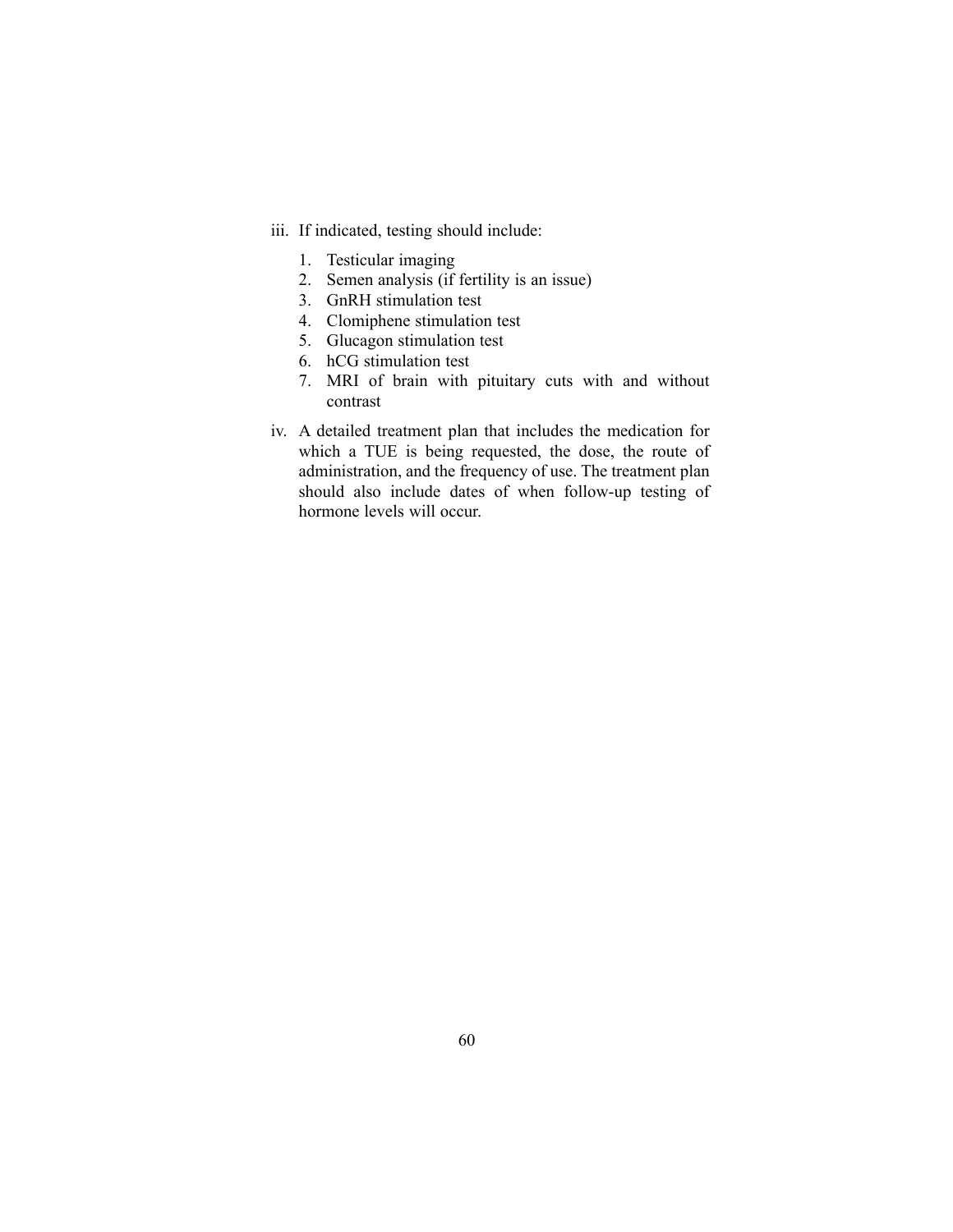iii. If indicated, testing should include:

    1. Testicular imaging
    2. Semen analysis (if fertility is an issue)
    3. GnRH stimulation test
    4. Clomiphene stimulation test
    5. Glucagon stimulation test
    6. hCG stimulation test
    7. MRI of brain with pituitary cuts with and without contrast

iv. A detailed treatment plan that includes the medication for which a TUE is being requested, the dose, the route of administration, and the frequency of use. The treatment plan should also include dates of when follow-up testing of hormone levels will occur.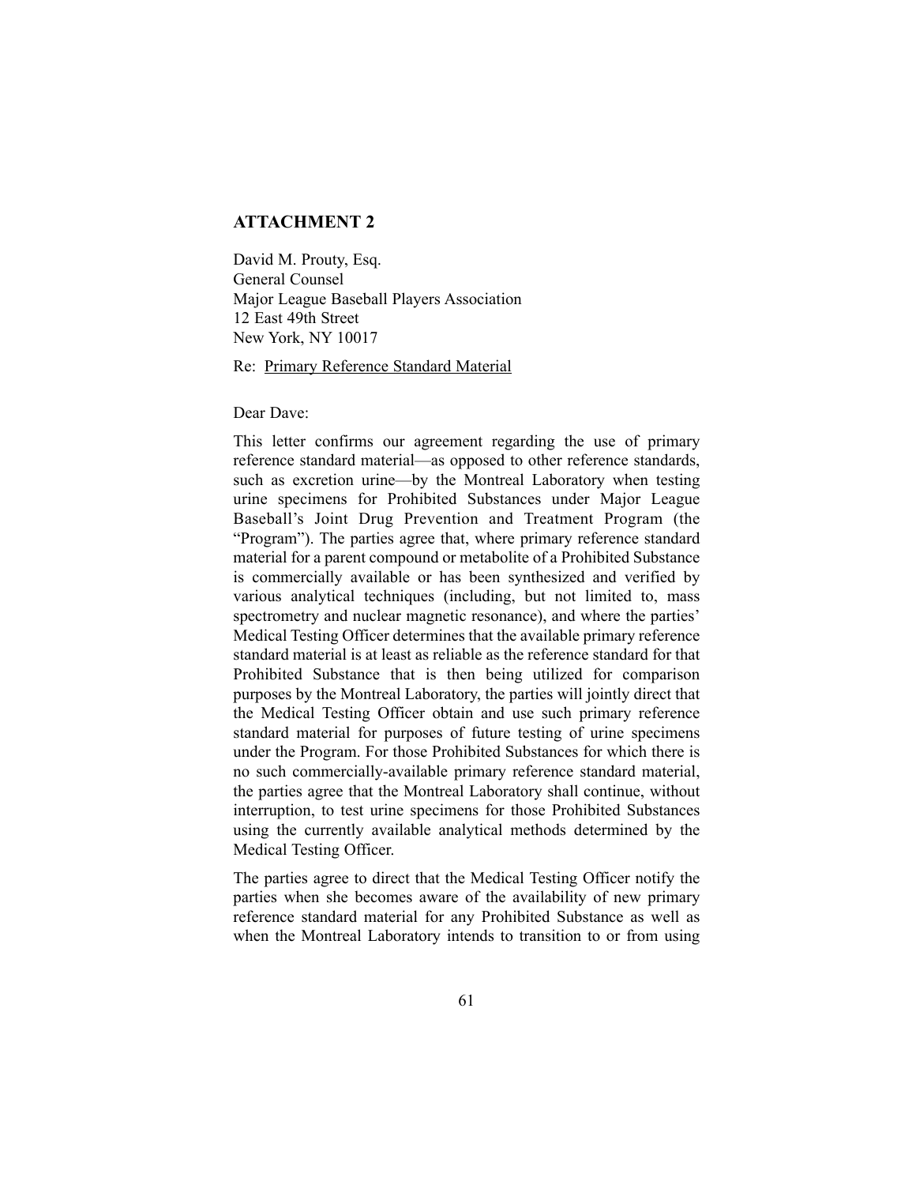## ATTACHMENT 2

David M. Prouty, Esq.
General Counsel
Major League Baseball Players Association
12 East 49th Street
New York, NY 10017

Re: Primary Reference Standard Material

Dear Dave:

This letter confirms our agreement regarding the use of primary reference standard material—as opposed to other reference standards, such as excretion urine—by the Montreal Laboratory when testing urine specimens for Prohibited Substances under Major League Baseball's Joint Drug Prevention and Treatment Program (the "Program"). The parties agree that, where primary reference standard material for a parent compound or metabolite of a Prohibited Substance is commercially available or has been synthesized and verified by various analytical techniques (including, but not limited to, mass spectrometry and nuclear magnetic resonance), and where the parties' Medical Testing Officer determines that the available primary reference standard material is at least as reliable as the reference standard for that Prohibited Substance that is then being utilized for comparison purposes by the Montreal Laboratory, the parties will jointly direct that the Medical Testing Officer obtain and use such primary reference standard material for purposes of future testing of urine specimens under the Program. For those Prohibited Substances for which there is no such commercially-available primary reference standard material, the parties agree that the Montreal Laboratory shall continue, without interruption, to test urine specimens for those Prohibited Substances using the currently available analytical methods determined by the Medical Testing Officer.

The parties agree to direct that the Medical Testing Officer notify the parties when she becomes aware of the availability of new primary reference standard material for any Prohibited Substance as well as when the Montreal Laboratory intends to transition to or from using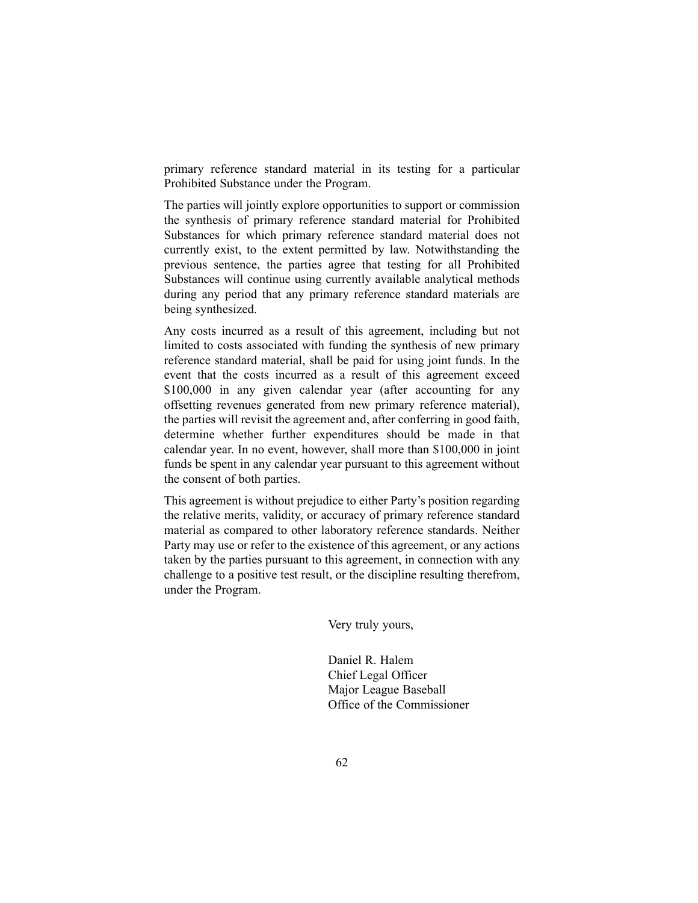primary reference standard material in its testing for a particular Prohibited Substance under the Program.

The parties will jointly explore opportunities to support or commission the synthesis of primary reference standard material for Prohibited Substances for which primary reference standard material does not currently exist, to the extent permitted by law. Notwithstanding the previous sentence, the parties agree that testing for all Prohibited Substances will continue using currently available analytical methods during any period that any primary reference standard materials are being synthesized.

Any costs incurred as a result of this agreement, including but not limited to costs associated with funding the synthesis of new primary reference standard material, shall be paid for using joint funds. In the event that the costs incurred as a result of this agreement exceed $100,000 in any given calendar year (after accounting for any offsetting revenues generated from new primary reference material), the parties will revisit the agreement and, after conferring in good faith, determine whether further expenditures should be made in that calendar year. In no event, however, shall more than $100,000 in joint funds be spent in any calendar year pursuant to this agreement without the consent of both parties.

This agreement is without prejudice to either Party's position regarding the relative merits, validity, or accuracy of primary reference standard material as compared to other laboratory reference standards. Neither Party may use or refer to the existence of this agreement, or any actions taken by the parties pursuant to this agreement, in connection with any challenge to a positive test result, or the discipline resulting therefrom, under the Program.

Very truly yours,

Daniel R. Halem
Chief Legal Officer
Major League Baseball
Office of the Commissioner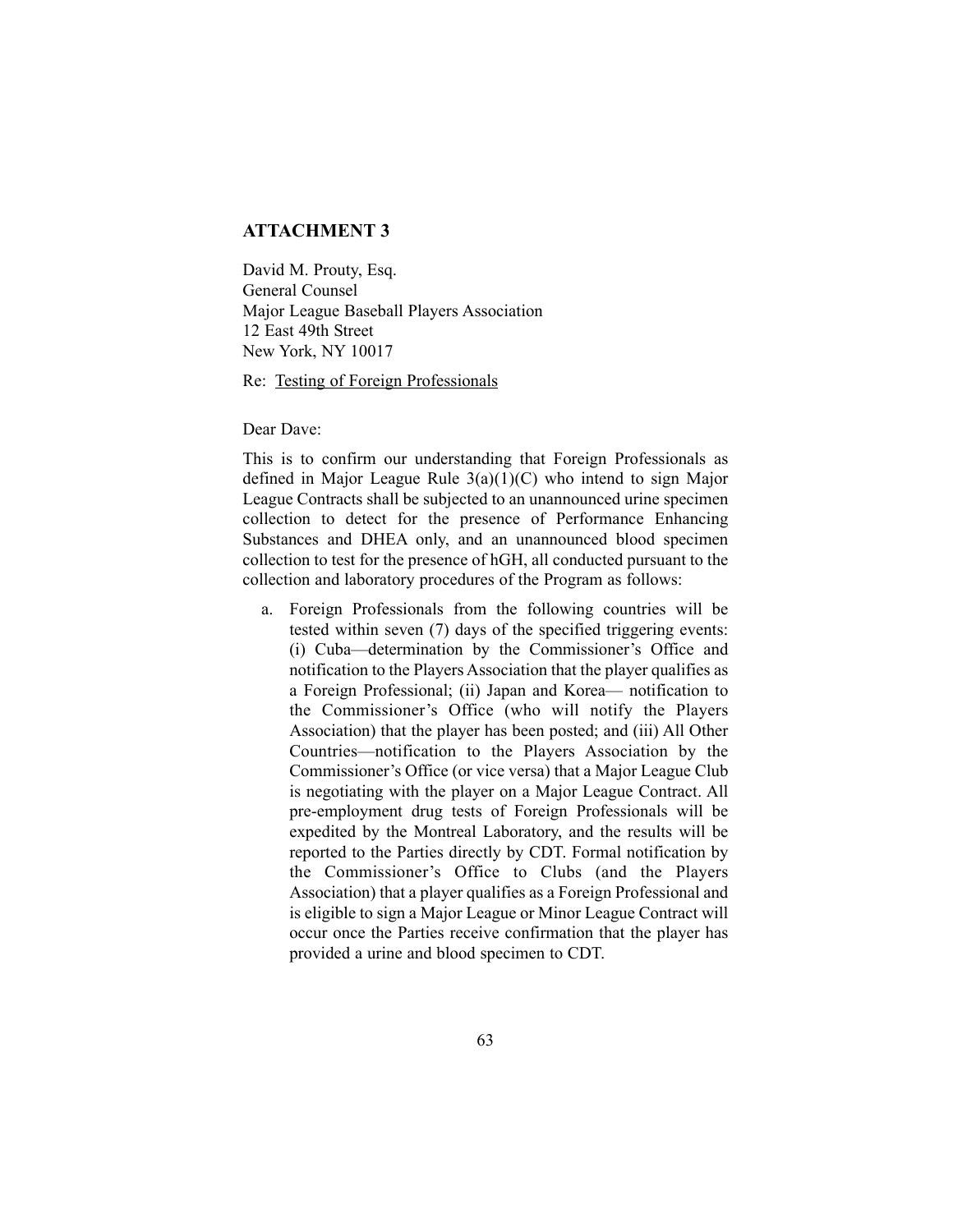## ATTACHMENT 3

David M. Prouty, Esq.
General Counsel
Major League Baseball Players Association
12 East 49th Street
New York, NY 10017

Re: Testing of Foreign Professionals

Dear Dave:

This is to confirm our understanding that Foreign Professionals as defined in Major League Rule 3(a)(1)(C) who intend to sign Major League Contracts shall be subjected to an unannounced urine specimen collection to detect for the presence of Performance Enhancing Substances and DHEA only, and an unannounced blood specimen collection to test for the presence of hGH, all conducted pursuant to the collection and laboratory procedures of the Program as follows:

a. Foreign Professionals from the following countries will be tested within seven (7) days of the specified triggering events: (i) Cuba—determination by the Commissioner's Office and notification to the Players Association that the player qualifies as a Foreign Professional; (ii) Japan and Korea— notification to the Commissioner's Office (who will notify the Players Association) that the player has been posted; and (iii) All Other Countries—notification to the Players Association by the Commissioner's Office (or vice versa) that a Major League Club is negotiating with the player on a Major League Contract. All pre-employment drug tests of Foreign Professionals will be expedited by the Montreal Laboratory, and the results will be reported to the Parties directly by CDT. Formal notification by the Commissioner's Office to Clubs (and the Players Association) that a player qualifies as a Foreign Professional and is eligible to sign a Major League or Minor League Contract will occur once the Parties receive confirmation that the player has provided a urine and blood specimen to CDT.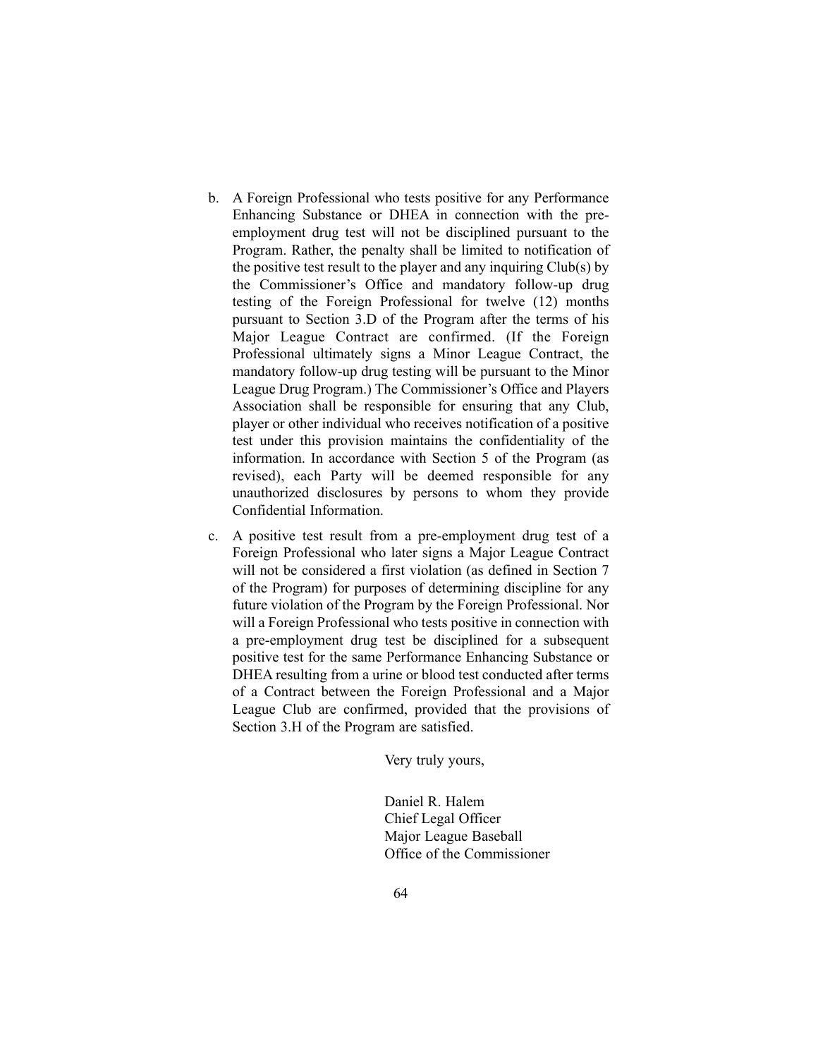b. A Foreign Professional who tests positive for any Performance Enhancing Substance or DHEA in connection with the pre-employment drug test will not be disciplined pursuant to the Program. Rather, the penalty shall be limited to notification of the positive test result to the player and any inquiring Club(s) by the Commissioner's Office and mandatory follow-up drug testing of the Foreign Professional for twelve (12) months pursuant to Section 3.D of the Program after the terms of his Major League Contract are confirmed. (If the Foreign Professional ultimately signs a Minor League Contract, the mandatory follow-up drug testing will be pursuant to the Minor League Drug Program.) The Commissioner's Office and Players Association shall be responsible for ensuring that any Club, player or other individual who receives notification of a positive test under this provision maintains the confidentiality of the information. In accordance with Section 5 of the Program (as revised), each Party will be deemed responsible for any unauthorized disclosures by persons to whom they provide Confidential Information.

c. A positive test result from a pre-employment drug test of a Foreign Professional who later signs a Major League Contract will not be considered a first violation (as defined in Section 7 of the Program) for purposes of determining discipline for any future violation of the Program by the Foreign Professional. Nor will a Foreign Professional who tests positive in connection with a pre-employment drug test be disciplined for a subsequent positive test for the same Performance Enhancing Substance or DHEA resulting from a urine or blood test conducted after terms of a Contract between the Foreign Professional and a Major League Club are confirmed, provided that the provisions of Section 3.H of the Program are satisfied.

Very truly yours,

Daniel R. Halem  
Chief Legal Officer  
Major League Baseball  
Office of the Commissioner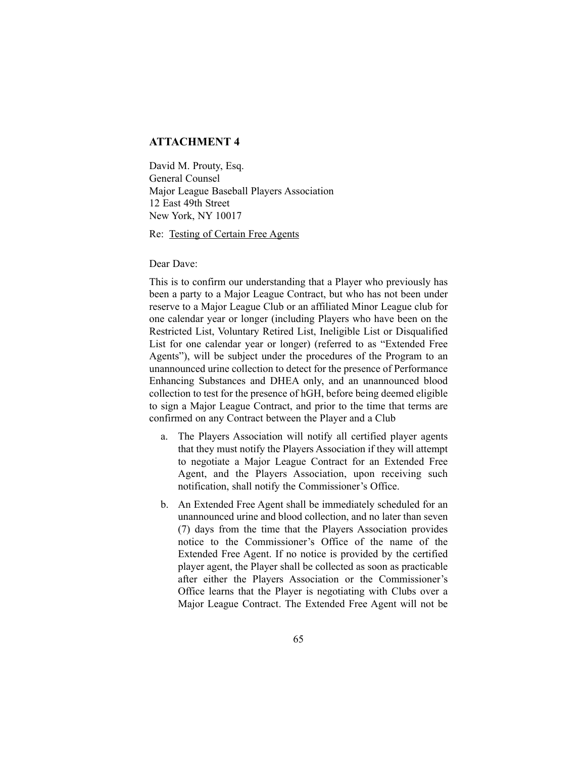## ATTACHMENT 4

David M. Prouty, Esq.
General Counsel
Major League Baseball Players Association
12 East 49th Street
New York, NY 10017

Re: Testing of Certain Free Agents

Dear Dave:

This is to confirm our understanding that a Player who previously has been a party to a Major League Contract, but who has not been under reserve to a Major League Club or an affiliated Minor League club for one calendar year or longer (including Players who have been on the Restricted List, Voluntary Retired List, Ineligible List or Disqualified List for one calendar year or longer) (referred to as "Extended Free Agents"), will be subject under the procedures of the Program to an unannounced urine collection to detect for the presence of Performance Enhancing Substances and DHEA only, and an unannounced blood collection to test for the presence of hGH, before being deemed eligible to sign a Major League Contract, and prior to the time that terms are confirmed on any Contract between the Player and a Club

a. The Players Association will notify all certified player agents that they must notify the Players Association if they will attempt to negotiate a Major League Contract for an Extended Free Agent, and the Players Association, upon receiving such notification, shall notify the Commissioner's Office.

b. An Extended Free Agent shall be immediately scheduled for an unannounced urine and blood collection, and no later than seven (7) days from the time that the Players Association provides notice to the Commissioner's Office of the name of the Extended Free Agent. If no notice is provided by the certified player agent, the Player shall be collected as soon as practicable after either the Players Association or the Commissioner's Office learns that the Player is negotiating with Clubs over a Major League Contract. The Extended Free Agent will not be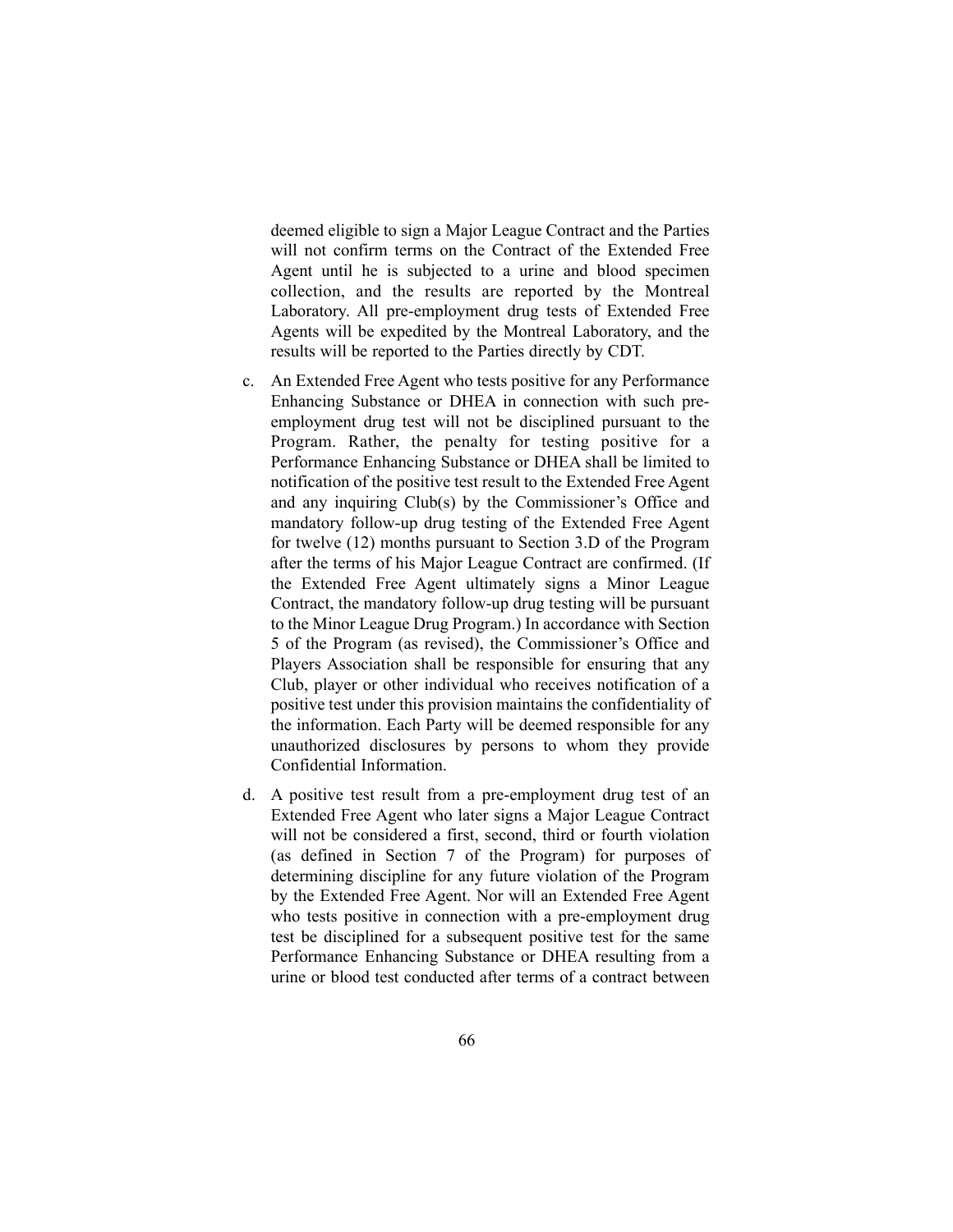deemed eligible to sign a Major League Contract and the Parties will not confirm terms on the Contract of the Extended Free Agent until he is subjected to a urine and blood specimen collection, and the results are reported by the Montreal Laboratory. All pre-employment drug tests of Extended Free Agents will be expedited by the Montreal Laboratory, and the results will be reported to the Parties directly by CDT.

c. An Extended Free Agent who tests positive for any Performance Enhancing Substance or DHEA in connection with such pre-employment drug test will not be disciplined pursuant to the Program. Rather, the penalty for testing positive for a Performance Enhancing Substance or DHEA shall be limited to notification of the positive test result to the Extended Free Agent and any inquiring Club(s) by the Commissioner's Office and mandatory follow-up drug testing of the Extended Free Agent for twelve (12) months pursuant to Section 3.D of the Program after the terms of his Major League Contract are confirmed. (If the Extended Free Agent ultimately signs a Minor League Contract, the mandatory follow-up drug testing will be pursuant to the Minor League Drug Program.) In accordance with Section 5 of the Program (as revised), the Commissioner's Office and Players Association shall be responsible for ensuring that any Club, player or other individual who receives notification of a positive test under this provision maintains the confidentiality of the information. Each Party will be deemed responsible for any unauthorized disclosures by persons to whom they provide Confidential Information.

d. A positive test result from a pre-employment drug test of an Extended Free Agent who later signs a Major League Contract will not be considered a first, second, third or fourth violation (as defined in Section 7 of the Program) for purposes of determining discipline for any future violation of the Program by the Extended Free Agent. Nor will an Extended Free Agent who tests positive in connection with a pre-employment drug test be disciplined for a subsequent positive test for the same Performance Enhancing Substance or DHEA resulting from a urine or blood test conducted after terms of a contract between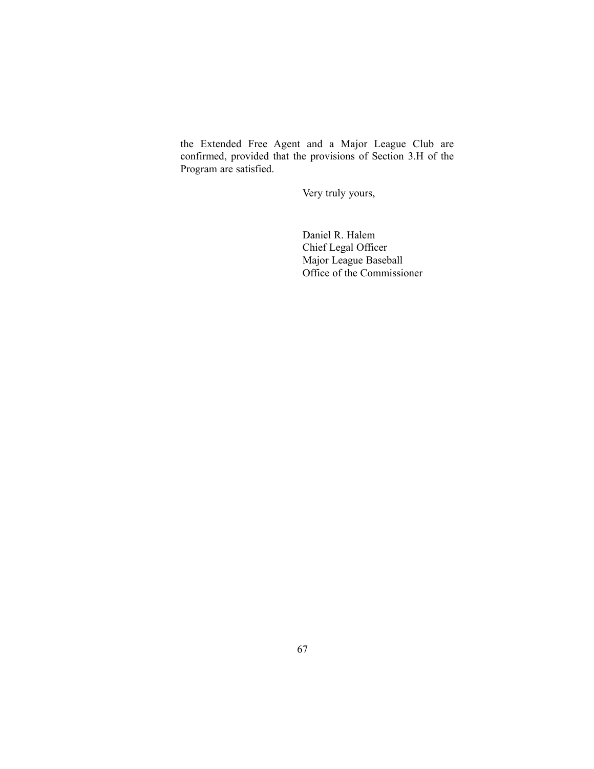the Extended Free Agent and a Major League Club are confirmed, provided that the provisions of Section 3.H of the Program are satisfied.

Very truly yours,

Daniel R. Halem  
Chief Legal Officer  
Major League Baseball  
Office of the Commissioner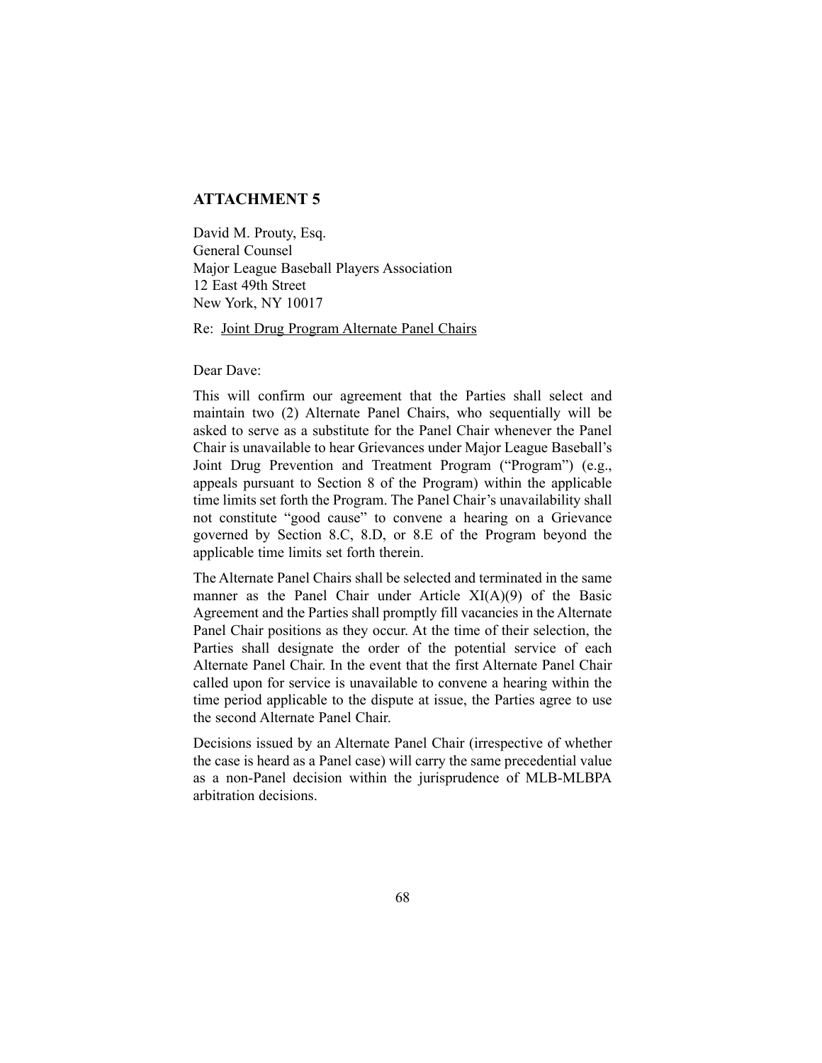## ATTACHMENT 5

David M. Prouty, Esq.
General Counsel
Major League Baseball Players Association
12 East 49th Street
New York, NY 10017

Re: Joint Drug Program Alternate Panel Chairs

Dear Dave:

This will confirm our agreement that the Parties shall select and maintain two (2) Alternate Panel Chairs, who sequentially will be asked to serve as a substitute for the Panel Chair whenever the Panel Chair is unavailable to hear Grievances under Major League Baseball's Joint Drug Prevention and Treatment Program ("Program") (e.g., appeals pursuant to Section 8 of the Program) within the applicable time limits set forth the Program. The Panel Chair's unavailability shall not constitute "good cause" to convene a hearing on a Grievance governed by Section 8.C, 8.D, or 8.E of the Program beyond the applicable time limits set forth therein.

The Alternate Panel Chairs shall be selected and terminated in the same manner as the Panel Chair under Article XI(A)(9) of the Basic Agreement and the Parties shall promptly fill vacancies in the Alternate Panel Chair positions as they occur. At the time of their selection, the Parties shall designate the order of the potential service of each Alternate Panel Chair. In the event that the first Alternate Panel Chair called upon for service is unavailable to convene a hearing within the time period applicable to the dispute at issue, the Parties agree to use the second Alternate Panel Chair.

Decisions issued by an Alternate Panel Chair (irrespective of whether the case is heard as a Panel case) will carry the same precedential value as a non-Panel decision within the jurisprudence of MLB-MLBPA arbitration decisions.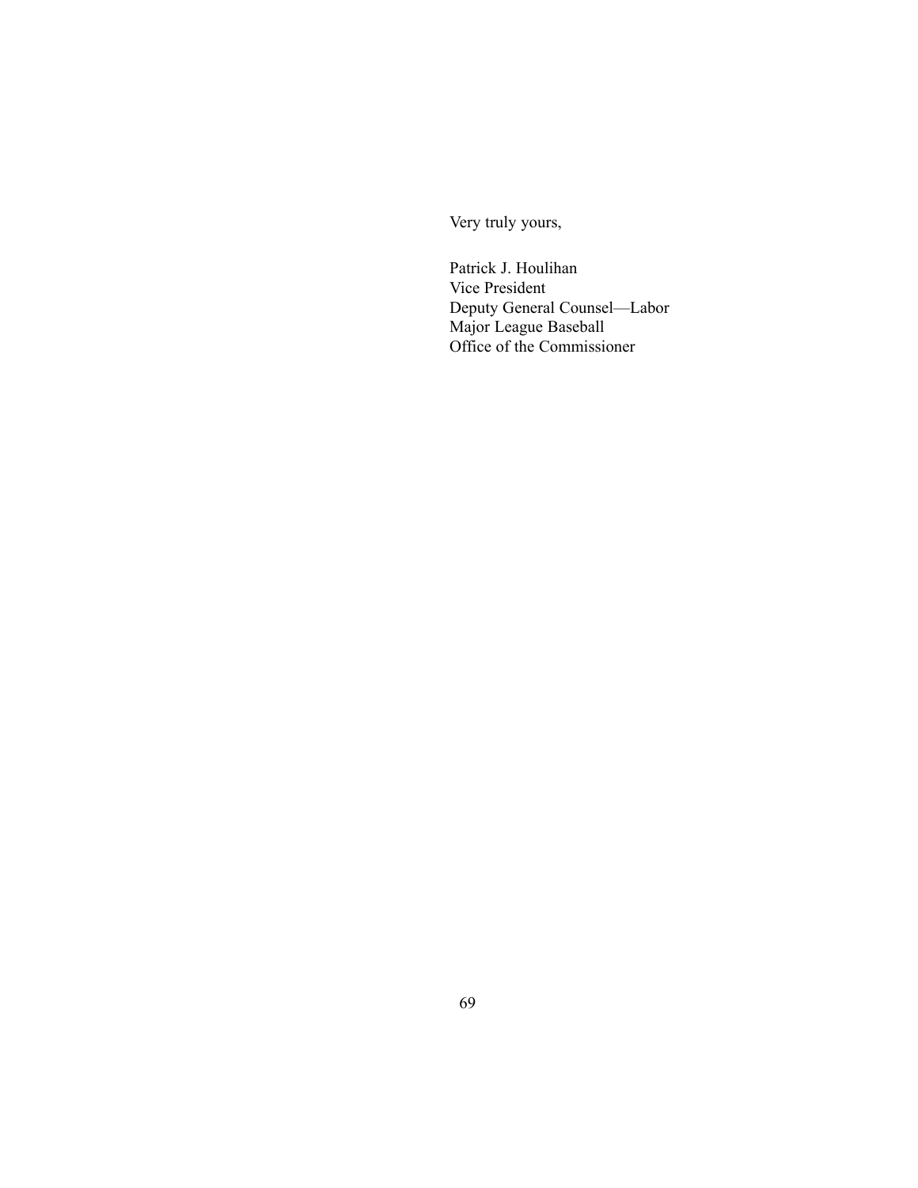Very truly yours,

Patrick J. Houlihan
Vice President
Deputy General Counsel—Labor
Major League Baseball
Office of the Commissioner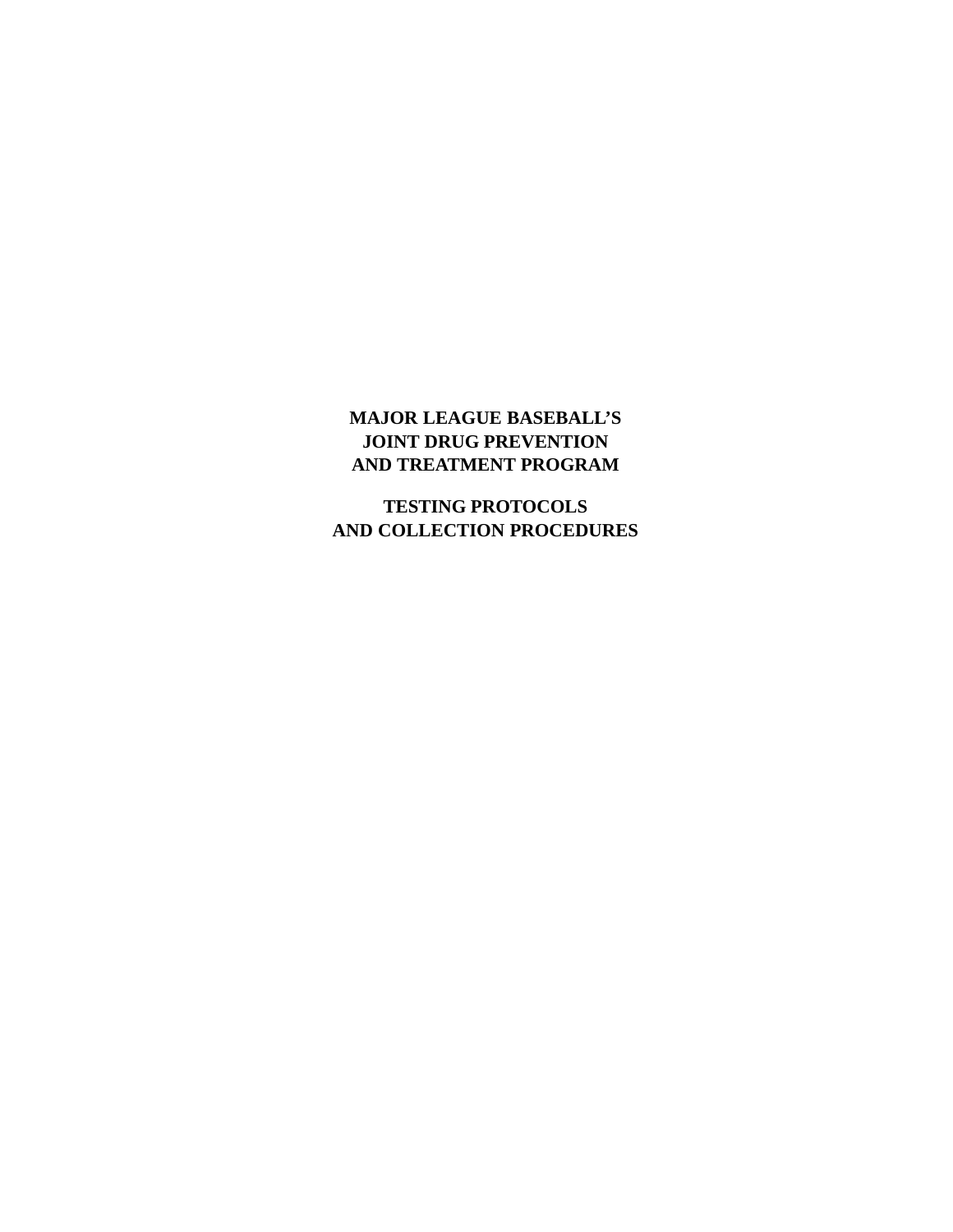# MAJOR LEAGUE BASEBALL'S JOINT DRUG PREVENTION AND TREATMENT PROGRAM

## TESTING PROTOCOLS AND COLLECTION PROCEDURES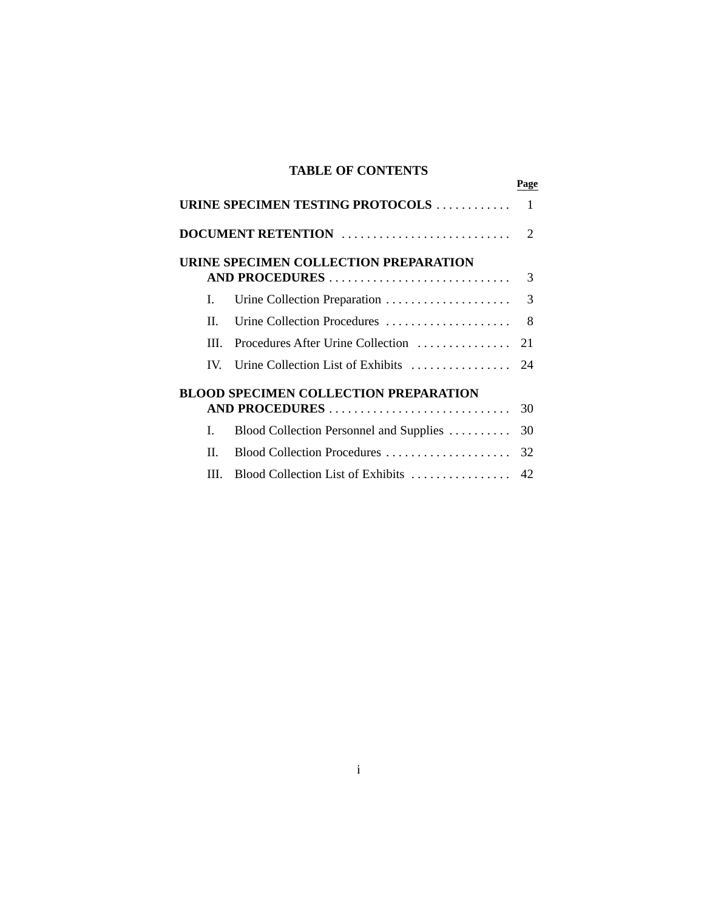# TABLE OF CONTENTS

| | Page |
|---|---|
| **URINE SPECIMEN TESTING PROTOCOLS** | 1 |
| **DOCUMENT RETENTION** | 2 |
| **URINE SPECIMEN COLLECTION PREPARATION AND PROCEDURES** | 3 |
| I. Urine Collection Preparation | 3 |
| II. Urine Collection Procedures | 8 |
| III. Procedures After Urine Collection | 21 |
| IV. Urine Collection List of Exhibits | 24 |
| **BLOOD SPECIMEN COLLECTION PREPARATION AND PROCEDURES** | 30 |
| I. Blood Collection Personnel and Supplies | 30 |
| II. Blood Collection Procedures | 32 |
| III. Blood Collection List of Exhibits | 42 |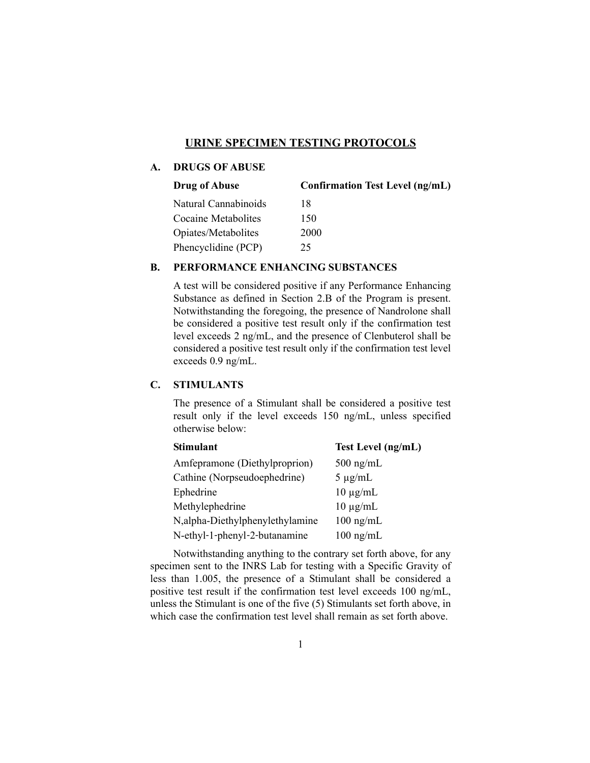# URINE SPECIMEN TESTING PROTOCOLS

## A. DRUGS OF ABUSE

| Drug of Abuse | Confirmation Test Level (ng/mL) |
|---|---|
| Natural Cannabinoids | 18 |
| Cocaine Metabolites | 150 |
| Opiates/Metabolites | 2000 |
| Phencyclidine (PCP) | 25 |

## B. PERFORMANCE ENHANCING SUBSTANCES

A test will be considered positive if any Performance Enhancing Substance as defined in Section 2.B of the Program is present. Notwithstanding the foregoing, the presence of Nandrolone shall be considered a positive test result only if the confirmation test level exceeds 2 ng/mL, and the presence of Clenbuterol shall be considered a positive test result only if the confirmation test level exceeds 0.9 ng/mL.

## C. STIMULANTS

The presence of a Stimulant shall be considered a positive test result only if the level exceeds 150 ng/mL, unless specified otherwise below:

| Stimulant | Test Level (ng/mL) |
|---|---|
| Amfepramone (Diethylproprion) | 500 ng/mL |
| Cathine (Norpseudoephedrine) | 5 μg/mL |
| Ephedrine | 10 μg/mL |
| Methylephedrine | 10 μg/mL |
| N,alpha-Diethylphenylethylamine | 100 ng/mL |
| N-ethyl-1-phenyl-2-butanamine | 100 ng/mL |

Notwithstanding anything to the contrary set forth above, for any specimen sent to the INRS Lab for testing with a Specific Gravity of less than 1.005, the presence of a Stimulant shall be considered a positive test result if the confirmation test level exceeds 100 ng/mL, unless the Stimulant is one of the five (5) Stimulants set forth above, in which case the confirmation test level shall remain as set forth above.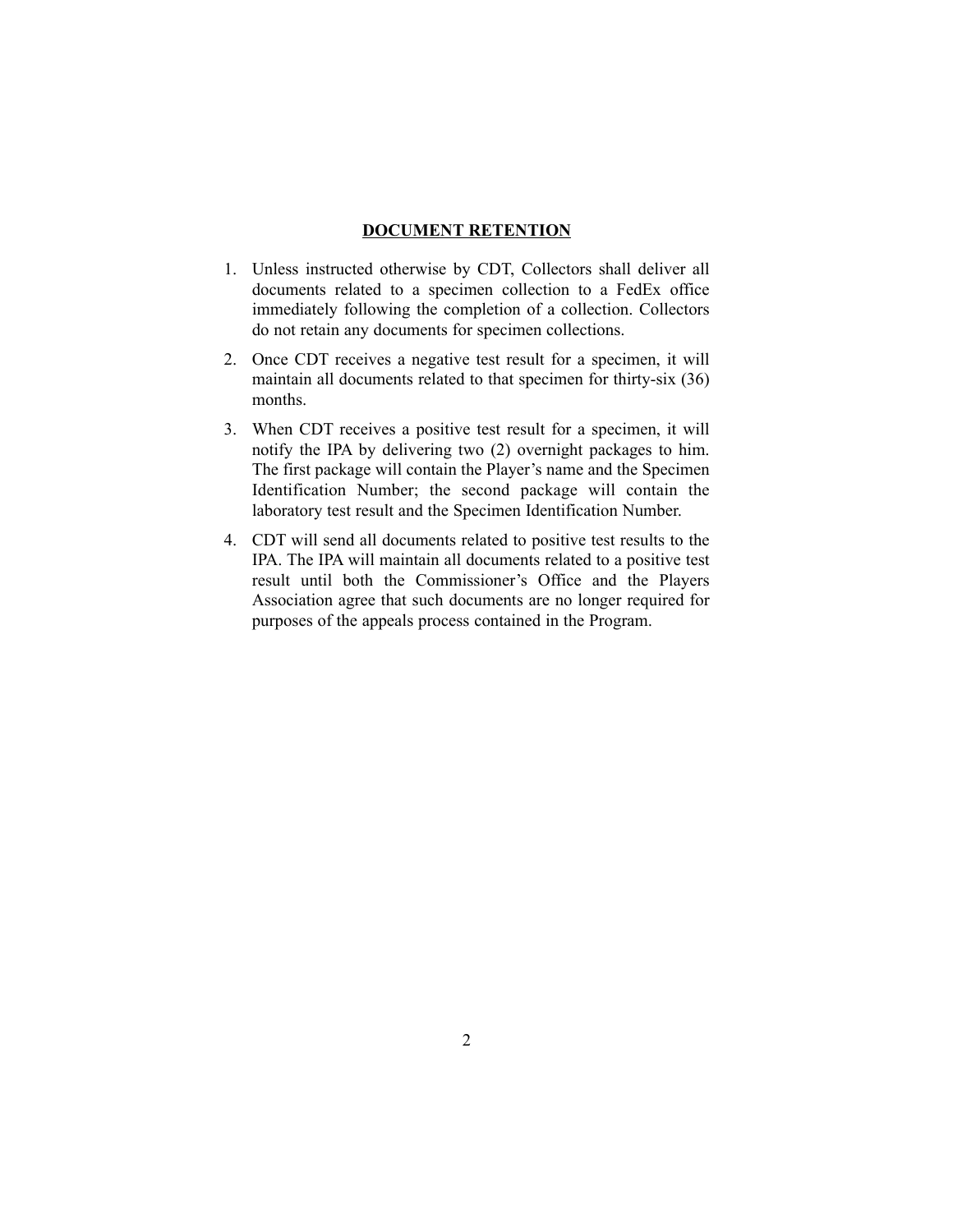## DOCUMENT RETENTION

1. Unless instructed otherwise by CDT, Collectors shall deliver all documents related to a specimen collection to a FedEx office immediately following the completion of a collection. Collectors do not retain any documents for specimen collections.

2. Once CDT receives a negative test result for a specimen, it will maintain all documents related to that specimen for thirty-six (36) months.

3. When CDT receives a positive test result for a specimen, it will notify the IPA by delivering two (2) overnight packages to him. The first package will contain the Player's name and the Specimen Identification Number; the second package will contain the laboratory test result and the Specimen Identification Number.

4. CDT will send all documents related to positive test results to the IPA. The IPA will maintain all documents related to a positive test result until both the Commissioner's Office and the Players Association agree that such documents are no longer required for purposes of the appeals process contained in the Program.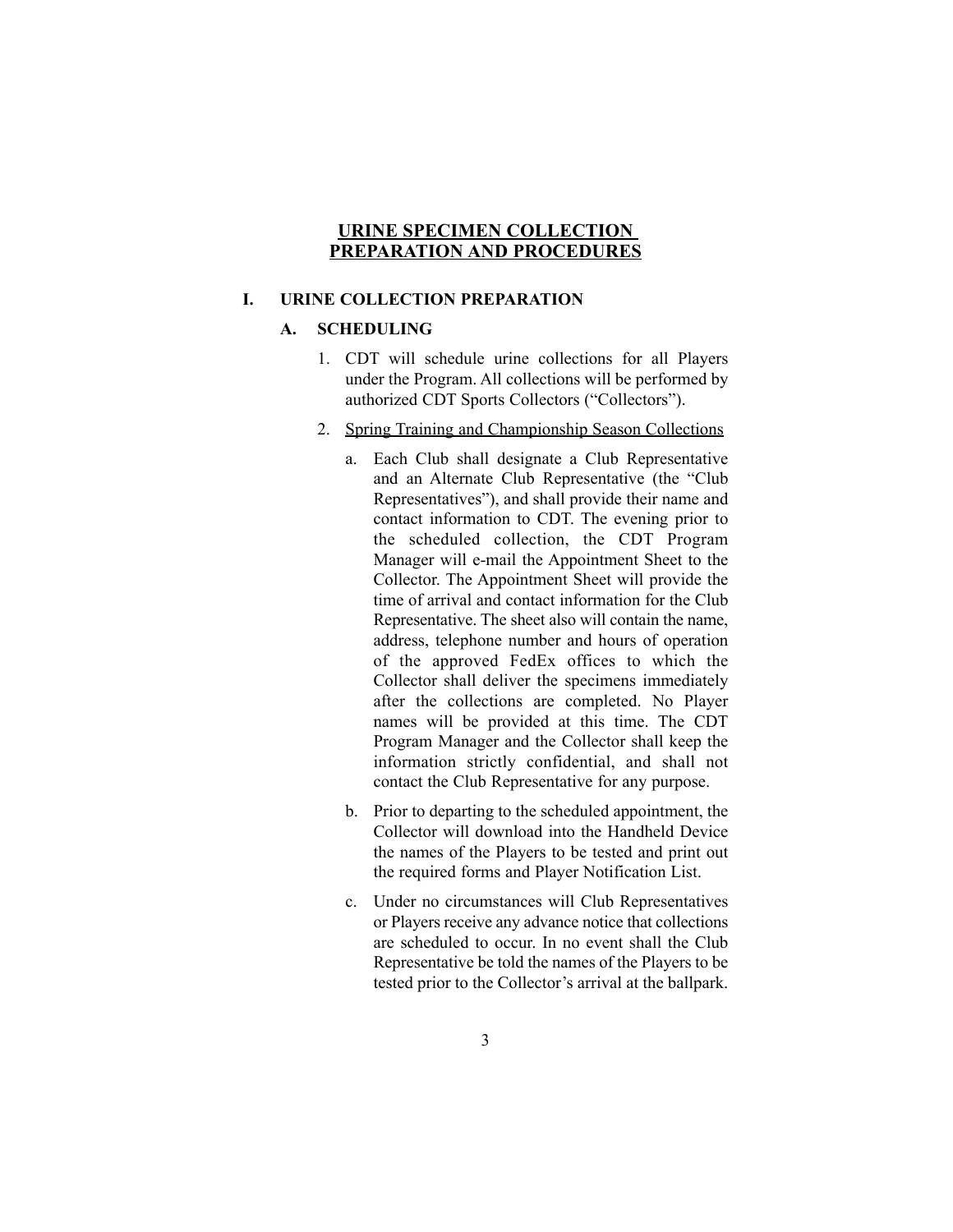# URINE SPECIMEN COLLECTION PREPARATION AND PROCEDURES

## I. URINE COLLECTION PREPARATION

### A. SCHEDULING

1. CDT will schedule urine collections for all Players under the Program. All collections will be performed by authorized CDT Sports Collectors ("Collectors").

2. Spring Training and Championship Season Collections

   a. Each Club shall designate a Club Representative and an Alternate Club Representative (the "Club Representatives"), and shall provide their name and contact information to CDT. The evening prior to the scheduled collection, the CDT Program Manager will e-mail the Appointment Sheet to the Collector. The Appointment Sheet will provide the time of arrival and contact information for the Club Representative. The sheet also will contain the name, address, telephone number and hours of operation of the approved FedEx offices to which the Collector shall deliver the specimens immediately after the collections are completed. No Player names will be provided at this time. The CDT Program Manager and the Collector shall keep the information strictly confidential, and shall not contact the Club Representative for any purpose.

   b. Prior to departing to the scheduled appointment, the Collector will download into the Handheld Device the names of the Players to be tested and print out the required forms and Player Notification List.

   c. Under no circumstances will Club Representatives or Players receive any advance notice that collections are scheduled to occur. In no event shall the Club Representative be told the names of the Players to be tested prior to the Collector's arrival at the ballpark.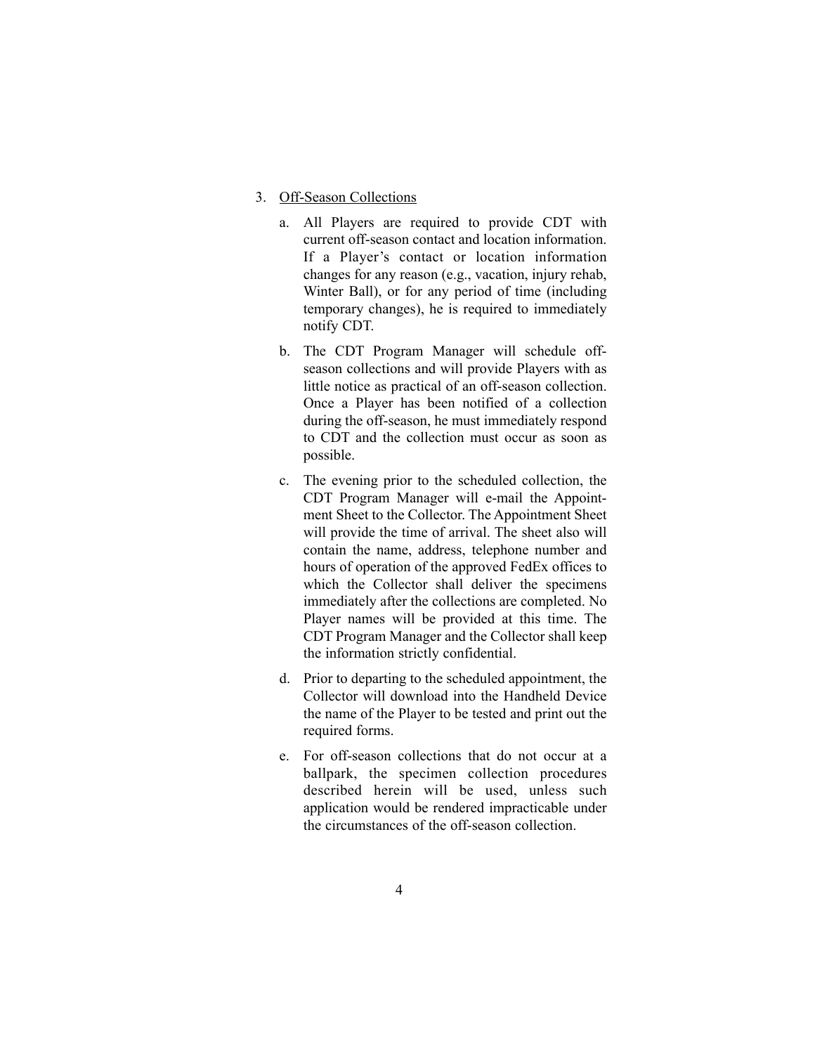3. <u>Off-Season Collections</u>

   a. All Players are required to provide CDT with current off-season contact and location information. If a Player's contact or location information changes for any reason (e.g., vacation, injury rehab, Winter Ball), or for any period of time (including temporary changes), he is required to immediately notify CDT.

   b. The CDT Program Manager will schedule off-season collections and will provide Players with as little notice as practical of an off-season collection. Once a Player has been notified of a collection during the off-season, he must immediately respond to CDT and the collection must occur as soon as possible.

   c. The evening prior to the scheduled collection, the CDT Program Manager will e-mail the Appointment Sheet to the Collector. The Appointment Sheet will provide the time of arrival. The sheet also will contain the name, address, telephone number and hours of operation of the approved FedEx offices to which the Collector shall deliver the specimens immediately after the collections are completed. No Player names will be provided at this time. The CDT Program Manager and the Collector shall keep the information strictly confidential.

   d. Prior to departing to the scheduled appointment, the Collector will download into the Handheld Device the name of the Player to be tested and print out the required forms.

   e. For off-season collections that do not occur at a ballpark, the specimen collection procedures described herein will be used, unless such application would be rendered impracticable under the circumstances of the off-season collection.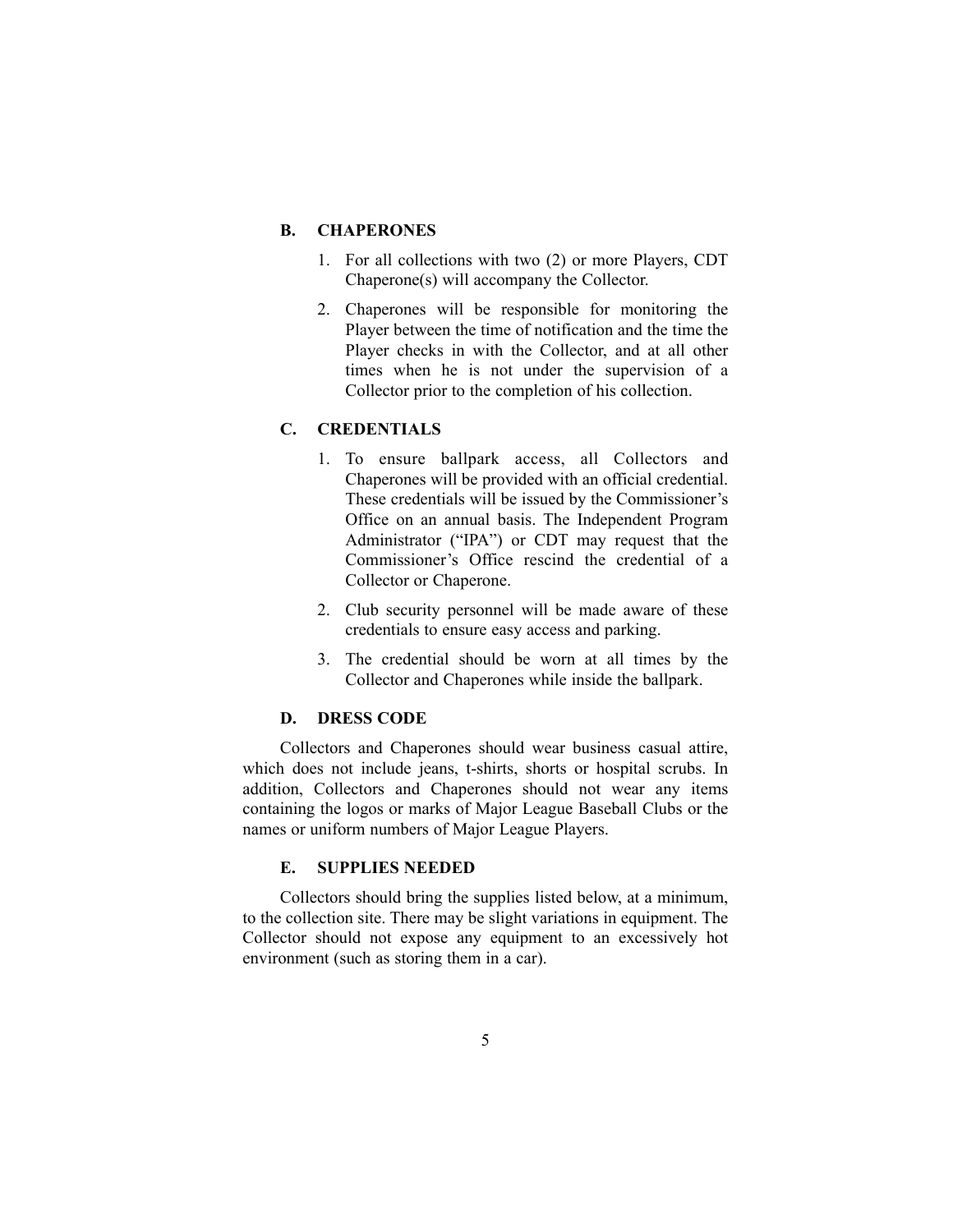### B. CHAPERONES

1. For all collections with two (2) or more Players, CDT Chaperone(s) will accompany the Collector.
2. Chaperones will be responsible for monitoring the Player between the time of notification and the time the Player checks in with the Collector, and at all other times when he is not under the supervision of a Collector prior to the completion of his collection.

### C. CREDENTIALS

1. To ensure ballpark access, all Collectors and Chaperones will be provided with an official credential. These credentials will be issued by the Commissioner's Office on an annual basis. The Independent Program Administrator ("IPA") or CDT may request that the Commissioner's Office rescind the credential of a Collector or Chaperone.
2. Club security personnel will be made aware of these credentials to ensure easy access and parking.
3. The credential should be worn at all times by the Collector and Chaperones while inside the ballpark.

### D. DRESS CODE

Collectors and Chaperones should wear business casual attire, which does not include jeans, t-shirts, shorts or hospital scrubs. In addition, Collectors and Chaperones should not wear any items containing the logos or marks of Major League Baseball Clubs or the names or uniform numbers of Major League Players.

### E. SUPPLIES NEEDED

Collectors should bring the supplies listed below, at a minimum, to the collection site. There may be slight variations in equipment. The Collector should not expose any equipment to an excessively hot environment (such as storing them in a car).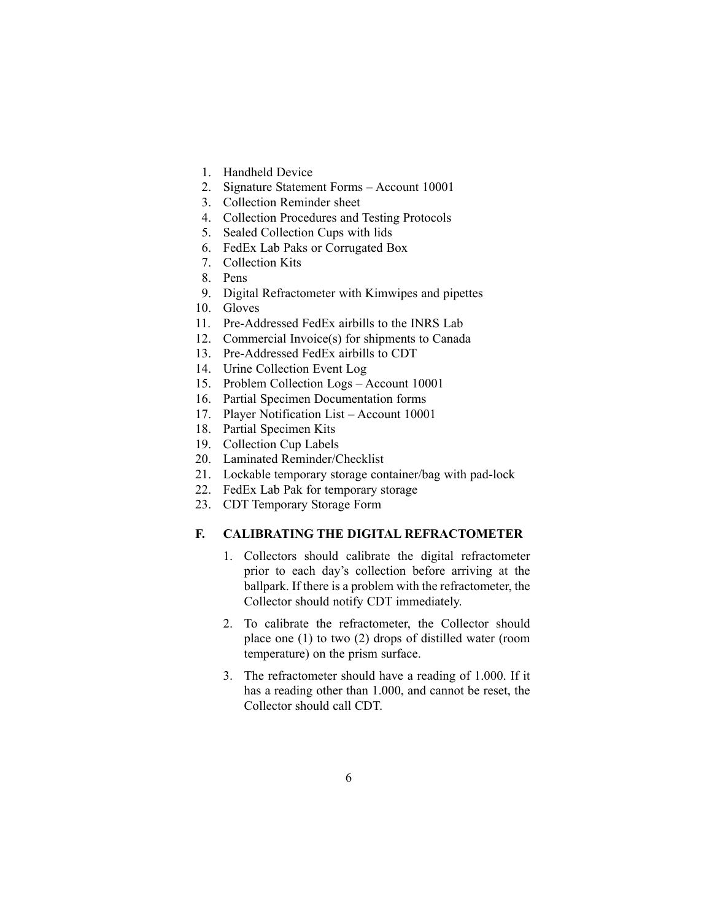1. Handheld Device
2. Signature Statement Forms – Account 10001
3. Collection Reminder sheet
4. Collection Procedures and Testing Protocols
5. Sealed Collection Cups with lids
6. FedEx Lab Paks or Corrugated Box
7. Collection Kits
8. Pens
9. Digital Refractometer with Kimwipes and pipettes
10. Gloves
11. Pre-Addressed FedEx airbills to the INRS Lab
12. Commercial Invoice(s) for shipments to Canada
13. Pre-Addressed FedEx airbills to CDT
14. Urine Collection Event Log
15. Problem Collection Logs – Account 10001
16. Partial Specimen Documentation forms
17. Player Notification List – Account 10001
18. Partial Specimen Kits
19. Collection Cup Labels
20. Laminated Reminder/Checklist
21. Lockable temporary storage container/bag with pad-lock
22. FedEx Lab Pak for temporary storage
23. CDT Temporary Storage Form

## F. CALIBRATING THE DIGITAL REFRACTOMETER

1. Collectors should calibrate the digital refractometer prior to each day's collection before arriving at the ballpark. If there is a problem with the refractometer, the Collector should notify CDT immediately.

2. To calibrate the refractometer, the Collector should place one (1) to two (2) drops of distilled water (room temperature) on the prism surface.

3. The refractometer should have a reading of 1.000. If it has a reading other than 1.000, and cannot be reset, the Collector should call CDT.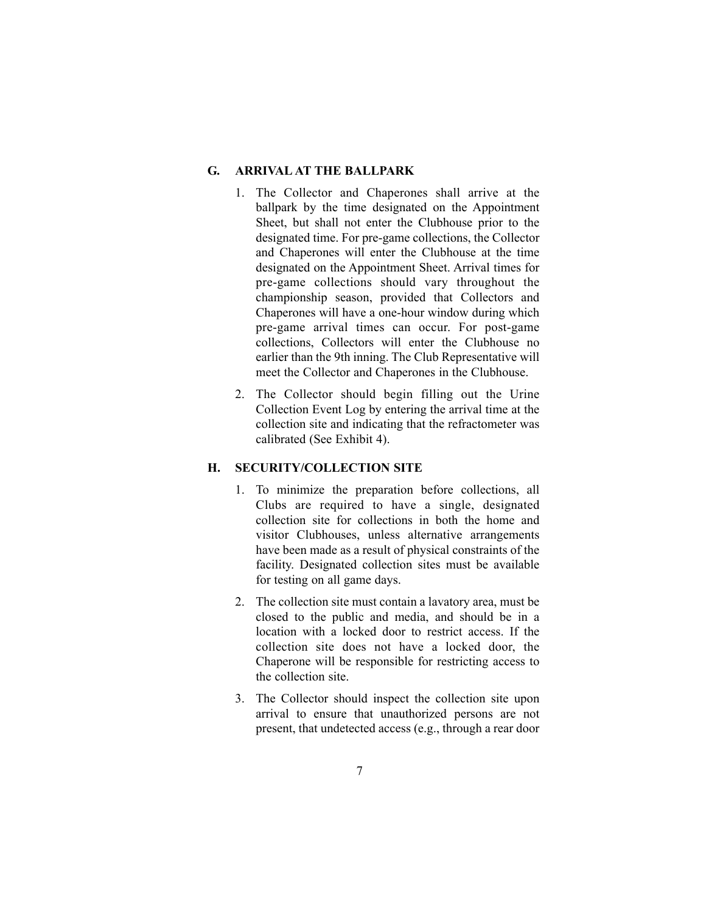## G. ARRIVAL AT THE BALLPARK

1. The Collector and Chaperones shall arrive at the ballpark by the time designated on the Appointment Sheet, but shall not enter the Clubhouse prior to the designated time. For pre-game collections, the Collector and Chaperones will enter the Clubhouse at the time designated on the Appointment Sheet. Arrival times for pre-game collections should vary throughout the championship season, provided that Collectors and Chaperones will have a one-hour window during which pre-game arrival times can occur. For post-game collections, Collectors will enter the Clubhouse no earlier than the 9th inning. The Club Representative will meet the Collector and Chaperones in the Clubhouse.

2. The Collector should begin filling out the Urine Collection Event Log by entering the arrival time at the collection site and indicating that the refractometer was calibrated (See Exhibit 4).

## H. SECURITY/COLLECTION SITE

1. To minimize the preparation before collections, all Clubs are required to have a single, designated collection site for collections in both the home and visitor Clubhouses, unless alternative arrangements have been made as a result of physical constraints of the facility. Designated collection sites must be available for testing on all game days.

2. The collection site must contain a lavatory area, must be closed to the public and media, and should be in a location with a locked door to restrict access. If the collection site does not have a locked door, the Chaperone will be responsible for restricting access to the collection site.

3. The Collector should inspect the collection site upon arrival to ensure that unauthorized persons are not present, that undetected access (e.g., through a rear door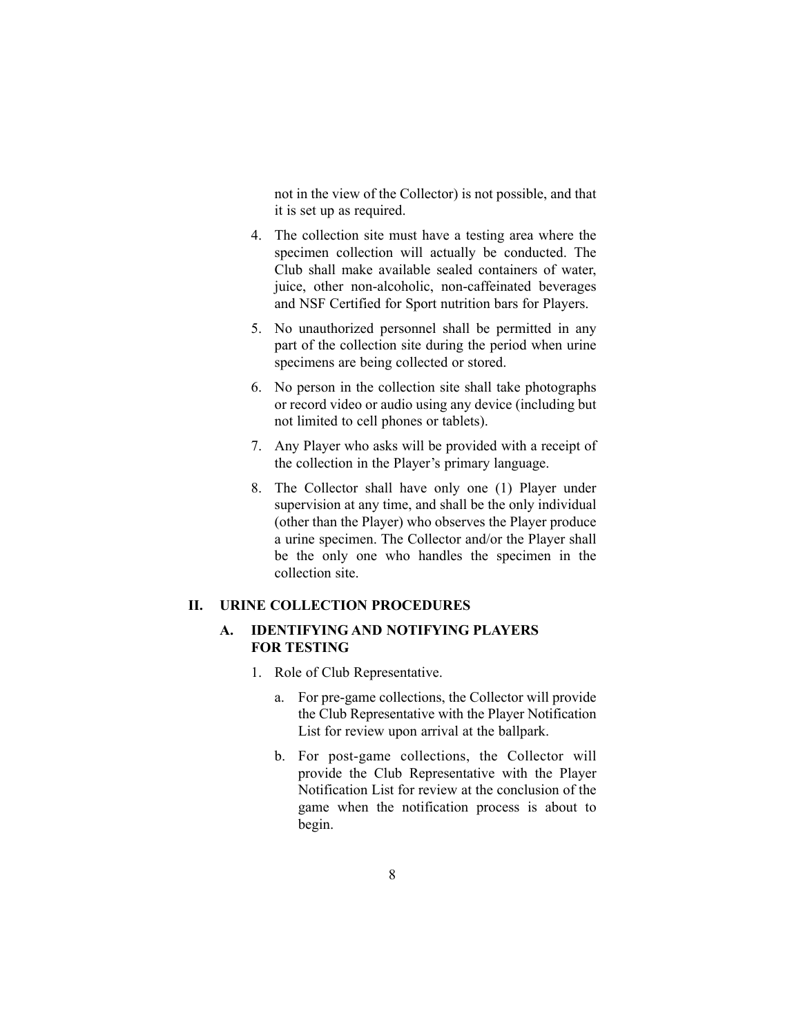not in the view of the Collector) is not possible, and that it is set up as required.

4. The collection site must have a testing area where the specimen collection will actually be conducted. The Club shall make available sealed containers of water, juice, other non-alcoholic, non-caffeinated beverages and NSF Certified for Sport nutrition bars for Players.

5. No unauthorized personnel shall be permitted in any part of the collection site during the period when urine specimens are being collected or stored.

6. No person in the collection site shall take photographs or record video or audio using any device (including but not limited to cell phones or tablets).

7. Any Player who asks will be provided with a receipt of the collection in the Player's primary language.

8. The Collector shall have only one (1) Player under supervision at any time, and shall be the only individual (other than the Player) who observes the Player produce a urine specimen. The Collector and/or the Player shall be the only one who handles the specimen in the collection site.

## II. URINE COLLECTION PROCEDURES

### A. IDENTIFYING AND NOTIFYING PLAYERS FOR TESTING

1. Role of Club Representative.

   a. For pre-game collections, the Collector will provide the Club Representative with the Player Notification List for review upon arrival at the ballpark.

   b. For post-game collections, the Collector will provide the Club Representative with the Player Notification List for review at the conclusion of the game when the notification process is about to begin.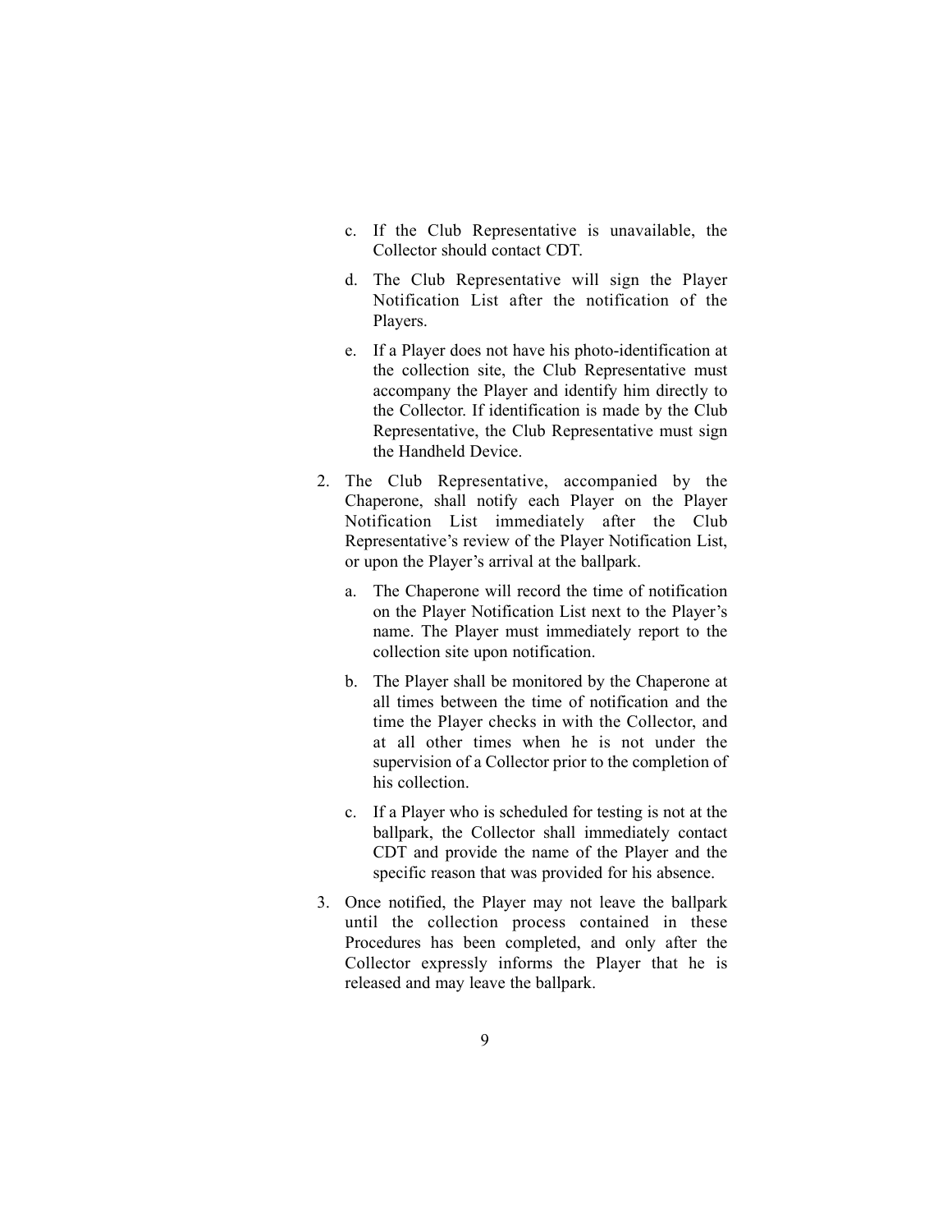c. If the Club Representative is unavailable, the Collector should contact CDT.

   d. The Club Representative will sign the Player Notification List after the notification of the Players.

   e. If a Player does not have his photo-identification at the collection site, the Club Representative must accompany the Player and identify him directly to the Collector. If identification is made by the Club Representative, the Club Representative must sign the Handheld Device.

2. The Club Representative, accompanied by the Chaperone, shall notify each Player on the Player Notification List immediately after the Club Representative's review of the Player Notification List, or upon the Player's arrival at the ballpark.

   a. The Chaperone will record the time of notification on the Player Notification List next to the Player's name. The Player must immediately report to the collection site upon notification.

   b. The Player shall be monitored by the Chaperone at all times between the time of notification and the time the Player checks in with the Collector, and at all other times when he is not under the supervision of a Collector prior to the completion of his collection.

   c. If a Player who is scheduled for testing is not at the ballpark, the Collector shall immediately contact CDT and provide the name of the Player and the specific reason that was provided for his absence.

3. Once notified, the Player may not leave the ballpark until the collection process contained in these Procedures has been completed, and only after the Collector expressly informs the Player that he is released and may leave the ballpark.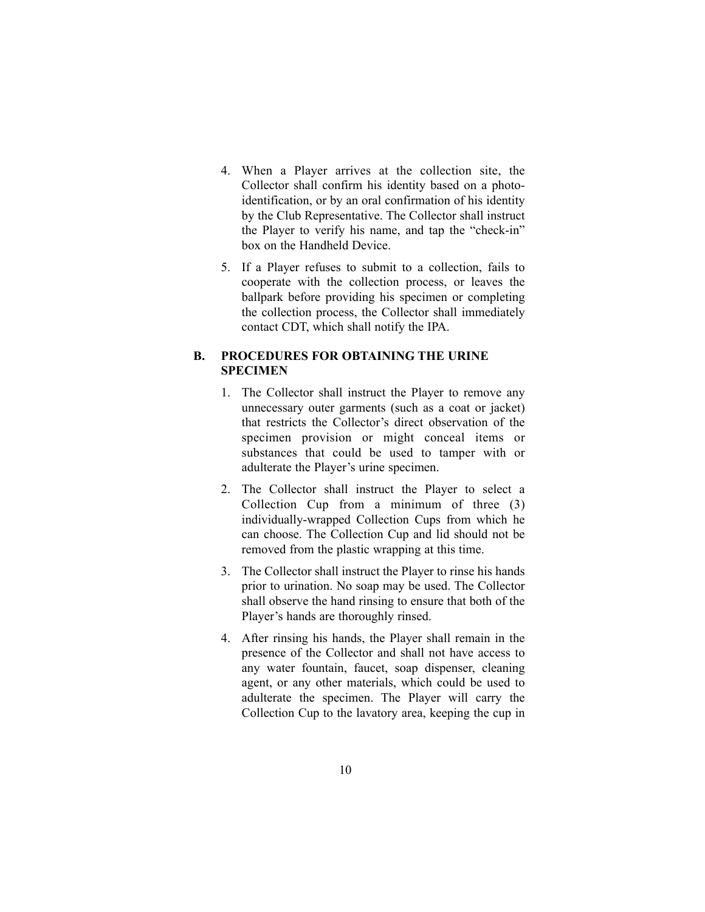4. When a Player arrives at the collection site, the Collector shall confirm his identity based on a photo-identification, or by an oral confirmation of his identity by the Club Representative. The Collector shall instruct the Player to verify his name, and tap the "check-in" box on the Handheld Device.

5. If a Player refuses to submit to a collection, fails to cooperate with the collection process, or leaves the ballpark before providing his specimen or completing the collection process, the Collector shall immediately contact CDT, which shall notify the IPA.

## B. PROCEDURES FOR OBTAINING THE URINE SPECIMEN

1. The Collector shall instruct the Player to remove any unnecessary outer garments (such as a coat or jacket) that restricts the Collector's direct observation of the specimen provision or might conceal items or substances that could be used to tamper with or adulterate the Player's urine specimen.

2. The Collector shall instruct the Player to select a Collection Cup from a minimum of three (3) individually-wrapped Collection Cups from which he can choose. The Collection Cup and lid should not be removed from the plastic wrapping at this time.

3. The Collector shall instruct the Player to rinse his hands prior to urination. No soap may be used. The Collector shall observe the hand rinsing to ensure that both of the Player's hands are thoroughly rinsed.

4. After rinsing his hands, the Player shall remain in the presence of the Collector and shall not have access to any water fountain, faucet, soap dispenser, cleaning agent, or any other materials, which could be used to adulterate the specimen. The Player will carry the Collection Cup to the lavatory area, keeping the cup in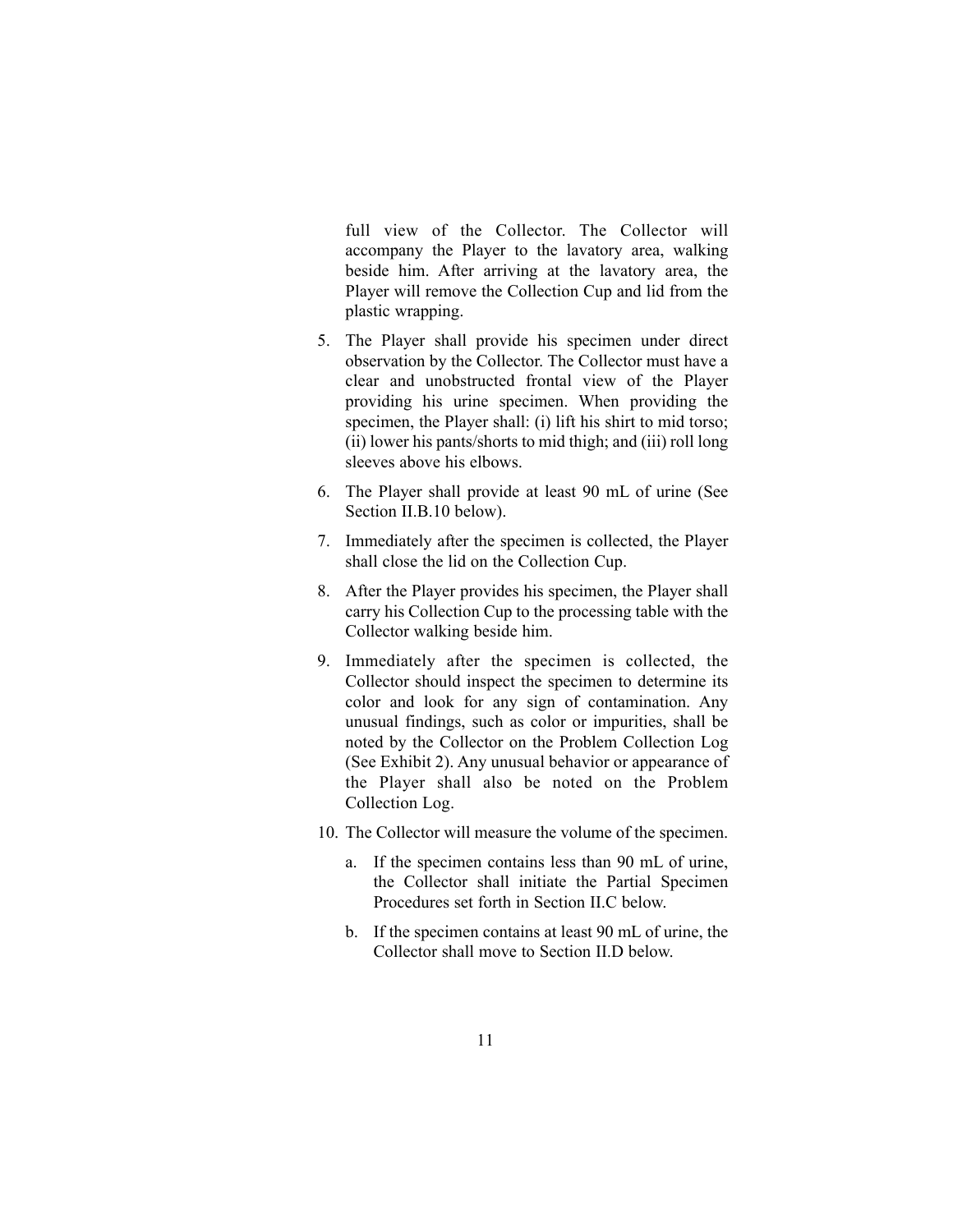full view of the Collector. The Collector will accompany the Player to the lavatory area, walking beside him. After arriving at the lavatory area, the Player will remove the Collection Cup and lid from the plastic wrapping.

5. The Player shall provide his specimen under direct observation by the Collector. The Collector must have a clear and unobstructed frontal view of the Player providing his urine specimen. When providing the specimen, the Player shall: (i) lift his shirt to mid torso; (ii) lower his pants/shorts to mid thigh; and (iii) roll long sleeves above his elbows.
6. The Player shall provide at least 90 mL of urine (See Section II.B.10 below).
7. Immediately after the specimen is collected, the Player shall close the lid on the Collection Cup.
8. After the Player provides his specimen, the Player shall carry his Collection Cup to the processing table with the Collector walking beside him.
9. Immediately after the specimen is collected, the Collector should inspect the specimen to determine its color and look for any sign of contamination. Any unusual findings, such as color or impurities, shall be noted by the Collector on the Problem Collection Log (See Exhibit 2). Any unusual behavior or appearance of the Player shall also be noted on the Problem Collection Log.
10. The Collector will measure the volume of the specimen.
    a. If the specimen contains less than 90 mL of urine, the Collector shall initiate the Partial Specimen Procedures set forth in Section II.C below.
    b. If the specimen contains at least 90 mL of urine, the Collector shall move to Section II.D below.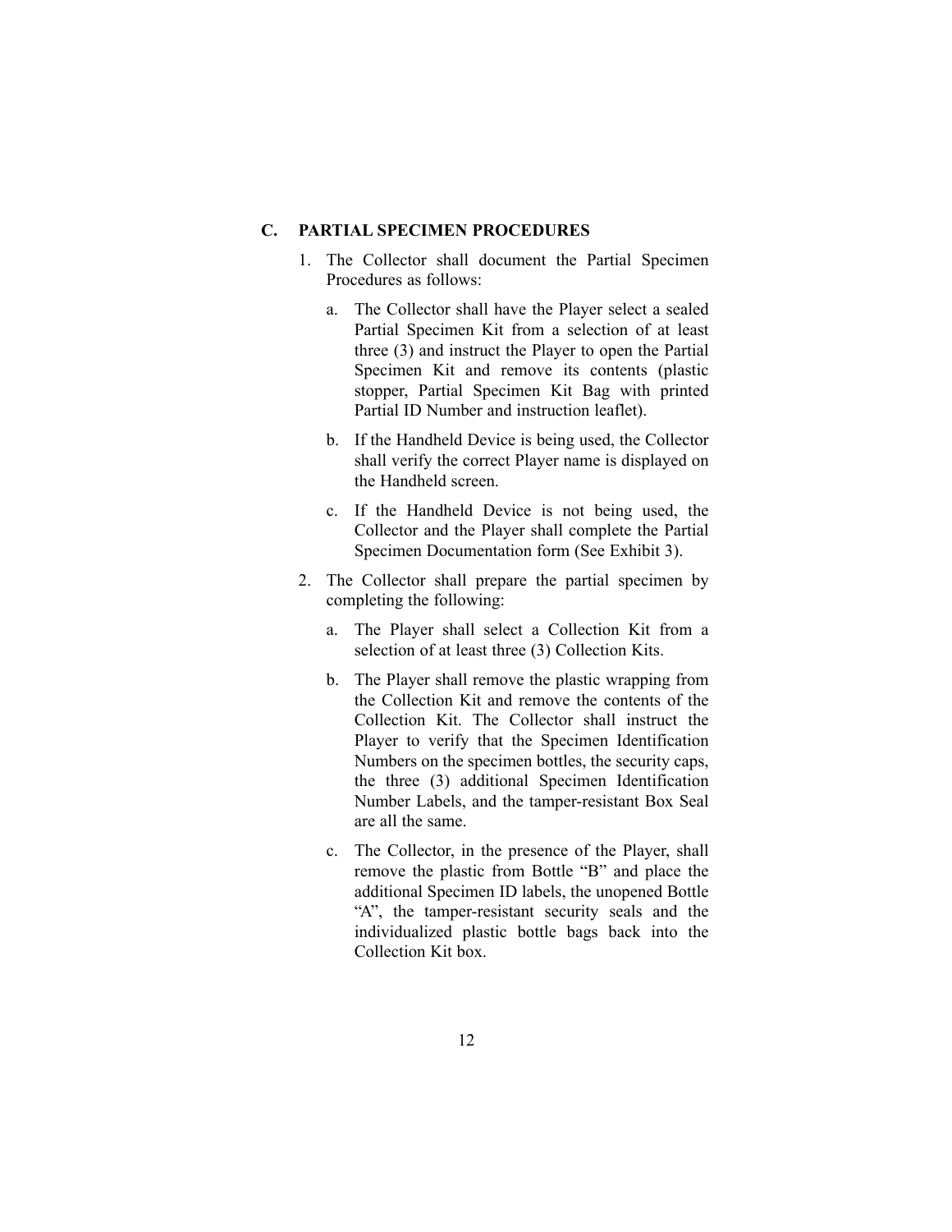## C. PARTIAL SPECIMEN PROCEDURES

1. The Collector shall document the Partial Specimen Procedures as follows:

    a. The Collector shall have the Player select a sealed Partial Specimen Kit from a selection of at least three (3) and instruct the Player to open the Partial Specimen Kit and remove its contents (plastic stopper, Partial Specimen Kit Bag with printed Partial ID Number and instruction leaflet).

    b. If the Handheld Device is being used, the Collector shall verify the correct Player name is displayed on the Handheld screen.

    c. If the Handheld Device is not being used, the Collector and the Player shall complete the Partial Specimen Documentation form (See Exhibit 3).

2. The Collector shall prepare the partial specimen by completing the following:

    a. The Player shall select a Collection Kit from a selection of at least three (3) Collection Kits.

    b. The Player shall remove the plastic wrapping from the Collection Kit and remove the contents of the Collection Kit. The Collector shall instruct the Player to verify that the Specimen Identification Numbers on the specimen bottles, the security caps, the three (3) additional Specimen Identification Number Labels, and the tamper-resistant Box Seal are all the same.

    c. The Collector, in the presence of the Player, shall remove the plastic from Bottle "B" and place the additional Specimen ID labels, the unopened Bottle "A", the tamper-resistant security seals and the individualized plastic bottle bags back into the Collection Kit box.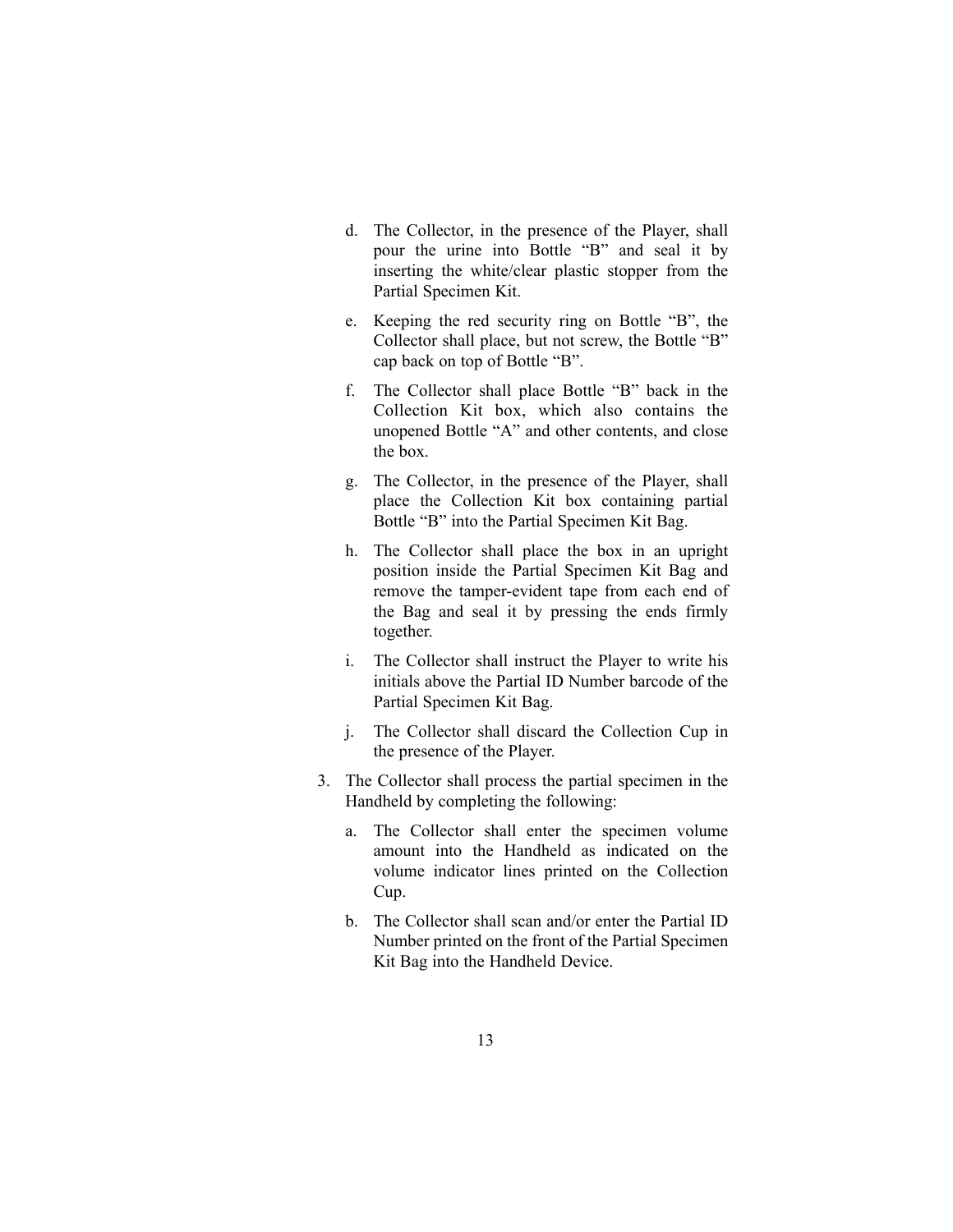d. The Collector, in the presence of the Player, shall pour the urine into Bottle "B" and seal it by inserting the white/clear plastic stopper from the Partial Specimen Kit.

e. Keeping the red security ring on Bottle "B", the Collector shall place, but not screw, the Bottle "B" cap back on top of Bottle "B".

f. The Collector shall place Bottle "B" back in the Collection Kit box, which also contains the unopened Bottle "A" and other contents, and close the box.

g. The Collector, in the presence of the Player, shall place the Collection Kit box containing partial Bottle "B" into the Partial Specimen Kit Bag.

h. The Collector shall place the box in an upright position inside the Partial Specimen Kit Bag and remove the tamper-evident tape from each end of the Bag and seal it by pressing the ends firmly together.

i. The Collector shall instruct the Player to write his initials above the Partial ID Number barcode of the Partial Specimen Kit Bag.

j. The Collector shall discard the Collection Cup in the presence of the Player.

3. The Collector shall process the partial specimen in the Handheld by completing the following:

   a. The Collector shall enter the specimen volume amount into the Handheld as indicated on the volume indicator lines printed on the Collection Cup.

   b. The Collector shall scan and/or enter the Partial ID Number printed on the front of the Partial Specimen Kit Bag into the Handheld Device.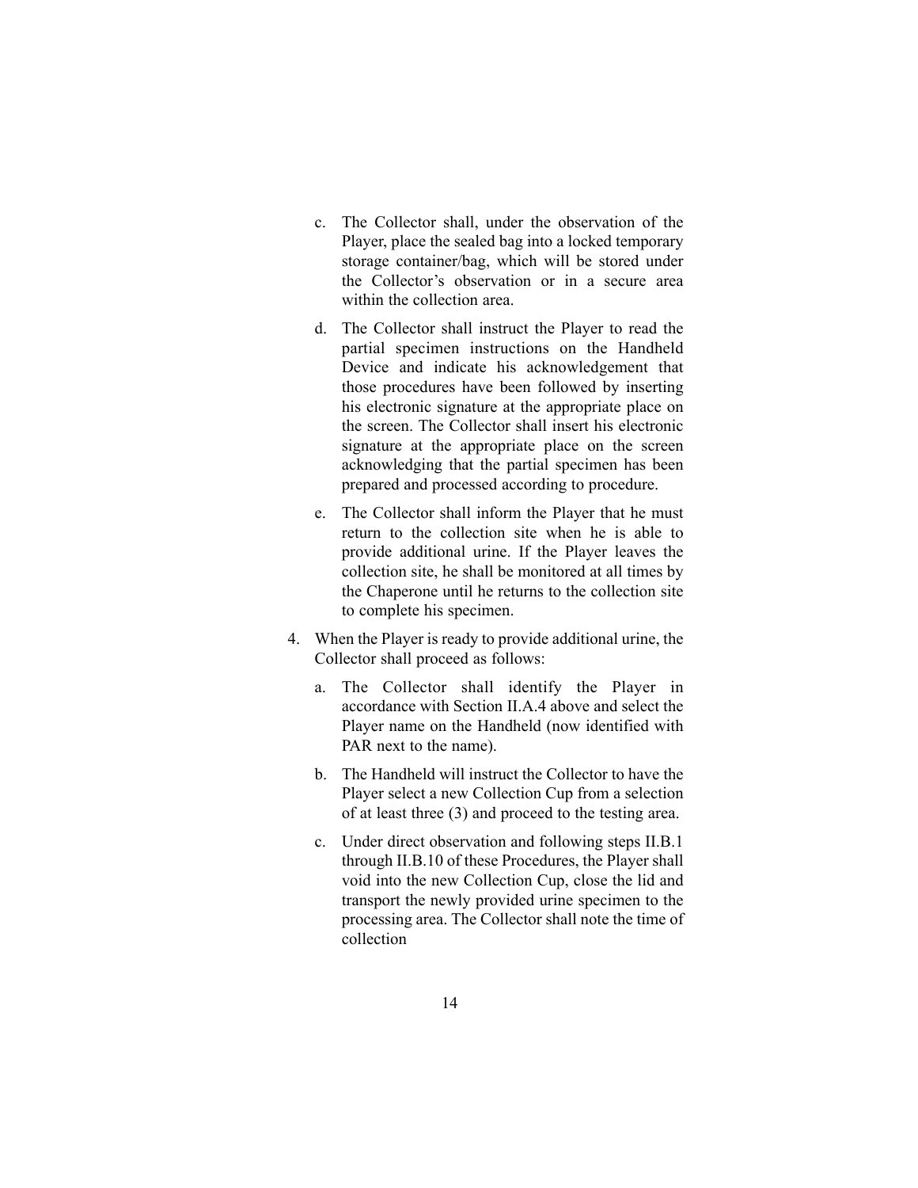c. The Collector shall, under the observation of the Player, place the sealed bag into a locked temporary storage container/bag, which will be stored under the Collector's observation or in a secure area within the collection area.

d. The Collector shall instruct the Player to read the partial specimen instructions on the Handheld Device and indicate his acknowledgement that those procedures have been followed by inserting his electronic signature at the appropriate place on the screen. The Collector shall insert his electronic signature at the appropriate place on the screen acknowledging that the partial specimen has been prepared and processed according to procedure.

e. The Collector shall inform the Player that he must return to the collection site when he is able to provide additional urine. If the Player leaves the collection site, he shall be monitored at all times by the Chaperone until he returns to the collection site to complete his specimen.

4. When the Player is ready to provide additional urine, the Collector shall proceed as follows:

   a. The Collector shall identify the Player in accordance with Section II.A.4 above and select the Player name on the Handheld (now identified with PAR next to the name).

   b. The Handheld will instruct the Collector to have the Player select a new Collection Cup from a selection of at least three (3) and proceed to the testing area.

   c. Under direct observation and following steps II.B.1 through II.B.10 of these Procedures, the Player shall void into the new Collection Cup, close the lid and transport the newly provided urine specimen to the processing area. The Collector shall note the time of collection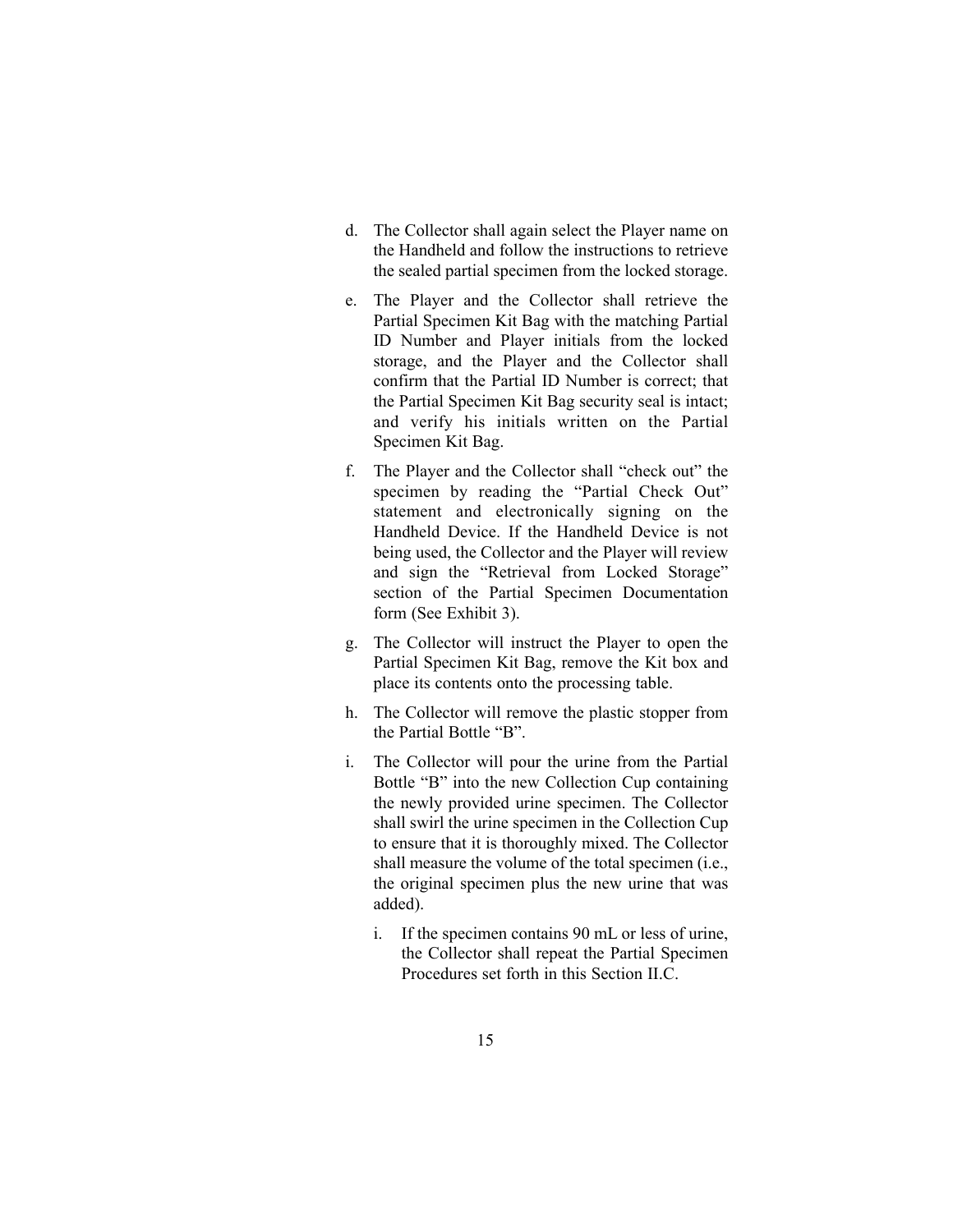d. The Collector shall again select the Player name on the Handheld and follow the instructions to retrieve the sealed partial specimen from the locked storage.

e. The Player and the Collector shall retrieve the Partial Specimen Kit Bag with the matching Partial ID Number and Player initials from the locked storage, and the Player and the Collector shall confirm that the Partial ID Number is correct; that the Partial Specimen Kit Bag security seal is intact; and verify his initials written on the Partial Specimen Kit Bag.

f. The Player and the Collector shall "check out" the specimen by reading the "Partial Check Out" statement and electronically signing on the Handheld Device. If the Handheld Device is not being used, the Collector and the Player will review and sign the "Retrieval from Locked Storage" section of the Partial Specimen Documentation form (See Exhibit 3).

g. The Collector will instruct the Player to open the Partial Specimen Kit Bag, remove the Kit box and place its contents onto the processing table.

h. The Collector will remove the plastic stopper from the Partial Bottle "B".

i. The Collector will pour the urine from the Partial Bottle "B" into the new Collection Cup containing the newly provided urine specimen. The Collector shall swirl the urine specimen in the Collection Cup to ensure that it is thoroughly mixed. The Collector shall measure the volume of the total specimen (i.e., the original specimen plus the new urine that was added).

   i. If the specimen contains 90 mL or less of urine, the Collector shall repeat the Partial Specimen Procedures set forth in this Section II.C.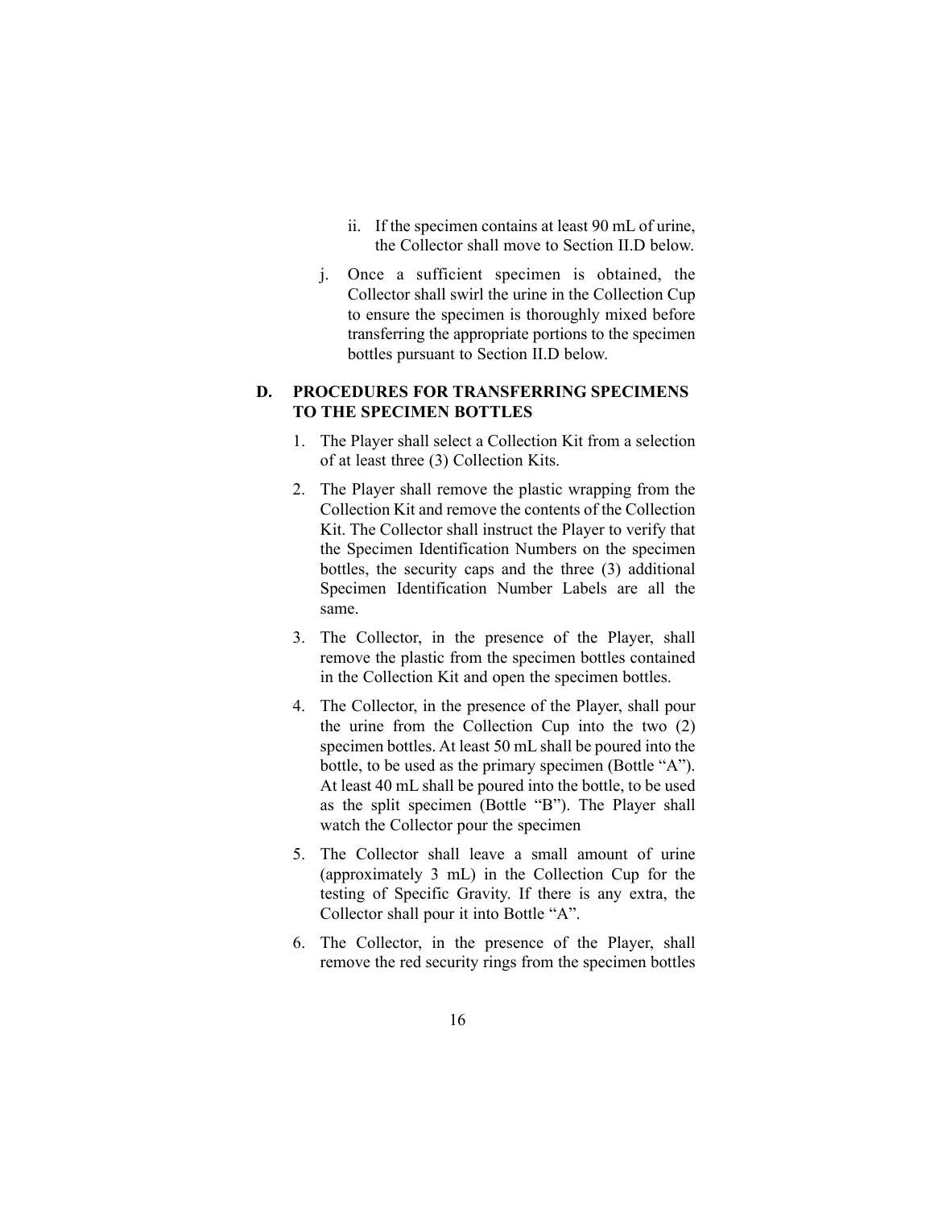ii. If the specimen contains at least 90 mL of urine, the Collector shall move to Section II.D below.

j. Once a sufficient specimen is obtained, the Collector shall swirl the urine in the Collection Cup to ensure the specimen is thoroughly mixed before transferring the appropriate portions to the specimen bottles pursuant to Section II.D below.

## D. PROCEDURES FOR TRANSFERRING SPECIMENS TO THE SPECIMEN BOTTLES

1. The Player shall select a Collection Kit from a selection of at least three (3) Collection Kits.
2. The Player shall remove the plastic wrapping from the Collection Kit and remove the contents of the Collection Kit. The Collector shall instruct the Player to verify that the Specimen Identification Numbers on the specimen bottles, the security caps and the three (3) additional Specimen Identification Number Labels are all the same.
3. The Collector, in the presence of the Player, shall remove the plastic from the specimen bottles contained in the Collection Kit and open the specimen bottles.
4. The Collector, in the presence of the Player, shall pour the urine from the Collection Cup into the two (2) specimen bottles. At least 50 mL shall be poured into the bottle, to be used as the primary specimen (Bottle "A"). At least 40 mL shall be poured into the bottle, to be used as the split specimen (Bottle "B"). The Player shall watch the Collector pour the specimen
5. The Collector shall leave a small amount of urine (approximately 3 mL) in the Collection Cup for the testing of Specific Gravity. If there is any extra, the Collector shall pour it into Bottle "A".
6. The Collector, in the presence of the Player, shall remove the red security rings from the specimen bottles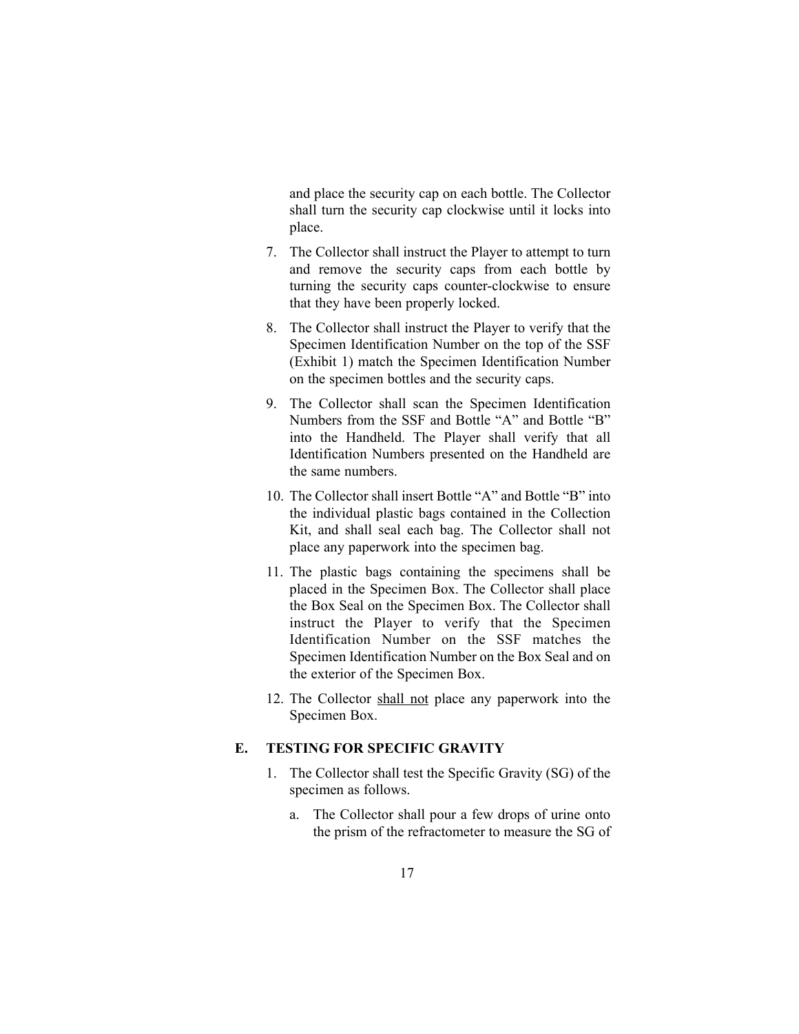and place the security cap on each bottle. The Collector shall turn the security cap clockwise until it locks into place.

7. The Collector shall instruct the Player to attempt to turn and remove the security caps from each bottle by turning the security caps counter-clockwise to ensure that they have been properly locked.

8. The Collector shall instruct the Player to verify that the Specimen Identification Number on the top of the SSF (Exhibit 1) match the Specimen Identification Number on the specimen bottles and the security caps.

9. The Collector shall scan the Specimen Identification Numbers from the SSF and Bottle "A" and Bottle "B" into the Handheld. The Player shall verify that all Identification Numbers presented on the Handheld are the same numbers.

10. The Collector shall insert Bottle "A" and Bottle "B" into the individual plastic bags contained in the Collection Kit, and shall seal each bag. The Collector shall not place any paperwork into the specimen bag.

11. The plastic bags containing the specimens shall be placed in the Specimen Box. The Collector shall place the Box Seal on the Specimen Box. The Collector shall instruct the Player to verify that the Specimen Identification Number on the SSF matches the Specimen Identification Number on the Box Seal and on the exterior of the Specimen Box.

12. The Collector <u>shall not</u> place any paperwork into the Specimen Box.

## E. TESTING FOR SPECIFIC GRAVITY

1. The Collector shall test the Specific Gravity (SG) of the specimen as follows.

   a. The Collector shall pour a few drops of urine onto the prism of the refractometer to measure the SG of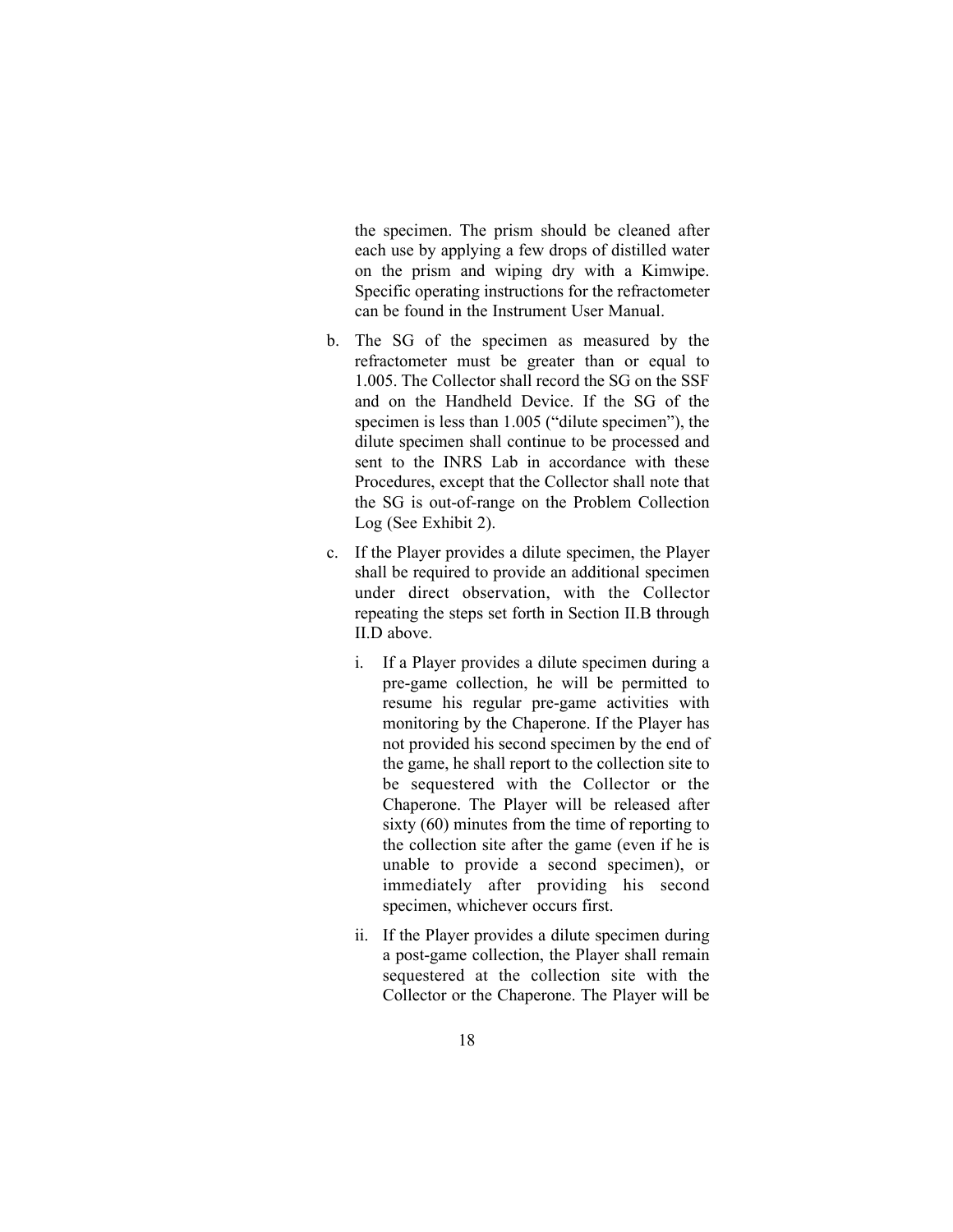the specimen. The prism should be cleaned after each use by applying a few drops of distilled water on the prism and wiping dry with a Kimwipe. Specific operating instructions for the refractometer can be found in the Instrument User Manual.

b. The SG of the specimen as measured by the refractometer must be greater than or equal to 1.005. The Collector shall record the SG on the SSF and on the Handheld Device. If the SG of the specimen is less than 1.005 ("dilute specimen"), the dilute specimen shall continue to be processed and sent to the INRS Lab in accordance with these Procedures, except that the Collector shall note that the SG is out-of-range on the Problem Collection Log (See Exhibit 2).

c. If the Player provides a dilute specimen, the Player shall be required to provide an additional specimen under direct observation, with the Collector repeating the steps set forth in Section II.B through II.D above.

   i. If a Player provides a dilute specimen during a pre-game collection, he will be permitted to resume his regular pre-game activities with monitoring by the Chaperone. If the Player has not provided his second specimen by the end of the game, he shall report to the collection site to be sequestered with the Collector or the Chaperone. The Player will be released after sixty (60) minutes from the time of reporting to the collection site after the game (even if he is unable to provide a second specimen), or immediately after providing his second specimen, whichever occurs first.

   ii. If the Player provides a dilute specimen during a post-game collection, the Player shall remain sequestered at the collection site with the Collector or the Chaperone. The Player will be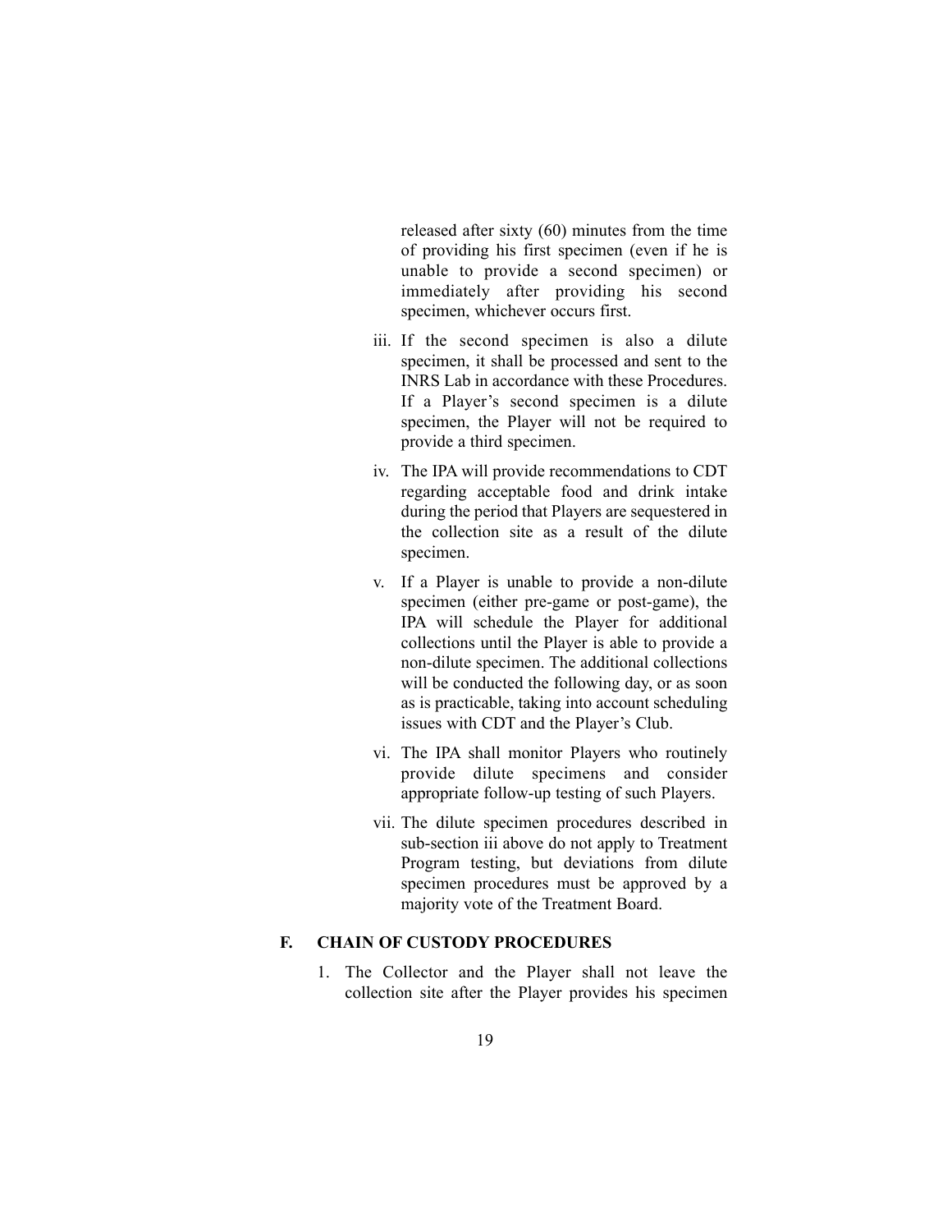released after sixty (60) minutes from the time of providing his first specimen (even if he is unable to provide a second specimen) or immediately after providing his second specimen, whichever occurs first.

iii. If the second specimen is also a dilute specimen, it shall be processed and sent to the INRS Lab in accordance with these Procedures. If a Player's second specimen is a dilute specimen, the Player will not be required to provide a third specimen.

iv. The IPA will provide recommendations to CDT regarding acceptable food and drink intake during the period that Players are sequestered in the collection site as a result of the dilute specimen.

v. If a Player is unable to provide a non-dilute specimen (either pre-game or post-game), the IPA will schedule the Player for additional collections until the Player is able to provide a non-dilute specimen. The additional collections will be conducted the following day, or as soon as is practicable, taking into account scheduling issues with CDT and the Player's Club.

vi. The IPA shall monitor Players who routinely provide dilute specimens and consider appropriate follow-up testing of such Players.

vii. The dilute specimen procedures described in sub-section iii above do not apply to Treatment Program testing, but deviations from dilute specimen procedures must be approved by a majority vote of the Treatment Board.

## F. CHAIN OF CUSTODY PROCEDURES

1. The Collector and the Player shall not leave the collection site after the Player provides his specimen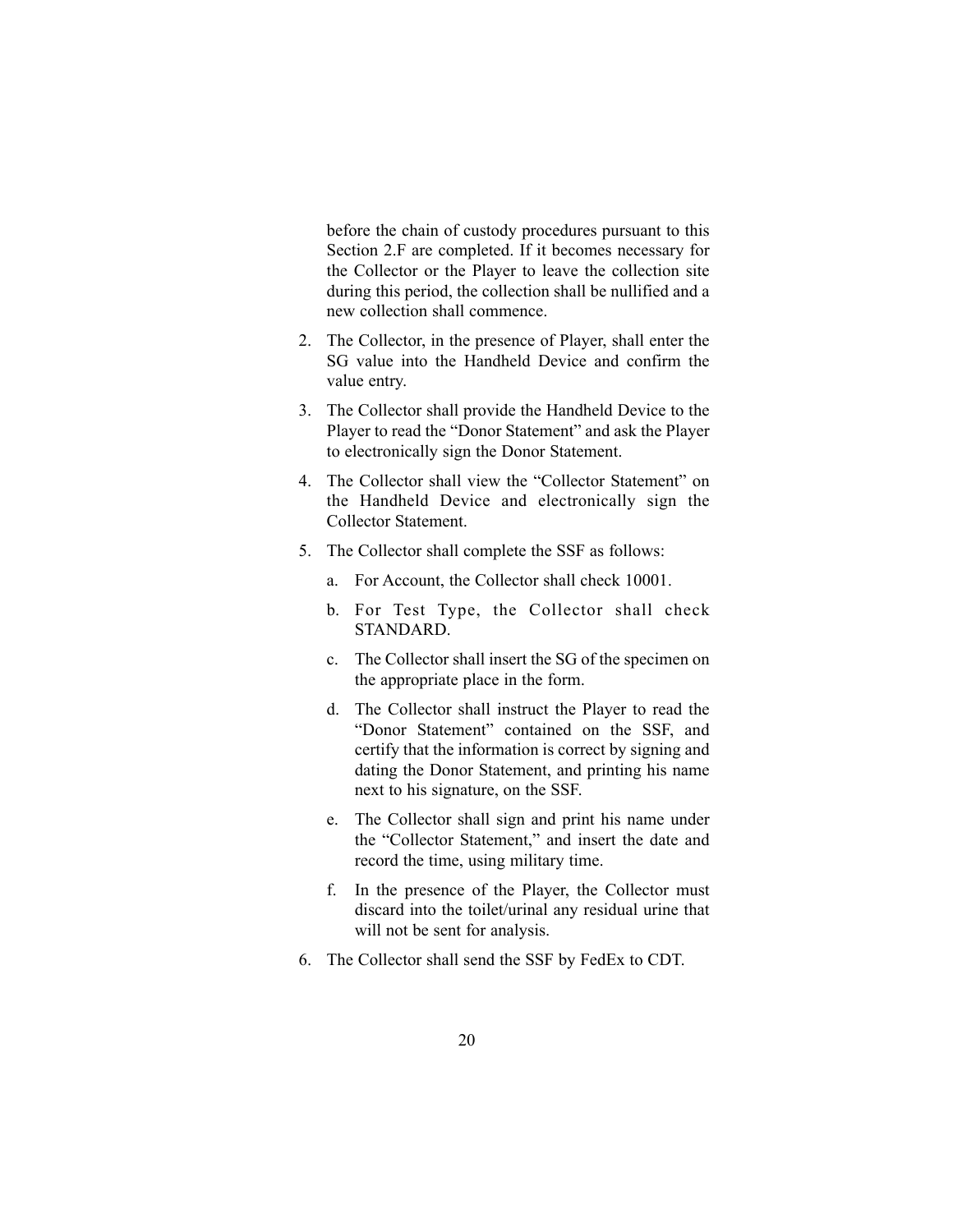before the chain of custody procedures pursuant to this Section 2.F are completed. If it becomes necessary for the Collector or the Player to leave the collection site during this period, the collection shall be nullified and a new collection shall commence.

2. The Collector, in the presence of Player, shall enter the SG value into the Handheld Device and confirm the value entry.

3. The Collector shall provide the Handheld Device to the Player to read the "Donor Statement" and ask the Player to electronically sign the Donor Statement.

4. The Collector shall view the "Collector Statement" on the Handheld Device and electronically sign the Collector Statement.

5. The Collector shall complete the SSF as follows:

   a. For Account, the Collector shall check 10001.

   b. For Test Type, the Collector shall check STANDARD.

   c. The Collector shall insert the SG of the specimen on the appropriate place in the form.

   d. The Collector shall instruct the Player to read the "Donor Statement" contained on the SSF, and certify that the information is correct by signing and dating the Donor Statement, and printing his name next to his signature, on the SSF.

   e. The Collector shall sign and print his name under the "Collector Statement," and insert the date and record the time, using military time.

   f. In the presence of the Player, the Collector must discard into the toilet/urinal any residual urine that will not be sent for analysis.

6. The Collector shall send the SSF by FedEx to CDT.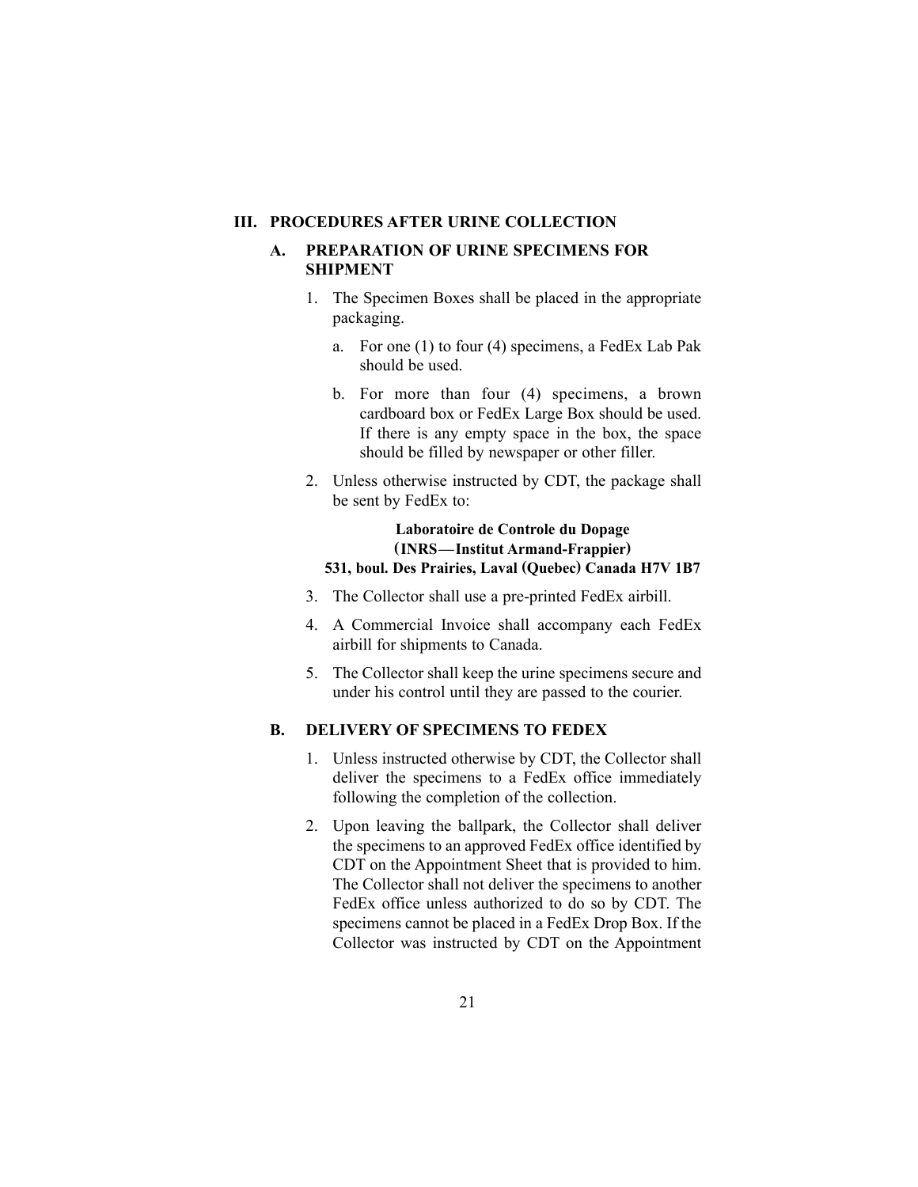## III. PROCEDURES AFTER URINE COLLECTION

### A. PREPARATION OF URINE SPECIMENS FOR SHIPMENT

1. The Specimen Boxes shall be placed in the appropriate packaging.
   a. For one (1) to four (4) specimens, a FedEx Lab Pak should be used.
   b. For more than four (4) specimens, a brown cardboard box or FedEx Large Box should be used. If there is any empty space in the box, the space should be filled by newspaper or other filler.
2. Unless otherwise instructed by CDT, the package shall be sent by FedEx to:

   **Laboratoire de Controle du Dopage**
   **(INRS—Institut Armand-Frappier)**
   **531, boul. Des Prairies, Laval (Quebec) Canada H7V 1B7**

3. The Collector shall use a pre-printed FedEx airbill.
4. A Commercial Invoice shall accompany each FedEx airbill for shipments to Canada.
5. The Collector shall keep the urine specimens secure and under his control until they are passed to the courier.

### B. DELIVERY OF SPECIMENS TO FEDEX

1. Unless instructed otherwise by CDT, the Collector shall deliver the specimens to a FedEx office immediately following the completion of the collection.
2. Upon leaving the ballpark, the Collector shall deliver the specimens to an approved FedEx office identified by CDT on the Appointment Sheet that is provided to him. The Collector shall not deliver the specimens to another FedEx office unless authorized to do so by CDT. The specimens cannot be placed in a FedEx Drop Box. If the Collector was instructed by CDT on the Appointment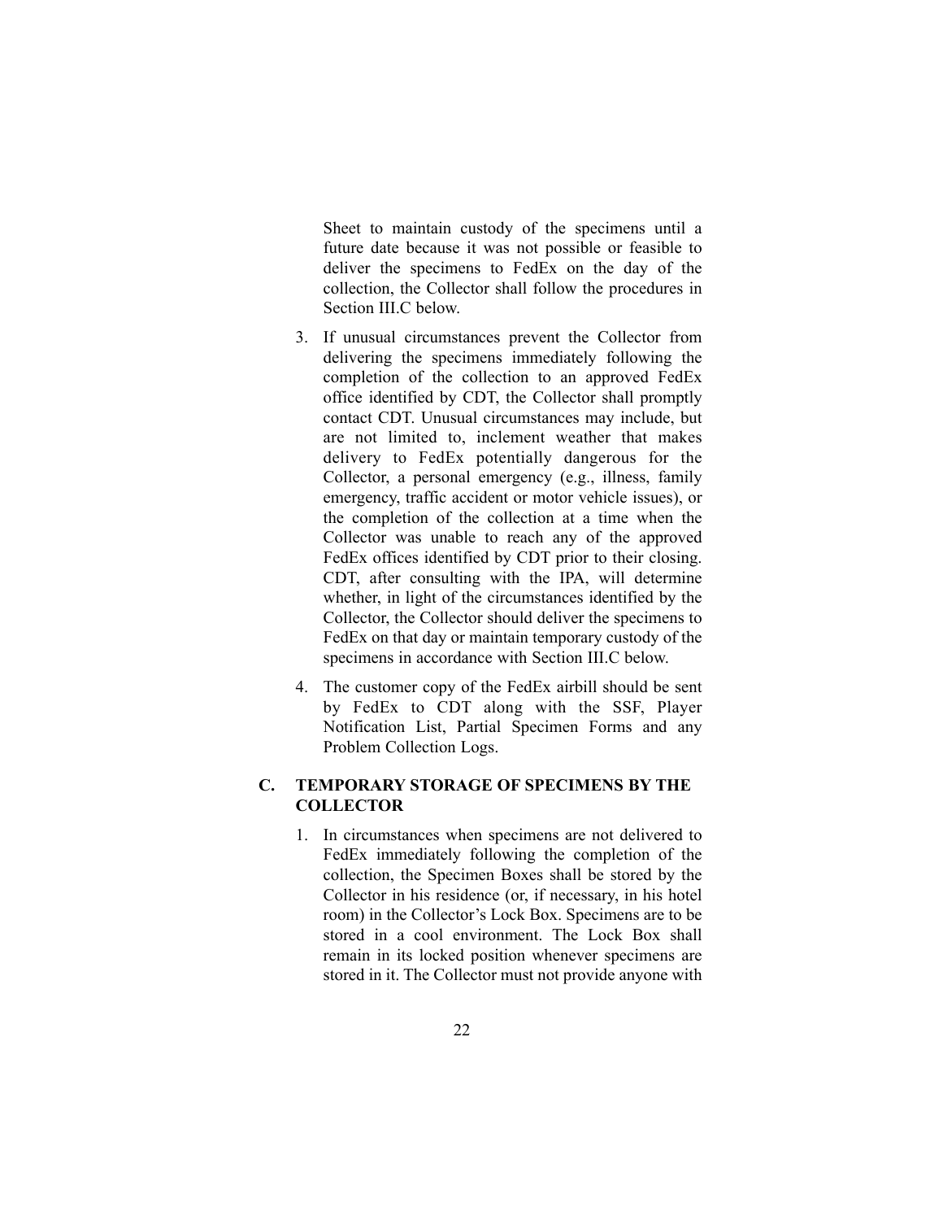Sheet to maintain custody of the specimens until a future date because it was not possible or feasible to deliver the specimens to FedEx on the day of the collection, the Collector shall follow the procedures in Section III.C below.

3. If unusual circumstances prevent the Collector from delivering the specimens immediately following the completion of the collection to an approved FedEx office identified by CDT, the Collector shall promptly contact CDT. Unusual circumstances may include, but are not limited to, inclement weather that makes delivery to FedEx potentially dangerous for the Collector, a personal emergency (e.g., illness, family emergency, traffic accident or motor vehicle issues), or the completion of the collection at a time when the Collector was unable to reach any of the approved FedEx offices identified by CDT prior to their closing. CDT, after consulting with the IPA, will determine whether, in light of the circumstances identified by the Collector, the Collector should deliver the specimens to FedEx on that day or maintain temporary custody of the specimens in accordance with Section III.C below.

4. The customer copy of the FedEx airbill should be sent by FedEx to CDT along with the SSF, Player Notification List, Partial Specimen Forms and any Problem Collection Logs.

## C. TEMPORARY STORAGE OF SPECIMENS BY THE COLLECTOR

1. In circumstances when specimens are not delivered to FedEx immediately following the completion of the collection, the Specimen Boxes shall be stored by the Collector in his residence (or, if necessary, in his hotel room) in the Collector's Lock Box. Specimens are to be stored in a cool environment. The Lock Box shall remain in its locked position whenever specimens are stored in it. The Collector must not provide anyone with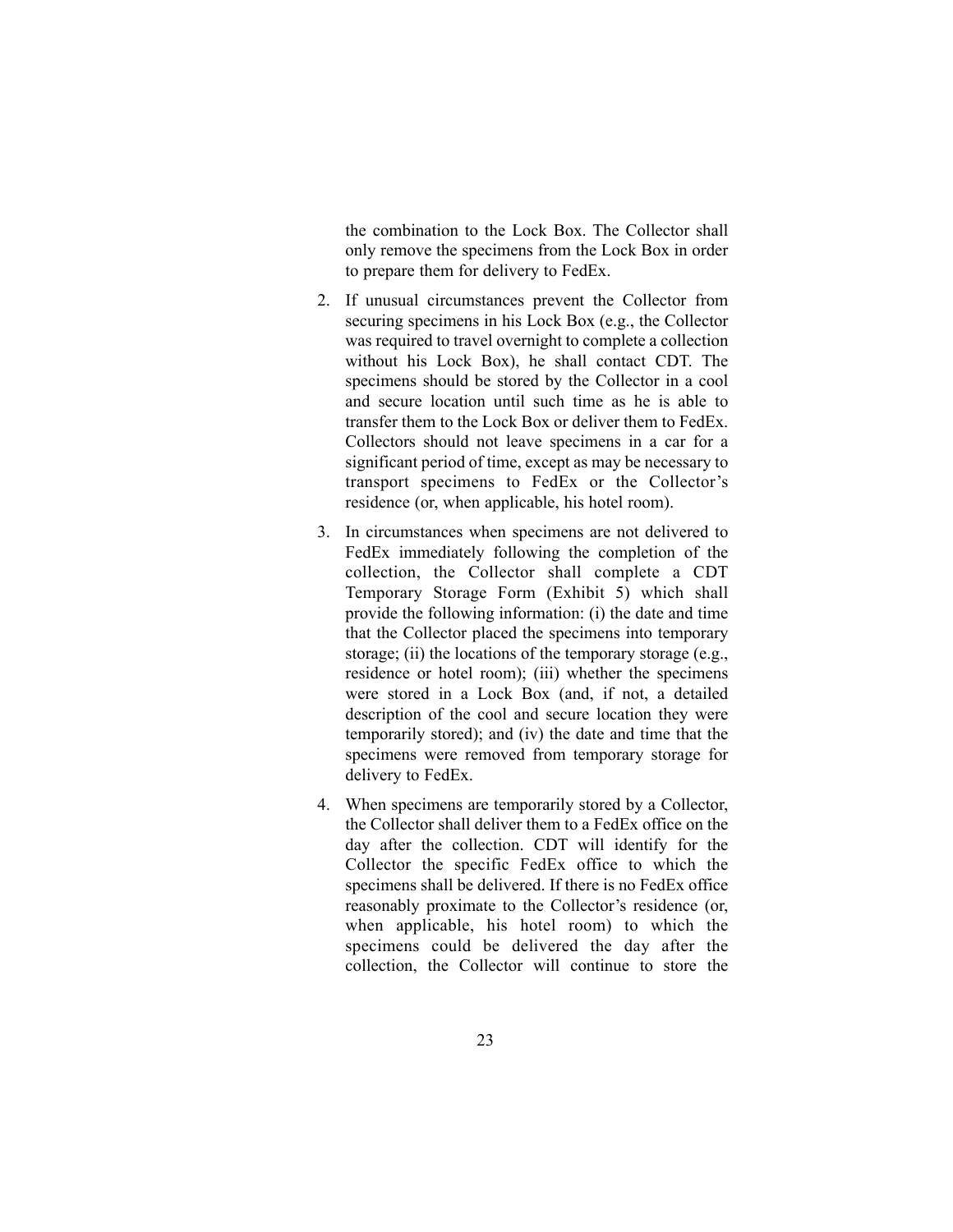the combination to the Lock Box. The Collector shall only remove the specimens from the Lock Box in order to prepare them for delivery to FedEx.

2. If unusual circumstances prevent the Collector from securing specimens in his Lock Box (e.g., the Collector was required to travel overnight to complete a collection without his Lock Box), he shall contact CDT. The specimens should be stored by the Collector in a cool and secure location until such time as he is able to transfer them to the Lock Box or deliver them to FedEx. Collectors should not leave specimens in a car for a significant period of time, except as may be necessary to transport specimens to FedEx or the Collector's residence (or, when applicable, his hotel room).

3. In circumstances when specimens are not delivered to FedEx immediately following the completion of the collection, the Collector shall complete a CDT Temporary Storage Form (Exhibit 5) which shall provide the following information: (i) the date and time that the Collector placed the specimens into temporary storage; (ii) the locations of the temporary storage (e.g., residence or hotel room); (iii) whether the specimens were stored in a Lock Box (and, if not, a detailed description of the cool and secure location they were temporarily stored); and (iv) the date and time that the specimens were removed from temporary storage for delivery to FedEx.

4. When specimens are temporarily stored by a Collector, the Collector shall deliver them to a FedEx office on the day after the collection. CDT will identify for the Collector the specific FedEx office to which the specimens shall be delivered. If there is no FedEx office reasonably proximate to the Collector's residence (or, when applicable, his hotel room) to which the specimens could be delivered the day after the collection, the Collector will continue to store the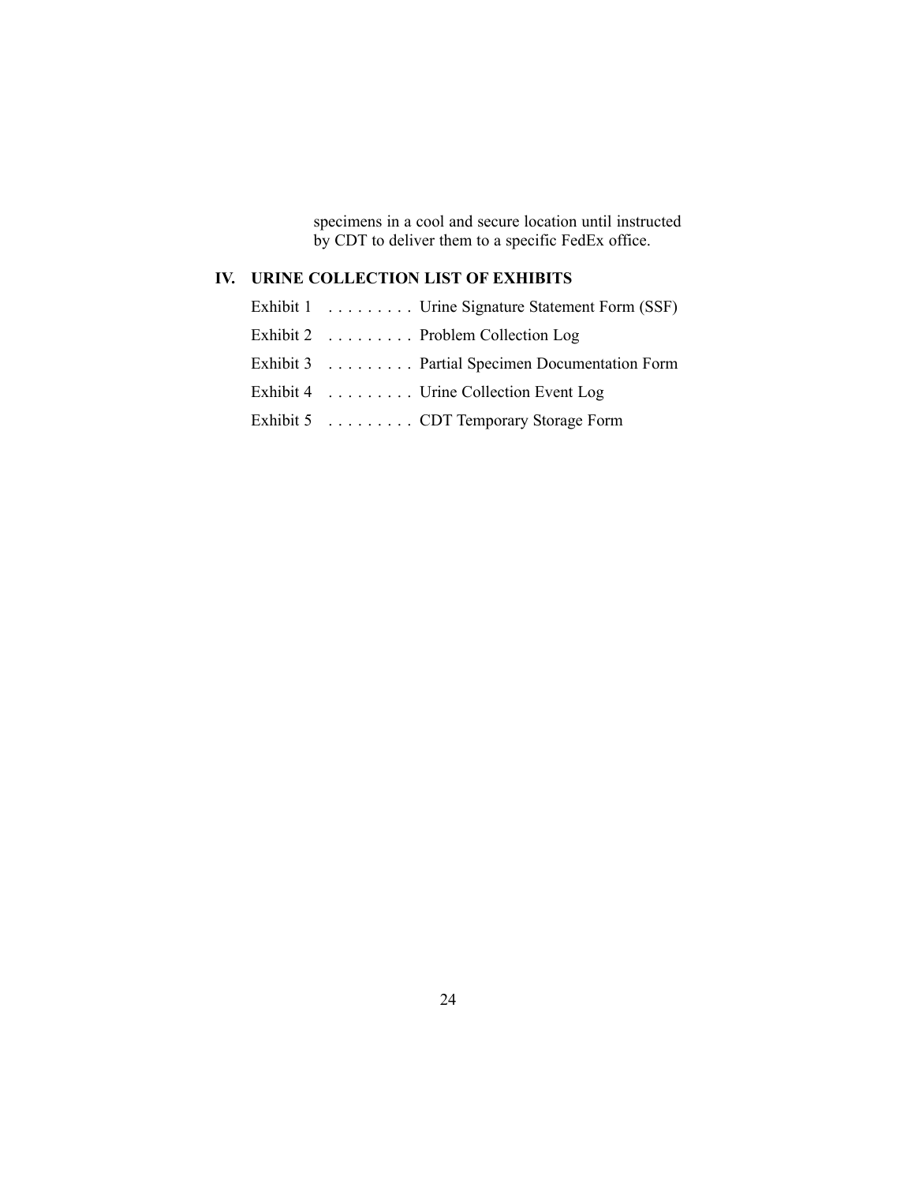specimens in a cool and secure location until instructed by CDT to deliver them to a specific FedEx office.

## IV. URINE COLLECTION LIST OF EXHIBITS

Exhibit 1 . . . . . . . . . Urine Signature Statement Form (SSF)

Exhibit 2 . . . . . . . . . Problem Collection Log

Exhibit 3 . . . . . . . . . Partial Specimen Documentation Form

Exhibit 4 . . . . . . . . . Urine Collection Event Log

Exhibit 5 . . . . . . . . . CDT Temporary Storage Form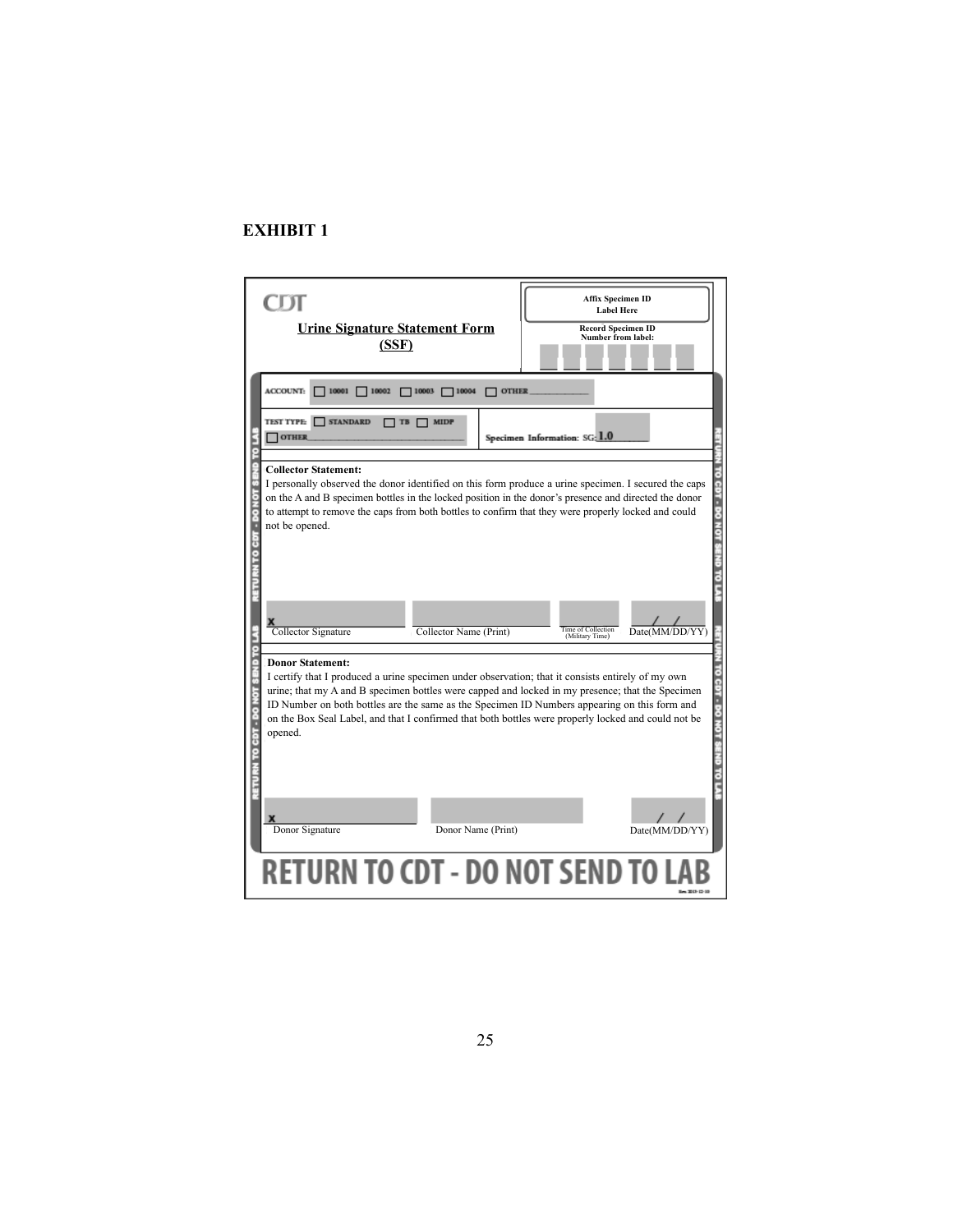# EXHIBIT 1

CDT

**Urine Signature Statement Form (SSF)**

**Affix Specimen ID Label Here**

**Record Specimen ID Number from label:**

ACCOUNT: ☐ 10001 ☐ 10002 ☐ 10003 ☐ 10004 ☐ OTHER ________

TEST TYPE: ☐ STANDARD ☐ TB ☐ MIDP ☐ OTHER ________

Specimen Information: SG: 1.0

**Collector Statement:**

I personally observed the donor identified on this form produce a urine specimen. I secured the caps on the A and B specimen bottles in the locked position in the donor's presence and directed the donor to attempt to remove the caps from both bottles to confirm that they were properly locked and could not be opened.

x ________ Collector Signature | ________ Collector Name (Print) | ________ Time of Collection (Military Time) | / / Date(MM/DD/YY)

**Donor Statement:**

I certify that I produced a urine specimen under observation; that it consists entirely of my own urine; that my A and B specimen bottles were capped and locked in my presence; that the Specimen ID Number on both bottles are the same as the Specimen ID Numbers appearing on this form and on the Box Seal Label, and that I confirmed that both bottles were properly locked and could not be opened.

x ________ Donor Signature | ________ Donor Name (Print) | / / Date(MM/DD/YY)

RETURN TO CDT - DO NOT SEND TO LAB

RETURN TO CDT - DO NOT SEND TO LAB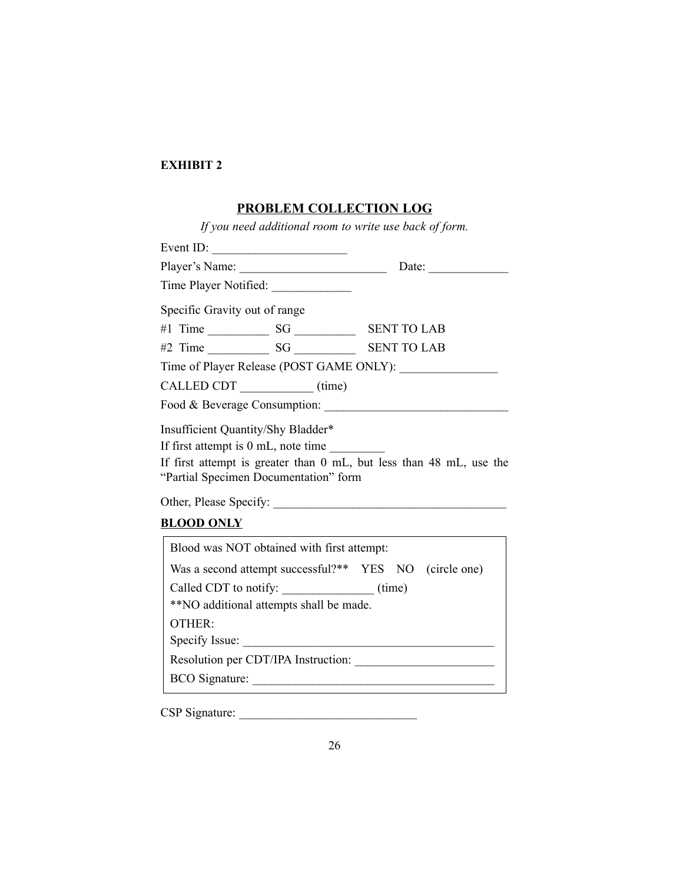**EXHIBIT 2**

## PROBLEM COLLECTION LOG

*If you need additional room to write use back of form.*

Event ID: ______________________

Player's Name: ________________________ Date: _____________

Time Player Notified: _____________

Specific Gravity out of range

#1 Time __________ SG __________ SENT TO LAB

#2 Time __________ SG __________ SENT TO LAB

Time of Player Release (POST GAME ONLY): ________________

CALLED CDT ____________ (time)

Food & Beverage Consumption: ______________________________

Insufficient Quantity/Shy Bladder*

If first attempt is 0 mL, note time _________

If first attempt is greater than 0 mL, but less than 48 mL, use the "Partial Specimen Documentation" form

Other, Please Specify: ______________________________________

**BLOOD ONLY**

Blood was NOT obtained with first attempt:

Was a second attempt successful?** YES NO (circle one)

Called CDT to notify: _______________ (time)

**NO additional attempts shall be made.

OTHER:

Specify Issue: _________________________________________

Resolution per CDT/IPA Instruction: _______________________

BCO Signature: ________________________________________

CSP Signature: ______________________________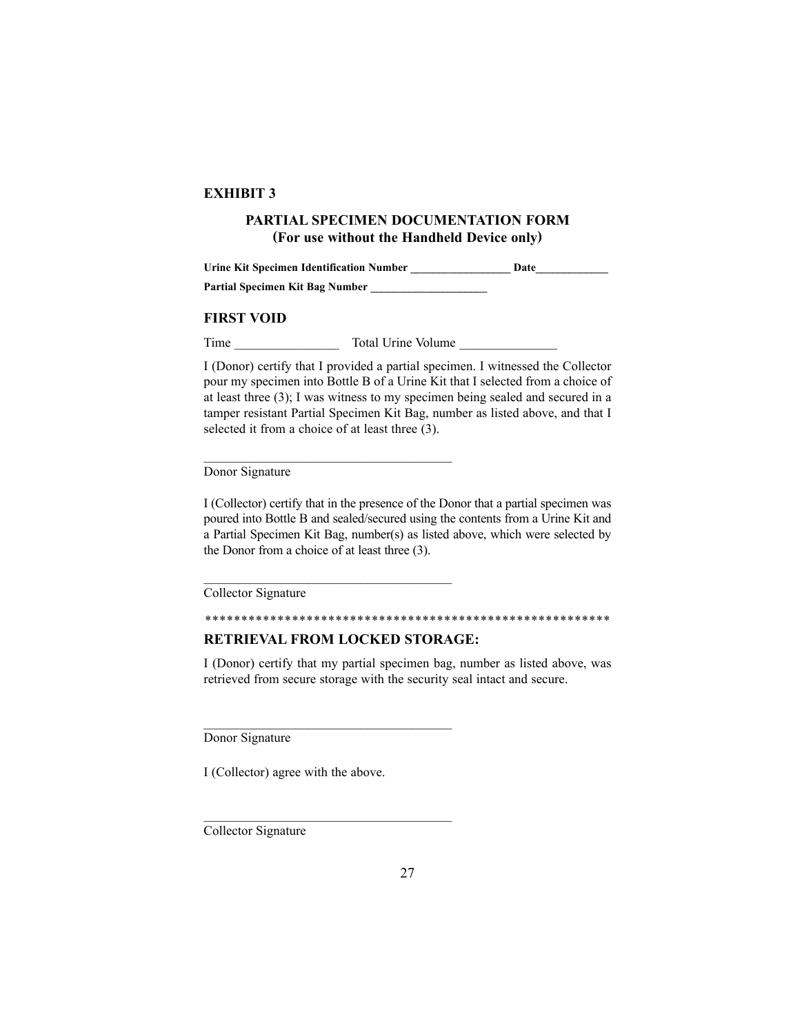**EXHIBIT 3**

## PARTIAL SPECIMEN DOCUMENTATION FORM
## (For use without the Handheld Device only)

**Urine Kit Specimen Identification Number _________________ Date____________**

**Partial Specimen Kit Bag Number ___________________**

### FIRST VOID

Time ________________ Total Urine Volume _______________

I (Donor) certify that I provided a partial specimen. I witnessed the Collector pour my specimen into Bottle B of a Urine Kit that I selected from a choice of at least three (3); I was witness to my specimen being sealed and secured in a tamper resistant Partial Specimen Kit Bag, number as listed above, and that I selected it from a choice of at least three (3).

_____________________________________

Donor Signature

I (Collector) certify that in the presence of the Donor that a partial specimen was poured into Bottle B and sealed/secured using the contents from a Urine Kit and a Partial Specimen Kit Bag, number(s) as listed above, which were selected by the Donor from a choice of at least three (3).

_____________________________________

Collector Signature

*********************************************************

### RETRIEVAL FROM LOCKED STORAGE:

I (Donor) certify that my partial specimen bag, number as listed above, was retrieved from secure storage with the security seal intact and secure.

_____________________________________

Donor Signature

I (Collector) agree with the above.

_____________________________________

Collector Signature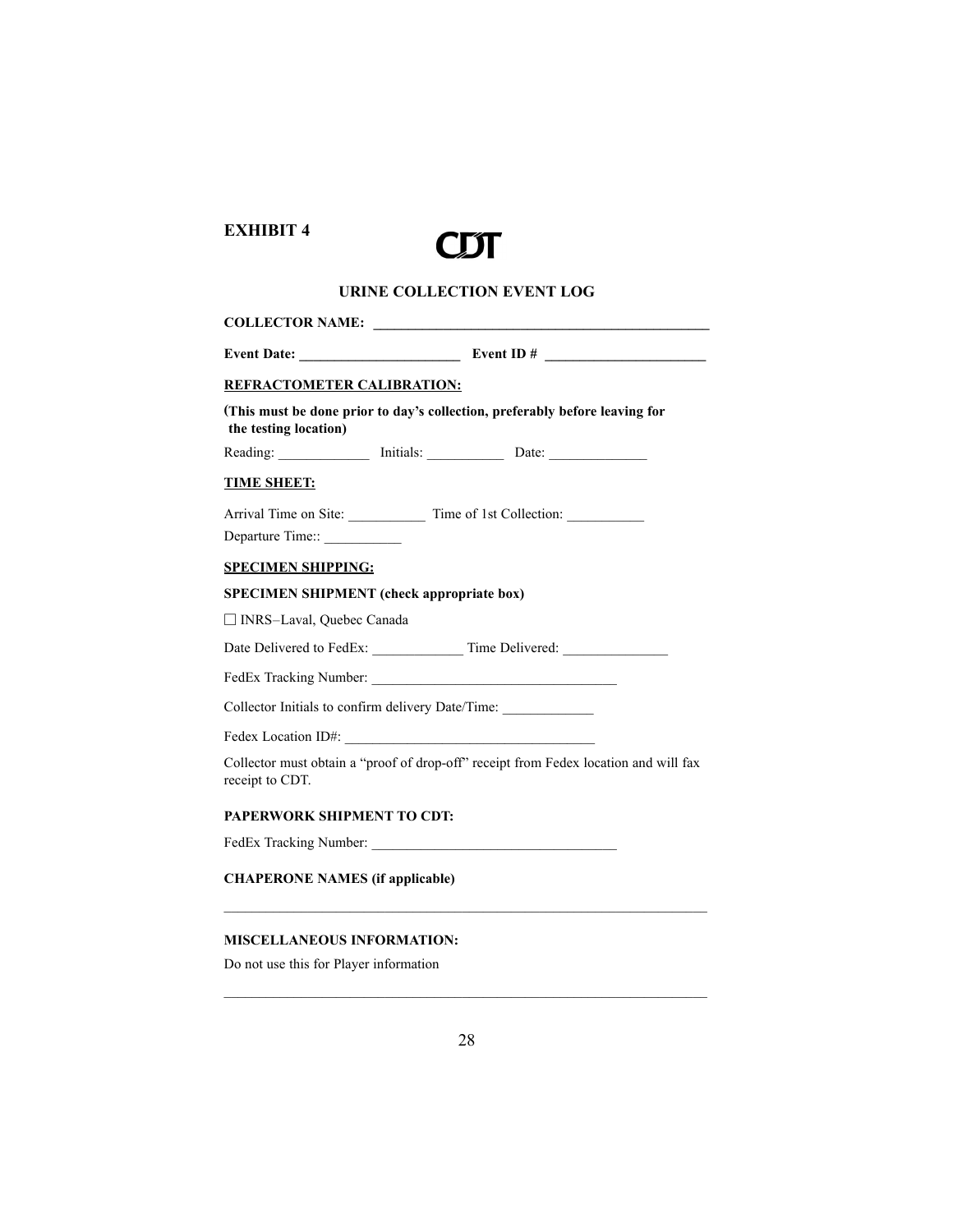**EXHIBIT 4**

**CDT**

## URINE COLLECTION EVENT LOG

**COLLECTOR NAME: ______________________________________________**

**Event Date: ______________________ Event ID # ______________________**

**REFRACTOMETER CALIBRATION:**

**(This must be done prior to day's collection, preferably before leaving for the testing location)**

Reading: _____________ Initials: ___________ Date: ______________

**TIME SHEET:**

Arrival Time on Site: ___________ Time of 1st Collection: ___________

Departure Time:: ___________

**SPECIMEN SHIPPING:**

**SPECIMEN SHIPMENT (check appropriate box)**

☐ INRS–Laval, Quebec Canada

Date Delivered to FedEx: _____________ Time Delivered: _______________

FedEx Tracking Number: __________________________________

Collector Initials to confirm delivery Date/Time: _____________

Fedex Location ID#: __________________________________

Collector must obtain a "proof of drop-off" receipt from Fedex location and will fax receipt to CDT.

**PAPERWORK SHIPMENT TO CDT:**

FedEx Tracking Number: __________________________________

**CHAPERONE NAMES (if applicable)**

_____________________________________________________________________

**MISCELLANEOUS INFORMATION:**

Do not use this for Player information

_____________________________________________________________________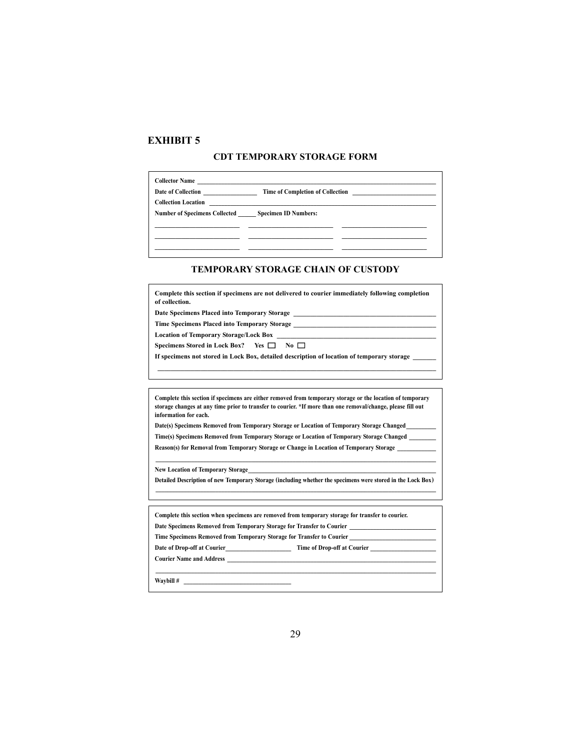## EXHIBIT 5

### CDT TEMPORARY STORAGE FORM

**Collector Name** ____________________________________________

**Date of Collection** ________________ **Time of Completion of Collection** ________________

**Collection Location** ____________________________________________

**Number of Specimens Collected** ______ **Specimen ID Numbers:**

________________ ________________ ________________

________________ ________________ ________________

________________ ________________ ________________

### TEMPORARY STORAGE CHAIN OF CUSTODY

**Complete this section if specimens are not delivered to courier immediately following completion of collection.**

**Date Specimens Placed into Temporary Storage** ________________________

**Time Specimens Placed into Temporary Storage** ________________________

**Location of Temporary Storage/Lock Box** ________________________

**Specimens Stored in Lock Box?** Yes ☐ No ☐

**If specimens not stored in Lock Box, detailed description of location of temporary storage** ______

____________________________________________

**Complete this section if specimens are either removed from temporary storage or the location of temporary storage changes at any time prior to transfer to courier. *If more than one removal/change, please fill out information for each.**

**Date(s) Specimens Removed from Temporary Storage or Location of Temporary Storage Changed** ________

**Time(s) Specimens Removed from Temporary Storage or Location of Temporary Storage Changed** ________

**Reason(s) for Removal from Temporary Storage or Change in Location of Temporary Storage** ________

____________________________________________

**New Location of Temporary Storage** ________________________

**Detailed Description of new Temporary Storage (including whether the specimens were stored in the Lock Box)**

____________________________________________

**Complete this section when specimens are removed from temporary storage for transfer to courier.**

**Date Specimens Removed from Temporary Storage for Transfer to Courier** ________________

**Time Specimens Removed from Temporary Storage for Transfer to Courier** ________________

**Date of Drop-off at Courier** ________________ **Time of Drop-off at Courier** ________________

**Courier Name and Address** ________________________

____________________________________________

**Waybill #** ________________________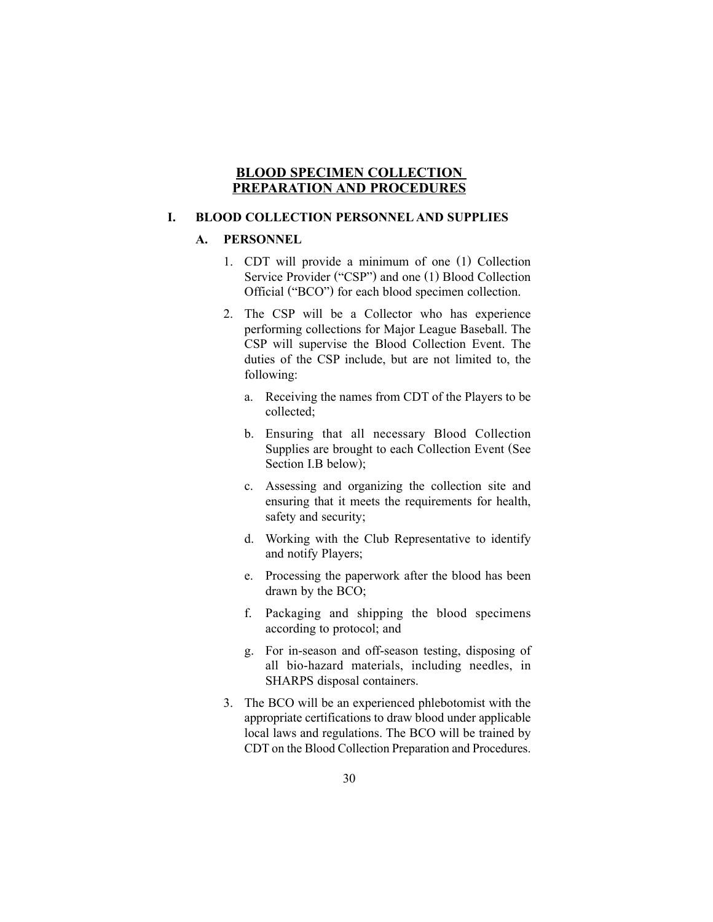# BLOOD SPECIMEN COLLECTION PREPARATION AND PROCEDURES

## I. BLOOD COLLECTION PERSONNEL AND SUPPLIES

### A. PERSONNEL

1. CDT will provide a minimum of one (1) Collection Service Provider ("CSP") and one (1) Blood Collection Official ("BCO") for each blood specimen collection.

2. The CSP will be a Collector who has experience performing collections for Major League Baseball. The CSP will supervise the Blood Collection Event. The duties of the CSP include, but are not limited to, the following:

   a. Receiving the names from CDT of the Players to be collected;

   b. Ensuring that all necessary Blood Collection Supplies are brought to each Collection Event (See Section I.B below);

   c. Assessing and organizing the collection site and ensuring that it meets the requirements for health, safety and security;

   d. Working with the Club Representative to identify and notify Players;

   e. Processing the paperwork after the blood has been drawn by the BCO;

   f. Packaging and shipping the blood specimens according to protocol; and

   g. For in-season and off-season testing, disposing of all bio-hazard materials, including needles, in SHARPS disposal containers.

3. The BCO will be an experienced phlebotomist with the appropriate certifications to draw blood under applicable local laws and regulations. The BCO will be trained by CDT on the Blood Collection Preparation and Procedures.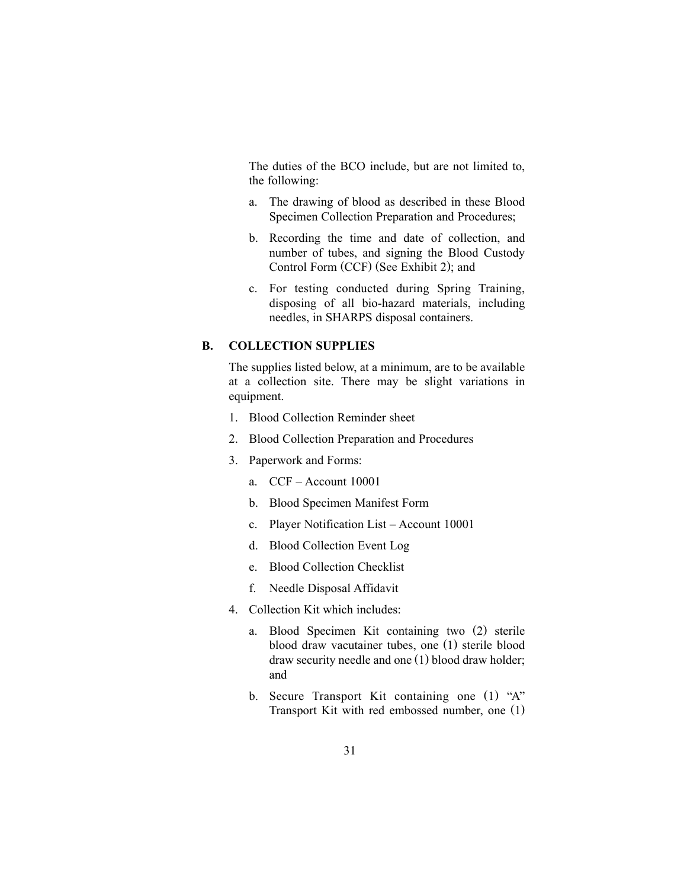The duties of the BCO include, but are not limited to, the following:

a. The drawing of blood as described in these Blood Specimen Collection Preparation and Procedures;

b. Recording the time and date of collection, and number of tubes, and signing the Blood Custody Control Form (CCF) (See Exhibit 2); and

c. For testing conducted during Spring Training, disposing of all bio-hazard materials, including needles, in SHARPS disposal containers.

## B. COLLECTION SUPPLIES

The supplies listed below, at a minimum, are to be available at a collection site. There may be slight variations in equipment.

1. Blood Collection Reminder sheet
2. Blood Collection Preparation and Procedures
3. Paperwork and Forms:
   a. CCF – Account 10001
   b. Blood Specimen Manifest Form
   c. Player Notification List – Account 10001
   d. Blood Collection Event Log
   e. Blood Collection Checklist
   f. Needle Disposal Affidavit
4. Collection Kit which includes:
   a. Blood Specimen Kit containing two (2) sterile blood draw vacutainer tubes, one (1) sterile blood draw security needle and one (1) blood draw holder; and
   b. Secure Transport Kit containing one (1) "A" Transport Kit with red embossed number, one (1)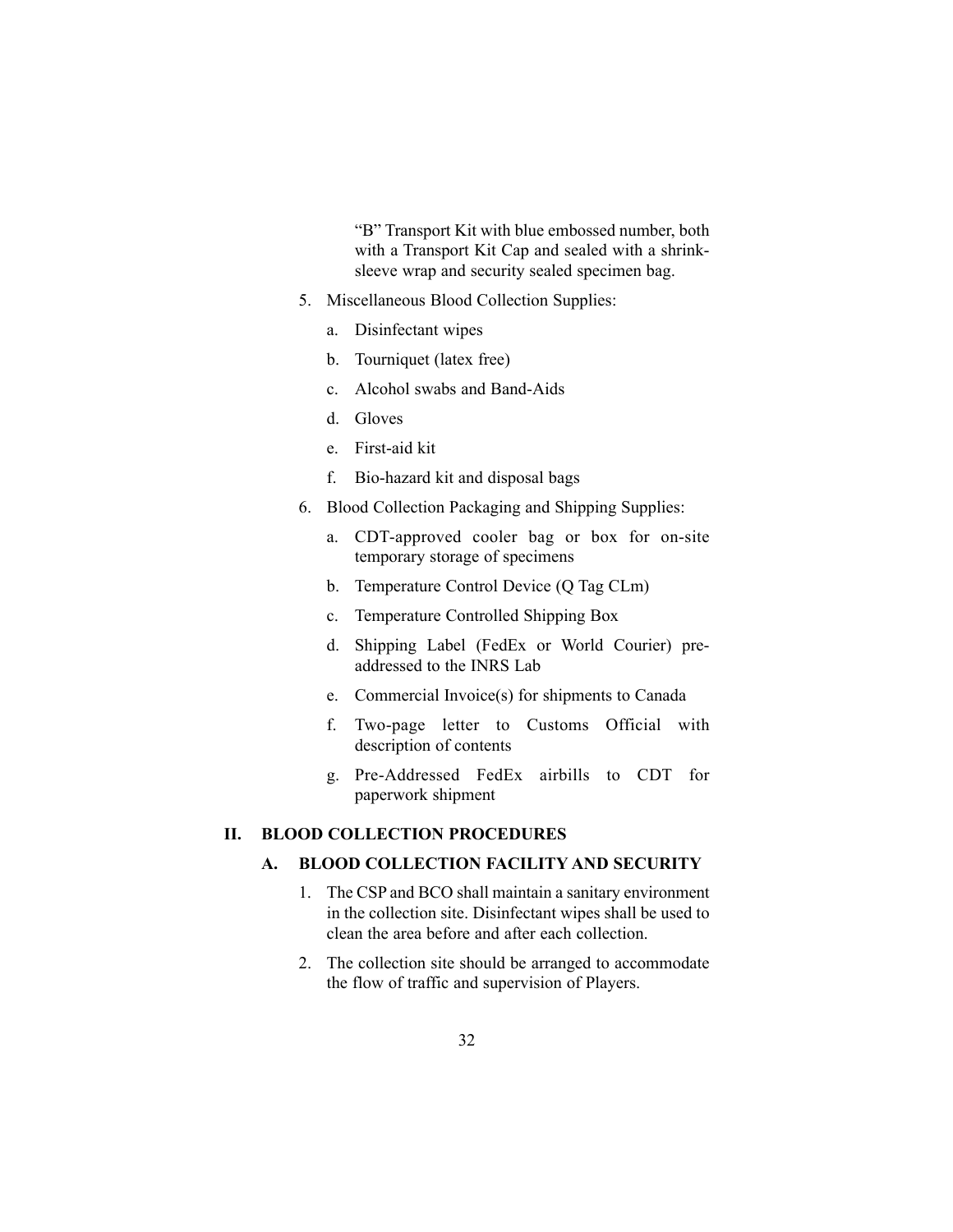"B" Transport Kit with blue embossed number, both with a Transport Kit Cap and sealed with a shrink-sleeve wrap and security sealed specimen bag.

5. Miscellaneous Blood Collection Supplies:
   a. Disinfectant wipes
   b. Tourniquet (latex free)
   c. Alcohol swabs and Band-Aids
   d. Gloves
   e. First-aid kit
   f. Bio-hazard kit and disposal bags
6. Blood Collection Packaging and Shipping Supplies:
   a. CDT-approved cooler bag or box for on-site temporary storage of specimens
   b. Temperature Control Device (Q Tag CLm)
   c. Temperature Controlled Shipping Box
   d. Shipping Label (FedEx or World Courier) pre-addressed to the INRS Lab
   e. Commercial Invoice(s) for shipments to Canada
   f. Two-page letter to Customs Official with description of contents
   g. Pre-Addressed FedEx airbills to CDT for paperwork shipment

## II. BLOOD COLLECTION PROCEDURES

### A. BLOOD COLLECTION FACILITY AND SECURITY

1. The CSP and BCO shall maintain a sanitary environment in the collection site. Disinfectant wipes shall be used to clean the area before and after each collection.
2. The collection site should be arranged to accommodate the flow of traffic and supervision of Players.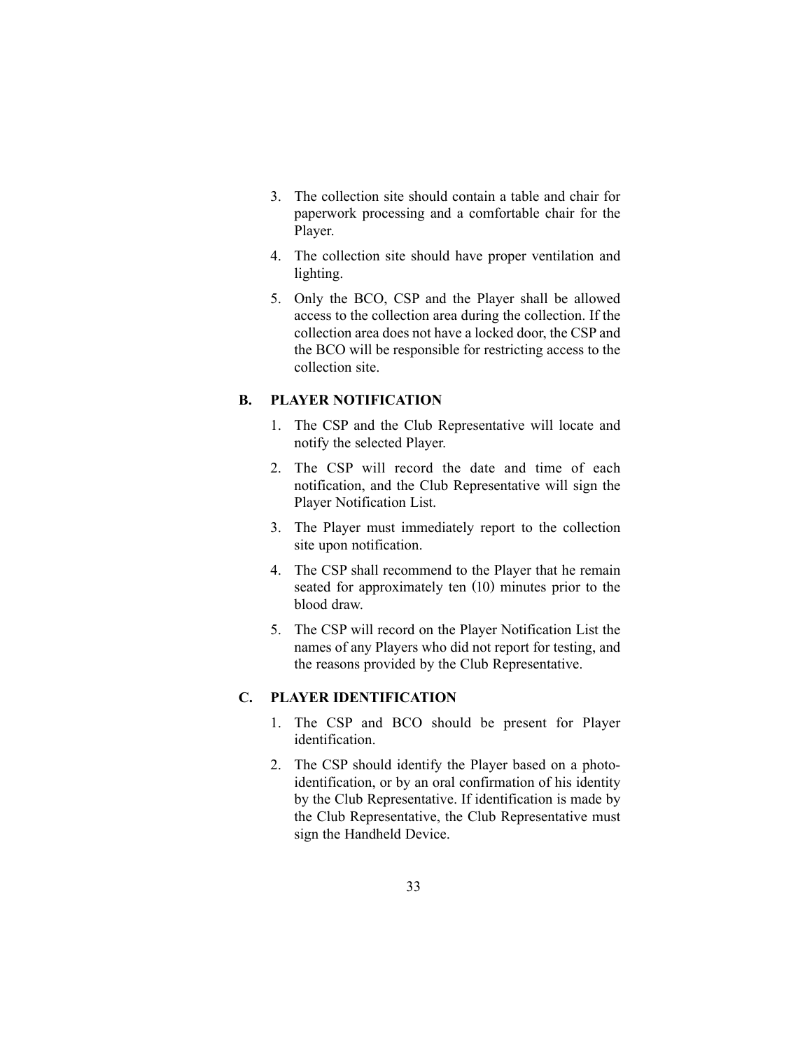3. The collection site should contain a table and chair for paperwork processing and a comfortable chair for the Player.

4. The collection site should have proper ventilation and lighting.

5. Only the BCO, CSP and the Player shall be allowed access to the collection area during the collection. If the collection area does not have a locked door, the CSP and the BCO will be responsible for restricting access to the collection site.

## B. PLAYER NOTIFICATION

1. The CSP and the Club Representative will locate and notify the selected Player.

2. The CSP will record the date and time of each notification, and the Club Representative will sign the Player Notification List.

3. The Player must immediately report to the collection site upon notification.

4. The CSP shall recommend to the Player that he remain seated for approximately ten (10) minutes prior to the blood draw.

5. The CSP will record on the Player Notification List the names of any Players who did not report for testing, and the reasons provided by the Club Representative.

## C. PLAYER IDENTIFICATION

1. The CSP and BCO should be present for Player identification.

2. The CSP should identify the Player based on a photo-identification, or by an oral confirmation of his identity by the Club Representative. If identification is made by the Club Representative, the Club Representative must sign the Handheld Device.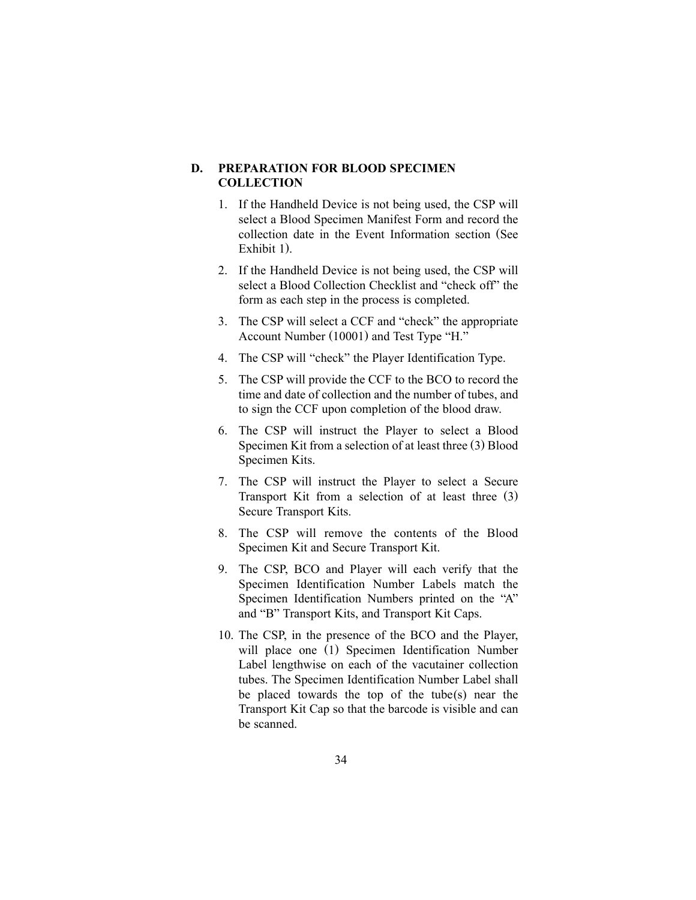## D. PREPARATION FOR BLOOD SPECIMEN COLLECTION

1. If the Handheld Device is not being used, the CSP will select a Blood Specimen Manifest Form and record the collection date in the Event Information section (See Exhibit 1).
2. If the Handheld Device is not being used, the CSP will select a Blood Collection Checklist and "check off" the form as each step in the process is completed.
3. The CSP will select a CCF and "check" the appropriate Account Number (10001) and Test Type "H."
4. The CSP will "check" the Player Identification Type.
5. The CSP will provide the CCF to the BCO to record the time and date of collection and the number of tubes, and to sign the CCF upon completion of the blood draw.
6. The CSP will instruct the Player to select a Blood Specimen Kit from a selection of at least three (3) Blood Specimen Kits.
7. The CSP will instruct the Player to select a Secure Transport Kit from a selection of at least three (3) Secure Transport Kits.
8. The CSP will remove the contents of the Blood Specimen Kit and Secure Transport Kit.
9. The CSP, BCO and Player will each verify that the Specimen Identification Number Labels match the Specimen Identification Numbers printed on the "A" and "B" Transport Kits, and Transport Kit Caps.
10. The CSP, in the presence of the BCO and the Player, will place one (1) Specimen Identification Number Label lengthwise on each of the vacutainer collection tubes. The Specimen Identification Number Label shall be placed towards the top of the tube(s) near the Transport Kit Cap so that the barcode is visible and can be scanned.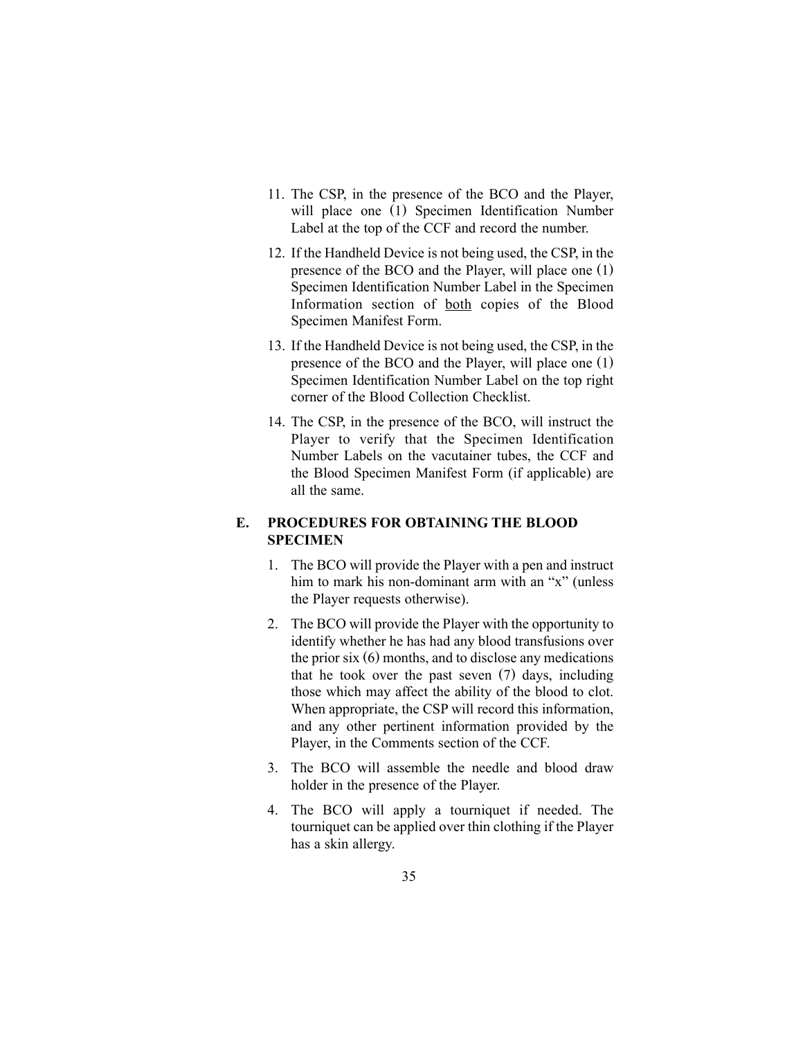11. The CSP, in the presence of the BCO and the Player, will place one (1) Specimen Identification Number Label at the top of the CCF and record the number.

12. If the Handheld Device is not being used, the CSP, in the presence of the BCO and the Player, will place one (1) Specimen Identification Number Label in the Specimen Information section of <u>both</u> copies of the Blood Specimen Manifest Form.

13. If the Handheld Device is not being used, the CSP, in the presence of the BCO and the Player, will place one (1) Specimen Identification Number Label on the top right corner of the Blood Collection Checklist.

14. The CSP, in the presence of the BCO, will instruct the Player to verify that the Specimen Identification Number Labels on the vacutainer tubes, the CCF and the Blood Specimen Manifest Form (if applicable) are all the same.

## E. PROCEDURES FOR OBTAINING THE BLOOD SPECIMEN

1. The BCO will provide the Player with a pen and instruct him to mark his non-dominant arm with an "x" (unless the Player requests otherwise).

2. The BCO will provide the Player with the opportunity to identify whether he has had any blood transfusions over the prior six (6) months, and to disclose any medications that he took over the past seven (7) days, including those which may affect the ability of the blood to clot. When appropriate, the CSP will record this information, and any other pertinent information provided by the Player, in the Comments section of the CCF.

3. The BCO will assemble the needle and blood draw holder in the presence of the Player.

4. The BCO will apply a tourniquet if needed. The tourniquet can be applied over thin clothing if the Player has a skin allergy.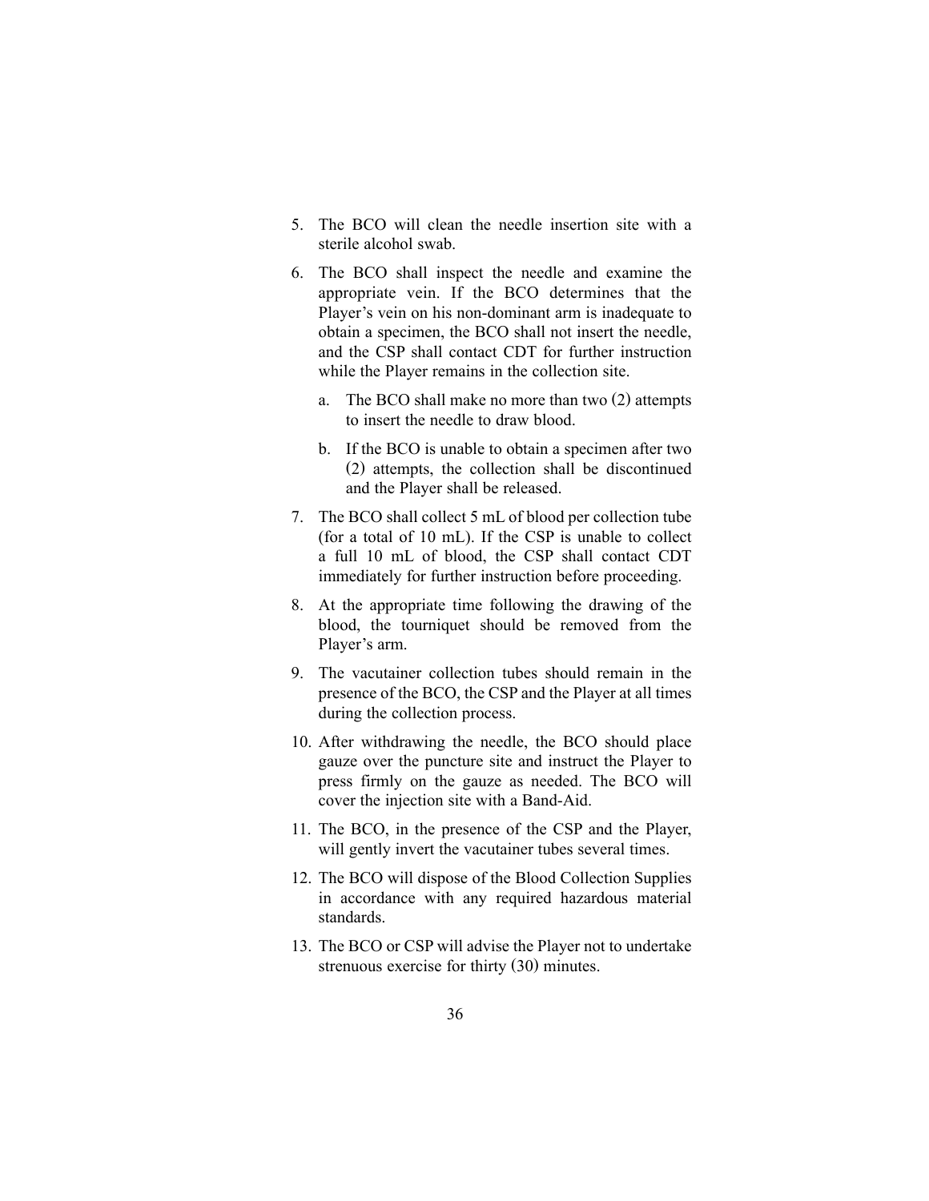5. The BCO will clean the needle insertion site with a sterile alcohol swab.

6. The BCO shall inspect the needle and examine the appropriate vein. If the BCO determines that the Player's vein on his non-dominant arm is inadequate to obtain a specimen, the BCO shall not insert the needle, and the CSP shall contact CDT for further instruction while the Player remains in the collection site.

   a. The BCO shall make no more than two (2) attempts to insert the needle to draw blood.

   b. If the BCO is unable to obtain a specimen after two (2) attempts, the collection shall be discontinued and the Player shall be released.

7. The BCO shall collect 5 mL of blood per collection tube (for a total of 10 mL). If the CSP is unable to collect a full 10 mL of blood, the CSP shall contact CDT immediately for further instruction before proceeding.

8. At the appropriate time following the drawing of the blood, the tourniquet should be removed from the Player's arm.

9. The vacutainer collection tubes should remain in the presence of the BCO, the CSP and the Player at all times during the collection process.

10. After withdrawing the needle, the BCO should place gauze over the puncture site and instruct the Player to press firmly on the gauze as needed. The BCO will cover the injection site with a Band-Aid.

11. The BCO, in the presence of the CSP and the Player, will gently invert the vacutainer tubes several times.

12. The BCO will dispose of the Blood Collection Supplies in accordance with any required hazardous material standards.

13. The BCO or CSP will advise the Player not to undertake strenuous exercise for thirty (30) minutes.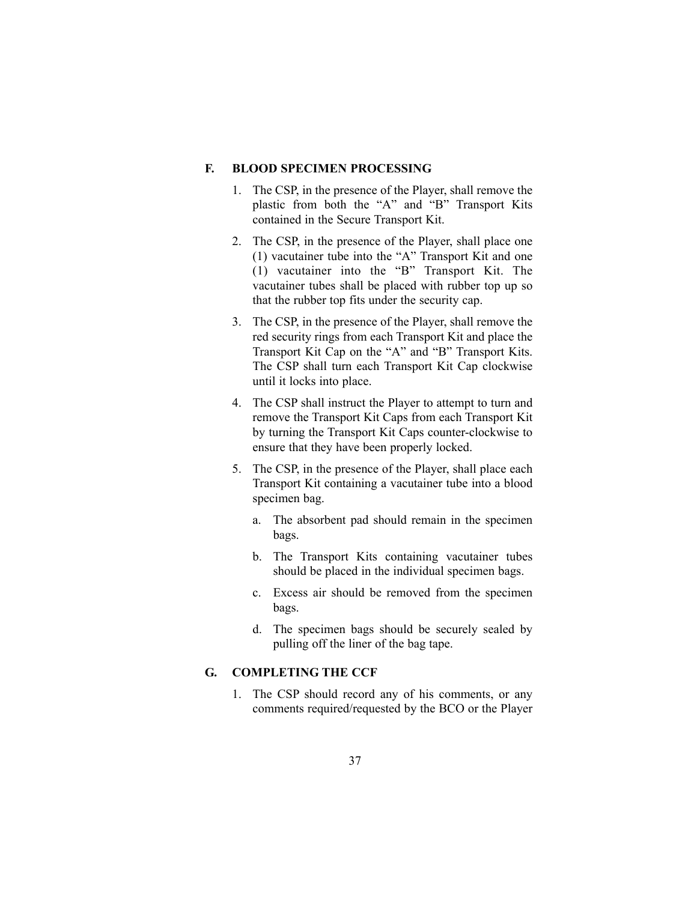### F. BLOOD SPECIMEN PROCESSING

1. The CSP, in the presence of the Player, shall remove the plastic from both the "A" and "B" Transport Kits contained in the Secure Transport Kit.

2. The CSP, in the presence of the Player, shall place one (1) vacutainer tube into the "A" Transport Kit and one (1) vacutainer into the "B" Transport Kit. The vacutainer tubes shall be placed with rubber top up so that the rubber top fits under the security cap.

3. The CSP, in the presence of the Player, shall remove the red security rings from each Transport Kit and place the Transport Kit Cap on the "A" and "B" Transport Kits. The CSP shall turn each Transport Kit Cap clockwise until it locks into place.

4. The CSP shall instruct the Player to attempt to turn and remove the Transport Kit Caps from each Transport Kit by turning the Transport Kit Caps counter-clockwise to ensure that they have been properly locked.

5. The CSP, in the presence of the Player, shall place each Transport Kit containing a vacutainer tube into a blood specimen bag.

   a. The absorbent pad should remain in the specimen bags.

   b. The Transport Kits containing vacutainer tubes should be placed in the individual specimen bags.

   c. Excess air should be removed from the specimen bags.

   d. The specimen bags should be securely sealed by pulling off the liner of the bag tape.

### G. COMPLETING THE CCF

1. The CSP should record any of his comments, or any comments required/requested by the BCO or the Player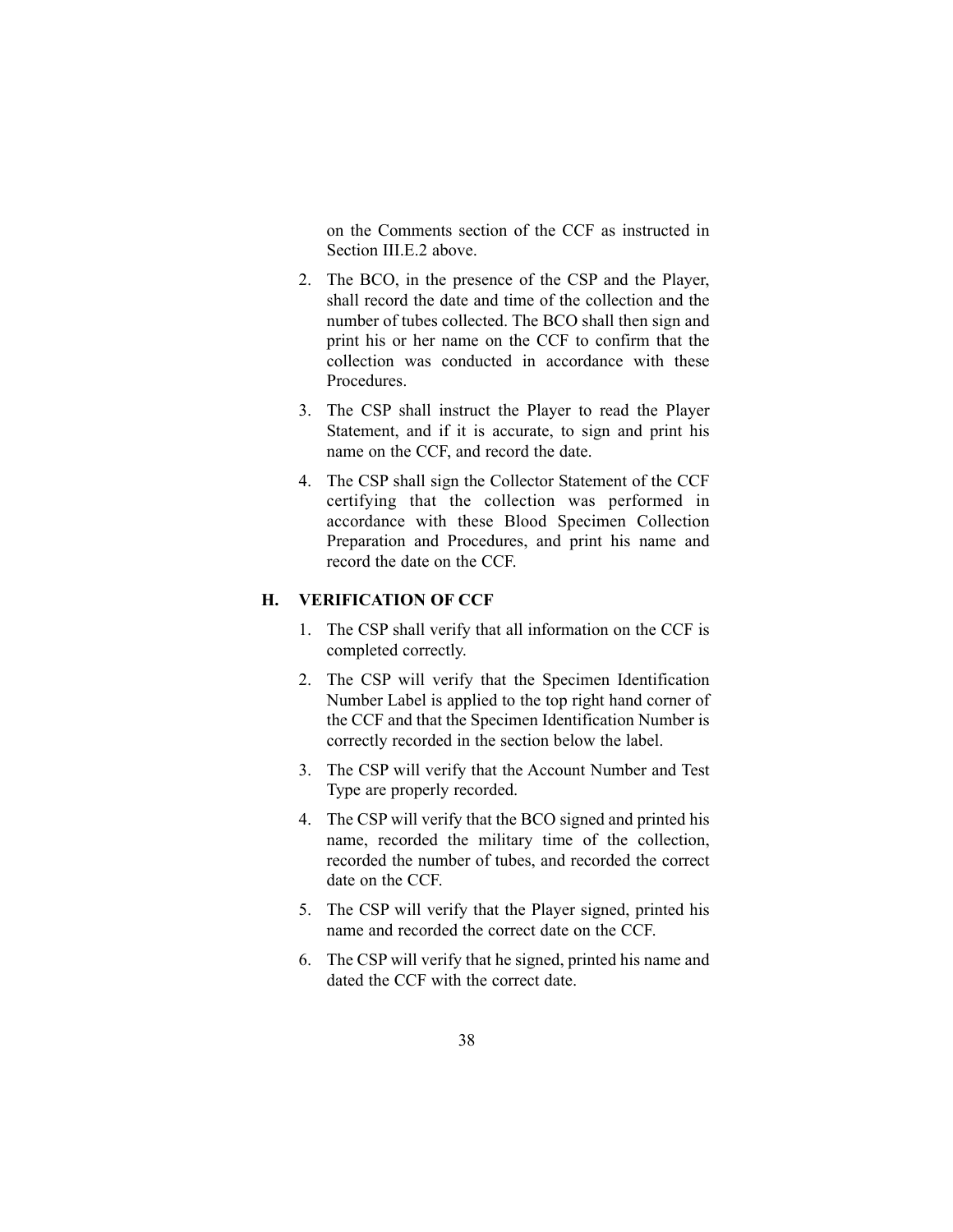on the Comments section of the CCF as instructed in Section III.E.2 above.

2. The BCO, in the presence of the CSP and the Player, shall record the date and time of the collection and the number of tubes collected. The BCO shall then sign and print his or her name on the CCF to confirm that the collection was conducted in accordance with these Procedures.

3. The CSP shall instruct the Player to read the Player Statement, and if it is accurate, to sign and print his name on the CCF, and record the date.

4. The CSP shall sign the Collector Statement of the CCF certifying that the collection was performed in accordance with these Blood Specimen Collection Preparation and Procedures, and print his name and record the date on the CCF.

## H. VERIFICATION OF CCF

1. The CSP shall verify that all information on the CCF is completed correctly.

2. The CSP will verify that the Specimen Identification Number Label is applied to the top right hand corner of the CCF and that the Specimen Identification Number is correctly recorded in the section below the label.

3. The CSP will verify that the Account Number and Test Type are properly recorded.

4. The CSP will verify that the BCO signed and printed his name, recorded the military time of the collection, recorded the number of tubes, and recorded the correct date on the CCF.

5. The CSP will verify that the Player signed, printed his name and recorded the correct date on the CCF.

6. The CSP will verify that he signed, printed his name and dated the CCF with the correct date.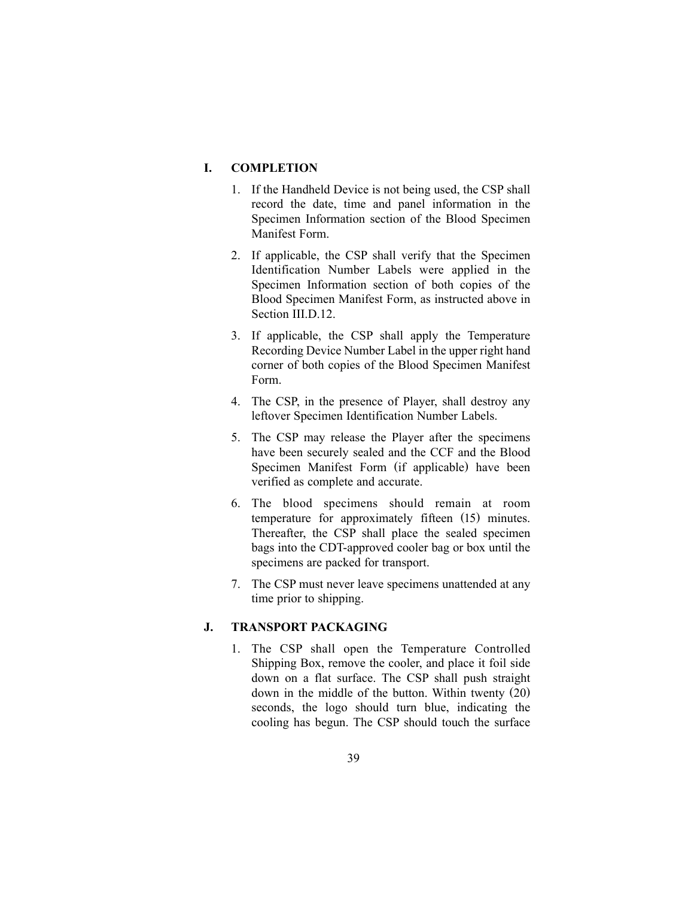## I. COMPLETION

1. If the Handheld Device is not being used, the CSP shall record the date, time and panel information in the Specimen Information section of the Blood Specimen Manifest Form.
2. If applicable, the CSP shall verify that the Specimen Identification Number Labels were applied in the Specimen Information section of both copies of the Blood Specimen Manifest Form, as instructed above in Section III.D.12.
3. If applicable, the CSP shall apply the Temperature Recording Device Number Label in the upper right hand corner of both copies of the Blood Specimen Manifest Form.
4. The CSP, in the presence of Player, shall destroy any leftover Specimen Identification Number Labels.
5. The CSP may release the Player after the specimens have been securely sealed and the CCF and the Blood Specimen Manifest Form (if applicable) have been verified as complete and accurate.
6. The blood specimens should remain at room temperature for approximately fifteen (15) minutes. Thereafter, the CSP shall place the sealed specimen bags into the CDT-approved cooler bag or box until the specimens are packed for transport.
7. The CSP must never leave specimens unattended at any time prior to shipping.

## J. TRANSPORT PACKAGING

1. The CSP shall open the Temperature Controlled Shipping Box, remove the cooler, and place it foil side down on a flat surface. The CSP shall push straight down in the middle of the button. Within twenty (20) seconds, the logo should turn blue, indicating the cooling has begun. The CSP should touch the surface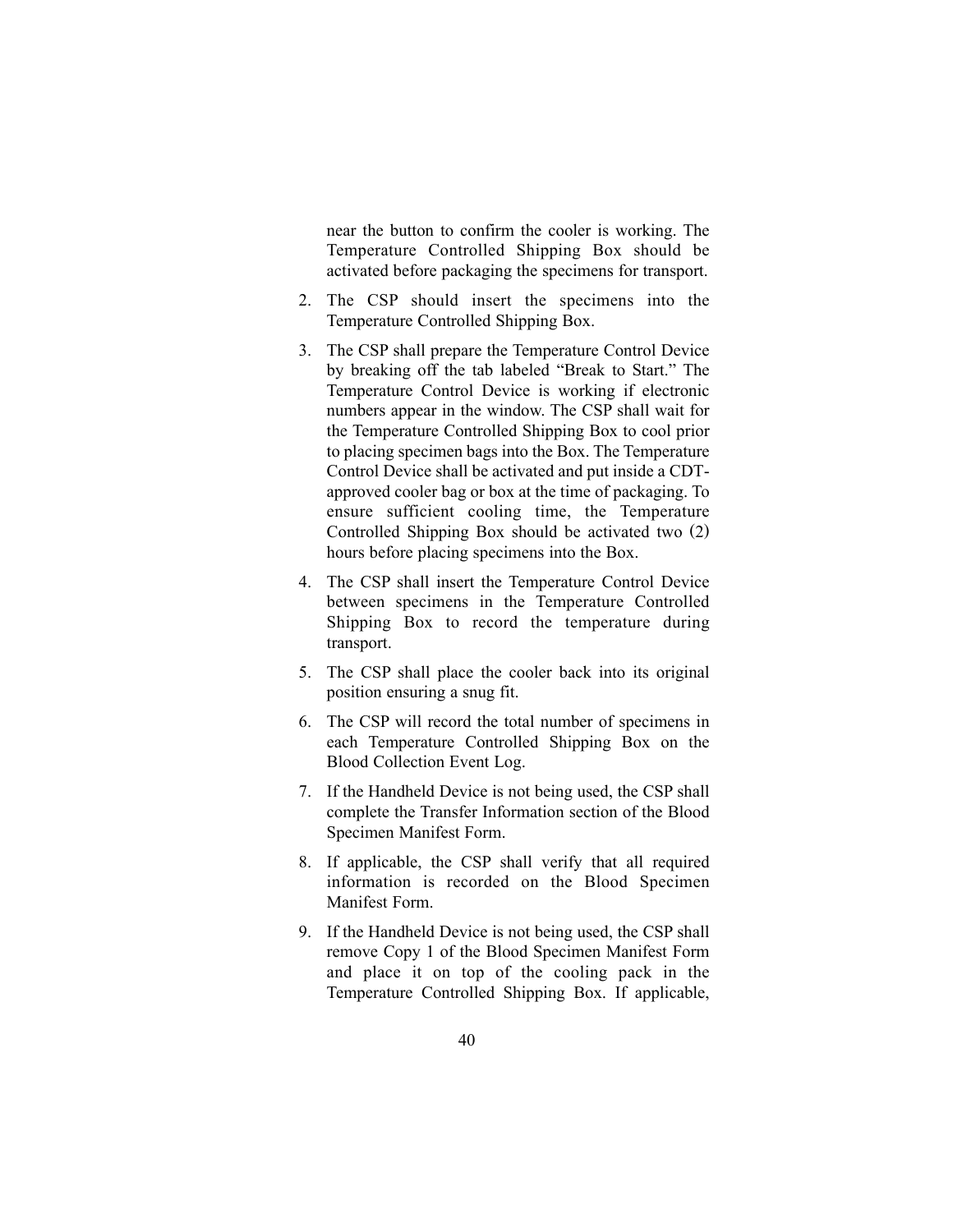near the button to confirm the cooler is working. The Temperature Controlled Shipping Box should be activated before packaging the specimens for transport.

2. The CSP should insert the specimens into the Temperature Controlled Shipping Box.

3. The CSP shall prepare the Temperature Control Device by breaking off the tab labeled "Break to Start." The Temperature Control Device is working if electronic numbers appear in the window. The CSP shall wait for the Temperature Controlled Shipping Box to cool prior to placing specimen bags into the Box. The Temperature Control Device shall be activated and put inside a CDT-approved cooler bag or box at the time of packaging. To ensure sufficient cooling time, the Temperature Controlled Shipping Box should be activated two (2) hours before placing specimens into the Box.

4. The CSP shall insert the Temperature Control Device between specimens in the Temperature Controlled Shipping Box to record the temperature during transport.

5. The CSP shall place the cooler back into its original position ensuring a snug fit.

6. The CSP will record the total number of specimens in each Temperature Controlled Shipping Box on the Blood Collection Event Log.

7. If the Handheld Device is not being used, the CSP shall complete the Transfer Information section of the Blood Specimen Manifest Form.

8. If applicable, the CSP shall verify that all required information is recorded on the Blood Specimen Manifest Form.

9. If the Handheld Device is not being used, the CSP shall remove Copy 1 of the Blood Specimen Manifest Form and place it on top of the cooling pack in the Temperature Controlled Shipping Box. If applicable,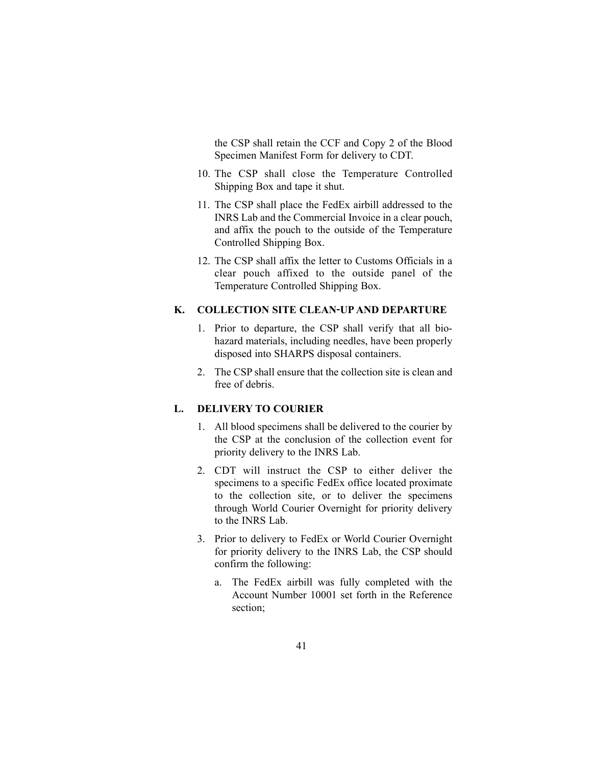the CSP shall retain the CCF and Copy 2 of the Blood Specimen Manifest Form for delivery to CDT.

10. The CSP shall close the Temperature Controlled Shipping Box and tape it shut.

11. The CSP shall place the FedEx airbill addressed to the INRS Lab and the Commercial Invoice in a clear pouch, and affix the pouch to the outside of the Temperature Controlled Shipping Box.

12. The CSP shall affix the letter to Customs Officials in a clear pouch affixed to the outside panel of the Temperature Controlled Shipping Box.

## K. COLLECTION SITE CLEAN-UP AND DEPARTURE

1. Prior to departure, the CSP shall verify that all bio-hazard materials, including needles, have been properly disposed into SHARPS disposal containers.

2. The CSP shall ensure that the collection site is clean and free of debris.

## L. DELIVERY TO COURIER

1. All blood specimens shall be delivered to the courier by the CSP at the conclusion of the collection event for priority delivery to the INRS Lab.

2. CDT will instruct the CSP to either deliver the specimens to a specific FedEx office located proximate to the collection site, or to deliver the specimens through World Courier Overnight for priority delivery to the INRS Lab.

3. Prior to delivery to FedEx or World Courier Overnight for priority delivery to the INRS Lab, the CSP should confirm the following:

   a. The FedEx airbill was fully completed with the Account Number 10001 set forth in the Reference section;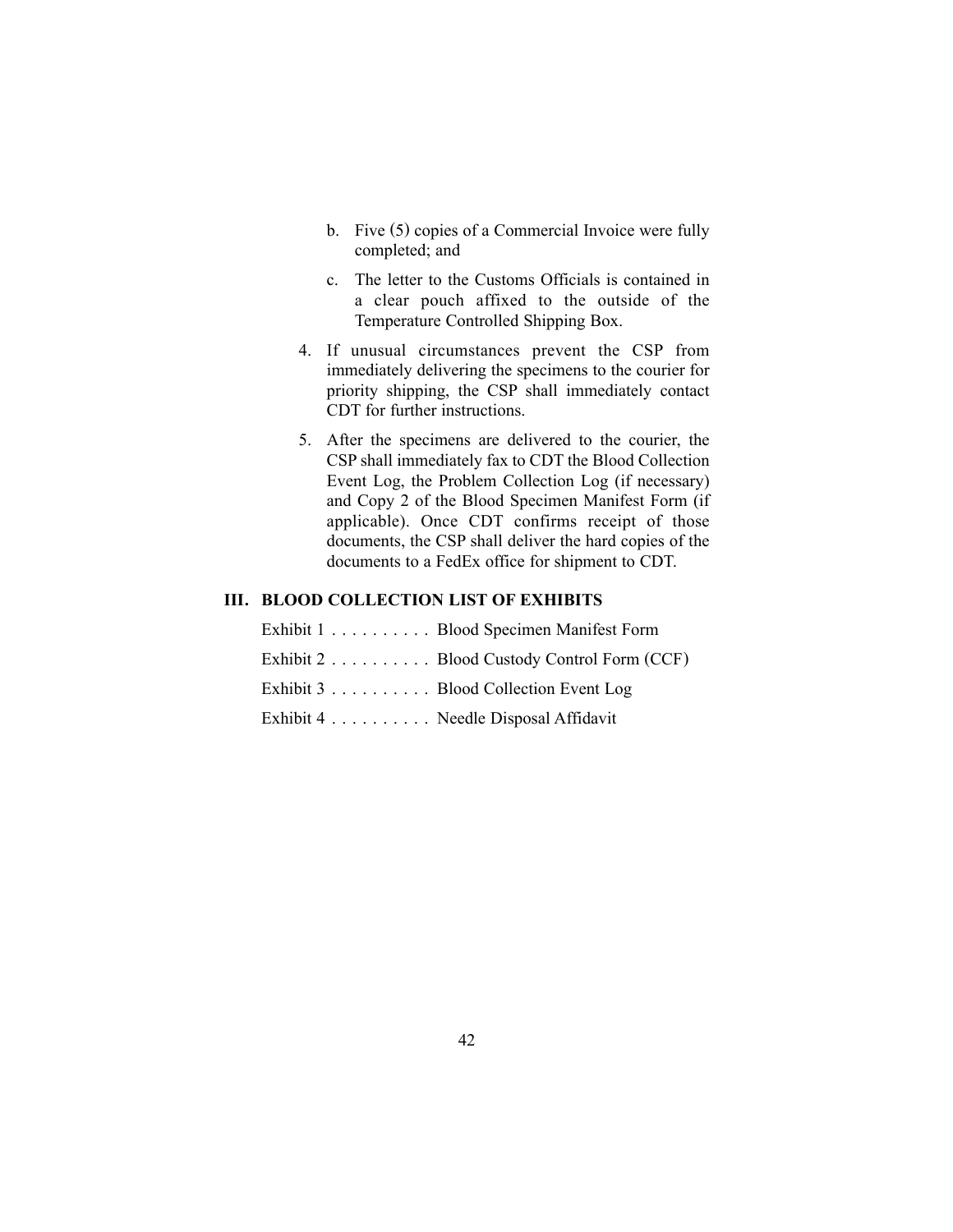b. Five (5) copies of a Commercial Invoice were fully completed; and

c. The letter to the Customs Officials is contained in a clear pouch affixed to the outside of the Temperature Controlled Shipping Box.

4. If unusual circumstances prevent the CSP from immediately delivering the specimens to the courier for priority shipping, the CSP shall immediately contact CDT for further instructions.

5. After the specimens are delivered to the courier, the CSP shall immediately fax to CDT the Blood Collection Event Log, the Problem Collection Log (if necessary) and Copy 2 of the Blood Specimen Manifest Form (if applicable). Once CDT confirms receipt of those documents, the CSP shall deliver the hard copies of the documents to a FedEx office for shipment to CDT.

## III. BLOOD COLLECTION LIST OF EXHIBITS

Exhibit 1 . . . . . . . . . . Blood Specimen Manifest Form

Exhibit 2 . . . . . . . . . . Blood Custody Control Form (CCF)

Exhibit 3 . . . . . . . . . . Blood Collection Event Log

Exhibit 4 . . . . . . . . . . Needle Disposal Affidavit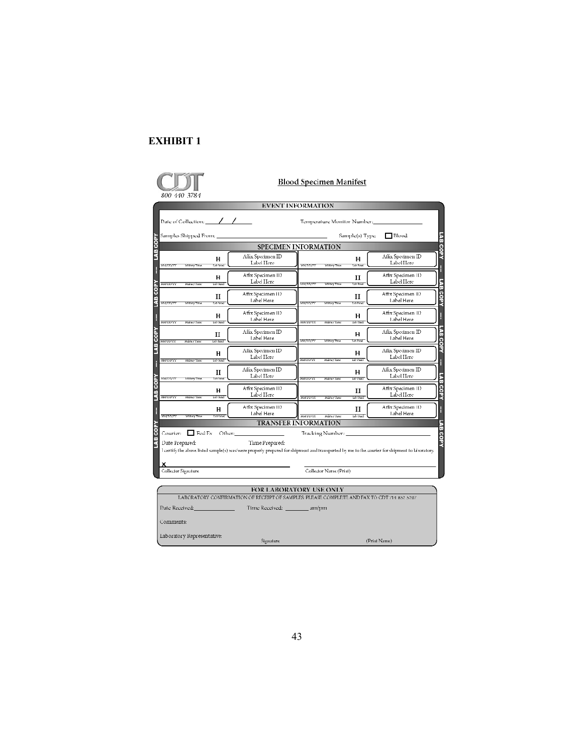# EXHIBIT 1

CDT
800 440 3784

## Blood Specimen Manifest

### EVENT INFORMATION

Date of Collection: ____/____/____

Temperature Monitor Number: ______________

Samples Shipped From: ______________________________

Sample(s) Type: ☐ Blood

### SPECIMEN INFORMATION

| MM/DD/YY | Military Time | Lab Panel | Specimen ID | MM/DD/YY | Military Time | Lab Panel | Specimen ID |
|---|---|---|---|---|---|---|---|
| | | H | Affix Specimen ID Label Here | | | H | Affix Specimen ID Label Here |
| | | H | Affix Specimen ID Label Here | | | H | Affix Specimen ID Label Here |
| | | H | Affix Specimen ID Label Here | | | H | Affix Specimen ID Label Here |
| | | H | Affix Specimen ID Label Here | | | H | Affix Specimen ID Label Here |
| | | H | Affix Specimen ID Label Here | | | H | Affix Specimen ID Label Here |
| | | H | Affix Specimen ID Label Here | | | H | Affix Specimen ID Label Here |
| | | H | Affix Specimen ID Label Here | | | H | Affix Specimen ID Label Here |
| | | H | Affix Specimen ID Label Here | | | H | Affix Specimen ID Label Here |
| | | H | Affix Specimen ID Label Here | | | H | Affix Specimen ID Label Here |

### TRANSFER INFORMATION

Courier: ☐ Fed Ex Other: ______________

Tracking Number: ______________________

Date Prepared:

Time Prepared:

I certify the above listed sample(s) was/were properly prepared for shipment and transported by me to the courier for shipment to laboratory.

X ______________________________
Collector Signature

______________________________
Collector Name (Print)

LAB COPY

### FOR LABORATORY USE ONLY

LABORATORY CONFIRMATION OF RECEIPT OF SAMPLES: PLEASE COMPLETE AND FAX TO CDT 714 852 5787

Date Received: ______________ Time Received: ________ am/pm

Comments:

Laboratory Representative: ______________ Signature ______________ (Print Name)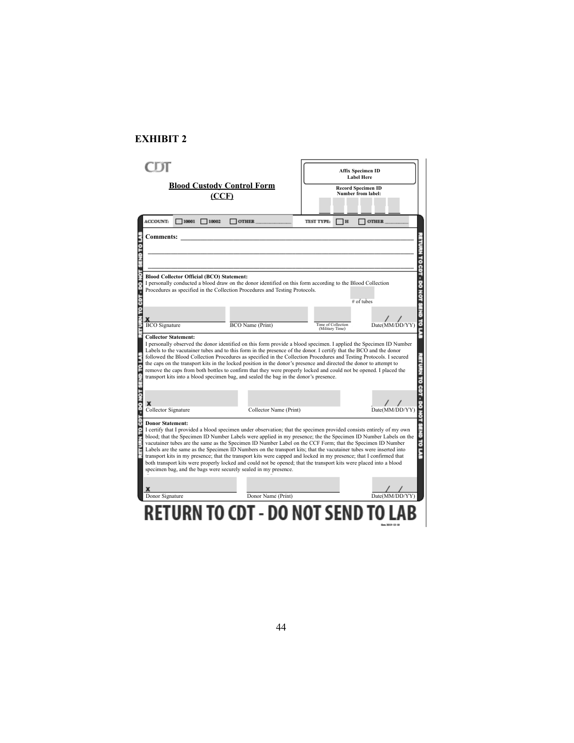# EXHIBIT 2

CDT

**Blood Custody Control Form (CCF)**

**Affix Specimen ID Label Here**

**Record Specimen ID Number from label:**

ACCOUNT: ☐ 10001 ☐ 10002 ☐ OTHER ______________ TEST TYPE: ☐ H ☐ OTHER __________

**Comments:** ______________________________________________________________

______________________________________________________________

______________________________________________________________

**Blood Collector Official (BCO) Statement:**
I personally conducted a blood draw on the donor identified on this form according to the Blood Collection Procedures as specified in the Collection Procedures and Testing Protocols.

# of tubes

X ______________ ______________ ______________ ___/___/___

BCO Signature | BCO Name (Print) | Time of Collection (Military Time) | Date(MM/DD/YY)

**Collector Statement:**
I personally observed the donor identified on this form provide a blood specimen. I applied the Specimen ID Number Labels to the vacutainer tubes and to this form in the presence of the donor. I certify that the BCO and the donor followed the Blood Collection Procedures as specified in the Collection Procedures and Testing Protocols. I secured the caps on the transport kits in the locked position in the donor's presence and directed the donor to attempt to remove the caps from both bottles to confirm that they were properly locked and could not be opened. I placed the transport kits into a blood specimen bag, and sealed the bag in the donor's presence.

X ______________ ______________ ___/___/___

Collector Signature | Collector Name (Print) | Date(MM/DD/YY)

**Donor Statement:**
I certify that I provided a blood specimen under observation; that the specimen provided consists entirely of my own blood; that the Specimen ID Number Labels were applied in my presence; the the Specimen ID Number Labels on the vacutainer tubes are the same as the Specimen ID Number Label on the CCF Form; that the Specimen ID Number Labels are the same as the Specimen ID Numbers on the transport kits; that the vacutainer tubes were inserted into transport kits in my presence; that the transport kits were capped and locked in my presence; that I confirmed that both transport kits were properly locked and could not be opened; that the transport kits were placed into a blood specimen bag, and the bags were securely sealed in my presence.

X ______________ ______________ ___/___/___

Donor Signature | Donor Name (Print) | Date(MM/DD/YY)

**RETURN TO CDT - DO NOT SEND TO LAB**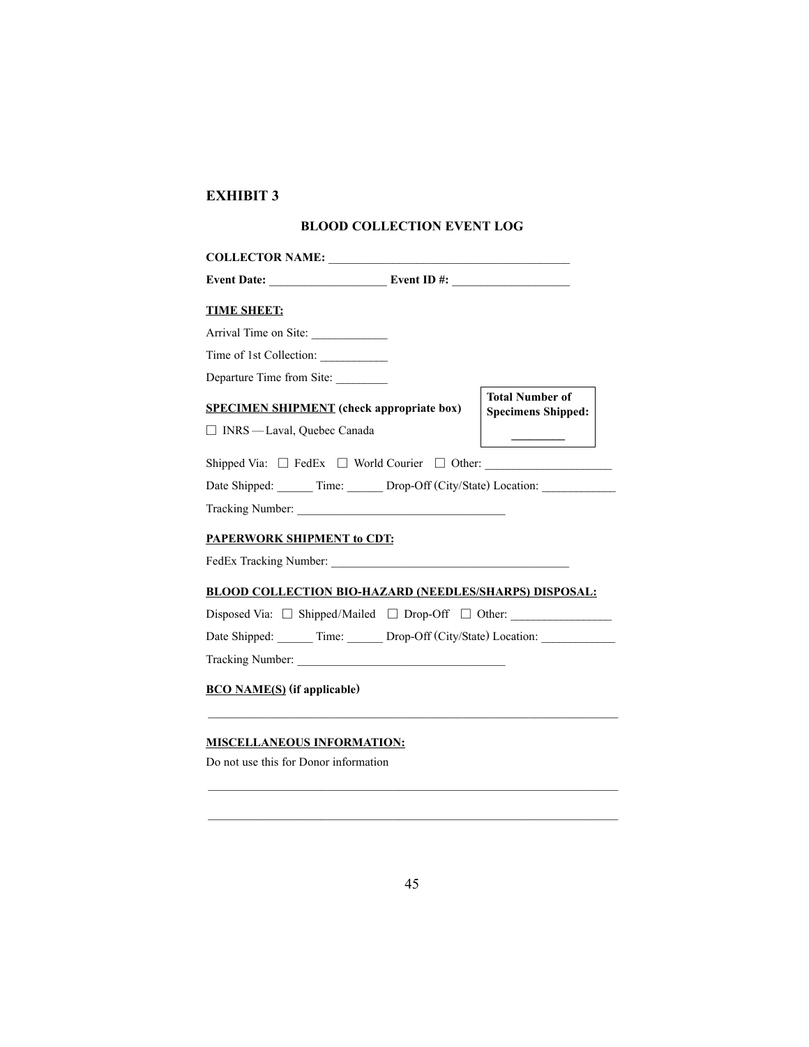# EXHIBIT 3

## BLOOD COLLECTION EVENT LOG

**COLLECTOR NAME:** ________________________________________

**Event Date:** ___________________ **Event ID #:** ___________________

**TIME SHEET:**

Arrival Time on Site: ____________

Time of 1st Collection: ___________

Departure Time from Site: ________

**SPECIMEN SHIPMENT (check appropriate box)**

☐ INRS — Laval, Quebec Canada

**Total Number of Specimens Shipped:** ________

Shipped Via: ☐ FedEx ☐ World Courier ☐ Other: _____________________

Date Shipped: ______ Time: ______ Drop-Off (City/State) Location: ____________

Tracking Number: __________________________________

**PAPERWORK SHIPMENT to CDT:**

FedEx Tracking Number: _______________________________________

**BLOOD COLLECTION BIO-HAZARD (NEEDLES/SHARPS) DISPOSAL:**

Disposed Via: ☐ Shipped/Mailed ☐ Drop-Off ☐ Other: ________________

Date Shipped: ______ Time: ______ Drop-Off (City/State) Location: ____________

Tracking Number: __________________________________

**BCO NAME(S) (if applicable)**

____________________________________________________________________

**MISCELLANEOUS INFORMATION:**

Do not use this for Donor information

____________________________________________________________________

____________________________________________________________________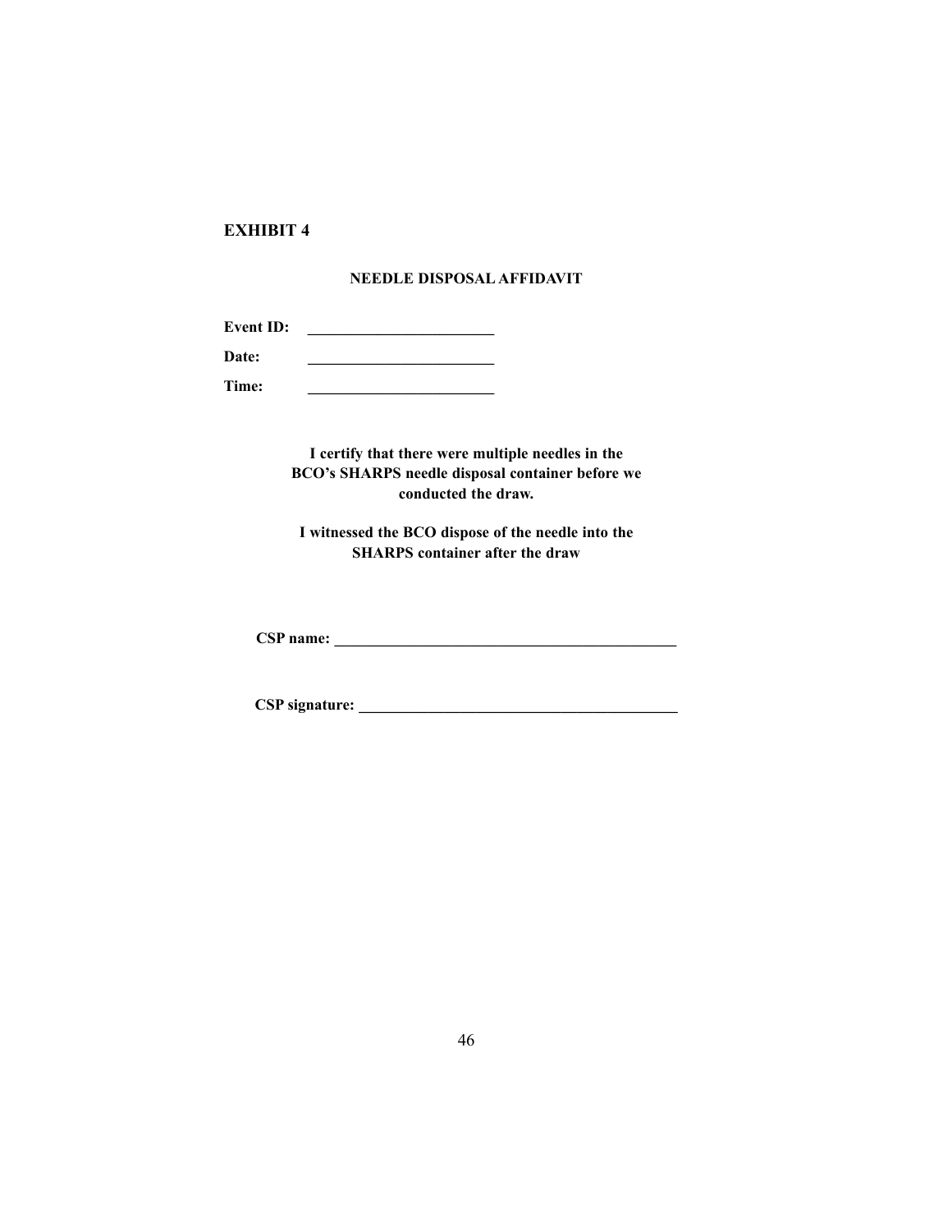**EXHIBIT 4**

**NEEDLE DISPOSAL AFFIDAVIT**

**Event ID:** ________________________

**Date:** ________________________

**Time:** ________________________

**I certify that there were multiple needles in the BCO's SHARPS needle disposal container before we conducted the draw.**

**I witnessed the BCO dispose of the needle into the SHARPS container after the draw**

**CSP name:** ____________________________________________

**CSP signature:** _________________________________________